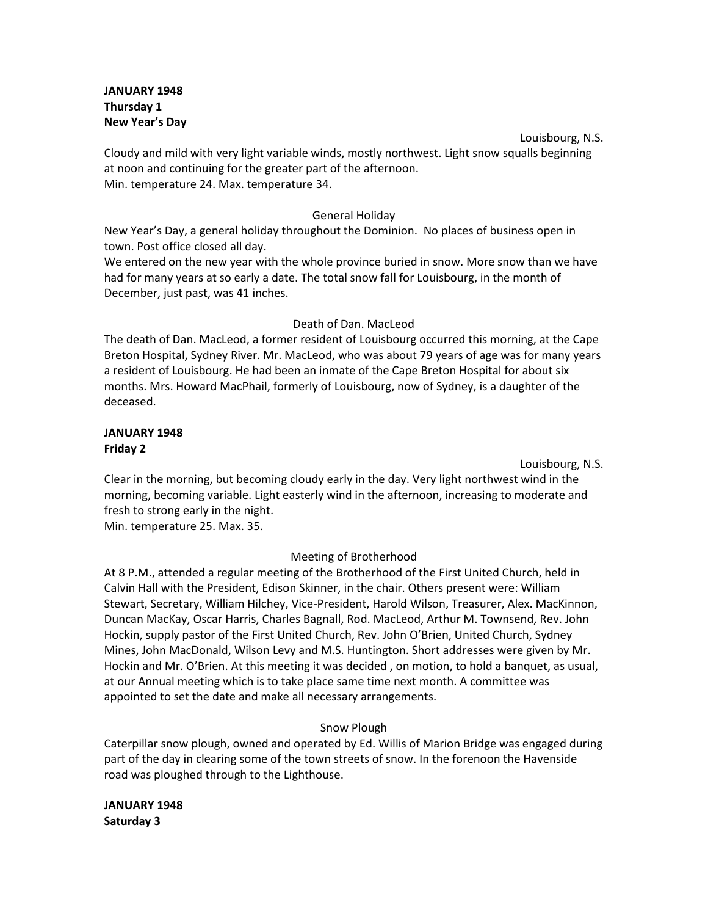**JANUARY 1948**
**Thursday 1**
**New Year's Day**

Louisbourg, N.S.

Cloudy and mild with very light variable winds, mostly northwest. Light snow squalls beginning at noon and continuing for the greater part of the afternoon.
Min. temperature 24. Max. temperature 34.

General Holiday

New Year's Day, a general holiday throughout the Dominion. No places of business open in town. Post office closed all day.
We entered on the new year with the whole province buried in snow. More snow than we have had for many years at so early a date. The total snow fall for Louisbourg, in the month of December, just past, was 41 inches.

Death of Dan. MacLeod

The death of Dan. MacLeod, a former resident of Louisbourg occurred this morning, at the Cape Breton Hospital, Sydney River. Mr. MacLeod, who was about 79 years of age was for many years a resident of Louisbourg. He had been an inmate of the Cape Breton Hospital for about six months. Mrs. Howard MacPhail, formerly of Louisbourg, now of Sydney, is a daughter of the deceased.

**JANUARY 1948**
**Friday 2**

Louisbourg, N.S.

Clear in the morning, but becoming cloudy early in the day. Very light northwest wind in the morning, becoming variable. Light easterly wind in the afternoon, increasing to moderate and fresh to strong early in the night.
Min. temperature 25. Max. 35.

Meeting of Brotherhood

At 8 P.M., attended a regular meeting of the Brotherhood of the First United Church, held in Calvin Hall with the President, Edison Skinner, in the chair. Others present were: William Stewart, Secretary, William Hilchey, Vice-President, Harold Wilson, Treasurer, Alex. MacKinnon, Duncan MacKay, Oscar Harris, Charles Bagnall, Rod. MacLeod, Arthur M. Townsend, Rev. John Hockin, supply pastor of the First United Church, Rev. John O'Brien, United Church, Sydney Mines, John MacDonald, Wilson Levy and M.S. Huntington. Short addresses were given by Mr. Hockin and Mr. O'Brien. At this meeting it was decided , on motion, to hold a banquet, as usual, at our Annual meeting which is to take place same time next month. A committee was appointed to set the date and make all necessary arrangements.

Snow Plough

Caterpillar snow plough, owned and operated by Ed. Willis of Marion Bridge was engaged during part of the day in clearing some of the town streets of snow. In the forenoon the Havenside road was ploughed through to the Lighthouse.

**JANUARY 1948**
**Saturday 3**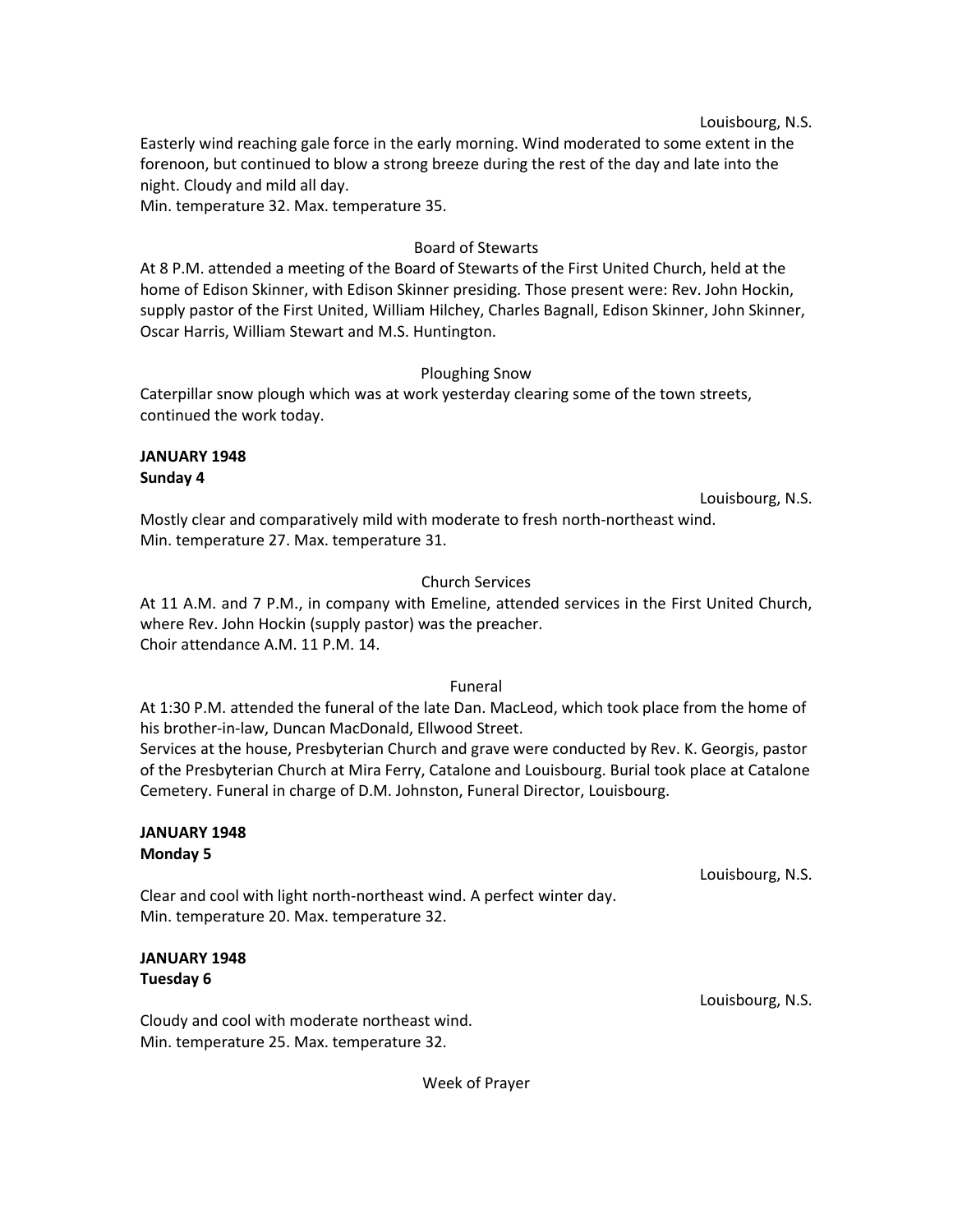Louisbourg, N.S.

Easterly wind reaching gale force in the early morning. Wind moderated to some extent in the forenoon, but continued to blow a strong breeze during the rest of the day and late into the night. Cloudy and mild all day.
Min. temperature 32. Max. temperature 35.

Board of Stewarts

At 8 P.M. attended a meeting of the Board of Stewarts of the First United Church, held at the home of Edison Skinner, with Edison Skinner presiding. Those present were: Rev. John Hockin, supply pastor of the First United, William Hilchey, Charles Bagnall, Edison Skinner, John Skinner, Oscar Harris, William Stewart and M.S. Huntington.

Ploughing Snow

Caterpillar snow plough which was at work yesterday clearing some of the town streets, continued the work today.

**JANUARY 1948**
**Sunday 4**

Louisbourg, N.S.

Mostly clear and comparatively mild with moderate to fresh north-northeast wind.
Min. temperature 27. Max. temperature 31.

Church Services

At 11 A.M. and 7 P.M., in company with Emeline, attended services in the First United Church, where Rev. John Hockin (supply pastor) was the preacher.
Choir attendance A.M. 11 P.M. 14.

Funeral

At 1:30 P.M. attended the funeral of the late Dan. MacLeod, which took place from the home of his brother-in-law, Duncan MacDonald, Ellwood Street.
Services at the house, Presbyterian Church and grave were conducted by Rev. K. Georgis, pastor of the Presbyterian Church at Mira Ferry, Catalone and Louisbourg. Burial took place at Catalone Cemetery. Funeral in charge of D.M. Johnston, Funeral Director, Louisbourg.

**JANUARY 1948**
**Monday 5**

Louisbourg, N.S.

Clear and cool with light north-northeast wind. A perfect winter day.
Min. temperature 20. Max. temperature 32.

**JANUARY 1948**
**Tuesday 6**

Louisbourg, N.S.

Cloudy and cool with moderate northeast wind.
Min. temperature 25. Max. temperature 32.

Week of Prayer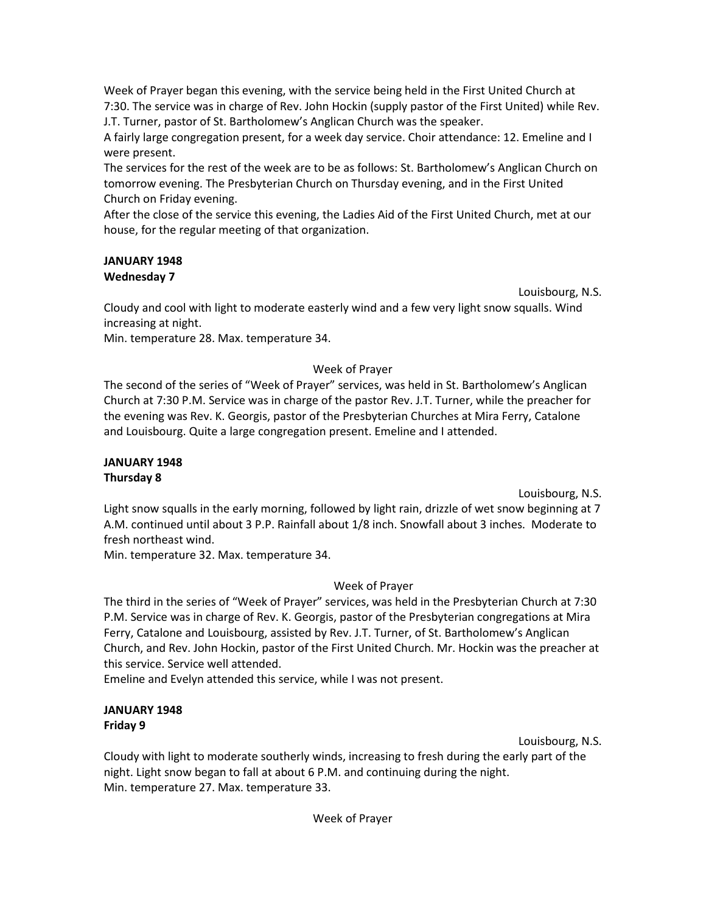Week of Prayer began this evening, with the service being held in the First United Church at 7:30. The service was in charge of Rev. John Hockin (supply pastor of the First United) while Rev. J.T. Turner, pastor of St. Bartholomew's Anglican Church was the speaker.

A fairly large congregation present, for a week day service. Choir attendance: 12. Emeline and I were present.

The services for the rest of the week are to be as follows: St. Bartholomew's Anglican Church on tomorrow evening. The Presbyterian Church on Thursday evening, and in the First United Church on Friday evening.

After the close of the service this evening, the Ladies Aid of the First United Church, met at our house, for the regular meeting of that organization.

**JANUARY 1948**
**Wednesday 7**

Louisbourg, N.S.

Cloudy and cool with light to moderate easterly wind and a few very light snow squalls. Wind increasing at night.

Min. temperature 28. Max. temperature 34.

Week of Prayer

The second of the series of "Week of Prayer" services, was held in St. Bartholomew's Anglican Church at 7:30 P.M. Service was in charge of the pastor Rev. J.T. Turner, while the preacher for the evening was Rev. K. Georgis, pastor of the Presbyterian Churches at Mira Ferry, Catalone and Louisbourg. Quite a large congregation present. Emeline and I attended.

**JANUARY 1948**
**Thursday 8**

Louisbourg, N.S.

Light snow squalls in the early morning, followed by light rain, drizzle of wet snow beginning at 7 A.M. continued until about 3 P.P. Rainfall about 1/8 inch. Snowfall about 3 inches. Moderate to fresh northeast wind.

Min. temperature 32. Max. temperature 34.

Week of Prayer

The third in the series of "Week of Prayer" services, was held in the Presbyterian Church at 7:30 P.M. Service was in charge of Rev. K. Georgis, pastor of the Presbyterian congregations at Mira Ferry, Catalone and Louisbourg, assisted by Rev. J.T. Turner, of St. Bartholomew's Anglican Church, and Rev. John Hockin, pastor of the First United Church. Mr. Hockin was the preacher at this service. Service well attended.

Emeline and Evelyn attended this service, while I was not present.

**JANUARY 1948**
**Friday 9**

Louisbourg, N.S.

Cloudy with light to moderate southerly winds, increasing to fresh during the early part of the night. Light snow began to fall at about 6 P.M. and continuing during the night.

Min. temperature 27. Max. temperature 33.

Week of Prayer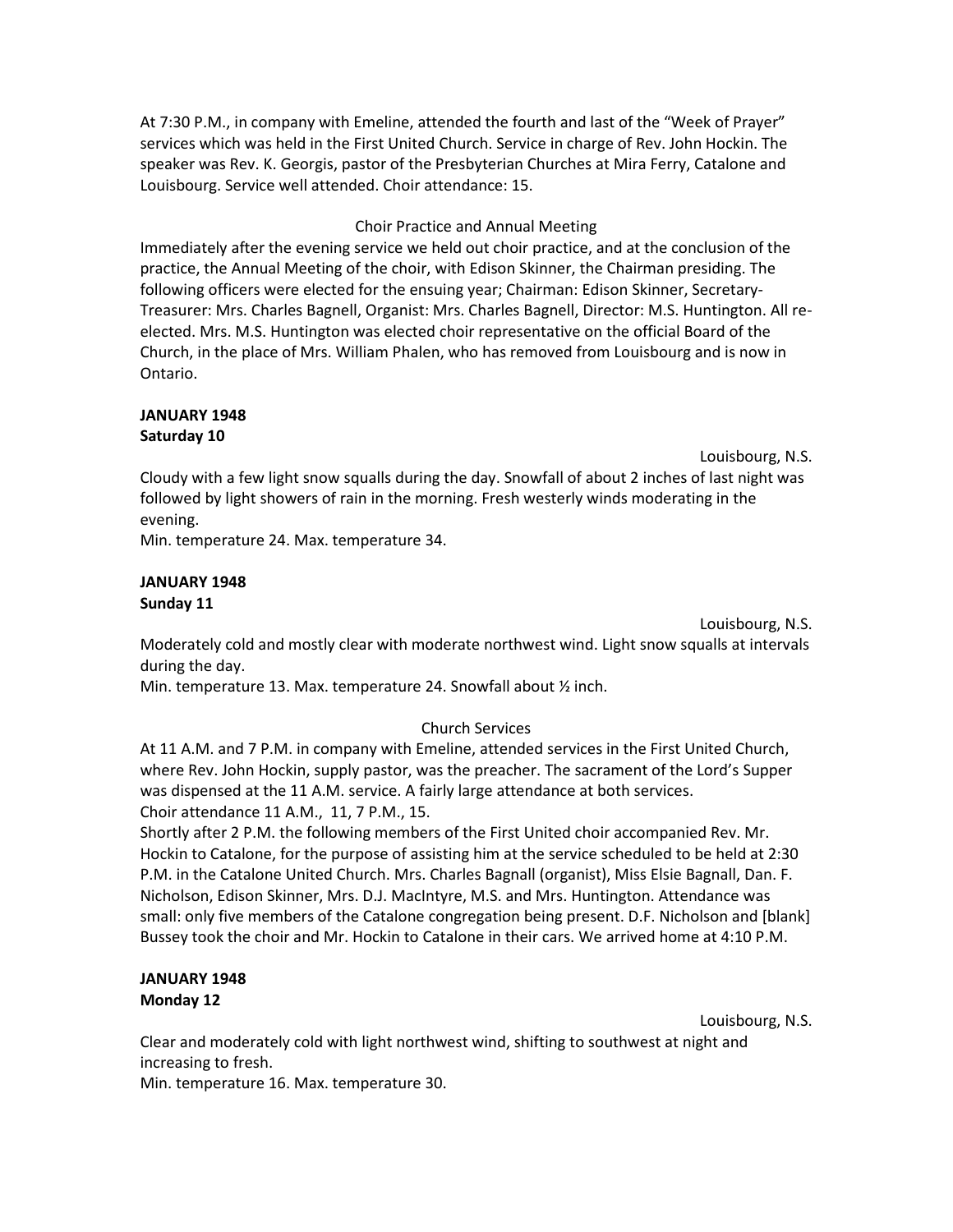At 7:30 P.M., in company with Emeline, attended the fourth and last of the "Week of Prayer" services which was held in the First United Church. Service in charge of Rev. John Hockin. The speaker was Rev. K. Georgis, pastor of the Presbyterian Churches at Mira Ferry, Catalone and Louisbourg. Service well attended. Choir attendance: 15.

Choir Practice and Annual Meeting

Immediately after the evening service we held out choir practice, and at the conclusion of the practice, the Annual Meeting of the choir, with Edison Skinner, the Chairman presiding. The following officers were elected for the ensuing year; Chairman: Edison Skinner, Secretary-Treasurer: Mrs. Charles Bagnell, Organist: Mrs. Charles Bagnell, Director: M.S. Huntington. All re-elected. Mrs. M.S. Huntington was elected choir representative on the official Board of the Church, in the place of Mrs. William Phalen, who has removed from Louisbourg and is now in Ontario.

**JANUARY 1948**
**Saturday 10**

Louisbourg, N.S.

Cloudy with a few light snow squalls during the day. Snowfall of about 2 inches of last night was followed by light showers of rain in the morning. Fresh westerly winds moderating in the evening.
Min. temperature 24. Max. temperature 34.

**JANUARY 1948**
**Sunday 11**

Louisbourg, N.S.

Moderately cold and mostly clear with moderate northwest wind. Light snow squalls at intervals during the day.
Min. temperature 13. Max. temperature 24. Snowfall about ½ inch.

Church Services

At 11 A.M. and 7 P.M. in company with Emeline, attended services in the First United Church, where Rev. John Hockin, supply pastor, was the preacher. The sacrament of the Lord's Supper was dispensed at the 11 A.M. service. A fairly large attendance at both services.
Choir attendance 11 A.M., 11, 7 P.M., 15.
Shortly after 2 P.M. the following members of the First United choir accompanied Rev. Mr. Hockin to Catalone, for the purpose of assisting him at the service scheduled to be held at 2:30 P.M. in the Catalone United Church. Mrs. Charles Bagnall (organist), Miss Elsie Bagnall, Dan. F. Nicholson, Edison Skinner, Mrs. D.J. MacIntyre, M.S. and Mrs. Huntington. Attendance was small: only five members of the Catalone congregation being present. D.F. Nicholson and [blank] Bussey took the choir and Mr. Hockin to Catalone in their cars. We arrived home at 4:10 P.M.

**JANUARY 1948**
**Monday 12**

Louisbourg, N.S.

Clear and moderately cold with light northwest wind, shifting to southwest at night and increasing to fresh.
Min. temperature 16. Max. temperature 30.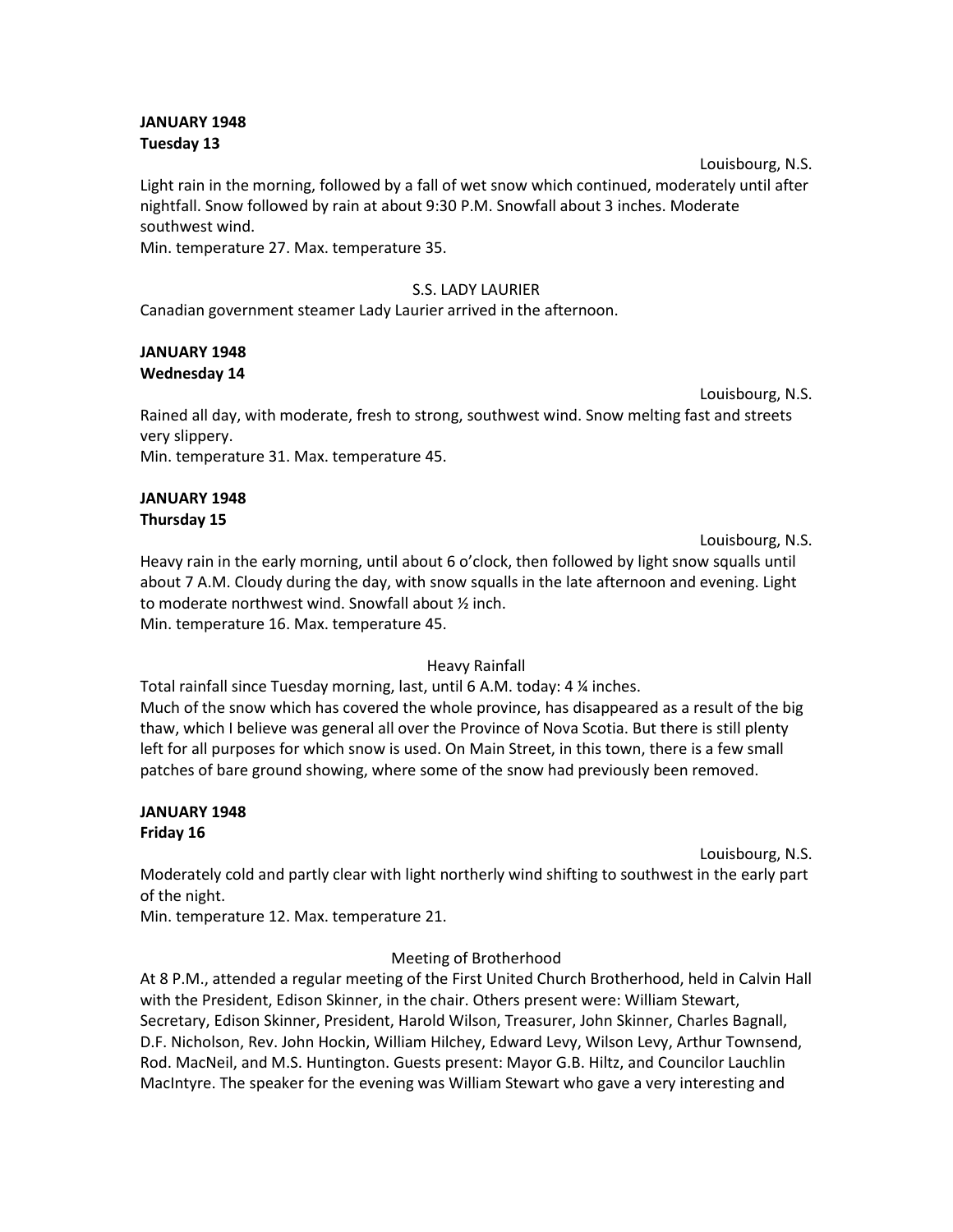**JANUARY 1948**
**Tuesday 13**

Louisbourg, N.S.

Light rain in the morning, followed by a fall of wet snow which continued, moderately until after nightfall. Snow followed by rain at about 9:30 P.M. Snowfall about 3 inches. Moderate southwest wind.
Min. temperature 27. Max. temperature 35.

S.S. LADY LAURIER

Canadian government steamer Lady Laurier arrived in the afternoon.

**JANUARY 1948**
**Wednesday 14**

Louisbourg, N.S.

Rained all day, with moderate, fresh to strong, southwest wind. Snow melting fast and streets very slippery.
Min. temperature 31. Max. temperature 45.

**JANUARY 1948**
**Thursday 15**

Louisbourg, N.S.

Heavy rain in the early morning, until about 6 o'clock, then followed by light snow squalls until about 7 A.M. Cloudy during the day, with snow squalls in the late afternoon and evening. Light to moderate northwest wind. Snowfall about ½ inch.
Min. temperature 16. Max. temperature 45.

Heavy Rainfall

Total rainfall since Tuesday morning, last, until 6 A.M. today: 4 ¼ inches.
Much of the snow which has covered the whole province, has disappeared as a result of the big thaw, which I believe was general all over the Province of Nova Scotia. But there is still plenty left for all purposes for which snow is used. On Main Street, in this town, there is a few small patches of bare ground showing, where some of the snow had previously been removed.

**JANUARY 1948**
**Friday 16**

Louisbourg, N.S.

Moderately cold and partly clear with light northerly wind shifting to southwest in the early part of the night.
Min. temperature 12. Max. temperature 21.

Meeting of Brotherhood

At 8 P.M., attended a regular meeting of the First United Church Brotherhood, held in Calvin Hall with the President, Edison Skinner, in the chair. Others present were: William Stewart, Secretary, Edison Skinner, President, Harold Wilson, Treasurer, John Skinner, Charles Bagnall, D.F. Nicholson, Rev. John Hockin, William Hilchey, Edward Levy, Wilson Levy, Arthur Townsend, Rod. MacNeil, and M.S. Huntington. Guests present: Mayor G.B. Hiltz, and Councilor Lauchlin MacIntyre. The speaker for the evening was William Stewart who gave a very interesting and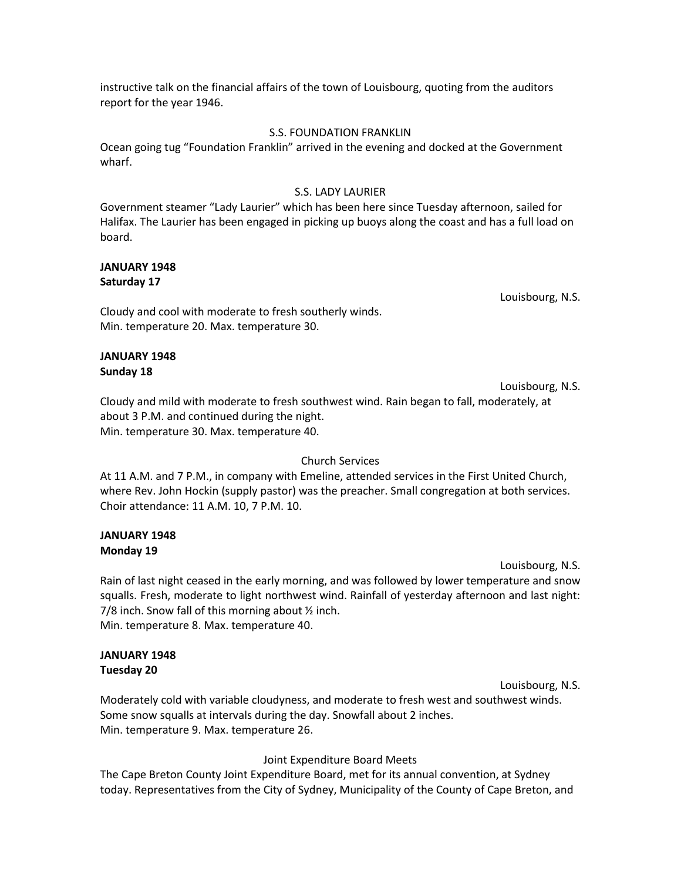instructive talk on the financial affairs of the town of Louisbourg, quoting from the auditors report for the year 1946.

S.S. FOUNDATION FRANKLIN

Ocean going tug "Foundation Franklin" arrived in the evening and docked at the Government wharf.

S.S. LADY LAURIER

Government steamer "Lady Laurier" which has been here since Tuesday afternoon, sailed for Halifax. The Laurier has been engaged in picking up buoys along the coast and has a full load on board.

**JANUARY 1948**
**Saturday 17**

Louisbourg, N.S.

Cloudy and cool with moderate to fresh southerly winds.
Min. temperature 20. Max. temperature 30.

**JANUARY 1948**
**Sunday 18**

Louisbourg, N.S.

Cloudy and mild with moderate to fresh southwest wind. Rain began to fall, moderately, at about 3 P.M. and continued during the night.
Min. temperature 30. Max. temperature 40.

Church Services

At 11 A.M. and 7 P.M., in company with Emeline, attended services in the First United Church, where Rev. John Hockin (supply pastor) was the preacher. Small congregation at both services. Choir attendance: 11 A.M. 10, 7 P.M. 10.

**JANUARY 1948**
**Monday 19**

Louisbourg, N.S.

Rain of last night ceased in the early morning, and was followed by lower temperature and snow squalls. Fresh, moderate to light northwest wind. Rainfall of yesterday afternoon and last night: 7/8 inch. Snow fall of this morning about ½ inch.
Min. temperature 8. Max. temperature 40.

**JANUARY 1948**
**Tuesday 20**

Louisbourg, N.S.

Moderately cold with variable cloudyness, and moderate to fresh west and southwest winds. Some snow squalls at intervals during the day. Snowfall about 2 inches.
Min. temperature 9. Max. temperature 26.

Joint Expenditure Board Meets

The Cape Breton County Joint Expenditure Board, met for its annual convention, at Sydney today. Representatives from the City of Sydney, Municipality of the County of Cape Breton, and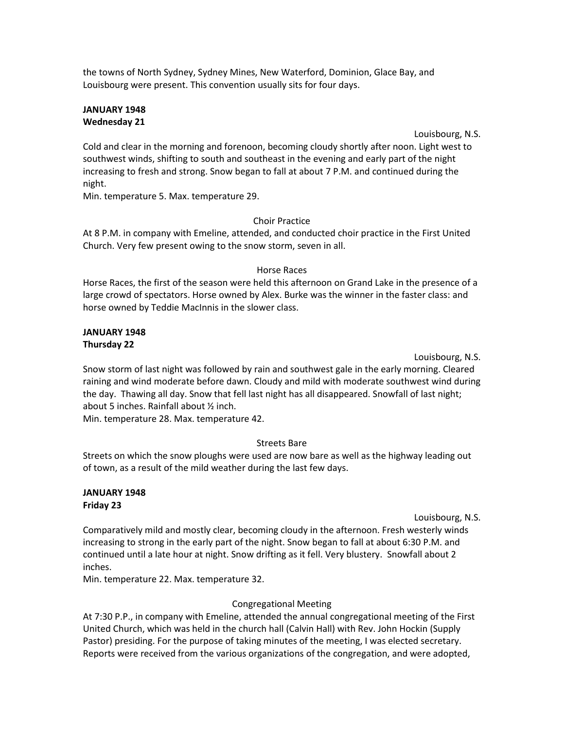the towns of North Sydney, Sydney Mines, New Waterford, Dominion, Glace Bay, and Louisbourg were present. This convention usually sits for four days.

**JANUARY 1948**
**Wednesday 21**

Louisbourg, N.S.

Cold and clear in the morning and forenoon, becoming cloudy shortly after noon. Light west to southwest winds, shifting to south and southeast in the evening and early part of the night increasing to fresh and strong. Snow began to fall at about 7 P.M. and continued during the night.
Min. temperature 5. Max. temperature 29.

Choir Practice

At 8 P.M. in company with Emeline, attended, and conducted choir practice in the First United Church. Very few present owing to the snow storm, seven in all.

Horse Races

Horse Races, the first of the season were held this afternoon on Grand Lake in the presence of a large crowd of spectators. Horse owned by Alex. Burke was the winner in the faster class: and horse owned by Teddie MacInnis in the slower class.

**JANUARY 1948**
**Thursday 22**

Louisbourg, N.S.

Snow storm of last night was followed by rain and southwest gale in the early morning. Cleared raining and wind moderate before dawn. Cloudy and mild with moderate southwest wind during the day. Thawing all day. Snow that fell last night has all disappeared. Snowfall of last night; about 5 inches. Rainfall about ½ inch.
Min. temperature 28. Max. temperature 42.

Streets Bare

Streets on which the snow ploughs were used are now bare as well as the highway leading out of town, as a result of the mild weather during the last few days.

**JANUARY 1948**
**Friday 23**

Louisbourg, N.S.

Comparatively mild and mostly clear, becoming cloudy in the afternoon. Fresh westerly winds increasing to strong in the early part of the night. Snow began to fall at about 6:30 P.M. and continued until a late hour at night. Snow drifting as it fell. Very blustery. Snowfall about 2 inches.
Min. temperature 22. Max. temperature 32.

Congregational Meeting

At 7:30 P.P., in company with Emeline, attended the annual congregational meeting of the First United Church, which was held in the church hall (Calvin Hall) with Rev. John Hockin (Supply Pastor) presiding. For the purpose of taking minutes of the meeting, I was elected secretary. Reports were received from the various organizations of the congregation, and were adopted,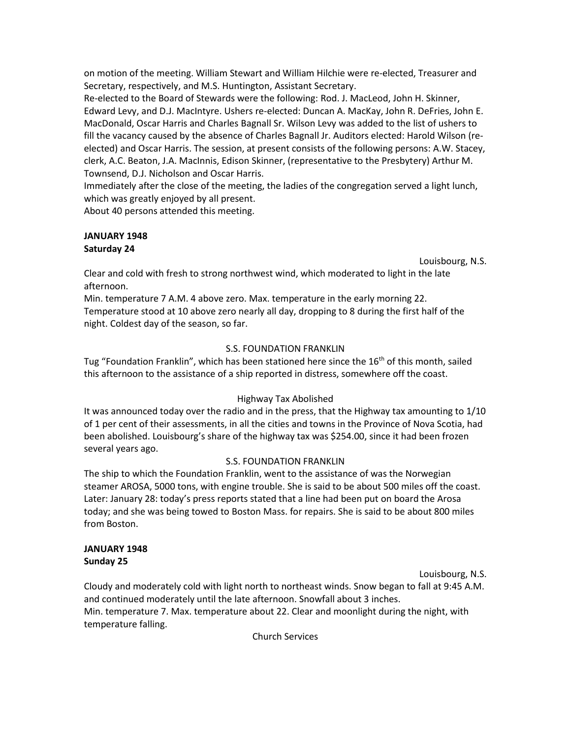on motion of the meeting. William Stewart and William Hilchie were re-elected, Treasurer and Secretary, respectively, and M.S. Huntington, Assistant Secretary.

Re-elected to the Board of Stewards were the following: Rod. J. MacLeod, John H. Skinner, Edward Levy, and D.J. MacIntyre. Ushers re-elected: Duncan A. MacKay, John R. DeFries, John E. MacDonald, Oscar Harris and Charles Bagnall Sr. Wilson Levy was added to the list of ushers to fill the vacancy caused by the absence of Charles Bagnall Jr. Auditors elected: Harold Wilson (re-elected) and Oscar Harris. The session, at present consists of the following persons: A.W. Stacey, clerk, A.C. Beaton, J.A. MacInnis, Edison Skinner, (representative to the Presbytery) Arthur M. Townsend, D.J. Nicholson and Oscar Harris.

Immediately after the close of the meeting, the ladies of the congregation served a light lunch, which was greatly enjoyed by all present.

About 40 persons attended this meeting.

**JANUARY 1948**
**Saturday 24**

Louisbourg, N.S.

Clear and cold with fresh to strong northwest wind, which moderated to light in the late afternoon.

Min. temperature 7 A.M. 4 above zero. Max. temperature in the early morning 22. Temperature stood at 10 above zero nearly all day, dropping to 8 during the first half of the night. Coldest day of the season, so far.

S.S. FOUNDATION FRANKLIN

Tug "Foundation Franklin", which has been stationed here since the 16th of this month, sailed this afternoon to the assistance of a ship reported in distress, somewhere off the coast.

Highway Tax Abolished

It was announced today over the radio and in the press, that the Highway tax amounting to 1/10 of 1 per cent of their assessments, in all the cities and towns in the Province of Nova Scotia, had been abolished. Louisbourg's share of the highway tax was $254.00, since it had been frozen several years ago.

S.S. FOUNDATION FRANKLIN

The ship to which the Foundation Franklin, went to the assistance of was the Norwegian steamer AROSA, 5000 tons, with engine trouble. She is said to be about 500 miles off the coast. Later: January 28: today's press reports stated that a line had been put on board the Arosa today; and she was being towed to Boston Mass. for repairs. She is said to be about 800 miles from Boston.

**JANUARY 1948**
**Sunday 25**

Louisbourg, N.S.

Cloudy and moderately cold with light north to northeast winds. Snow began to fall at 9:45 A.M. and continued moderately until the late afternoon. Snowfall about 3 inches.

Min. temperature 7. Max. temperature about 22. Clear and moonlight during the night, with temperature falling.

Church Services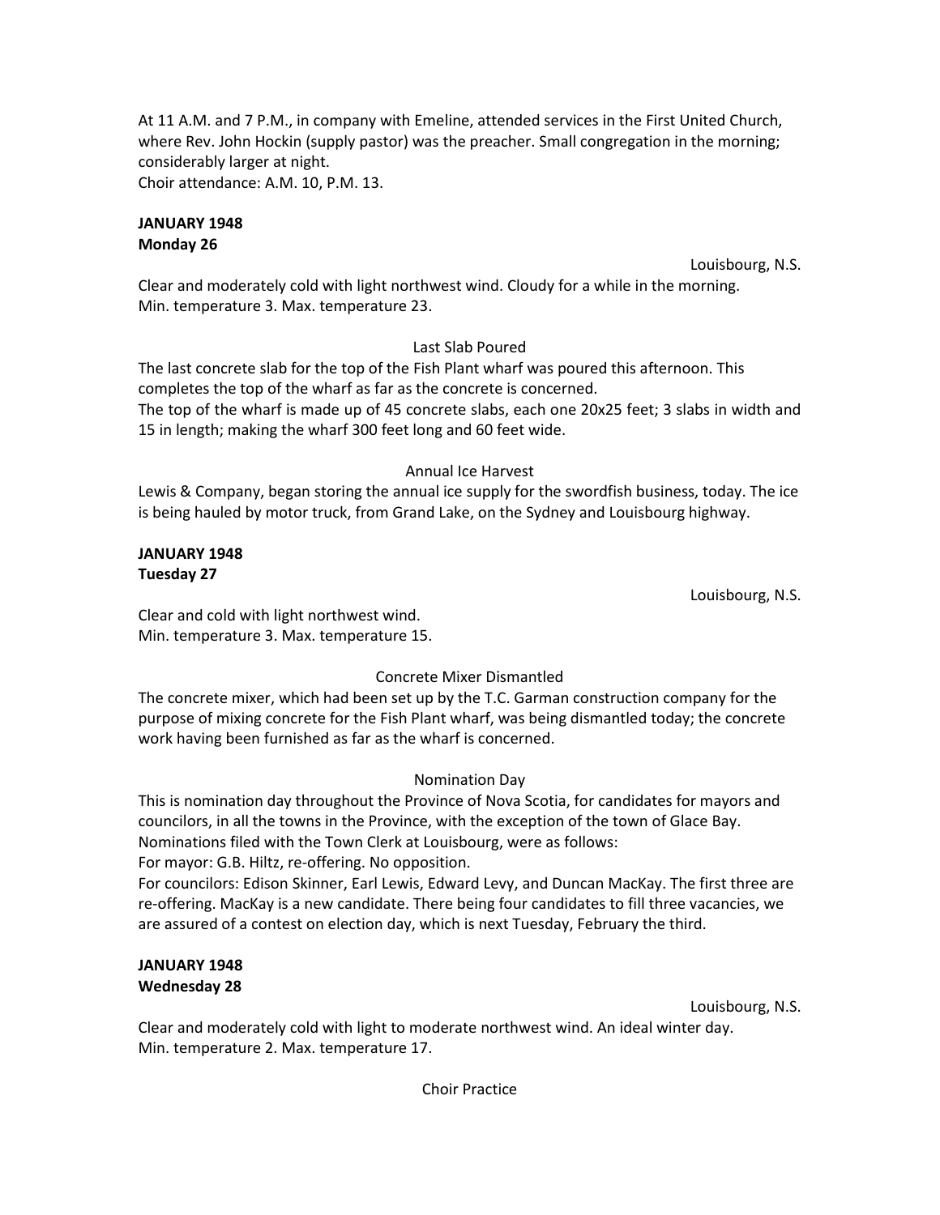At 11 A.M. and 7 P.M., in company with Emeline, attended services in the First United Church, where Rev. John Hockin (supply pastor) was the preacher. Small congregation in the morning; considerably larger at night.
Choir attendance: A.M. 10, P.M. 13.

**JANUARY 1948**
**Monday 26**

Louisbourg, N.S.

Clear and moderately cold with light northwest wind. Cloudy for a while in the morning.
Min. temperature 3. Max. temperature 23.

Last Slab Poured

The last concrete slab for the top of the Fish Plant wharf was poured this afternoon. This completes the top of the wharf as far as the concrete is concerned.
The top of the wharf is made up of 45 concrete slabs, each one 20x25 feet; 3 slabs in width and 15 in length; making the wharf 300 feet long and 60 feet wide.

Annual Ice Harvest

Lewis & Company, began storing the annual ice supply for the swordfish business, today. The ice is being hauled by motor truck, from Grand Lake, on the Sydney and Louisbourg highway.

**JANUARY 1948**
**Tuesday 27**

Louisbourg, N.S.

Clear and cold with light northwest wind.
Min. temperature 3. Max. temperature 15.

Concrete Mixer Dismantled

The concrete mixer, which had been set up by the T.C. Garman construction company for the purpose of mixing concrete for the Fish Plant wharf, was being dismantled today; the concrete work having been furnished as far as the wharf is concerned.

Nomination Day

This is nomination day throughout the Province of Nova Scotia, for candidates for mayors and councilors, in all the towns in the Province, with the exception of the town of Glace Bay.
Nominations filed with the Town Clerk at Louisbourg, were as follows:
For mayor: G.B. Hiltz, re-offering. No opposition.
For councilors: Edison Skinner, Earl Lewis, Edward Levy, and Duncan MacKay. The first three are re-offering. MacKay is a new candidate. There being four candidates to fill three vacancies, we are assured of a contest on election day, which is next Tuesday, February the third.

**JANUARY 1948**
**Wednesday 28**

Louisbourg, N.S.

Clear and moderately cold with light to moderate northwest wind. An ideal winter day.
Min. temperature 2. Max. temperature 17.

Choir Practice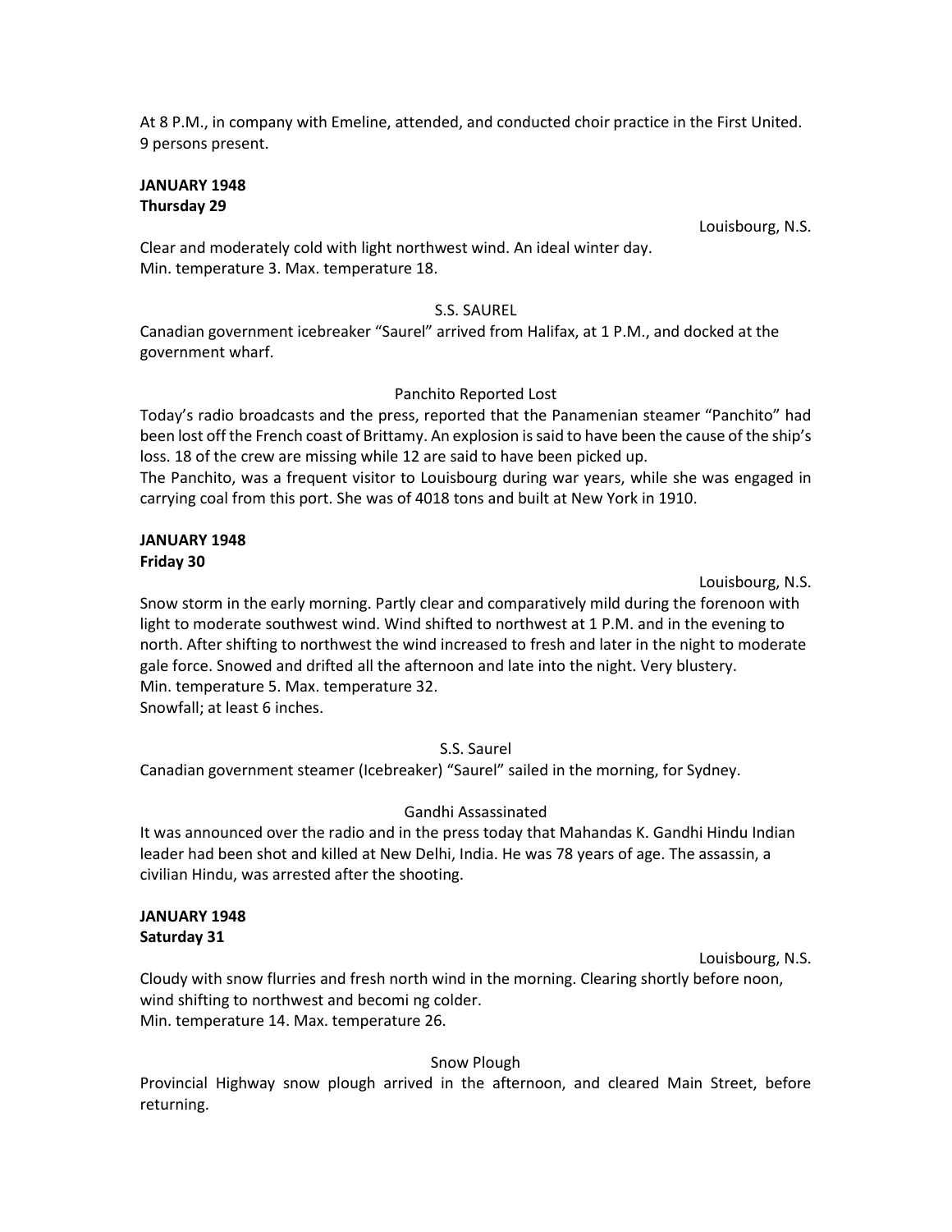At 8 P.M., in company with Emeline, attended, and conducted choir practice in the First United. 9 persons present.

**JANUARY 1948**
**Thursday 29**

Louisbourg, N.S.

Clear and moderately cold with light northwest wind. An ideal winter day.
Min. temperature 3. Max. temperature 18.

S.S. SAUREL

Canadian government icebreaker "Saurel" arrived from Halifax, at 1 P.M., and docked at the government wharf.

Panchito Reported Lost

Today's radio broadcasts and the press, reported that the Panamenian steamer "Panchito" had been lost off the French coast of Brittamy. An explosion is said to have been the cause of the ship's loss. 18 of the crew are missing while 12 are said to have been picked up.
The Panchito, was a frequent visitor to Louisbourg during war years, while she was engaged in carrying coal from this port. She was of 4018 tons and built at New York in 1910.

**JANUARY 1948**
**Friday 30**

Louisbourg, N.S.

Snow storm in the early morning. Partly clear and comparatively mild during the forenoon with light to moderate southwest wind. Wind shifted to northwest at 1 P.M. and in the evening to north. After shifting to northwest the wind increased to fresh and later in the night to moderate gale force. Snowed and drifted all the afternoon and late into the night. Very blustery.
Min. temperature 5. Max. temperature 32.
Snowfall; at least 6 inches.

S.S. Saurel

Canadian government steamer (Icebreaker) "Saurel" sailed in the morning, for Sydney.

Gandhi Assassinated

It was announced over the radio and in the press today that Mahandas K. Gandhi Hindu Indian leader had been shot and killed at New Delhi, India. He was 78 years of age. The assassin, a civilian Hindu, was arrested after the shooting.

**JANUARY 1948**
**Saturday 31**

Louisbourg, N.S.

Cloudy with snow flurries and fresh north wind in the morning. Clearing shortly before noon, wind shifting to northwest and becomi ng colder.
Min. temperature 14. Max. temperature 26.

Snow Plough

Provincial Highway snow plough arrived in the afternoon, and cleared Main Street, before returning.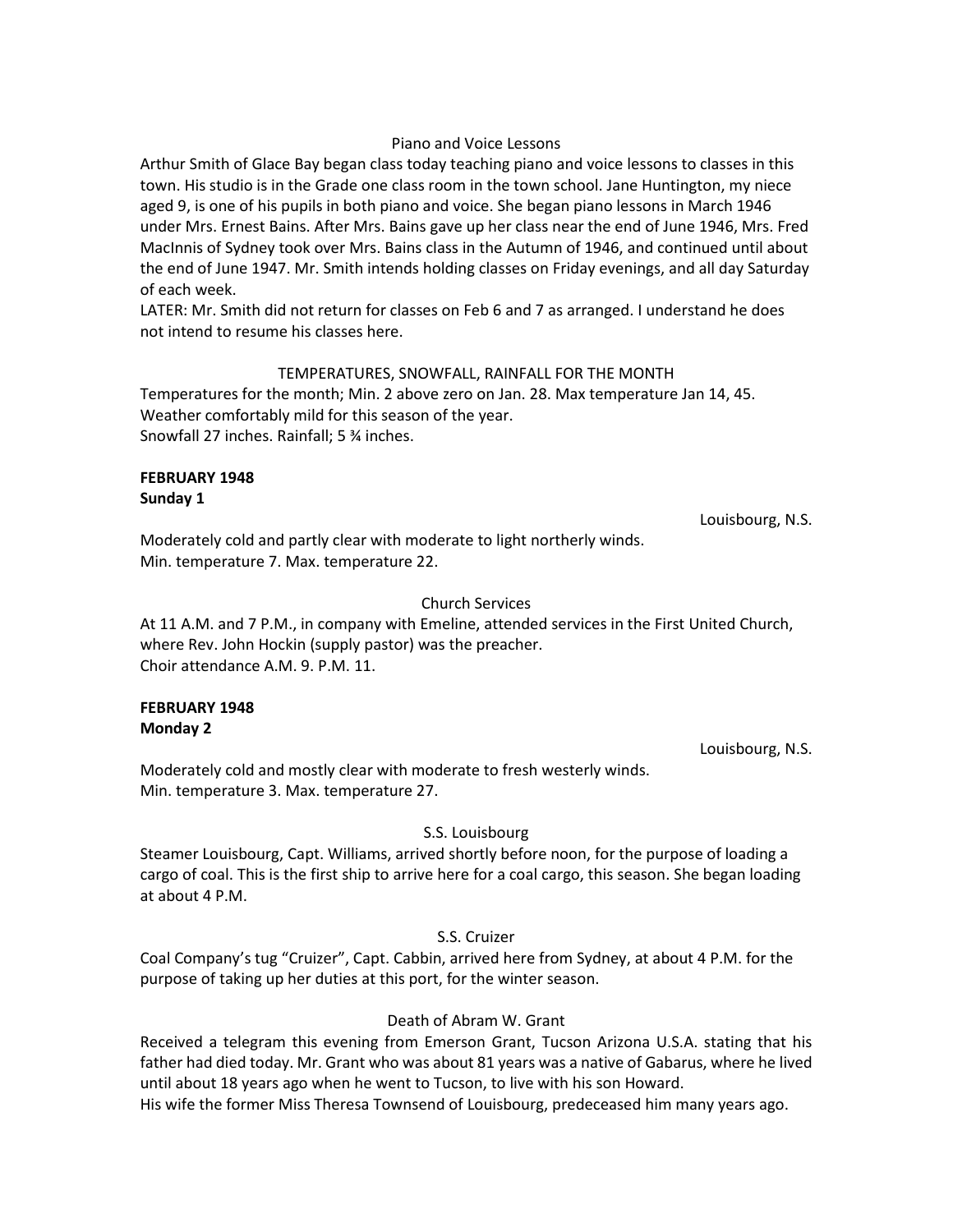Piano and Voice Lessons

Arthur Smith of Glace Bay began class today teaching piano and voice lessons to classes in this town. His studio is in the Grade one class room in the town school. Jane Huntington, my niece aged 9, is one of his pupils in both piano and voice. She began piano lessons in March 1946 under Mrs. Ernest Bains. After Mrs. Bains gave up her class near the end of June 1946, Mrs. Fred MacInnis of Sydney took over Mrs. Bains class in the Autumn of 1946, and continued until about the end of June 1947. Mr. Smith intends holding classes on Friday evenings, and all day Saturday of each week.

LATER: Mr. Smith did not return for classes on Feb 6 and 7 as arranged. I understand he does not intend to resume his classes here.

TEMPERATURES, SNOWFALL, RAINFALL FOR THE MONTH

Temperatures for the month; Min. 2 above zero on Jan. 28. Max temperature Jan 14, 45. Weather comfortably mild for this season of the year.
Snowfall 27 inches. Rainfall; 5 ¾ inches.

**FEBRUARY 1948**
**Sunday 1**

Louisbourg, N.S.

Moderately cold and partly clear with moderate to light northerly winds.
Min. temperature 7. Max. temperature 22.

Church Services

At 11 A.M. and 7 P.M., in company with Emeline, attended services in the First United Church, where Rev. John Hockin (supply pastor) was the preacher.
Choir attendance A.M. 9. P.M. 11.

**FEBRUARY 1948**
**Monday 2**

Louisbourg, N.S.

Moderately cold and mostly clear with moderate to fresh westerly winds.
Min. temperature 3. Max. temperature 27.

S.S. Louisbourg

Steamer Louisbourg, Capt. Williams, arrived shortly before noon, for the purpose of loading a cargo of coal. This is the first ship to arrive here for a coal cargo, this season. She began loading at about 4 P.M.

S.S. Cruizer

Coal Company's tug "Cruizer", Capt. Cabbin, arrived here from Sydney, at about 4 P.M. for the purpose of taking up her duties at this port, for the winter season.

Death of Abram W. Grant

Received a telegram this evening from Emerson Grant, Tucson Arizona U.S.A. stating that his father had died today. Mr. Grant who was about 81 years was a native of Gabarus, where he lived until about 18 years ago when he went to Tucson, to live with his son Howard.
His wife the former Miss Theresa Townsend of Louisbourg, predeceased him many years ago.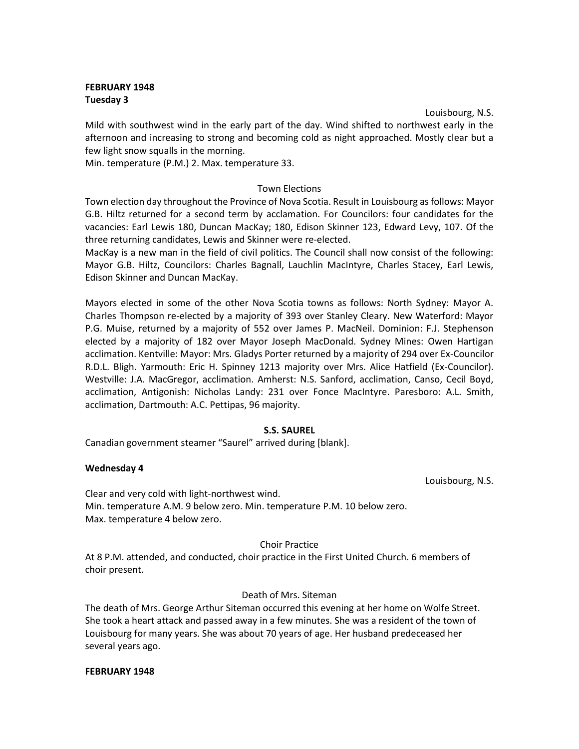**FEBRUARY 1948**
**Tuesday 3**

Louisbourg, N.S.

Mild with southwest wind in the early part of the day. Wind shifted to northwest early in the afternoon and increasing to strong and becoming cold as night approached. Mostly clear but a few light snow squalls in the morning.
Min. temperature (P.M.) 2. Max. temperature 33.

Town Elections

Town election day throughout the Province of Nova Scotia. Result in Louisbourg as follows: Mayor G.B. Hiltz returned for a second term by acclamation. For Councilors: four candidates for the vacancies: Earl Lewis 180, Duncan MacKay; 180, Edison Skinner 123, Edward Levy, 107. Of the three returning candidates, Lewis and Skinner were re-elected.
MacKay is a new man in the field of civil politics. The Council shall now consist of the following: Mayor G.B. Hiltz, Councilors: Charles Bagnall, Lauchlin MacIntyre, Charles Stacey, Earl Lewis, Edison Skinner and Duncan MacKay.

Mayors elected in some of the other Nova Scotia towns as follows: North Sydney: Mayor A. Charles Thompson re-elected by a majority of 393 over Stanley Cleary. New Waterford: Mayor P.G. Muise, returned by a majority of 552 over James P. MacNeil. Dominion: F.J. Stephenson elected by a majority of 182 over Mayor Joseph MacDonald. Sydney Mines: Owen Hartigan acclimation. Kentville: Mayor: Mrs. Gladys Porter returned by a majority of 294 over Ex-Councilor R.D.L. Bligh. Yarmouth: Eric H. Spinney 1213 majority over Mrs. Alice Hatfield (Ex-Councilor). Westville: J.A. MacGregor, acclimation. Amherst: N.S. Sanford, acclimation, Canso, Cecil Boyd, acclimation, Antigonish: Nicholas Landy: 231 over Fonce MacIntyre. Paresboro: A.L. Smith, acclimation, Dartmouth: A.C. Pettipas, 96 majority.

**S.S. SAUREL**

Canadian government steamer "Saurel" arrived during [blank].

**Wednesday 4**

Louisbourg, N.S.

Clear and very cold with light-northwest wind.
Min. temperature A.M. 9 below zero. Min. temperature P.M. 10 below zero.
Max. temperature 4 below zero.

Choir Practice

At 8 P.M. attended, and conducted, choir practice in the First United Church. 6 members of choir present.

Death of Mrs. Siteman

The death of Mrs. George Arthur Siteman occurred this evening at her home on Wolfe Street. She took a heart attack and passed away in a few minutes. She was a resident of the town of Louisbourg for many years. She was about 70 years of age. Her husband predeceased her several years ago.

**FEBRUARY 1948**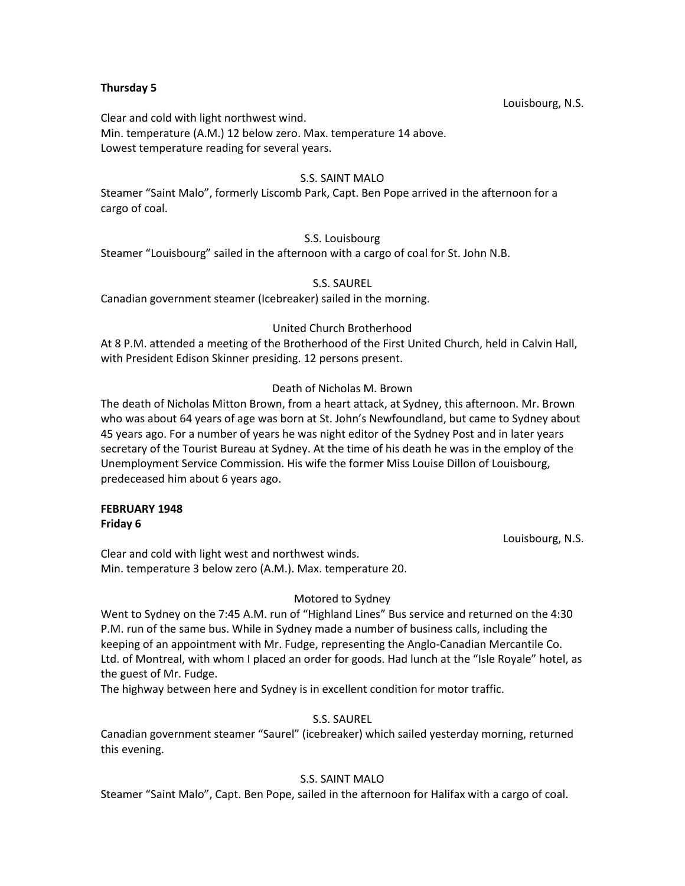**Thursday 5**

Louisbourg, N.S.

Clear and cold with light northwest wind.
Min. temperature (A.M.) 12 below zero. Max. temperature 14 above.
Lowest temperature reading for several years.

S.S. SAINT MALO

Steamer "Saint Malo", formerly Liscomb Park, Capt. Ben Pope arrived in the afternoon for a cargo of coal.

S.S. Louisbourg

Steamer "Louisbourg" sailed in the afternoon with a cargo of coal for St. John N.B.

S.S. SAUREL

Canadian government steamer (Icebreaker) sailed in the morning.

United Church Brotherhood

At 8 P.M. attended a meeting of the Brotherhood of the First United Church, held in Calvin Hall, with President Edison Skinner presiding. 12 persons present.

Death of Nicholas M. Brown

The death of Nicholas Mitton Brown, from a heart attack, at Sydney, this afternoon. Mr. Brown who was about 64 years of age was born at St. John's Newfoundland, but came to Sydney about 45 years ago. For a number of years he was night editor of the Sydney Post and in later years secretary of the Tourist Bureau at Sydney. At the time of his death he was in the employ of the Unemployment Service Commission. His wife the former Miss Louise Dillon of Louisbourg, predeceased him about 6 years ago.

**FEBRUARY 1948**
**Friday 6**

Louisbourg, N.S.

Clear and cold with light west and northwest winds.
Min. temperature 3 below zero (A.M.). Max. temperature 20.

Motored to Sydney

Went to Sydney on the 7:45 A.M. run of "Highland Lines" Bus service and returned on the 4:30 P.M. run of the same bus. While in Sydney made a number of business calls, including the keeping of an appointment with Mr. Fudge, representing the Anglo-Canadian Mercantile Co. Ltd. of Montreal, with whom I placed an order for goods. Had lunch at the "Isle Royale" hotel, as the guest of Mr. Fudge.
The highway between here and Sydney is in excellent condition for motor traffic.

S.S. SAUREL

Canadian government steamer "Saurel" (icebreaker) which sailed yesterday morning, returned this evening.

S.S. SAINT MALO

Steamer "Saint Malo", Capt. Ben Pope, sailed in the afternoon for Halifax with a cargo of coal.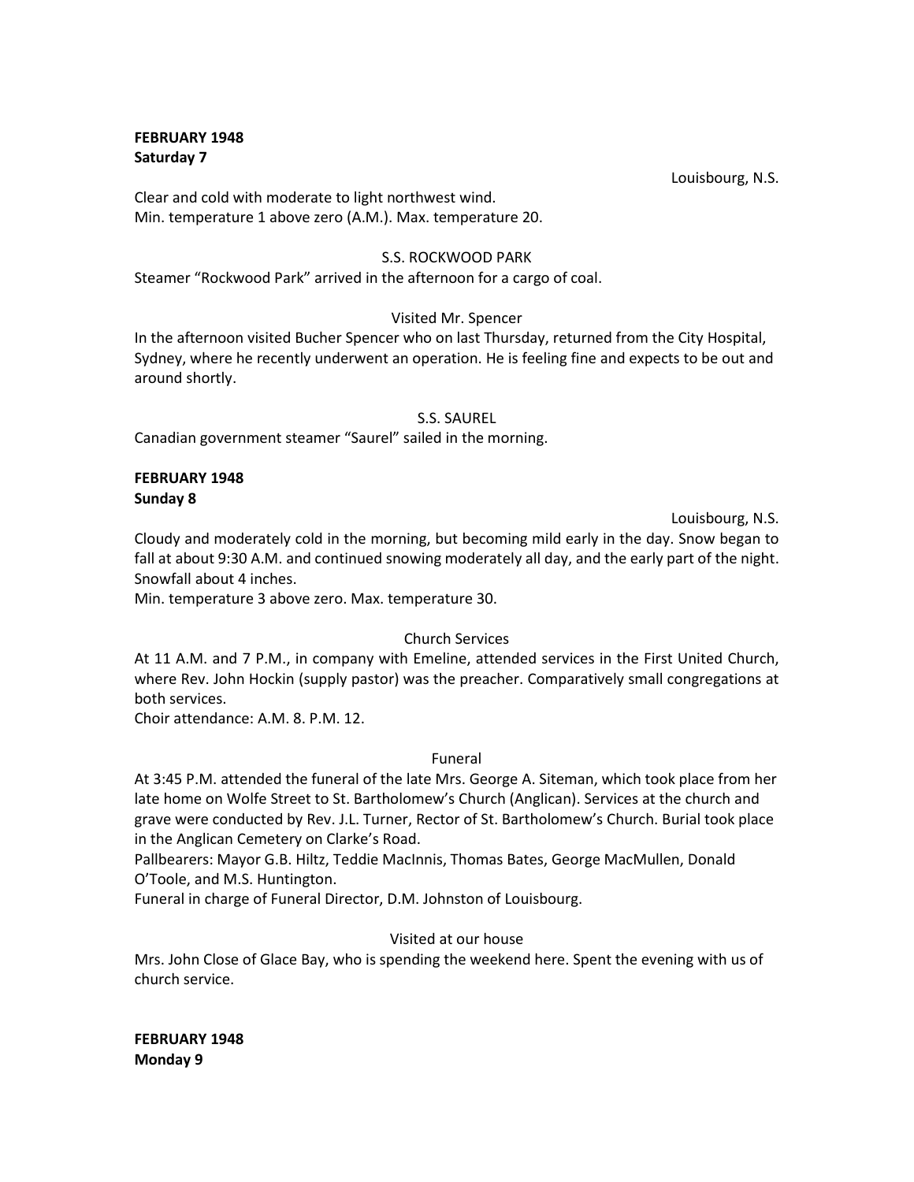**FEBRUARY 1948**
**Saturday 7**

Louisbourg, N.S.

Clear and cold with moderate to light northwest wind.
Min. temperature 1 above zero (A.M.). Max. temperature 20.

S.S. ROCKWOOD PARK

Steamer "Rockwood Park" arrived in the afternoon for a cargo of coal.

Visited Mr. Spencer

In the afternoon visited Bucher Spencer who on last Thursday, returned from the City Hospital, Sydney, where he recently underwent an operation. He is feeling fine and expects to be out and around shortly.

S.S. SAUREL

Canadian government steamer "Saurel" sailed in the morning.

**FEBRUARY 1948**
**Sunday 8**

Louisbourg, N.S.

Cloudy and moderately cold in the morning, but becoming mild early in the day. Snow began to fall at about 9:30 A.M. and continued snowing moderately all day, and the early part of the night. Snowfall about 4 inches.
Min. temperature 3 above zero. Max. temperature 30.

Church Services

At 11 A.M. and 7 P.M., in company with Emeline, attended services in the First United Church, where Rev. John Hockin (supply pastor) was the preacher. Comparatively small congregations at both services.
Choir attendance: A.M. 8. P.M. 12.

Funeral

At 3:45 P.M. attended the funeral of the late Mrs. George A. Siteman, which took place from her late home on Wolfe Street to St. Bartholomew's Church (Anglican). Services at the church and grave were conducted by Rev. J.L. Turner, Rector of St. Bartholomew's Church. Burial took place in the Anglican Cemetery on Clarke's Road.
Pallbearers: Mayor G.B. Hiltz, Teddie MacInnis, Thomas Bates, George MacMullen, Donald O'Toole, and M.S. Huntington.
Funeral in charge of Funeral Director, D.M. Johnston of Louisbourg.

Visited at our house

Mrs. John Close of Glace Bay, who is spending the weekend here. Spent the evening with us of church service.

**FEBRUARY 1948**
**Monday 9**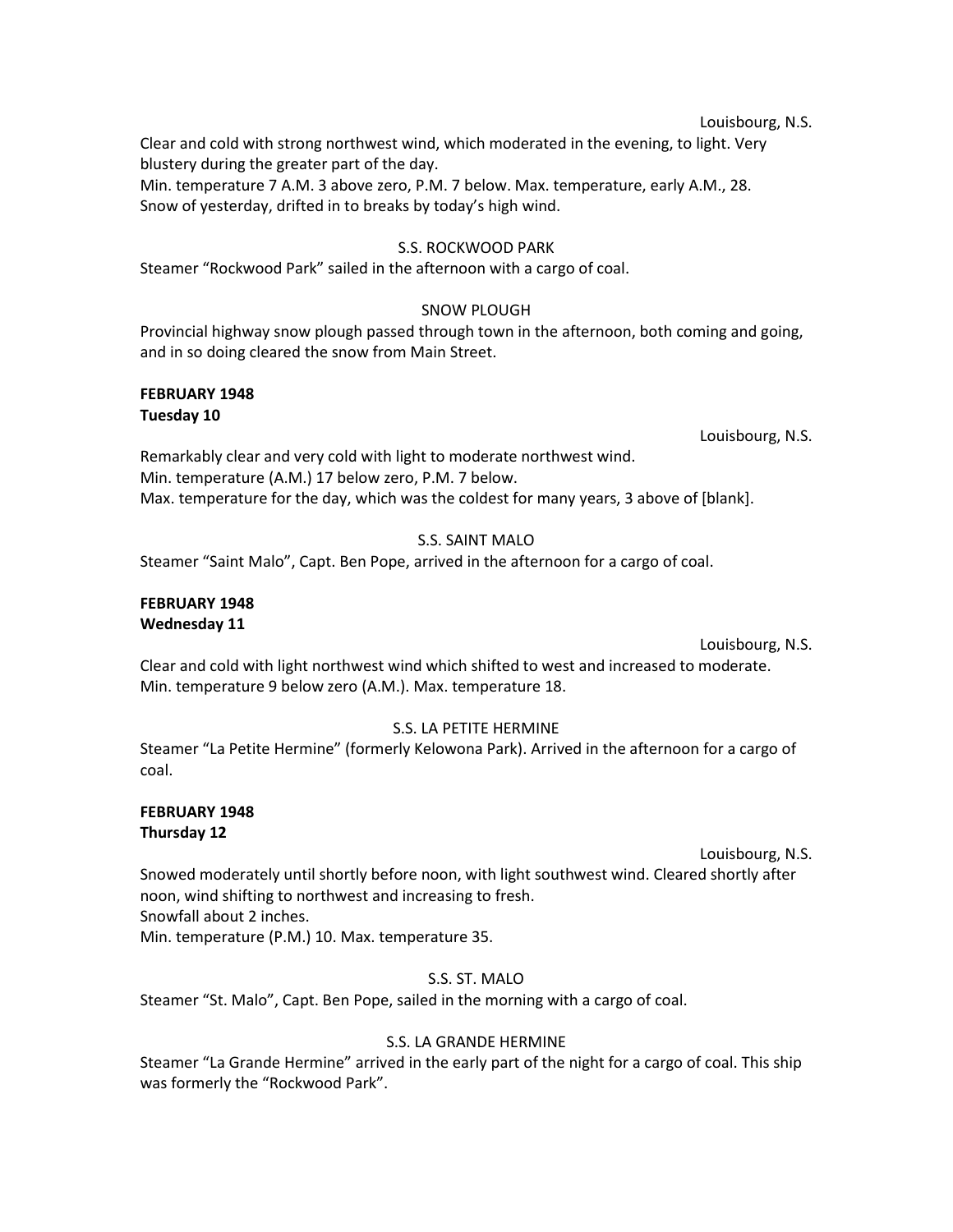Louisbourg, N.S.

Clear and cold with strong northwest wind, which moderated in the evening, to light. Very blustery during the greater part of the day.
Min. temperature 7 A.M. 3 above zero, P.M. 7 below. Max. temperature, early A.M., 28.
Snow of yesterday, drifted in to breaks by today's high wind.

S.S. ROCKWOOD PARK

Steamer "Rockwood Park" sailed in the afternoon with a cargo of coal.

SNOW PLOUGH

Provincial highway snow plough passed through town in the afternoon, both coming and going, and in so doing cleared the snow from Main Street.

**FEBRUARY 1948**
**Tuesday 10**

Louisbourg, N.S.

Remarkably clear and very cold with light to moderate northwest wind.
Min. temperature (A.M.) 17 below zero, P.M. 7 below.
Max. temperature for the day, which was the coldest for many years, 3 above of [blank].

S.S. SAINT MALO

Steamer "Saint Malo", Capt. Ben Pope, arrived in the afternoon for a cargo of coal.

**FEBRUARY 1948**
**Wednesday 11**

Louisbourg, N.S.

Clear and cold with light northwest wind which shifted to west and increased to moderate.
Min. temperature 9 below zero (A.M.). Max. temperature 18.

S.S. LA PETITE HERMINE

Steamer "La Petite Hermine" (formerly Kelowona Park). Arrived in the afternoon for a cargo of coal.

**FEBRUARY 1948**
**Thursday 12**

Louisbourg, N.S.

Snowed moderately until shortly before noon, with light southwest wind. Cleared shortly after noon, wind shifting to northwest and increasing to fresh.
Snowfall about 2 inches.
Min. temperature (P.M.) 10. Max. temperature 35.

S.S. ST. MALO

Steamer "St. Malo", Capt. Ben Pope, sailed in the morning with a cargo of coal.

S.S. LA GRANDE HERMINE

Steamer "La Grande Hermine" arrived in the early part of the night for a cargo of coal. This ship was formerly the "Rockwood Park".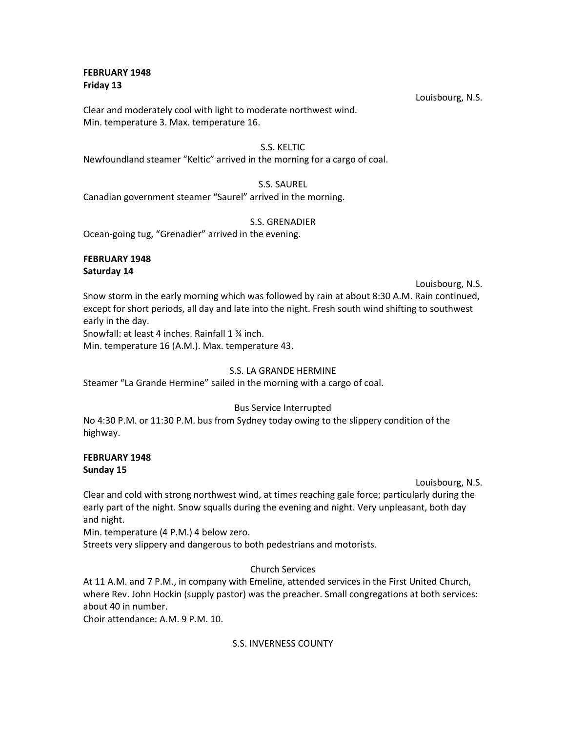**FEBRUARY 1948**
**Friday 13**

Louisbourg, N.S.

Clear and moderately cool with light to moderate northwest wind.
Min. temperature 3. Max. temperature 16.

S.S. KELTIC

Newfoundland steamer "Keltic" arrived in the morning for a cargo of coal.

S.S. SAUREL

Canadian government steamer "Saurel" arrived in the morning.

S.S. GRENADIER

Ocean-going tug, "Grenadier" arrived in the evening.

**FEBRUARY 1948**
**Saturday 14**

Louisbourg, N.S.

Snow storm in the early morning which was followed by rain at about 8:30 A.M. Rain continued, except for short periods, all day and late into the night. Fresh south wind shifting to southwest early in the day.
Snowfall: at least 4 inches. Rainfall 1 ¾ inch.
Min. temperature 16 (A.M.). Max. temperature 43.

S.S. LA GRANDE HERMINE

Steamer "La Grande Hermine" sailed in the morning with a cargo of coal.

Bus Service Interrupted

No 4:30 P.M. or 11:30 P.M. bus from Sydney today owing to the slippery condition of the highway.

**FEBRUARY 1948**
**Sunday 15**

Louisbourg, N.S.

Clear and cold with strong northwest wind, at times reaching gale force; particularly during the early part of the night. Snow squalls during the evening and night. Very unpleasant, both day and night.
Min. temperature (4 P.M.) 4 below zero.
Streets very slippery and dangerous to both pedestrians and motorists.

Church Services

At 11 A.M. and 7 P.M., in company with Emeline, attended services in the First United Church, where Rev. John Hockin (supply pastor) was the preacher. Small congregations at both services: about 40 in number.
Choir attendance: A.M. 9 P.M. 10.

S.S. INVERNESS COUNTY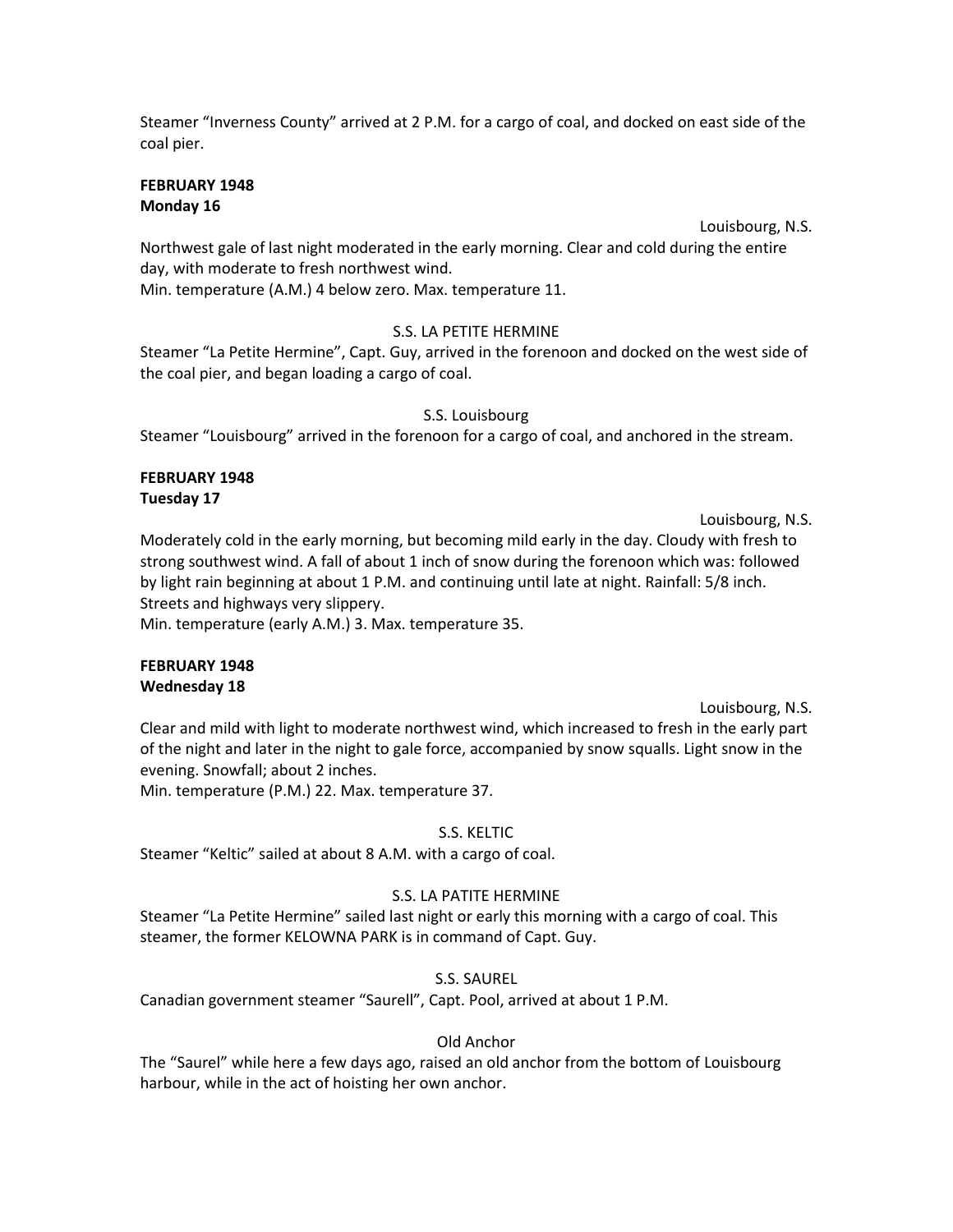Steamer “Inverness County” arrived at 2 P.M. for a cargo of coal, and docked on east side of the coal pier.

**FEBRUARY 1948**
**Monday 16**

Louisbourg, N.S.

Northwest gale of last night moderated in the early morning. Clear and cold during the entire day, with moderate to fresh northwest wind.
Min. temperature (A.M.) 4 below zero. Max. temperature 11.

S.S. LA PETITE HERMINE

Steamer “La Petite Hermine”, Capt. Guy, arrived in the forenoon and docked on the west side of the coal pier, and began loading a cargo of coal.

S.S. Louisbourg

Steamer “Louisbourg” arrived in the forenoon for a cargo of coal, and anchored in the stream.

**FEBRUARY 1948**
**Tuesday 17**

Louisbourg, N.S.

Moderately cold in the early morning, but becoming mild early in the day. Cloudy with fresh to strong southwest wind. A fall of about 1 inch of snow during the forenoon which was: followed by light rain beginning at about 1 P.M. and continuing until late at night. Rainfall: 5/8 inch. Streets and highways very slippery.
Min. temperature (early A.M.) 3. Max. temperature 35.

**FEBRUARY 1948**
**Wednesday 18**

Louisbourg, N.S.

Clear and mild with light to moderate northwest wind, which increased to fresh in the early part of the night and later in the night to gale force, accompanied by snow squalls. Light snow in the evening. Snowfall; about 2 inches.
Min. temperature (P.M.) 22. Max. temperature 37.

S.S. KELTIC

Steamer “Keltic” sailed at about 8 A.M. with a cargo of coal.

S.S. LA PATITE HERMINE

Steamer “La Petite Hermine” sailed last night or early this morning with a cargo of coal. This steamer, the former KELOWNA PARK is in command of Capt. Guy.

S.S. SAUREL

Canadian government steamer “Saurell”, Capt. Pool, arrived at about 1 P.M.

Old Anchor

The “Saurel” while here a few days ago, raised an old anchor from the bottom of Louisbourg harbour, while in the act of hoisting her own anchor.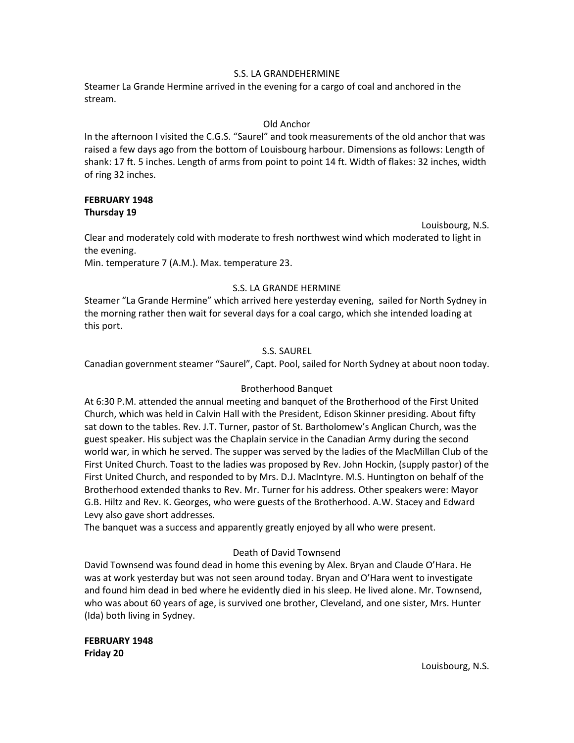S.S. LA GRANDEHERMINE

Steamer La Grande Hermine arrived in the evening for a cargo of coal and anchored in the stream.

Old Anchor

In the afternoon I visited the C.G.S. "Saurel" and took measurements of the old anchor that was raised a few days ago from the bottom of Louisbourg harbour. Dimensions as follows: Length of shank: 17 ft. 5 inches. Length of arms from point to point 14 ft. Width of flakes: 32 inches, width of ring 32 inches.

**FEBRUARY 1948**
**Thursday 19**

Louisbourg, N.S.

Clear and moderately cold with moderate to fresh northwest wind which moderated to light in the evening.
Min. temperature 7 (A.M.). Max. temperature 23.

S.S. LA GRANDE HERMINE

Steamer "La Grande Hermine" which arrived here yesterday evening, sailed for North Sydney in the morning rather then wait for several days for a coal cargo, which she intended loading at this port.

S.S. SAUREL

Canadian government steamer "Saurel", Capt. Pool, sailed for North Sydney at about noon today.

Brotherhood Banquet

At 6:30 P.M. attended the annual meeting and banquet of the Brotherhood of the First United Church, which was held in Calvin Hall with the President, Edison Skinner presiding. About fifty sat down to the tables. Rev. J.T. Turner, pastor of St. Bartholomew's Anglican Church, was the guest speaker. His subject was the Chaplain service in the Canadian Army during the second world war, in which he served. The supper was served by the ladies of the MacMillan Club of the First United Church. Toast to the ladies was proposed by Rev. John Hockin, (supply pastor) of the First United Church, and responded to by Mrs. D.J. MacIntyre. M.S. Huntington on behalf of the Brotherhood extended thanks to Rev. Mr. Turner for his address. Other speakers were: Mayor G.B. Hiltz and Rev. K. Georges, who were guests of the Brotherhood. A.W. Stacey and Edward Levy also gave short addresses.
The banquet was a success and apparently greatly enjoyed by all who were present.

Death of David Townsend

David Townsend was found dead in home this evening by Alex. Bryan and Claude O'Hara. He was at work yesterday but was not seen around today. Bryan and O'Hara went to investigate and found him dead in bed where he evidently died in his sleep. He lived alone. Mr. Townsend, who was about 60 years of age, is survived one brother, Cleveland, and one sister, Mrs. Hunter (Ida) both living in Sydney.

**FEBRUARY 1948**
**Friday 20**

Louisbourg, N.S.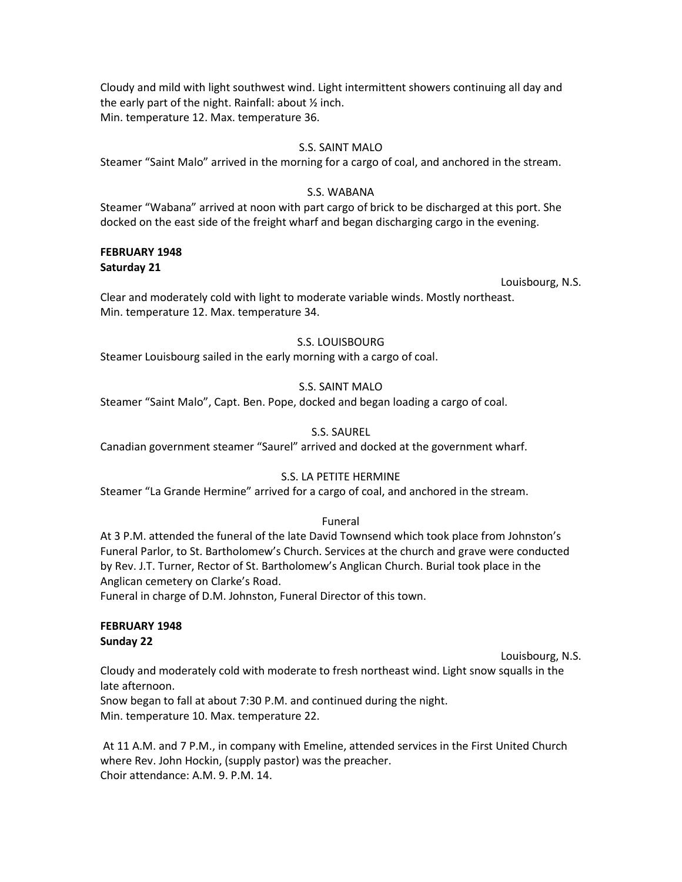Cloudy and mild with light southwest wind. Light intermittent showers continuing all day and the early part of the night. Rainfall: about ½ inch.
Min. temperature 12. Max. temperature 36.

S.S. SAINT MALO
Steamer "Saint Malo" arrived in the morning for a cargo of coal, and anchored in the stream.

S.S. WABANA
Steamer "Wabana" arrived at noon with part cargo of brick to be discharged at this port. She docked on the east side of the freight wharf and began discharging cargo in the evening.

**FEBRUARY 1948**
**Saturday 21**

Louisbourg, N.S.

Clear and moderately cold with light to moderate variable winds. Mostly northeast.
Min. temperature 12. Max. temperature 34.

S.S. LOUISBOURG
Steamer Louisbourg sailed in the early morning with a cargo of coal.

S.S. SAINT MALO
Steamer "Saint Malo", Capt. Ben. Pope, docked and began loading a cargo of coal.

S.S. SAUREL
Canadian government steamer "Saurel" arrived and docked at the government wharf.

S.S. LA PETITE HERMINE
Steamer "La Grande Hermine" arrived for a cargo of coal, and anchored in the stream.

Funeral
At 3 P.M. attended the funeral of the late David Townsend which took place from Johnston's Funeral Parlor, to St. Bartholomew's Church. Services at the church and grave were conducted by Rev. J.T. Turner, Rector of St. Bartholomew's Anglican Church. Burial took place in the Anglican cemetery on Clarke's Road.
Funeral in charge of D.M. Johnston, Funeral Director of this town.

**FEBRUARY 1948**
**Sunday 22**

Louisbourg, N.S.

Cloudy and moderately cold with moderate to fresh northeast wind. Light snow squalls in the late afternoon.
Snow began to fall at about 7:30 P.M. and continued during the night.
Min. temperature 10. Max. temperature 22.

At 11 A.M. and 7 P.M., in company with Emeline, attended services in the First United Church where Rev. John Hockin, (supply pastor) was the preacher.
Choir attendance: A.M. 9. P.M. 14.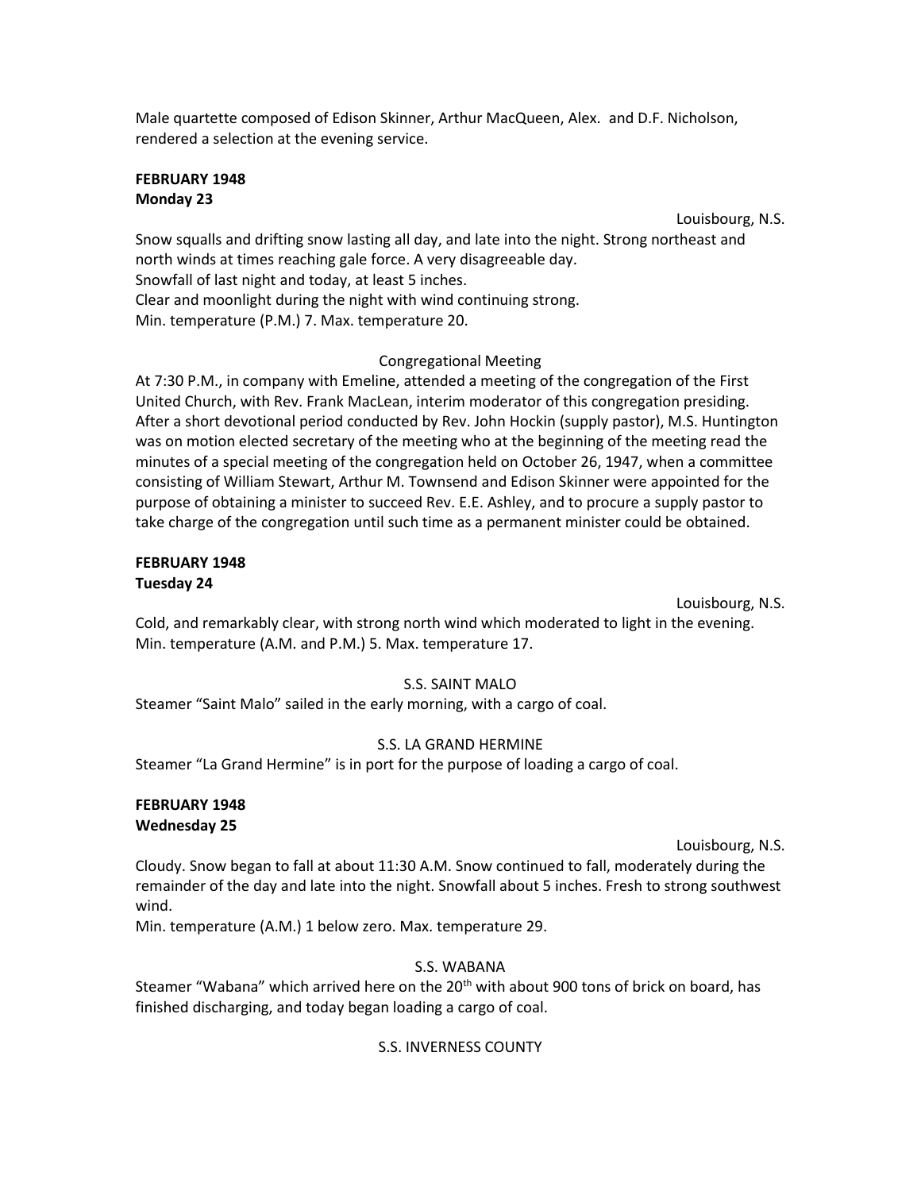Male quartette composed of Edison Skinner, Arthur MacQueen, Alex. and D.F. Nicholson, rendered a selection at the evening service.

**FEBRUARY 1948**
**Monday 23**

Louisbourg, N.S.

Snow squalls and drifting snow lasting all day, and late into the night. Strong northeast and north winds at times reaching gale force. A very disagreeable day.
Snowfall of last night and today, at least 5 inches.
Clear and moonlight during the night with wind continuing strong.
Min. temperature (P.M.) 7. Max. temperature 20.

Congregational Meeting

At 7:30 P.M., in company with Emeline, attended a meeting of the congregation of the First United Church, with Rev. Frank MacLean, interim moderator of this congregation presiding. After a short devotional period conducted by Rev. John Hockin (supply pastor), M.S. Huntington was on motion elected secretary of the meeting who at the beginning of the meeting read the minutes of a special meeting of the congregation held on October 26, 1947, when a committee consisting of William Stewart, Arthur M. Townsend and Edison Skinner were appointed for the purpose of obtaining a minister to succeed Rev. E.E. Ashley, and to procure a supply pastor to take charge of the congregation until such time as a permanent minister could be obtained.

**FEBRUARY 1948**
**Tuesday 24**

Louisbourg, N.S.

Cold, and remarkably clear, with strong north wind which moderated to light in the evening.
Min. temperature (A.M. and P.M.) 5. Max. temperature 17.

S.S. SAINT MALO

Steamer "Saint Malo" sailed in the early morning, with a cargo of coal.

S.S. LA GRAND HERMINE

Steamer "La Grand Hermine" is in port for the purpose of loading a cargo of coal.

**FEBRUARY 1948**
**Wednesday 25**

Louisbourg, N.S.

Cloudy. Snow began to fall at about 11:30 A.M. Snow continued to fall, moderately during the remainder of the day and late into the night. Snowfall about 5 inches. Fresh to strong southwest wind.
Min. temperature (A.M.) 1 below zero. Max. temperature 29.

S.S. WABANA

Steamer "Wabana" which arrived here on the 20th with about 900 tons of brick on board, has finished discharging, and today began loading a cargo of coal.

S.S. INVERNESS COUNTY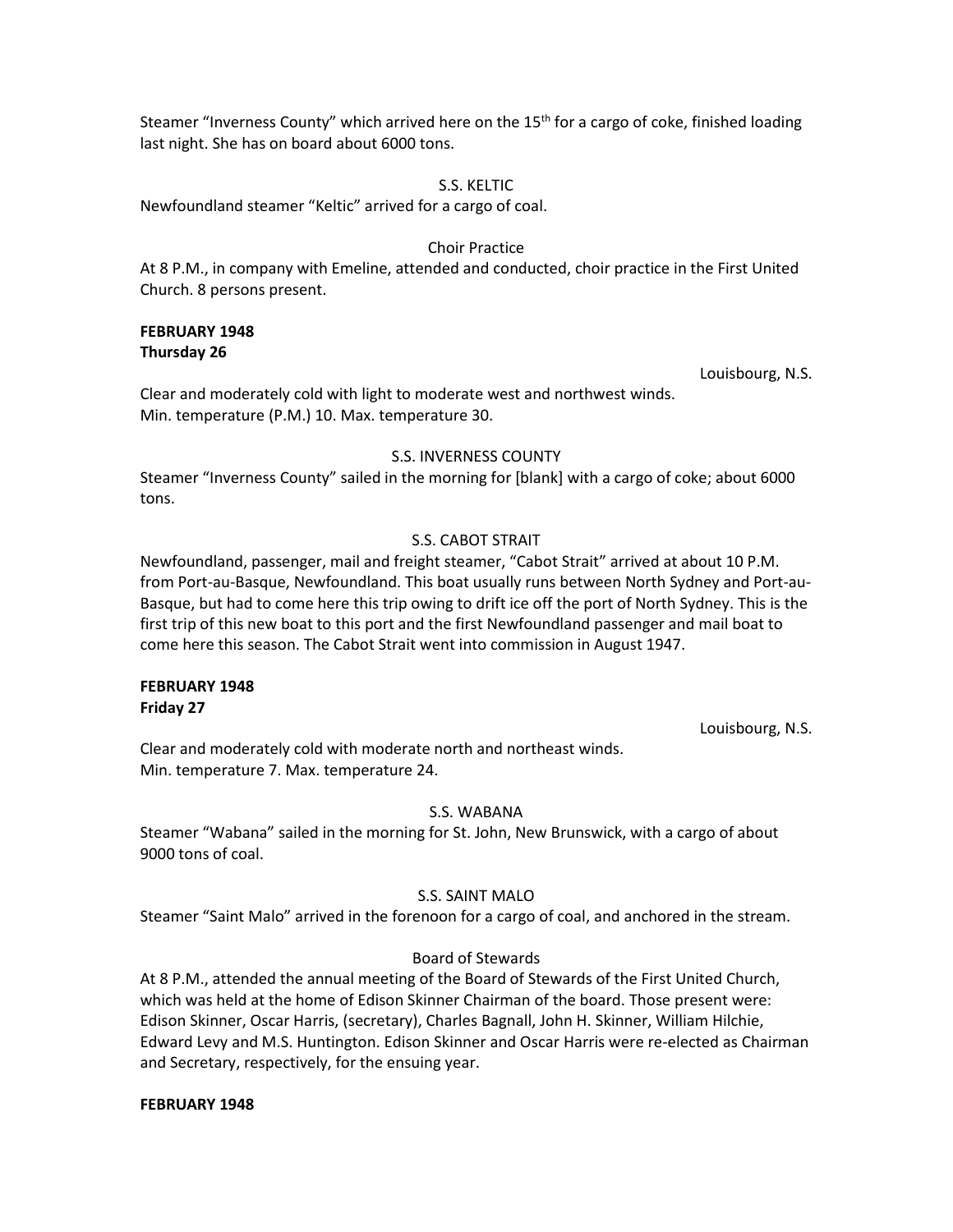Steamer "Inverness County" which arrived here on the 15th for a cargo of coke, finished loading last night. She has on board about 6000 tons.

S.S. KELTIC

Newfoundland steamer "Keltic" arrived for a cargo of coal.

Choir Practice

At 8 P.M., in company with Emeline, attended and conducted, choir practice in the First United Church. 8 persons present.

**FEBRUARY 1948**
**Thursday 26**

Louisbourg, N.S.

Clear and moderately cold with light to moderate west and northwest winds.
Min. temperature (P.M.) 10. Max. temperature 30.

S.S. INVERNESS COUNTY

Steamer "Inverness County" sailed in the morning for [blank] with a cargo of coke; about 6000 tons.

S.S. CABOT STRAIT

Newfoundland, passenger, mail and freight steamer, "Cabot Strait" arrived at about 10 P.M. from Port-au-Basque, Newfoundland. This boat usually runs between North Sydney and Port-au-Basque, but had to come here this trip owing to drift ice off the port of North Sydney. This is the first trip of this new boat to this port and the first Newfoundland passenger and mail boat to come here this season. The Cabot Strait went into commission in August 1947.

**FEBRUARY 1948**
**Friday 27**

Louisbourg, N.S.

Clear and moderately cold with moderate north and northeast winds.
Min. temperature 7. Max. temperature 24.

S.S. WABANA

Steamer "Wabana" sailed in the morning for St. John, New Brunswick, with a cargo of about 9000 tons of coal.

S.S. SAINT MALO

Steamer "Saint Malo" arrived in the forenoon for a cargo of coal, and anchored in the stream.

Board of Stewards

At 8 P.M., attended the annual meeting of the Board of Stewards of the First United Church, which was held at the home of Edison Skinner Chairman of the board. Those present were: Edison Skinner, Oscar Harris, (secretary), Charles Bagnall, John H. Skinner, William Hilchie, Edward Levy and M.S. Huntington. Edison Skinner and Oscar Harris were re-elected as Chairman and Secretary, respectively, for the ensuing year.

**FEBRUARY 1948**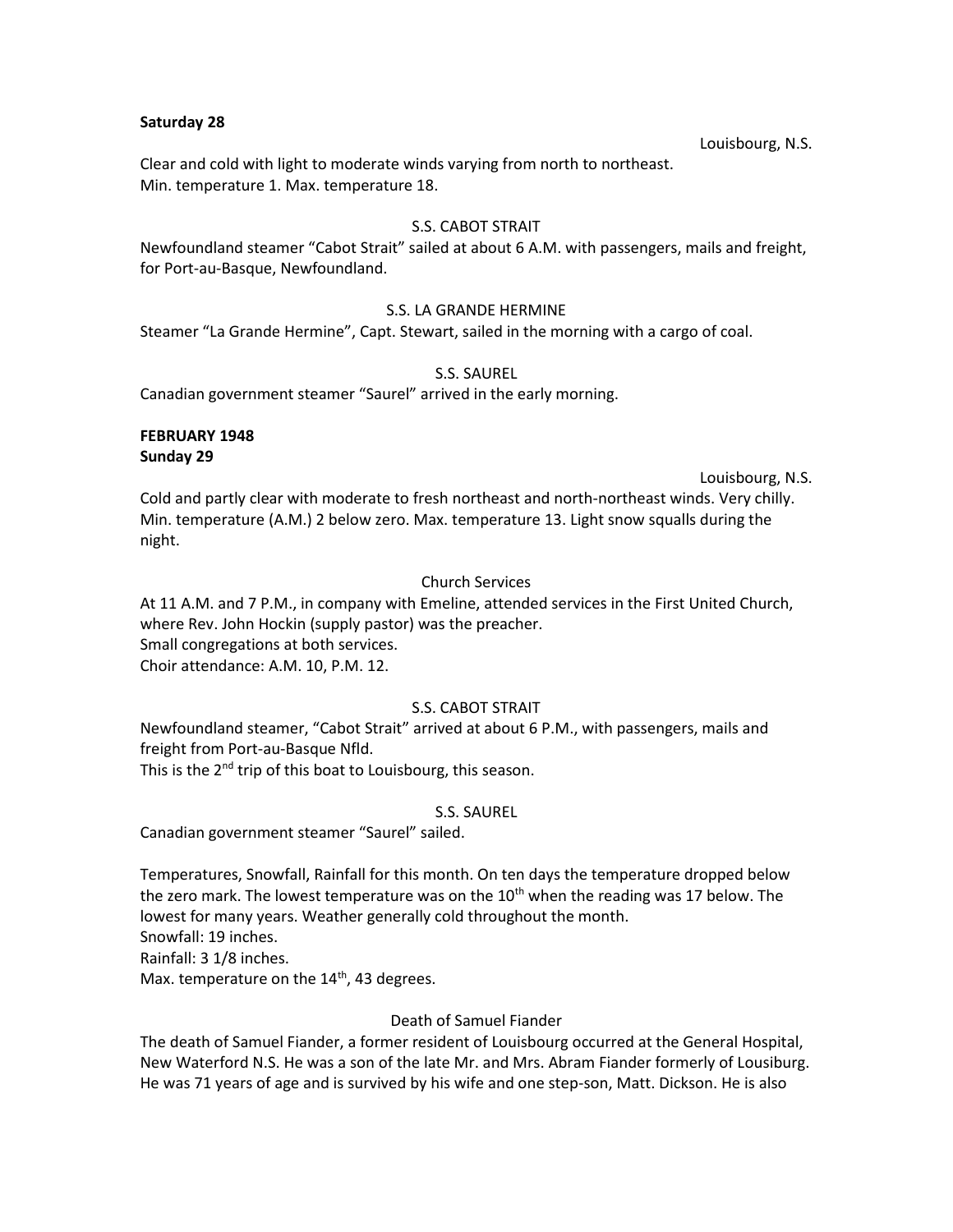**Saturday 28**

Louisbourg, N.S.

Clear and cold with light to moderate winds varying from north to northeast.
Min. temperature 1. Max. temperature 18.

S.S. CABOT STRAIT

Newfoundland steamer "Cabot Strait" sailed at about 6 A.M. with passengers, mails and freight, for Port-au-Basque, Newfoundland.

S.S. LA GRANDE HERMINE

Steamer "La Grande Hermine", Capt. Stewart, sailed in the morning with a cargo of coal.

S.S. SAUREL

Canadian government steamer "Saurel" arrived in the early morning.

**FEBRUARY 1948**
**Sunday 29**

Louisbourg, N.S.

Cold and partly clear with moderate to fresh northeast and north-northeast winds. Very chilly.
Min. temperature (A.M.) 2 below zero. Max. temperature 13. Light snow squalls during the night.

Church Services

At 11 A.M. and 7 P.M., in company with Emeline, attended services in the First United Church, where Rev. John Hockin (supply pastor) was the preacher.
Small congregations at both services.
Choir attendance: A.M. 10, P.M. 12.

S.S. CABOT STRAIT

Newfoundland steamer, "Cabot Strait" arrived at about 6 P.M., with passengers, mails and freight from Port-au-Basque Nfld.
This is the 2nd trip of this boat to Louisbourg, this season.

S.S. SAUREL

Canadian government steamer "Saurel" sailed.

Temperatures, Snowfall, Rainfall for this month. On ten days the temperature dropped below the zero mark. The lowest temperature was on the 10th when the reading was 17 below. The lowest for many years. Weather generally cold throughout the month.
Snowfall: 19 inches.
Rainfall: 3 1/8 inches.
Max. temperature on the 14th, 43 degrees.

Death of Samuel Fiander

The death of Samuel Fiander, a former resident of Louisbourg occurred at the General Hospital, New Waterford N.S. He was a son of the late Mr. and Mrs. Abram Fiander formerly of Lousiburg. He was 71 years of age and is survived by his wife and one step-son, Matt. Dickson. He is also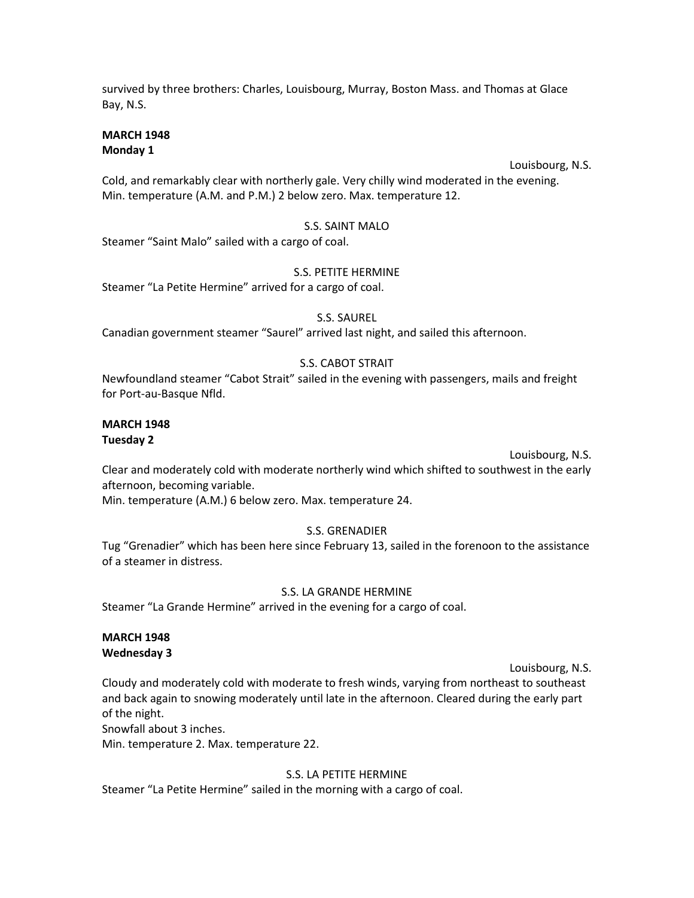survived by three brothers: Charles, Louisbourg, Murray, Boston Mass. and Thomas at Glace Bay, N.S.

**MARCH 1948**
**Monday 1**

Louisbourg, N.S.

Cold, and remarkably clear with northerly gale. Very chilly wind moderated in the evening.
Min. temperature (A.M. and P.M.) 2 below zero. Max. temperature 12.

S.S. SAINT MALO

Steamer "Saint Malo" sailed with a cargo of coal.

S.S. PETITE HERMINE

Steamer "La Petite Hermine" arrived for a cargo of coal.

S.S. SAUREL

Canadian government steamer "Saurel" arrived last night, and sailed this afternoon.

S.S. CABOT STRAIT

Newfoundland steamer "Cabot Strait" sailed in the evening with passengers, mails and freight for Port-au-Basque Nfld.

**MARCH 1948**
**Tuesday 2**

Louisbourg, N.S.

Clear and moderately cold with moderate northerly wind which shifted to southwest in the early afternoon, becoming variable.
Min. temperature (A.M.) 6 below zero. Max. temperature 24.

S.S. GRENADIER

Tug "Grenadier" which has been here since February 13, sailed in the forenoon to the assistance of a steamer in distress.

S.S. LA GRANDE HERMINE

Steamer "La Grande Hermine" arrived in the evening for a cargo of coal.

**MARCH 1948**
**Wednesday 3**

Louisbourg, N.S.

Cloudy and moderately cold with moderate to fresh winds, varying from northeast to southeast and back again to snowing moderately until late in the afternoon. Cleared during the early part of the night.
Snowfall about 3 inches.
Min. temperature 2. Max. temperature 22.

S.S. LA PETITE HERMINE

Steamer "La Petite Hermine" sailed in the morning with a cargo of coal.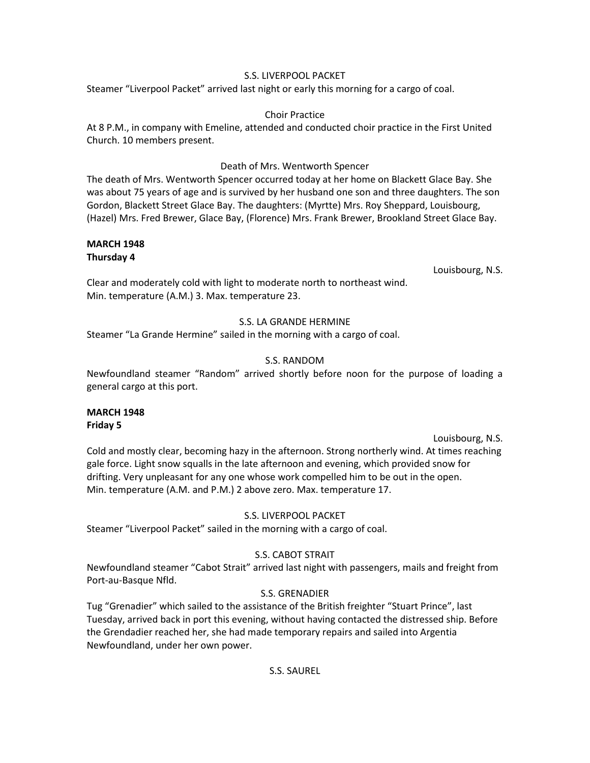S.S. LIVERPOOL PACKET

Steamer "Liverpool Packet" arrived last night or early this morning for a cargo of coal.

Choir Practice

At 8 P.M., in company with Emeline, attended and conducted choir practice in the First United Church. 10 members present.

Death of Mrs. Wentworth Spencer

The death of Mrs. Wentworth Spencer occurred today at her home on Blackett Glace Bay. She was about 75 years of age and is survived by her husband one son and three daughters. The son Gordon, Blackett Street Glace Bay. The daughters: (Myrtte) Mrs. Roy Sheppard, Louisbourg, (Hazel) Mrs. Fred Brewer, Glace Bay, (Florence) Mrs. Frank Brewer, Brookland Street Glace Bay.

**MARCH 1948**
**Thursday 4**

Louisbourg, N.S.

Clear and moderately cold with light to moderate north to northeast wind.
Min. temperature (A.M.) 3. Max. temperature 23.

S.S. LA GRANDE HERMINE

Steamer "La Grande Hermine" sailed in the morning with a cargo of coal.

S.S. RANDOM

Newfoundland steamer "Random" arrived shortly before noon for the purpose of loading a general cargo at this port.

**MARCH 1948**
**Friday 5**

Louisbourg, N.S.

Cold and mostly clear, becoming hazy in the afternoon. Strong northerly wind. At times reaching gale force. Light snow squalls in the late afternoon and evening, which provided snow for drifting. Very unpleasant for any one whose work compelled him to be out in the open.
Min. temperature (A.M. and P.M.) 2 above zero. Max. temperature 17.

S.S. LIVERPOOL PACKET

Steamer "Liverpool Packet" sailed in the morning with a cargo of coal.

S.S. CABOT STRAIT

Newfoundland steamer "Cabot Strait" arrived last night with passengers, mails and freight from Port-au-Basque Nfld.

S.S. GRENADIER

Tug "Grenadier" which sailed to the assistance of the British freighter "Stuart Prince", last Tuesday, arrived back in port this evening, without having contacted the distressed ship. Before the Grendadier reached her, she had made temporary repairs and sailed into Argentia Newfoundland, under her own power.

S.S. SAUREL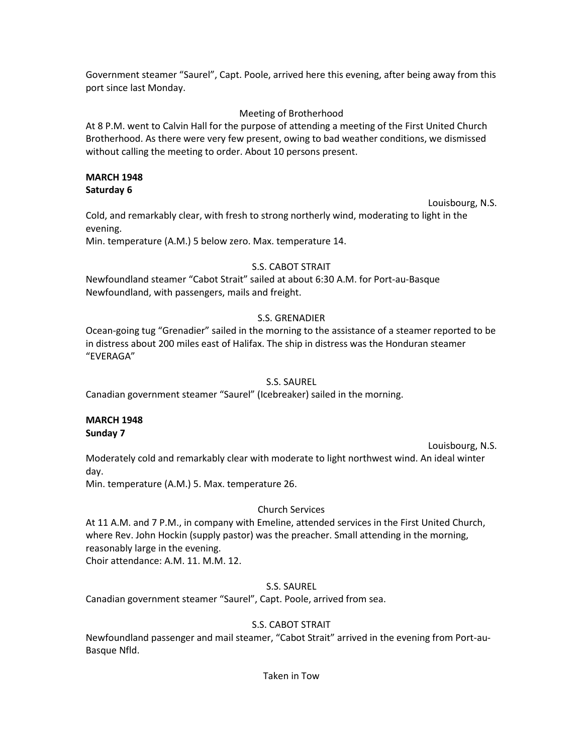Government steamer "Saurel", Capt. Poole, arrived here this evening, after being away from this port since last Monday.

Meeting of Brotherhood

At 8 P.M. went to Calvin Hall for the purpose of attending a meeting of the First United Church Brotherhood. As there were very few present, owing to bad weather conditions, we dismissed without calling the meeting to order. About 10 persons present.

**MARCH 1948**
**Saturday 6**

Louisbourg, N.S.

Cold, and remarkably clear, with fresh to strong northerly wind, moderating to light in the evening.
Min. temperature (A.M.) 5 below zero. Max. temperature 14.

S.S. CABOT STRAIT

Newfoundland steamer "Cabot Strait" sailed at about 6:30 A.M. for Port-au-Basque Newfoundland, with passengers, mails and freight.

S.S. GRENADIER

Ocean-going tug "Grenadier" sailed in the morning to the assistance of a steamer reported to be in distress about 200 miles east of Halifax. The ship in distress was the Honduran steamer "EVERAGA"

S.S. SAUREL

Canadian government steamer "Saurel" (Icebreaker) sailed in the morning.

**MARCH 1948**
**Sunday 7**

Louisbourg, N.S.

Moderately cold and remarkably clear with moderate to light northwest wind. An ideal winter day.
Min. temperature (A.M.) 5. Max. temperature 26.

Church Services

At 11 A.M. and 7 P.M., in company with Emeline, attended services in the First United Church, where Rev. John Hockin (supply pastor) was the preacher. Small attending in the morning, reasonably large in the evening.
Choir attendance: A.M. 11. M.M. 12.

S.S. SAUREL

Canadian government steamer "Saurel", Capt. Poole, arrived from sea.

S.S. CABOT STRAIT

Newfoundland passenger and mail steamer, "Cabot Strait" arrived in the evening from Port-au-Basque Nfld.

Taken in Tow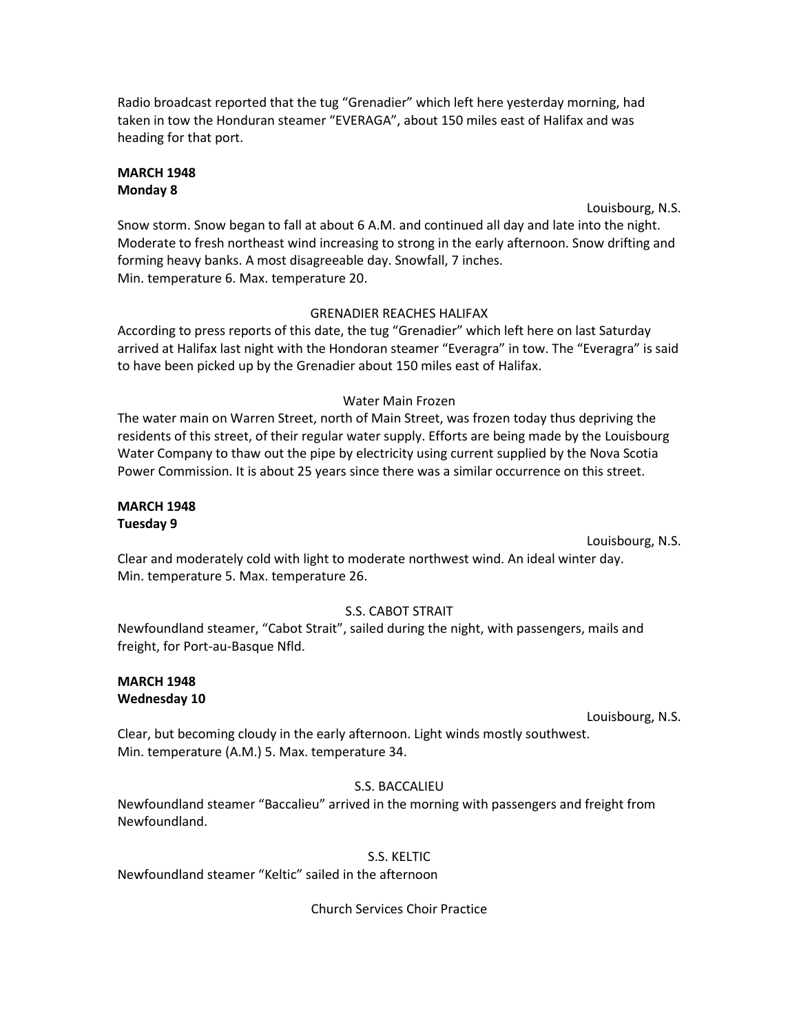Radio broadcast reported that the tug "Grenadier" which left here yesterday morning, had taken in tow the Honduran steamer "EVERAGA", about 150 miles east of Halifax and was heading for that port.

**MARCH 1948**
**Monday 8**

Louisbourg, N.S.

Snow storm. Snow began to fall at about 6 A.M. and continued all day and late into the night. Moderate to fresh northeast wind increasing to strong in the early afternoon. Snow drifting and forming heavy banks. A most disagreeable day. Snowfall, 7 inches.
Min. temperature 6. Max. temperature 20.

GRENADIER REACHES HALIFAX

According to press reports of this date, the tug "Grenadier" which left here on last Saturday arrived at Halifax last night with the Hondoran steamer "Everagra" in tow. The "Everagra" is said to have been picked up by the Grenadier about 150 miles east of Halifax.

Water Main Frozen

The water main on Warren Street, north of Main Street, was frozen today thus depriving the residents of this street, of their regular water supply. Efforts are being made by the Louisbourg Water Company to thaw out the pipe by electricity using current supplied by the Nova Scotia Power Commission. It is about 25 years since there was a similar occurrence on this street.

**MARCH 1948**
**Tuesday 9**

Louisbourg, N.S.

Clear and moderately cold with light to moderate northwest wind. An ideal winter day.
Min. temperature 5. Max. temperature 26.

S.S. CABOT STRAIT

Newfoundland steamer, "Cabot Strait", sailed during the night, with passengers, mails and freight, for Port-au-Basque Nfld.

**MARCH 1948**
**Wednesday 10**

Louisbourg, N.S.

Clear, but becoming cloudy in the early afternoon. Light winds mostly southwest.
Min. temperature (A.M.) 5. Max. temperature 34.

S.S. BACCALIEU

Newfoundland steamer "Baccalieu" arrived in the morning with passengers and freight from Newfoundland.

S.S. KELTIC

Newfoundland steamer "Keltic" sailed in the afternoon

Church Services Choir Practice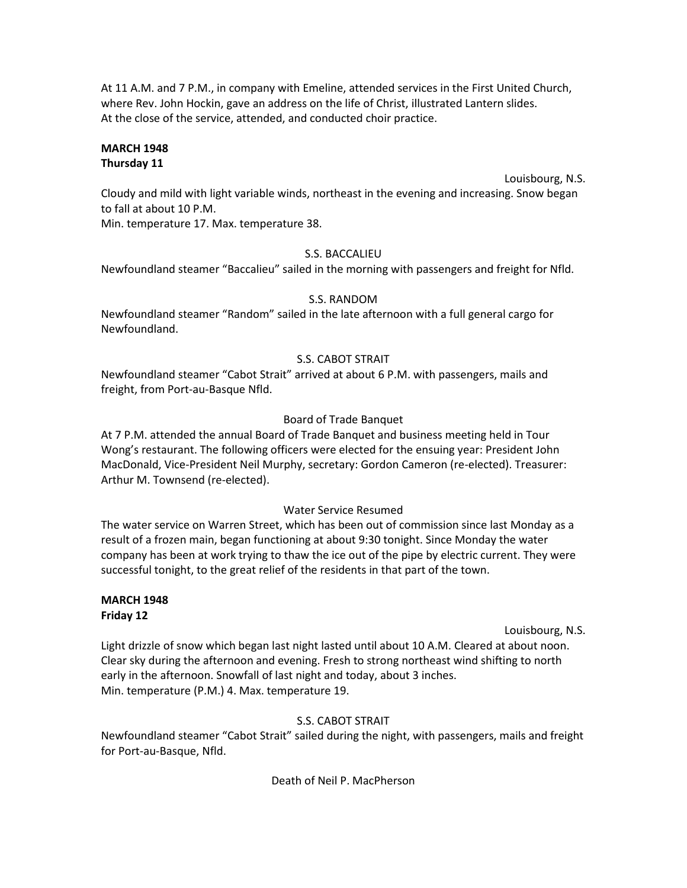At 11 A.M. and 7 P.M., in company with Emeline, attended services in the First United Church, where Rev. John Hockin, gave an address on the life of Christ, illustrated Lantern slides.
At the close of the service, attended, and conducted choir practice.

**MARCH 1948**
**Thursday 11**

Louisbourg, N.S.

Cloudy and mild with light variable winds, northeast in the evening and increasing. Snow began to fall at about 10 P.M.
Min. temperature 17. Max. temperature 38.

S.S. BACCALIEU

Newfoundland steamer "Baccalieu" sailed in the morning with passengers and freight for Nfld.

S.S. RANDOM

Newfoundland steamer "Random" sailed in the late afternoon with a full general cargo for Newfoundland.

S.S. CABOT STRAIT

Newfoundland steamer "Cabot Strait" arrived at about 6 P.M. with passengers, mails and freight, from Port-au-Basque Nfld.

Board of Trade Banquet

At 7 P.M. attended the annual Board of Trade Banquet and business meeting held in Tour Wong's restaurant. The following officers were elected for the ensuing year: President John MacDonald, Vice-President Neil Murphy, secretary: Gordon Cameron (re-elected). Treasurer: Arthur M. Townsend (re-elected).

Water Service Resumed

The water service on Warren Street, which has been out of commission since last Monday as a result of a frozen main, began functioning at about 9:30 tonight. Since Monday the water company has been at work trying to thaw the ice out of the pipe by electric current. They were successful tonight, to the great relief of the residents in that part of the town.

**MARCH 1948**
**Friday 12**

Louisbourg, N.S.

Light drizzle of snow which began last night lasted until about 10 A.M. Cleared at about noon. Clear sky during the afternoon and evening. Fresh to strong northeast wind shifting to north early in the afternoon. Snowfall of last night and today, about 3 inches.
Min. temperature (P.M.) 4. Max. temperature 19.

S.S. CABOT STRAIT

Newfoundland steamer "Cabot Strait" sailed during the night, with passengers, mails and freight for Port-au-Basque, Nfld.

Death of Neil P. MacPherson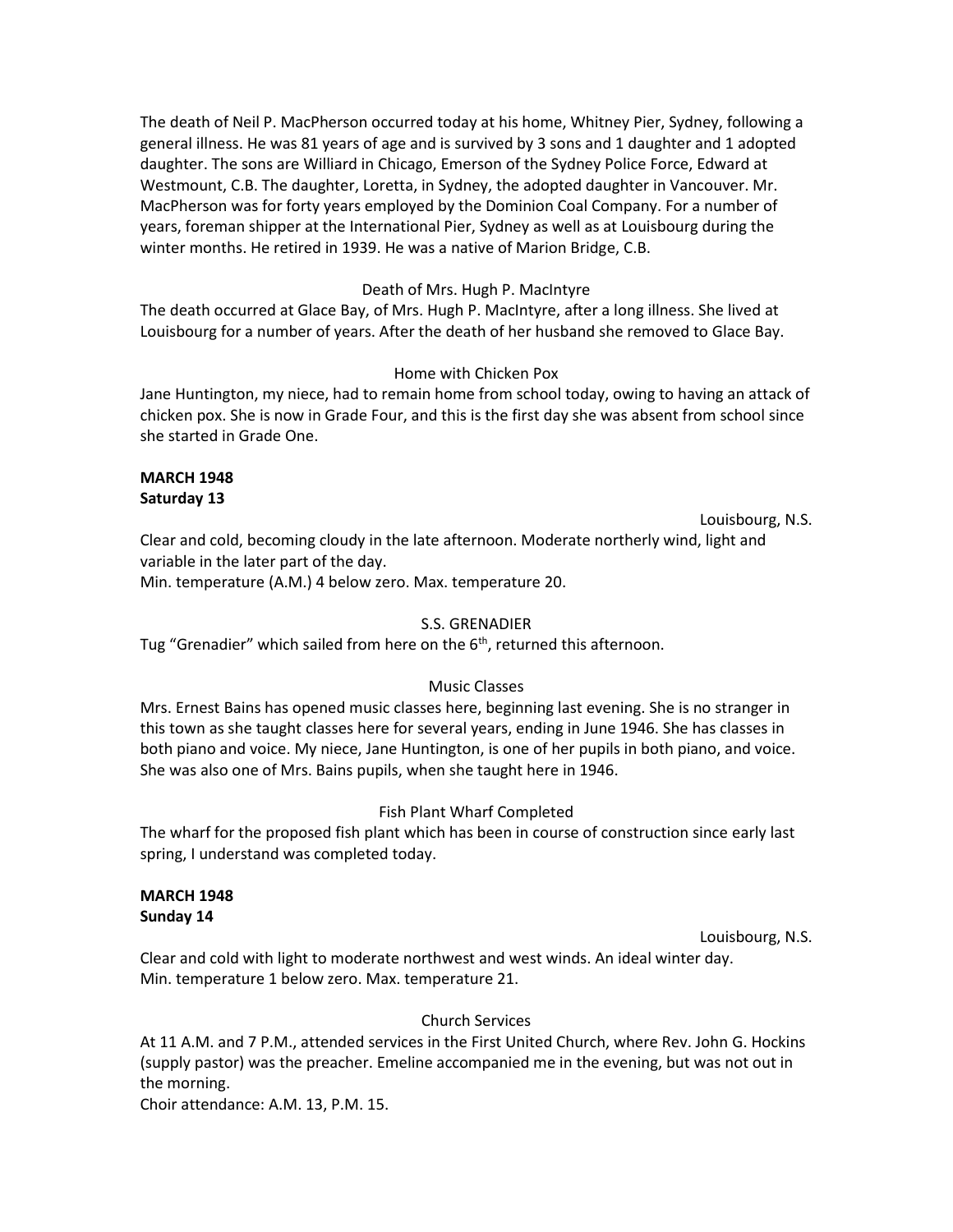The death of Neil P. MacPherson occurred today at his home, Whitney Pier, Sydney, following a general illness. He was 81 years of age and is survived by 3 sons and 1 daughter and 1 adopted daughter. The sons are Williard in Chicago, Emerson of the Sydney Police Force, Edward at Westmount, C.B. The daughter, Loretta, in Sydney, the adopted daughter in Vancouver. Mr. MacPherson was for forty years employed by the Dominion Coal Company. For a number of years, foreman shipper at the International Pier, Sydney as well as at Louisbourg during the winter months. He retired in 1939. He was a native of Marion Bridge, C.B.

Death of Mrs. Hugh P. MacIntyre

The death occurred at Glace Bay, of Mrs. Hugh P. MacIntyre, after a long illness. She lived at Louisbourg for a number of years. After the death of her husband she removed to Glace Bay.

Home with Chicken Pox

Jane Huntington, my niece, had to remain home from school today, owing to having an attack of chicken pox. She is now in Grade Four, and this is the first day she was absent from school since she started in Grade One.

**MARCH 1948**
**Saturday 13**

Louisbourg, N.S.

Clear and cold, becoming cloudy in the late afternoon. Moderate northerly wind, light and variable in the later part of the day.
Min. temperature (A.M.) 4 below zero. Max. temperature 20.

S.S. GRENADIER

Tug "Grenadier" which sailed from here on the 6th, returned this afternoon.

Music Classes

Mrs. Ernest Bains has opened music classes here, beginning last evening. She is no stranger in this town as she taught classes here for several years, ending in June 1946. She has classes in both piano and voice. My niece, Jane Huntington, is one of her pupils in both piano, and voice. She was also one of Mrs. Bains pupils, when she taught here in 1946.

Fish Plant Wharf Completed

The wharf for the proposed fish plant which has been in course of construction since early last spring, I understand was completed today.

**MARCH 1948**
**Sunday 14**

Louisbourg, N.S.

Clear and cold with light to moderate northwest and west winds. An ideal winter day.
Min. temperature 1 below zero. Max. temperature 21.

Church Services

At 11 A.M. and 7 P.M., attended services in the First United Church, where Rev. John G. Hockins (supply pastor) was the preacher. Emeline accompanied me in the evening, but was not out in the morning.
Choir attendance: A.M. 13, P.M. 15.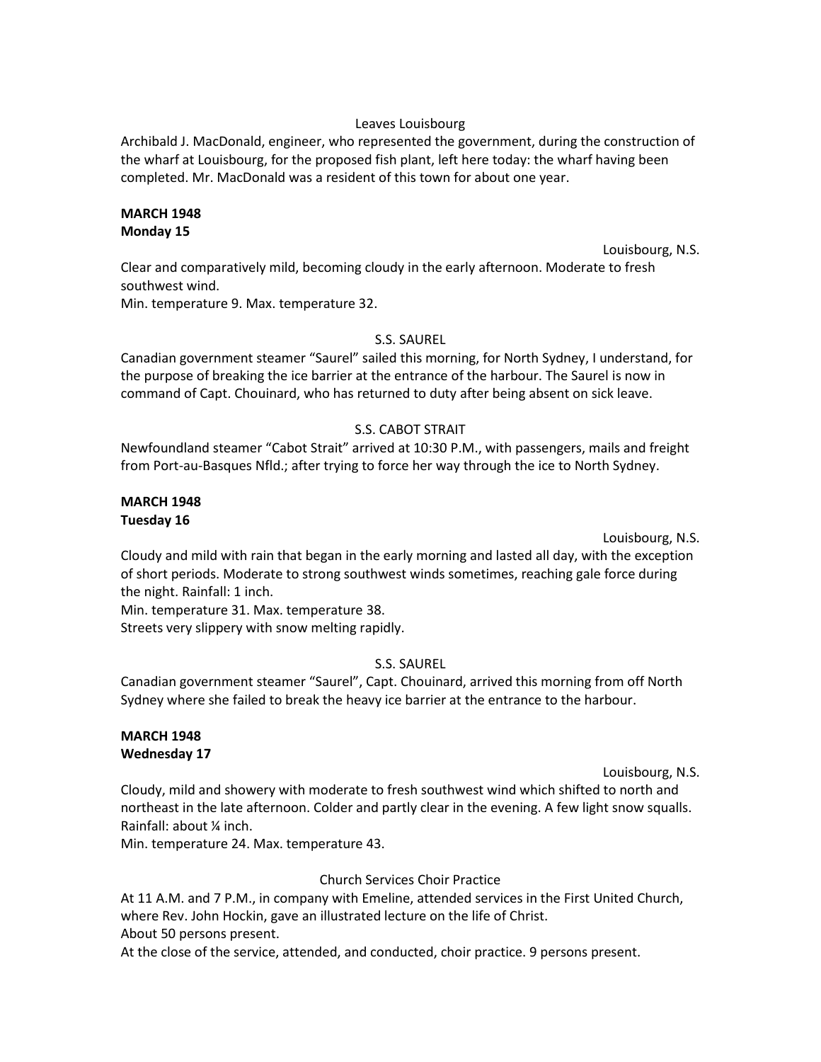Leaves Louisbourg

Archibald J. MacDonald, engineer, who represented the government, during the construction of the wharf at Louisbourg, for the proposed fish plant, left here today: the wharf having been completed. Mr. MacDonald was a resident of this town for about one year.

**MARCH 1948**
**Monday 15**

Louisbourg, N.S.

Clear and comparatively mild, becoming cloudy in the early afternoon. Moderate to fresh southwest wind.
Min. temperature 9. Max. temperature 32.

S.S. SAUREL

Canadian government steamer "Saurel" sailed this morning, for North Sydney, I understand, for the purpose of breaking the ice barrier at the entrance of the harbour. The Saurel is now in command of Capt. Chouinard, who has returned to duty after being absent on sick leave.

S.S. CABOT STRAIT

Newfoundland steamer "Cabot Strait" arrived at 10:30 P.M., with passengers, mails and freight from Port-au-Basques Nfld.; after trying to force her way through the ice to North Sydney.

**MARCH 1948**
**Tuesday 16**

Louisbourg, N.S.

Cloudy and mild with rain that began in the early morning and lasted all day, with the exception of short periods. Moderate to strong southwest winds sometimes, reaching gale force during the night. Rainfall: 1 inch.
Min. temperature 31. Max. temperature 38.
Streets very slippery with snow melting rapidly.

S.S. SAUREL

Canadian government steamer "Saurel", Capt. Chouinard, arrived this morning from off North Sydney where she failed to break the heavy ice barrier at the entrance to the harbour.

**MARCH 1948**
**Wednesday 17**

Louisbourg, N.S.

Cloudy, mild and showery with moderate to fresh southwest wind which shifted to north and northeast in the late afternoon. Colder and partly clear in the evening. A few light snow squalls. Rainfall: about ¼ inch.
Min. temperature 24. Max. temperature 43.

Church Services Choir Practice

At 11 A.M. and 7 P.M., in company with Emeline, attended services in the First United Church, where Rev. John Hockin, gave an illustrated lecture on the life of Christ.
About 50 persons present.
At the close of the service, attended, and conducted, choir practice. 9 persons present.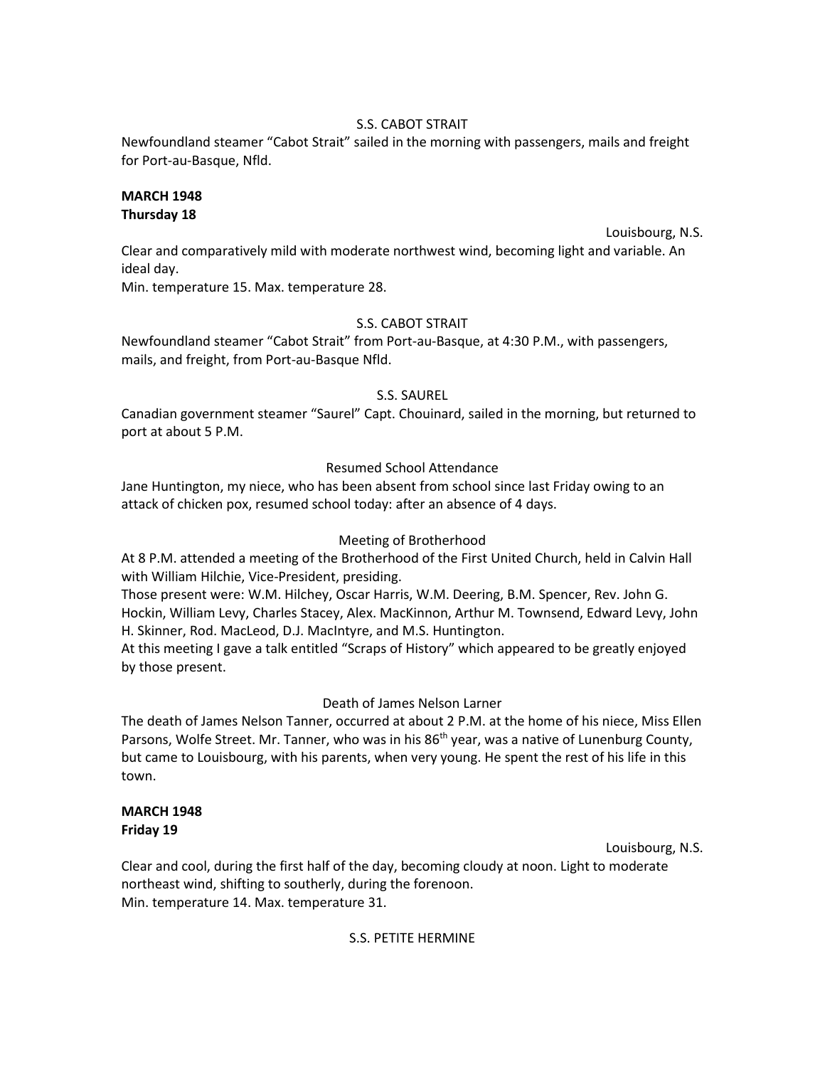S.S. CABOT STRAIT

Newfoundland steamer "Cabot Strait" sailed in the morning with passengers, mails and freight for Port-au-Basque, Nfld.

**MARCH 1948**
**Thursday 18**

Louisbourg, N.S.

Clear and comparatively mild with moderate northwest wind, becoming light and variable. An ideal day.
Min. temperature 15. Max. temperature 28.

S.S. CABOT STRAIT

Newfoundland steamer "Cabot Strait" from Port-au-Basque, at 4:30 P.M., with passengers, mails, and freight, from Port-au-Basque Nfld.

S.S. SAUREL

Canadian government steamer "Saurel" Capt. Chouinard, sailed in the morning, but returned to port at about 5 P.M.

Resumed School Attendance

Jane Huntington, my niece, who has been absent from school since last Friday owing to an attack of chicken pox, resumed school today: after an absence of 4 days.

Meeting of Brotherhood

At 8 P.M. attended a meeting of the Brotherhood of the First United Church, held in Calvin Hall with William Hilchie, Vice-President, presiding.
Those present were: W.M. Hilchey, Oscar Harris, W.M. Deering, B.M. Spencer, Rev. John G. Hockin, William Levy, Charles Stacey, Alex. MacKinnon, Arthur M. Townsend, Edward Levy, John H. Skinner, Rod. MacLeod, D.J. MacIntyre, and M.S. Huntington.
At this meeting I gave a talk entitled "Scraps of History" which appeared to be greatly enjoyed by those present.

Death of James Nelson Larner

The death of James Nelson Tanner, occurred at about 2 P.M. at the home of his niece, Miss Ellen Parsons, Wolfe Street. Mr. Tanner, who was in his 86th year, was a native of Lunenburg County, but came to Louisbourg, with his parents, when very young. He spent the rest of his life in this town.

**MARCH 1948**
**Friday 19**

Louisbourg, N.S.

Clear and cool, during the first half of the day, becoming cloudy at noon. Light to moderate northeast wind, shifting to southerly, during the forenoon.
Min. temperature 14. Max. temperature 31.

S.S. PETITE HERMINE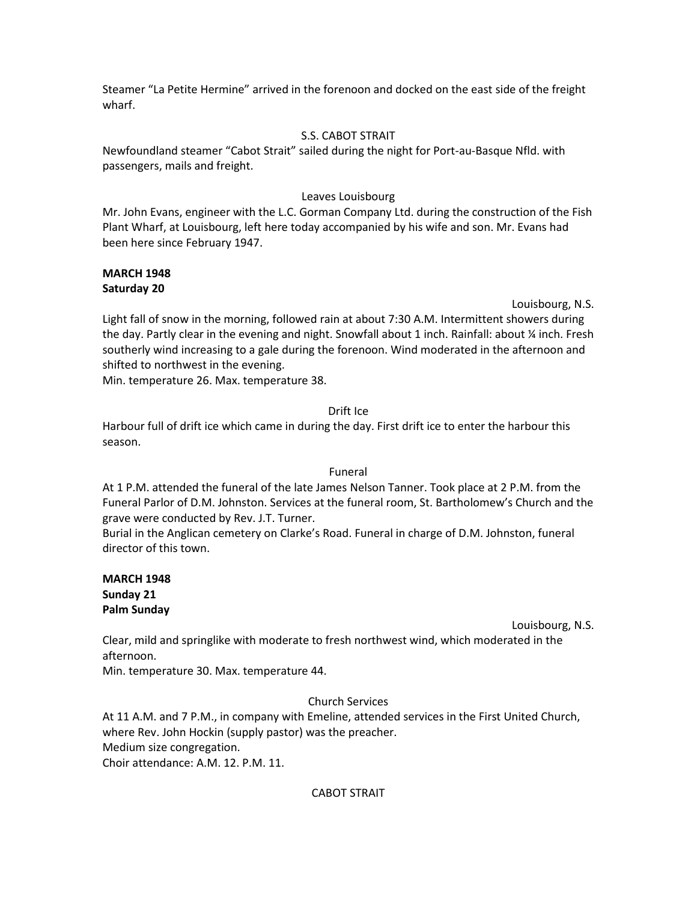Steamer “La Petite Hermine” arrived in the forenoon and docked on the east side of the freight wharf.

S.S. CABOT STRAIT

Newfoundland steamer “Cabot Strait” sailed during the night for Port-au-Basque Nfld. with passengers, mails and freight.

Leaves Louisbourg

Mr. John Evans, engineer with the L.C. Gorman Company Ltd. during the construction of the Fish Plant Wharf, at Louisbourg, left here today accompanied by his wife and son. Mr. Evans had been here since February 1947.

**MARCH 1948**
**Saturday 20**

Louisbourg, N.S.

Light fall of snow in the morning, followed rain at about 7:30 A.M. Intermittent showers during the day. Partly clear in the evening and night. Snowfall about 1 inch. Rainfall: about ¼ inch. Fresh southerly wind increasing to a gale during the forenoon. Wind moderated in the afternoon and shifted to northwest in the evening.
Min. temperature 26. Max. temperature 38.

Drift Ice

Harbour full of drift ice which came in during the day. First drift ice to enter the harbour this season.

Funeral

At 1 P.M. attended the funeral of the late James Nelson Tanner. Took place at 2 P.M. from the Funeral Parlor of D.M. Johnston. Services at the funeral room, St. Bartholomew’s Church and the grave were conducted by Rev. J.T. Turner.
Burial in the Anglican cemetery on Clarke’s Road. Funeral in charge of D.M. Johnston, funeral director of this town.

**MARCH 1948**
**Sunday 21**
**Palm Sunday**

Louisbourg, N.S.

Clear, mild and springlike with moderate to fresh northwest wind, which moderated in the afternoon.
Min. temperature 30. Max. temperature 44.

Church Services

At 11 A.M. and 7 P.M., in company with Emeline, attended services in the First United Church, where Rev. John Hockin (supply pastor) was the preacher.
Medium size congregation.
Choir attendance: A.M. 12. P.M. 11.

CABOT STRAIT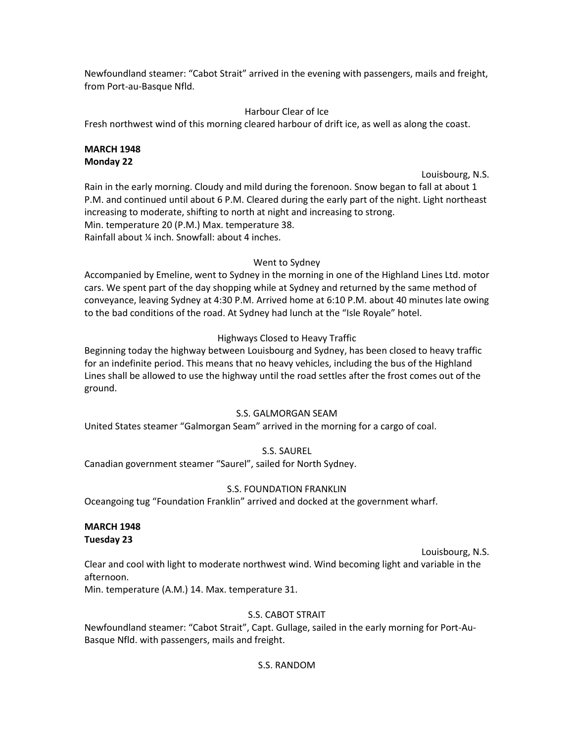Newfoundland steamer: "Cabot Strait" arrived in the evening with passengers, mails and freight, from Port-au-Basque Nfld.

Harbour Clear of Ice

Fresh northwest wind of this morning cleared harbour of drift ice, as well as along the coast.

**MARCH 1948**
**Monday 22**

Louisbourg, N.S.

Rain in the early morning. Cloudy and mild during the forenoon. Snow began to fall at about 1 P.M. and continued until about 6 P.M. Cleared during the early part of the night. Light northeast increasing to moderate, shifting to north at night and increasing to strong.
Min. temperature 20 (P.M.) Max. temperature 38.
Rainfall about ¼ inch. Snowfall: about 4 inches.

Went to Sydney

Accompanied by Emeline, went to Sydney in the morning in one of the Highland Lines Ltd. motor cars. We spent part of the day shopping while at Sydney and returned by the same method of conveyance, leaving Sydney at 4:30 P.M. Arrived home at 6:10 P.M. about 40 minutes late owing to the bad conditions of the road. At Sydney had lunch at the "Isle Royale" hotel.

Highways Closed to Heavy Traffic

Beginning today the highway between Louisbourg and Sydney, has been closed to heavy traffic for an indefinite period. This means that no heavy vehicles, including the bus of the Highland Lines shall be allowed to use the highway until the road settles after the frost comes out of the ground.

S.S. GALMORGAN SEAM

United States steamer "Galmorgan Seam" arrived in the morning for a cargo of coal.

S.S. SAUREL

Canadian government steamer "Saurel", sailed for North Sydney.

S.S. FOUNDATION FRANKLIN

Oceangoing tug "Foundation Franklin" arrived and docked at the government wharf.

**MARCH 1948**
**Tuesday 23**

Louisbourg, N.S.

Clear and cool with light to moderate northwest wind. Wind becoming light and variable in the afternoon.
Min. temperature (A.M.) 14. Max. temperature 31.

S.S. CABOT STRAIT

Newfoundland steamer: "Cabot Strait", Capt. Gullage, sailed in the early morning for Port-Au-Basque Nfld. with passengers, mails and freight.

S.S. RANDOM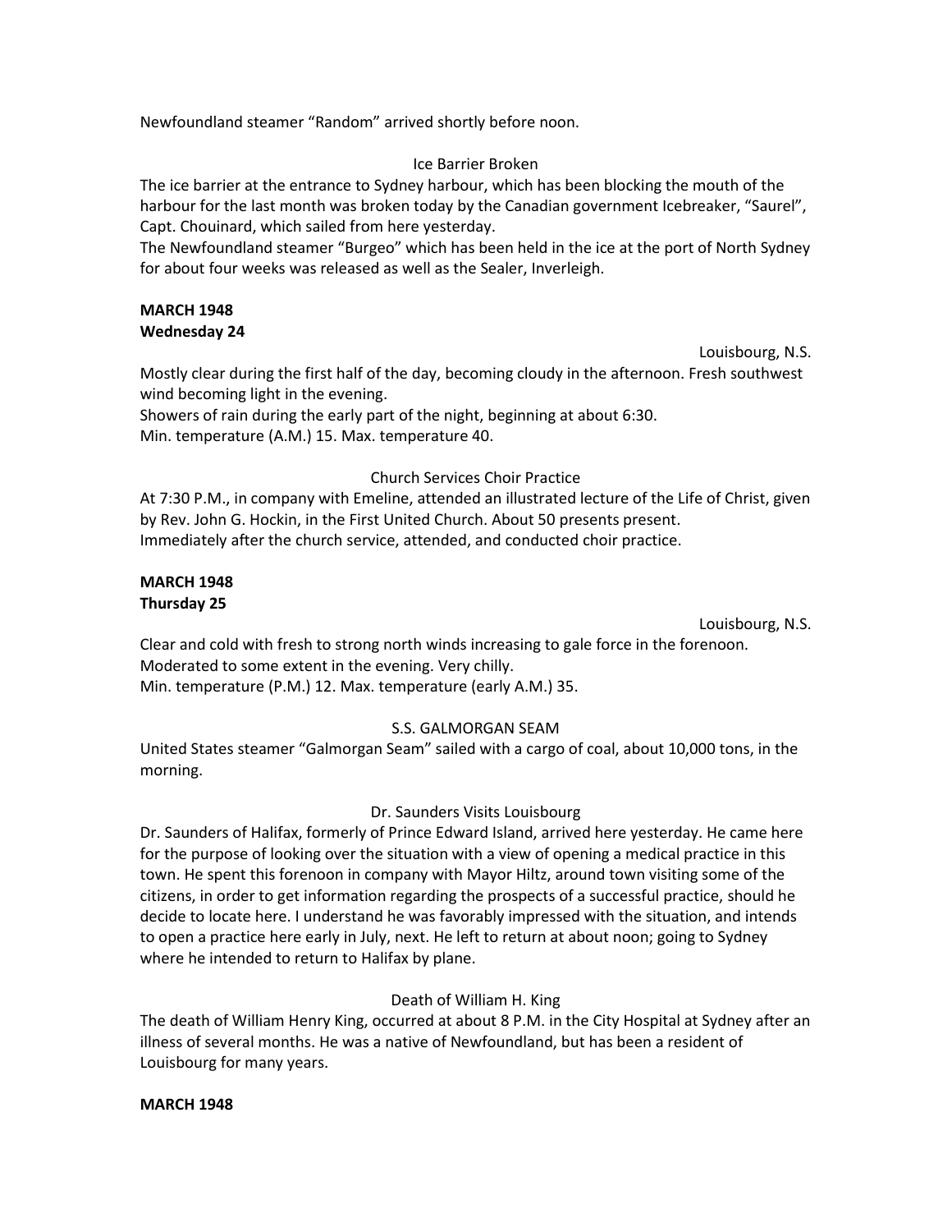Newfoundland steamer “Random” arrived shortly before noon.

Ice Barrier Broken

The ice barrier at the entrance to Sydney harbour, which has been blocking the mouth of the harbour for the last month was broken today by the Canadian government Icebreaker, “Saurel”, Capt. Chouinard, which sailed from here yesterday.
The Newfoundland steamer “Burgeo” which has been held in the ice at the port of North Sydney for about four weeks was released as well as the Sealer, Inverleigh.

**MARCH 1948**
**Wednesday 24**

Louisbourg, N.S.

Mostly clear during the first half of the day, becoming cloudy in the afternoon. Fresh southwest wind becoming light in the evening.
Showers of rain during the early part of the night, beginning at about 6:30.
Min. temperature (A.M.) 15. Max. temperature 40.

Church Services Choir Practice

At 7:30 P.M., in company with Emeline, attended an illustrated lecture of the Life of Christ, given by Rev. John G. Hockin, in the First United Church. About 50 presents present.
Immediately after the church service, attended, and conducted choir practice.

**MARCH 1948**
**Thursday 25**

Louisbourg, N.S.

Clear and cold with fresh to strong north winds increasing to gale force in the forenoon. Moderated to some extent in the evening. Very chilly.
Min. temperature (P.M.) 12. Max. temperature (early A.M.) 35.

S.S. GALMORGAN SEAM

United States steamer “Galmorgan Seam” sailed with a cargo of coal, about 10,000 tons, in the morning.

Dr. Saunders Visits Louisbourg

Dr. Saunders of Halifax, formerly of Prince Edward Island, arrived here yesterday. He came here for the purpose of looking over the situation with a view of opening a medical practice in this town. He spent this forenoon in company with Mayor Hiltz, around town visiting some of the citizens, in order to get information regarding the prospects of a successful practice, should he decide to locate here. I understand he was favorably impressed with the situation, and intends to open a practice here early in July, next. He left to return at about noon; going to Sydney where he intended to return to Halifax by plane.

Death of William H. King

The death of William Henry King, occurred at about 8 P.M. in the City Hospital at Sydney after an illness of several months. He was a native of Newfoundland, but has been a resident of Louisbourg for many years.

**MARCH 1948**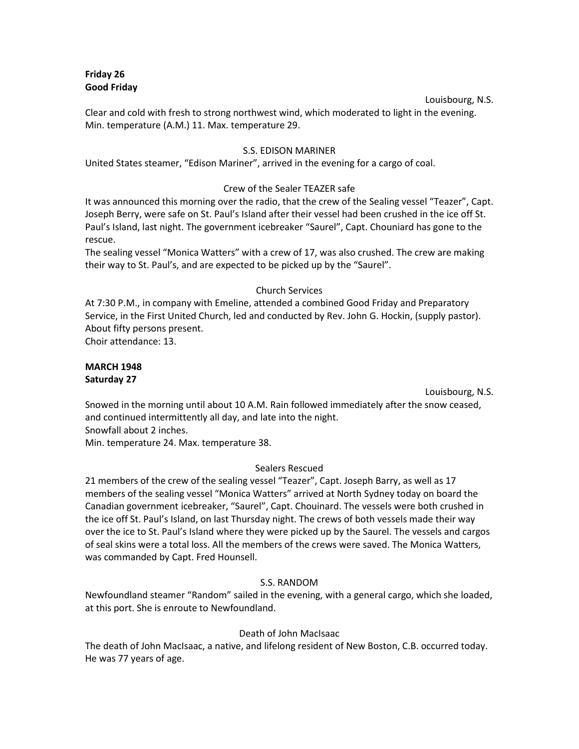**Friday 26**
**Good Friday**

Louisbourg, N.S.

Clear and cold with fresh to strong northwest wind, which moderated to light in the evening. Min. temperature (A.M.) 11. Max. temperature 29.

S.S. EDISON MARINER

United States steamer, "Edison Mariner", arrived in the evening for a cargo of coal.

Crew of the Sealer TEAZER safe

It was announced this morning over the radio, that the crew of the Sealing vessel "Teazer", Capt. Joseph Berry, were safe on St. Paul's Island after their vessel had been crushed in the ice off St. Paul's Island, last night. The government icebreaker "Saurel", Capt. Chouniard has gone to the rescue.

The sealing vessel "Monica Watters" with a crew of 17, was also crushed. The crew are making their way to St. Paul's, and are expected to be picked up by the "Saurel".

Church Services

At 7:30 P.M., in company with Emeline, attended a combined Good Friday and Preparatory Service, in the First United Church, led and conducted by Rev. John G. Hockin, (supply pastor). About fifty persons present.
Choir attendance: 13.

**MARCH 1948**
**Saturday 27**

Louisbourg, N.S.

Snowed in the morning until about 10 A.M. Rain followed immediately after the snow ceased, and continued intermittently all day, and late into the night.
Snowfall about 2 inches.
Min. temperature 24. Max. temperature 38.

Sealers Rescued

21 members of the crew of the sealing vessel "Teazer", Capt. Joseph Barry, as well as 17 members of the sealing vessel "Monica Watters" arrived at North Sydney today on board the Canadian government icebreaker, "Saurel", Capt. Chouinard. The vessels were both crushed in the ice off St. Paul's Island, on last Thursday night. The crews of both vessels made their way over the ice to St. Paul's Island where they were picked up by the Saurel. The vessels and cargos of seal skins were a total loss. All the members of the crews were saved. The Monica Watters, was commanded by Capt. Fred Hounsell.

S.S. RANDOM

Newfoundland steamer "Random" sailed in the evening, with a general cargo, which she loaded, at this port. She is enroute to Newfoundland.

Death of John MacIsaac

The death of John MacIsaac, a native, and lifelong resident of New Boston, C.B. occurred today. He was 77 years of age.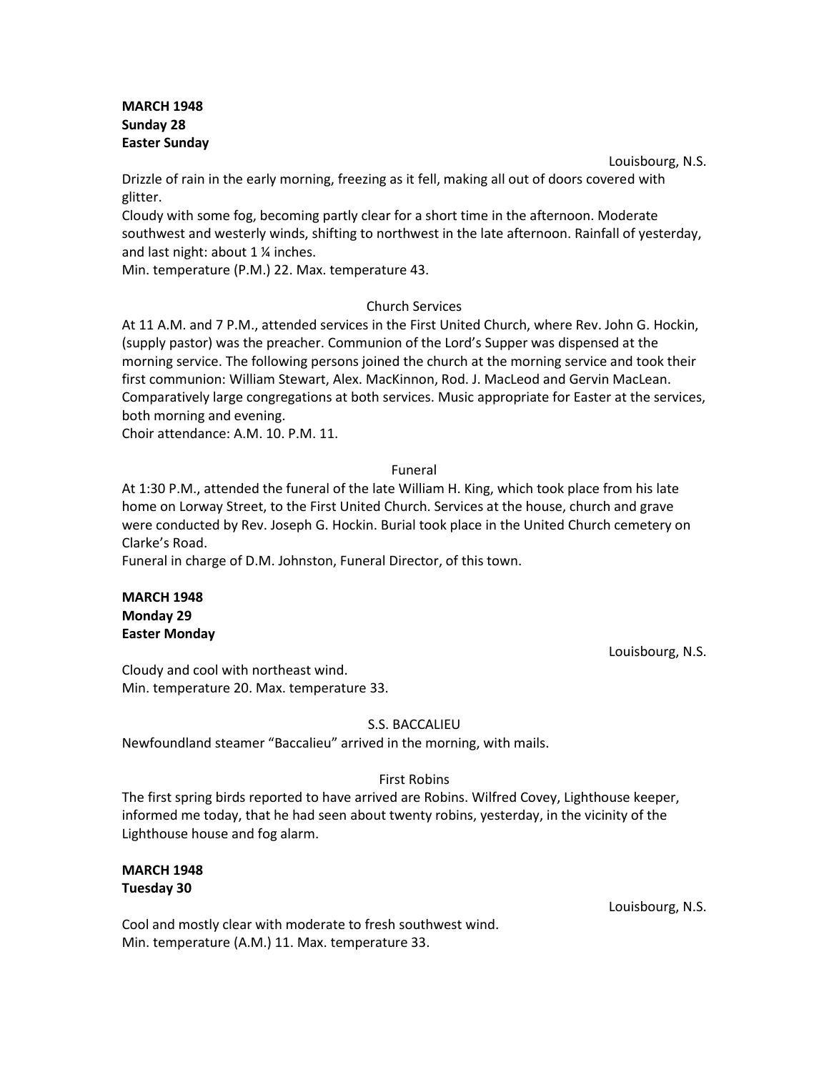**MARCH 1948**
**Sunday 28**
**Easter Sunday**

Louisbourg, N.S.

Drizzle of rain in the early morning, freezing as it fell, making all out of doors covered with glitter.
Cloudy with some fog, becoming partly clear for a short time in the afternoon. Moderate southwest and westerly winds, shifting to northwest in the late afternoon. Rainfall of yesterday, and last night: about 1 ¼ inches.
Min. temperature (P.M.) 22. Max. temperature 43.

Church Services

At 11 A.M. and 7 P.M., attended services in the First United Church, where Rev. John G. Hockin, (supply pastor) was the preacher. Communion of the Lord's Supper was dispensed at the morning service. The following persons joined the church at the morning service and took their first communion: William Stewart, Alex. MacKinnon, Rod. J. MacLeod and Gervin MacLean. Comparatively large congregations at both services. Music appropriate for Easter at the services, both morning and evening.
Choir attendance: A.M. 10. P.M. 11.

Funeral

At 1:30 P.M., attended the funeral of the late William H. King, which took place from his late home on Lorway Street, to the First United Church. Services at the house, church and grave were conducted by Rev. Joseph G. Hockin. Burial took place in the United Church cemetery on Clarke's Road.
Funeral in charge of D.M. Johnston, Funeral Director, of this town.

**MARCH 1948**
**Monday 29**
**Easter Monday**

Louisbourg, N.S.

Cloudy and cool with northeast wind.
Min. temperature 20. Max. temperature 33.

S.S. BACCALIEU

Newfoundland steamer "Baccalieu" arrived in the morning, with mails.

First Robins

The first spring birds reported to have arrived are Robins. Wilfred Covey, Lighthouse keeper, informed me today, that he had seen about twenty robins, yesterday, in the vicinity of the Lighthouse house and fog alarm.

**MARCH 1948**
**Tuesday 30**

Louisbourg, N.S.

Cool and mostly clear with moderate to fresh southwest wind.
Min. temperature (A.M.) 11. Max. temperature 33.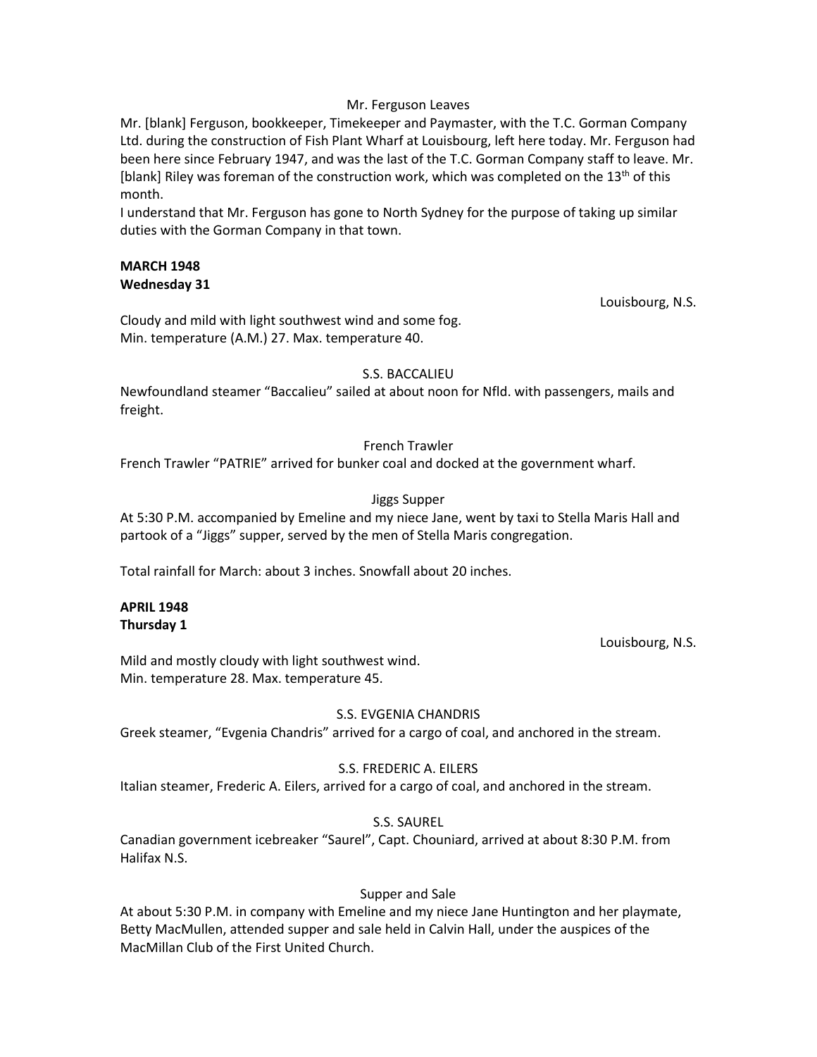Mr. Ferguson Leaves

Mr. [blank] Ferguson, bookkeeper, Timekeeper and Paymaster, with the T.C. Gorman Company Ltd. during the construction of Fish Plant Wharf at Louisbourg, left here today. Mr. Ferguson had been here since February 1947, and was the last of the T.C. Gorman Company staff to leave. Mr. [blank] Riley was foreman of the construction work, which was completed on the 13th of this month.

I understand that Mr. Ferguson has gone to North Sydney for the purpose of taking up similar duties with the Gorman Company in that town.

**MARCH 1948**
**Wednesday 31**

Louisbourg, N.S.

Cloudy and mild with light southwest wind and some fog.
Min. temperature (A.M.) 27. Max. temperature 40.

S.S. BACCALIEU

Newfoundland steamer "Baccalieu" sailed at about noon for Nfld. with passengers, mails and freight.

French Trawler

French Trawler "PATRIE" arrived for bunker coal and docked at the government wharf.

Jiggs Supper

At 5:30 P.M. accompanied by Emeline and my niece Jane, went by taxi to Stella Maris Hall and partook of a "Jiggs" supper, served by the men of Stella Maris congregation.

Total rainfall for March: about 3 inches. Snowfall about 20 inches.

**APRIL 1948**
**Thursday 1**

Louisbourg, N.S.

Mild and mostly cloudy with light southwest wind.
Min. temperature 28. Max. temperature 45.

S.S. EVGENIA CHANDRIS

Greek steamer, "Evgenia Chandris" arrived for a cargo of coal, and anchored in the stream.

S.S. FREDERIC A. EILERS

Italian steamer, Frederic A. Eilers, arrived for a cargo of coal, and anchored in the stream.

S.S. SAUREL

Canadian government icebreaker "Saurel", Capt. Chouniard, arrived at about 8:30 P.M. from Halifax N.S.

Supper and Sale

At about 5:30 P.M. in company with Emeline and my niece Jane Huntington and her playmate, Betty MacMullen, attended supper and sale held in Calvin Hall, under the auspices of the MacMillan Club of the First United Church.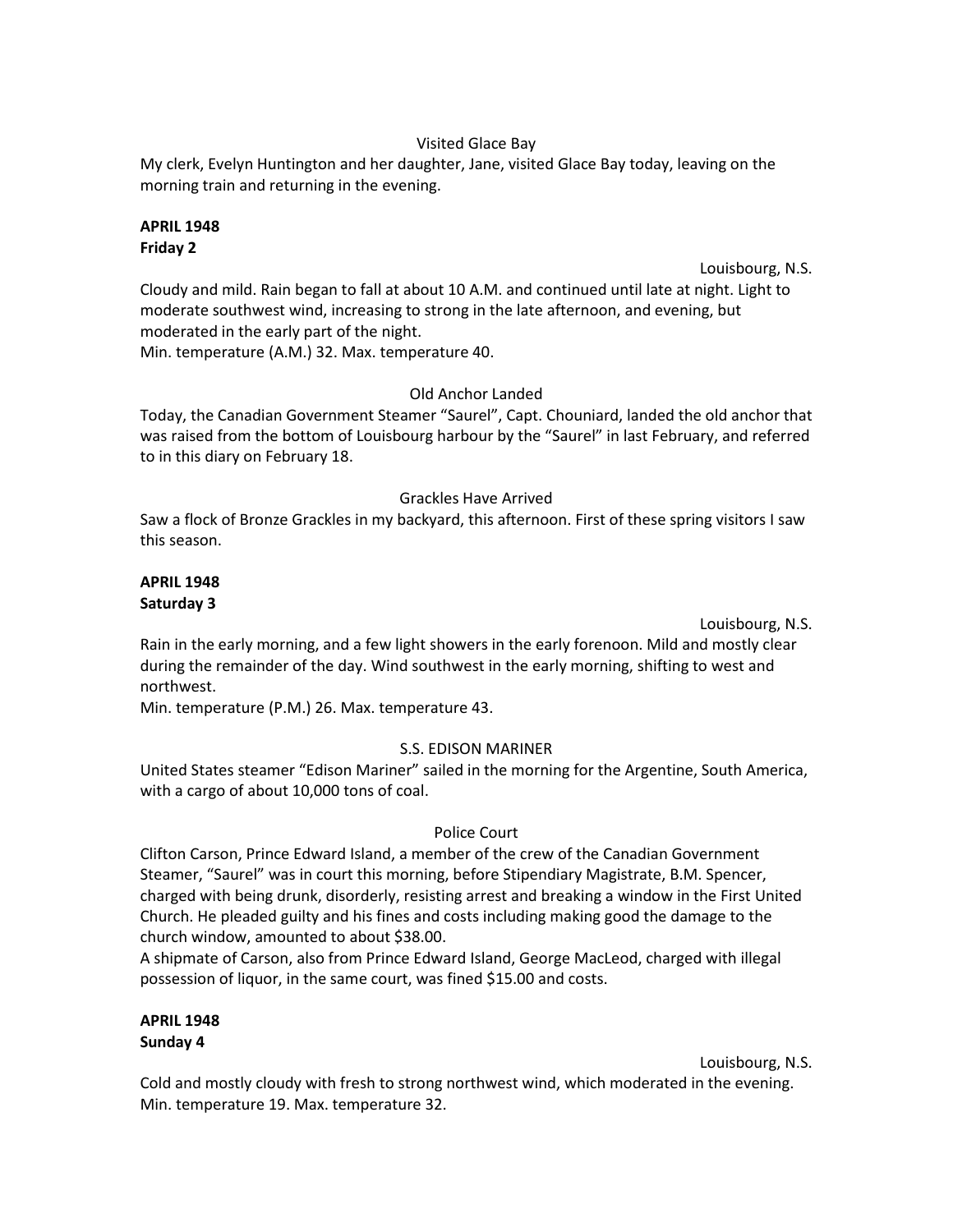Visited Glace Bay

My clerk, Evelyn Huntington and her daughter, Jane, visited Glace Bay today, leaving on the morning train and returning in the evening.

**APRIL 1948**
**Friday 2**

Louisbourg, N.S.

Cloudy and mild. Rain began to fall at about 10 A.M. and continued until late at night. Light to moderate southwest wind, increasing to strong in the late afternoon, and evening, but moderated in the early part of the night.
Min. temperature (A.M.) 32. Max. temperature 40.

Old Anchor Landed

Today, the Canadian Government Steamer "Saurel", Capt. Chouniard, landed the old anchor that was raised from the bottom of Louisbourg harbour by the "Saurel" in last February, and referred to in this diary on February 18.

Grackles Have Arrived

Saw a flock of Bronze Grackles in my backyard, this afternoon. First of these spring visitors I saw this season.

**APRIL 1948**
**Saturday 3**

Louisbourg, N.S.

Rain in the early morning, and a few light showers in the early forenoon. Mild and mostly clear during the remainder of the day. Wind southwest in the early morning, shifting to west and northwest.
Min. temperature (P.M.) 26. Max. temperature 43.

S.S. EDISON MARINER

United States steamer "Edison Mariner" sailed in the morning for the Argentine, South America, with a cargo of about 10,000 tons of coal.

Police Court

Clifton Carson, Prince Edward Island, a member of the crew of the Canadian Government Steamer, "Saurel" was in court this morning, before Stipendiary Magistrate, B.M. Spencer, charged with being drunk, disorderly, resisting arrest and breaking a window in the First United Church. He pleaded guilty and his fines and costs including making good the damage to the church window, amounted to about $38.00.
A shipmate of Carson, also from Prince Edward Island, George MacLeod, charged with illegal possession of liquor, in the same court, was fined $15.00 and costs.

**APRIL 1948**
**Sunday 4**

Louisbourg, N.S.

Cold and mostly cloudy with fresh to strong northwest wind, which moderated in the evening.
Min. temperature 19. Max. temperature 32.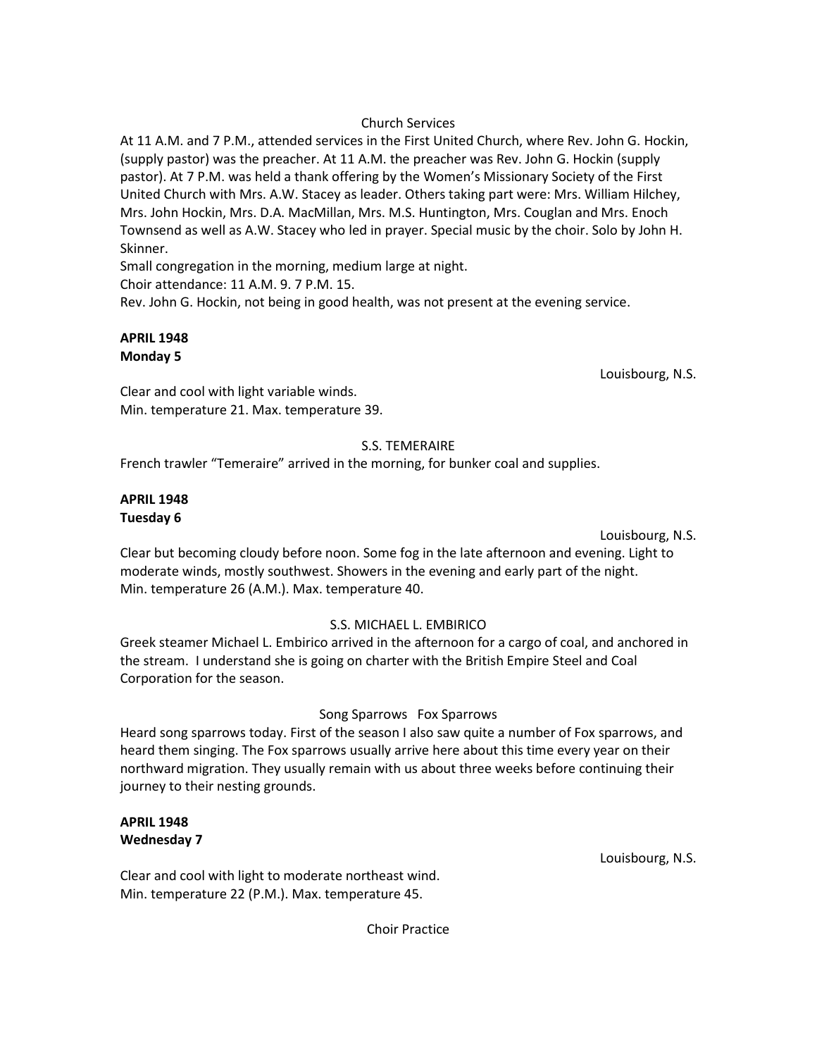Church Services

At 11 A.M. and 7 P.M., attended services in the First United Church, where Rev. John G. Hockin, (supply pastor) was the preacher. At 11 A.M. the preacher was Rev. John G. Hockin (supply pastor). At 7 P.M. was held a thank offering by the Women's Missionary Society of the First United Church with Mrs. A.W. Stacey as leader. Others taking part were: Mrs. William Hilchey, Mrs. John Hockin, Mrs. D.A. MacMillan, Mrs. M.S. Huntington, Mrs. Couglan and Mrs. Enoch Townsend as well as A.W. Stacey who led in prayer. Special music by the choir. Solo by John H. Skinner.
Small congregation in the morning, medium large at night.
Choir attendance: 11 A.M. 9. 7 P.M. 15.
Rev. John G. Hockin, not being in good health, was not present at the evening service.

**APRIL 1948**
**Monday 5**

Louisbourg, N.S.

Clear and cool with light variable winds.
Min. temperature 21. Max. temperature 39.

S.S. TEMERAIRE

French trawler "Temeraire" arrived in the morning, for bunker coal and supplies.

**APRIL 1948**
**Tuesday 6**

Louisbourg, N.S.

Clear but becoming cloudy before noon. Some fog in the late afternoon and evening. Light to moderate winds, mostly southwest. Showers in the evening and early part of the night.
Min. temperature 26 (A.M.). Max. temperature 40.

S.S. MICHAEL L. EMBIRICO

Greek steamer Michael L. Embirico arrived in the afternoon for a cargo of coal, and anchored in the stream. I understand she is going on charter with the British Empire Steel and Coal Corporation for the season.

Song Sparrows Fox Sparrows

Heard song sparrows today. First of the season I also saw quite a number of Fox sparrows, and heard them singing. The Fox sparrows usually arrive here about this time every year on their northward migration. They usually remain with us about three weeks before continuing their journey to their nesting grounds.

**APRIL 1948**
**Wednesday 7**

Louisbourg, N.S.

Clear and cool with light to moderate northeast wind.
Min. temperature 22 (P.M.). Max. temperature 45.

Choir Practice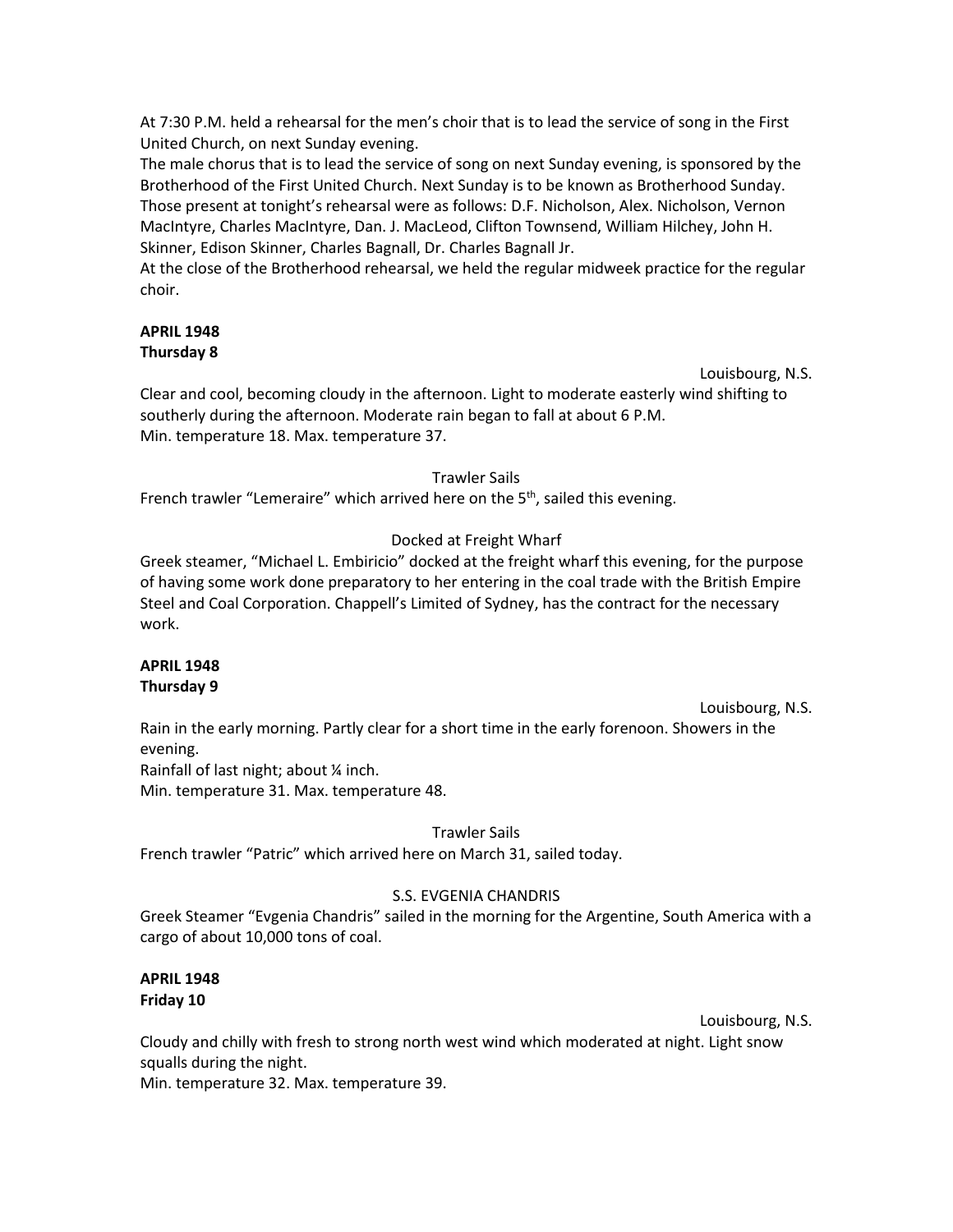At 7:30 P.M. held a rehearsal for the men's choir that is to lead the service of song in the First United Church, on next Sunday evening.
The male chorus that is to lead the service of song on next Sunday evening, is sponsored by the Brotherhood of the First United Church. Next Sunday is to be known as Brotherhood Sunday.
Those present at tonight's rehearsal were as follows: D.F. Nicholson, Alex. Nicholson, Vernon MacIntyre, Charles MacIntyre, Dan. J. MacLeod, Clifton Townsend, William Hilchey, John H. Skinner, Edison Skinner, Charles Bagnall, Dr. Charles Bagnall Jr.
At the close of the Brotherhood rehearsal, we held the regular midweek practice for the regular choir.

**APRIL 1948**
**Thursday 8**

Louisbourg, N.S.

Clear and cool, becoming cloudy in the afternoon. Light to moderate easterly wind shifting to southerly during the afternoon. Moderate rain began to fall at about 6 P.M.
Min. temperature 18. Max. temperature 37.

Trawler Sails

French trawler "Lemeraire" which arrived here on the 5th, sailed this evening.

Docked at Freight Wharf

Greek steamer, "Michael L. Embiricio" docked at the freight wharf this evening, for the purpose of having some work done preparatory to her entering in the coal trade with the British Empire Steel and Coal Corporation. Chappell's Limited of Sydney, has the contract for the necessary work.

**APRIL 1948**
**Thursday 9**

Louisbourg, N.S.

Rain in the early morning. Partly clear for a short time in the early forenoon. Showers in the evening.
Rainfall of last night; about ¼ inch.
Min. temperature 31. Max. temperature 48.

Trawler Sails

French trawler "Patric" which arrived here on March 31, sailed today.

S.S. EVGENIA CHANDRIS

Greek Steamer "Evgenia Chandris" sailed in the morning for the Argentine, South America with a cargo of about 10,000 tons of coal.

**APRIL 1948**
**Friday 10**

Louisbourg, N.S.

Cloudy and chilly with fresh to strong north west wind which moderated at night. Light snow squalls during the night.
Min. temperature 32. Max. temperature 39.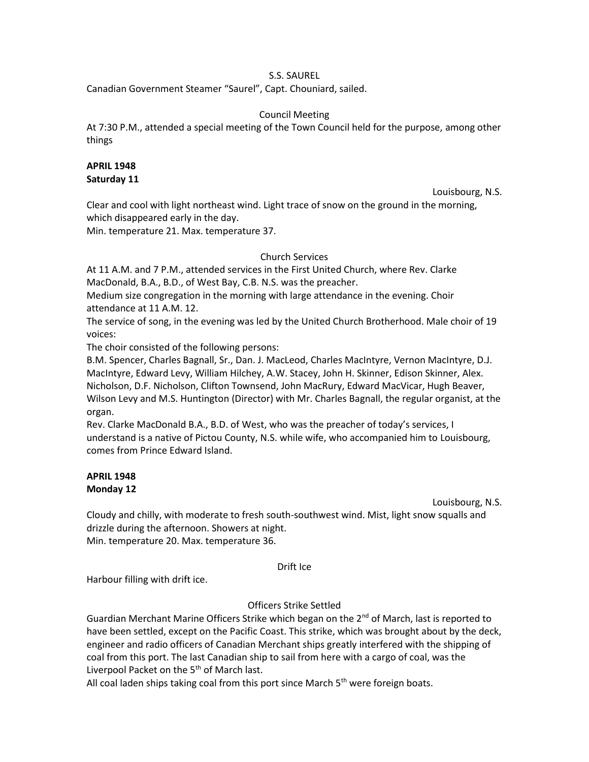S.S. SAUREL

Canadian Government Steamer "Saurel", Capt. Chouniard, sailed.

Council Meeting

At 7:30 P.M., attended a special meeting of the Town Council held for the purpose, among other things

**APRIL 1948**
**Saturday 11**

Louisbourg, N.S.

Clear and cool with light northeast wind. Light trace of snow on the ground in the morning, which disappeared early in the day.
Min. temperature 21. Max. temperature 37.

Church Services

At 11 A.M. and 7 P.M., attended services in the First United Church, where Rev. Clarke MacDonald, B.A., B.D., of West Bay, C.B. N.S. was the preacher.
Medium size congregation in the morning with large attendance in the evening. Choir attendance at 11 A.M. 12.
The service of song, in the evening was led by the United Church Brotherhood. Male choir of 19 voices:
The choir consisted of the following persons:
B.M. Spencer, Charles Bagnall, Sr., Dan. J. MacLeod, Charles MacIntyre, Vernon MacIntyre, D.J. MacIntyre, Edward Levy, William Hilchey, A.W. Stacey, John H. Skinner, Edison Skinner, Alex. Nicholson, D.F. Nicholson, Clifton Townsend, John MacRury, Edward MacVicar, Hugh Beaver, Wilson Levy and M.S. Huntington (Director) with Mr. Charles Bagnall, the regular organist, at the organ.
Rev. Clarke MacDonald B.A., B.D. of West, who was the preacher of today's services, I understand is a native of Pictou County, N.S. while wife, who accompanied him to Louisbourg, comes from Prince Edward Island.

**APRIL 1948**
**Monday 12**

Louisbourg, N.S.

Cloudy and chilly, with moderate to fresh south-southwest wind. Mist, light snow squalls and drizzle during the afternoon. Showers at night.
Min. temperature 20. Max. temperature 36.

Drift Ice

Harbour filling with drift ice.

Officers Strike Settled

Guardian Merchant Marine Officers Strike which began on the 2nd of March, last is reported to have been settled, except on the Pacific Coast. This strike, which was brought about by the deck, engineer and radio officers of Canadian Merchant ships greatly interfered with the shipping of coal from this port. The last Canadian ship to sail from here with a cargo of coal, was the Liverpool Packet on the 5th of March last.
All coal laden ships taking coal from this port since March 5th were foreign boats.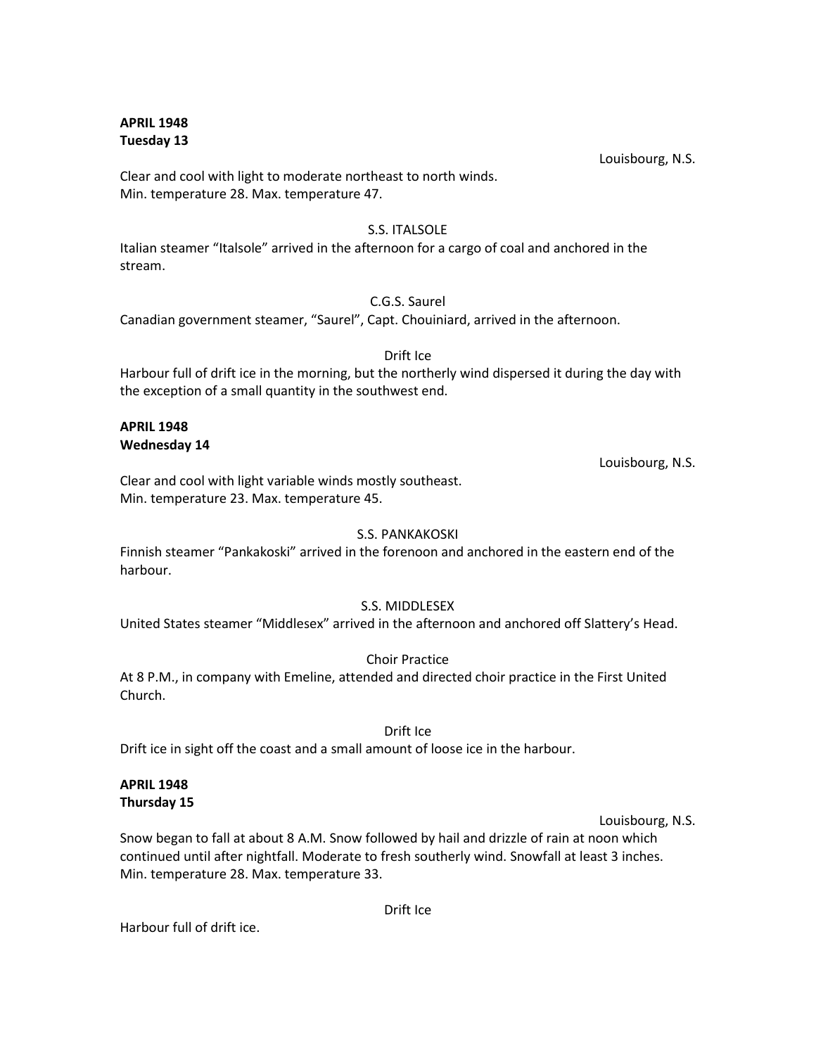**APRIL 1948**
**Tuesday 13**

Louisbourg, N.S.

Clear and cool with light to moderate northeast to north winds.
Min. temperature 28. Max. temperature 47.

S.S. ITALSOLE

Italian steamer "Italsole" arrived in the afternoon for a cargo of coal and anchored in the stream.

C.G.S. Saurel

Canadian government steamer, "Saurel", Capt. Chouiniard, arrived in the afternoon.

Drift Ice

Harbour full of drift ice in the morning, but the northerly wind dispersed it during the day with the exception of a small quantity in the southwest end.

**APRIL 1948**
**Wednesday 14**

Louisbourg, N.S.

Clear and cool with light variable winds mostly southeast.
Min. temperature 23. Max. temperature 45.

S.S. PANKAKOSKI

Finnish steamer "Pankakoski" arrived in the forenoon and anchored in the eastern end of the harbour.

S.S. MIDDLESEX

United States steamer "Middlesex" arrived in the afternoon and anchored off Slattery's Head.

Choir Practice

At 8 P.M., in company with Emeline, attended and directed choir practice in the First United Church.

Drift Ice

Drift ice in sight off the coast and a small amount of loose ice in the harbour.

**APRIL 1948**
**Thursday 15**

Louisbourg, N.S.

Snow began to fall at about 8 A.M. Snow followed by hail and drizzle of rain at noon which continued until after nightfall. Moderate to fresh southerly wind. Snowfall at least 3 inches.
Min. temperature 28. Max. temperature 33.

Drift Ice

Harbour full of drift ice.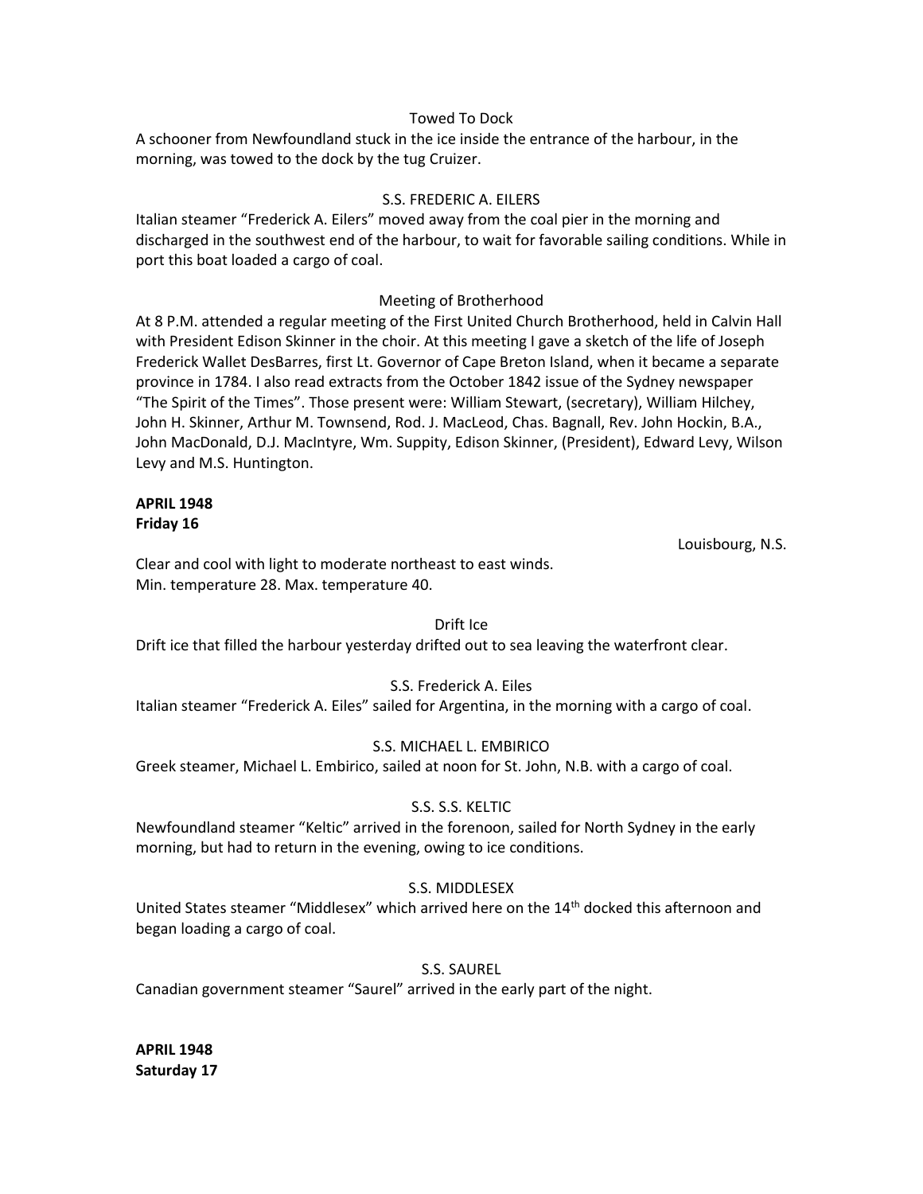Towed To Dock

A schooner from Newfoundland stuck in the ice inside the entrance of the harbour, in the morning, was towed to the dock by the tug Cruizer.

S.S. FREDERIC A. EILERS

Italian steamer "Frederick A. Eilers" moved away from the coal pier in the morning and discharged in the southwest end of the harbour, to wait for favorable sailing conditions. While in port this boat loaded a cargo of coal.

Meeting of Brotherhood

At 8 P.M. attended a regular meeting of the First United Church Brotherhood, held in Calvin Hall with President Edison Skinner in the choir. At this meeting I gave a sketch of the life of Joseph Frederick Wallet DesBarres, first Lt. Governor of Cape Breton Island, when it became a separate province in 1784. I also read extracts from the October 1842 issue of the Sydney newspaper "The Spirit of the Times". Those present were: William Stewart, (secretary), William Hilchey, John H. Skinner, Arthur M. Townsend, Rod. J. MacLeod, Chas. Bagnall, Rev. John Hockin, B.A., John MacDonald, D.J. MacIntyre, Wm. Suppity, Edison Skinner, (President), Edward Levy, Wilson Levy and M.S. Huntington.

**APRIL 1948**
**Friday 16**

Louisbourg, N.S.

Clear and cool with light to moderate northeast to east winds.
Min. temperature 28. Max. temperature 40.

Drift Ice

Drift ice that filled the harbour yesterday drifted out to sea leaving the waterfront clear.

S.S. Frederick A. Eiles

Italian steamer "Frederick A. Eiles" sailed for Argentina, in the morning with a cargo of coal.

S.S. MICHAEL L. EMBIRICO

Greek steamer, Michael L. Embirico, sailed at noon for St. John, N.B. with a cargo of coal.

S.S. S.S. KELTIC

Newfoundland steamer "Keltic" arrived in the forenoon, sailed for North Sydney in the early morning, but had to return in the evening, owing to ice conditions.

S.S. MIDDLESEX

United States steamer "Middlesex" which arrived here on the 14th docked this afternoon and began loading a cargo of coal.

S.S. SAUREL

Canadian government steamer "Saurel" arrived in the early part of the night.

**APRIL 1948**
**Saturday 17**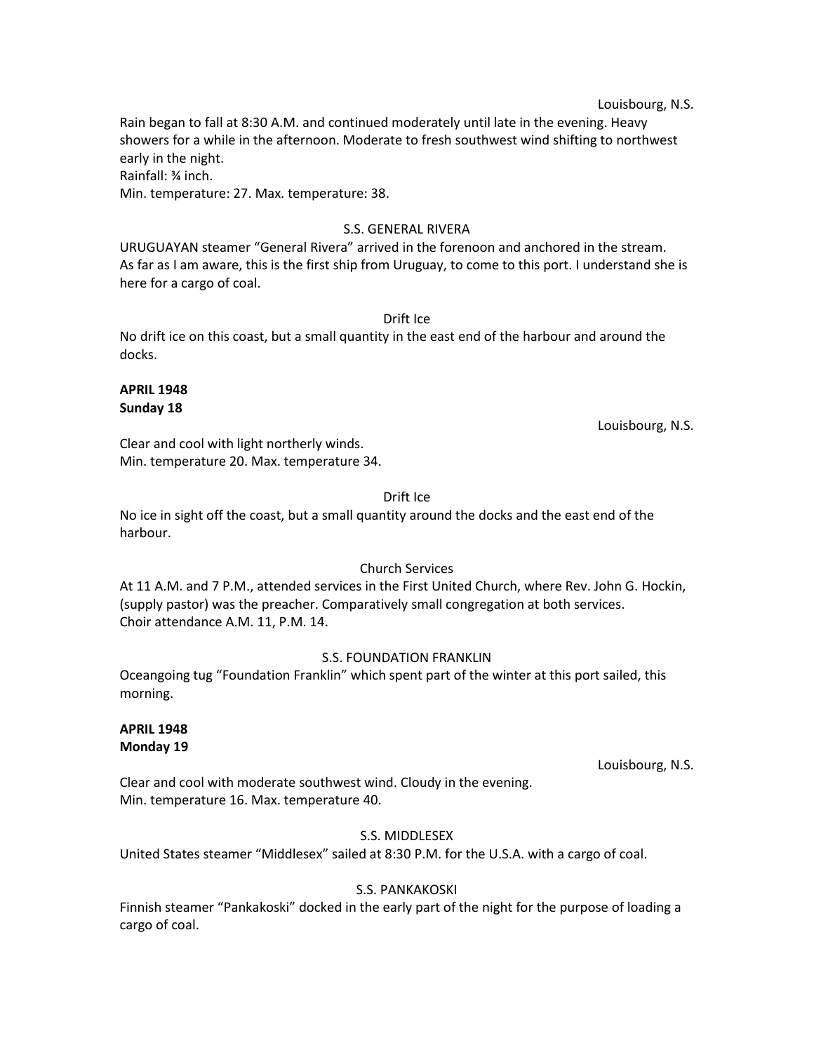Louisbourg, N.S.

Rain began to fall at 8:30 A.M. and continued moderately until late in the evening. Heavy showers for a while in the afternoon. Moderate to fresh southwest wind shifting to northwest early in the night.
Rainfall: ¾ inch.
Min. temperature: 27. Max. temperature: 38.

S.S. GENERAL RIVERA

URUGUAYAN steamer "General Rivera" arrived in the forenoon and anchored in the stream. As far as I am aware, this is the first ship from Uruguay, to come to this port. I understand she is here for a cargo of coal.

Drift Ice

No drift ice on this coast, but a small quantity in the east end of the harbour and around the docks.

**APRIL 1948**
**Sunday 18**

Louisbourg, N.S.

Clear and cool with light northerly winds.
Min. temperature 20. Max. temperature 34.

Drift Ice

No ice in sight off the coast, but a small quantity around the docks and the east end of the harbour.

Church Services

At 11 A.M. and 7 P.M., attended services in the First United Church, where Rev. John G. Hockin, (supply pastor) was the preacher. Comparatively small congregation at both services.
Choir attendance A.M. 11, P.M. 14.

S.S. FOUNDATION FRANKLIN

Oceangoing tug "Foundation Franklin" which spent part of the winter at this port sailed, this morning.

**APRIL 1948**
**Monday 19**

Louisbourg, N.S.

Clear and cool with moderate southwest wind. Cloudy in the evening.
Min. temperature 16. Max. temperature 40.

S.S. MIDDLESEX

United States steamer "Middlesex" sailed at 8:30 P.M. for the U.S.A. with a cargo of coal.

S.S. PANKAKOSKI

Finnish steamer "Pankakoski" docked in the early part of the night for the purpose of loading a cargo of coal.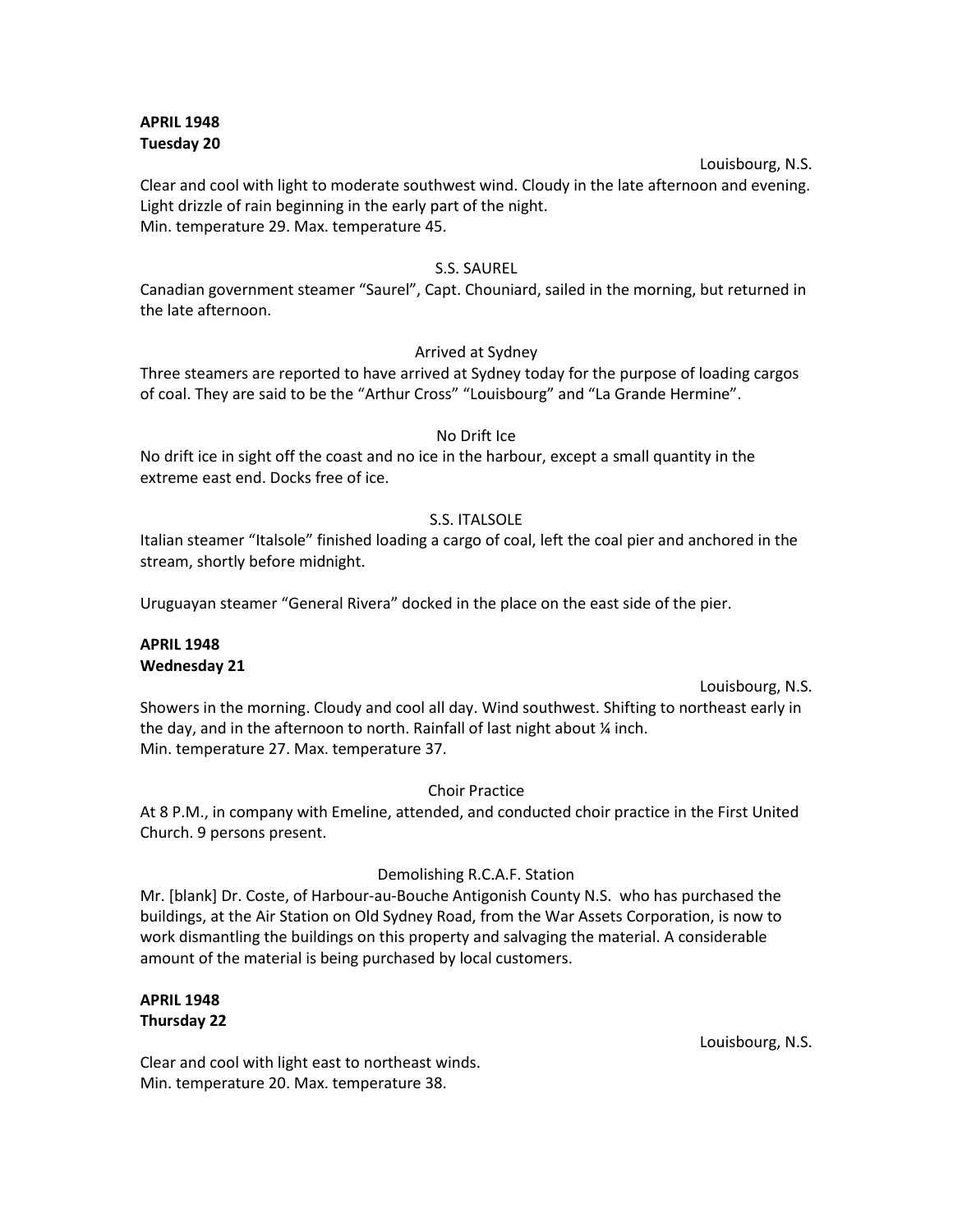**APRIL 1948**
**Tuesday 20**

Louisbourg, N.S.

Clear and cool with light to moderate southwest wind. Cloudy in the late afternoon and evening. Light drizzle of rain beginning in the early part of the night.
Min. temperature 29. Max. temperature 45.

S.S. SAUREL

Canadian government steamer "Saurel", Capt. Chouniard, sailed in the morning, but returned in the late afternoon.

Arrived at Sydney

Three steamers are reported to have arrived at Sydney today for the purpose of loading cargos of coal. They are said to be the "Arthur Cross" "Louisbourg" and "La Grande Hermine".

No Drift Ice

No drift ice in sight off the coast and no ice in the harbour, except a small quantity in the extreme east end. Docks free of ice.

S.S. ITALSOLE

Italian steamer "Italsole" finished loading a cargo of coal, left the coal pier and anchored in the stream, shortly before midnight.

Uruguayan steamer "General Rivera" docked in the place on the east side of the pier.

**APRIL 1948**
**Wednesday 21**

Louisbourg, N.S.

Showers in the morning. Cloudy and cool all day. Wind southwest. Shifting to northeast early in the day, and in the afternoon to north. Rainfall of last night about ¼ inch.
Min. temperature 27. Max. temperature 37.

Choir Practice

At 8 P.M., in company with Emeline, attended, and conducted choir practice in the First United Church. 9 persons present.

Demolishing R.C.A.F. Station

Mr. [blank] Dr. Coste, of Harbour-au-Bouche Antigonish County N.S. who has purchased the buildings, at the Air Station on Old Sydney Road, from the War Assets Corporation, is now to work dismantling the buildings on this property and salvaging the material. A considerable amount of the material is being purchased by local customers.

**APRIL 1948**
**Thursday 22**

Louisbourg, N.S.

Clear and cool with light east to northeast winds.
Min. temperature 20. Max. temperature 38.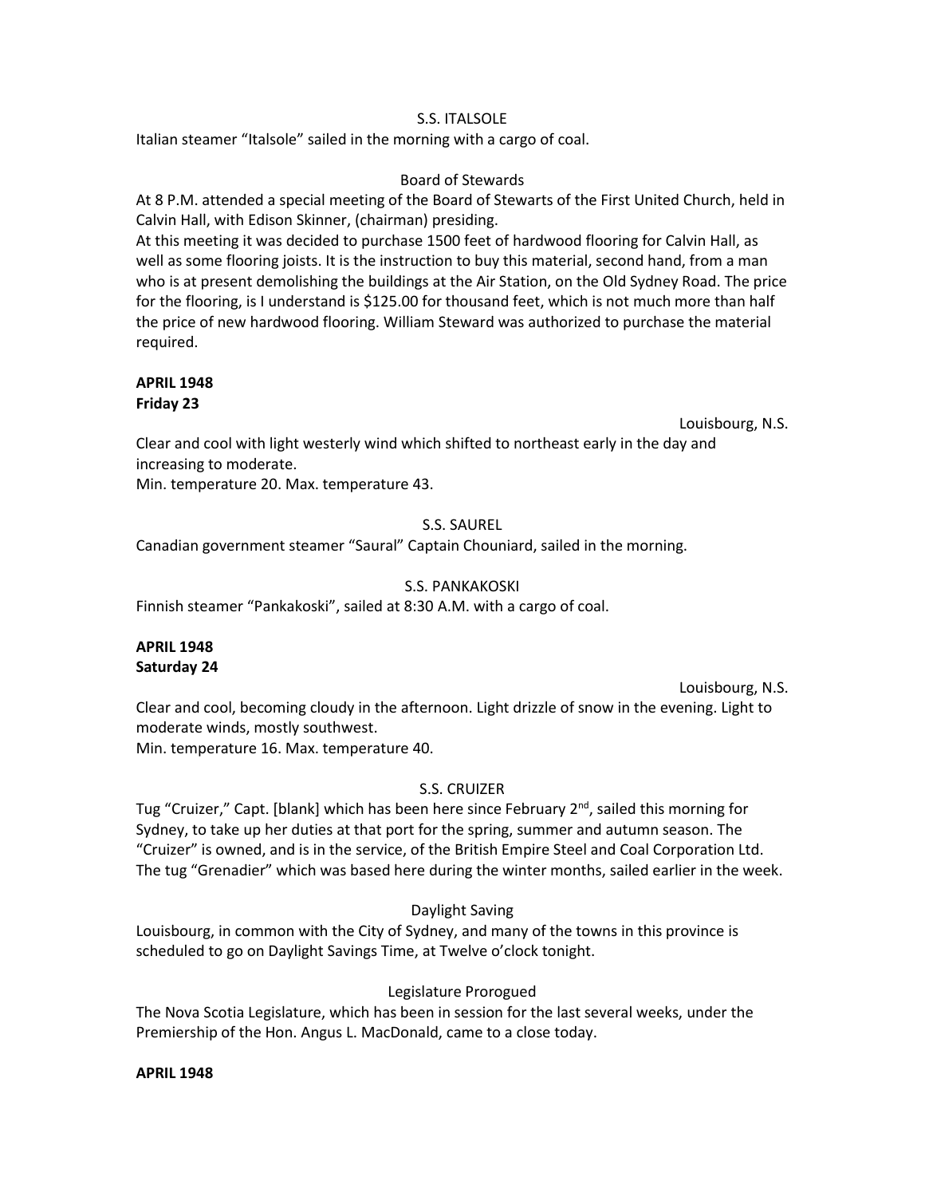S.S. ITALSOLE

Italian steamer "Italsole" sailed in the morning with a cargo of coal.

Board of Stewards

At 8 P.M. attended a special meeting of the Board of Stewarts of the First United Church, held in Calvin Hall, with Edison Skinner, (chairman) presiding.

At this meeting it was decided to purchase 1500 feet of hardwood flooring for Calvin Hall, as well as some flooring joists. It is the instruction to buy this material, second hand, from a man who is at present demolishing the buildings at the Air Station, on the Old Sydney Road. The price for the flooring, is I understand is $125.00 for thousand feet, which is not much more than half the price of new hardwood flooring. William Steward was authorized to purchase the material required.

**APRIL 1948**
**Friday 23**

Louisbourg, N.S.

Clear and cool with light westerly wind which shifted to northeast early in the day and increasing to moderate.
Min. temperature 20. Max. temperature 43.

S.S. SAUREL

Canadian government steamer "Saural" Captain Chouniard, sailed in the morning.

S.S. PANKAKOSKI

Finnish steamer "Pankakoski", sailed at 8:30 A.M. with a cargo of coal.

**APRIL 1948**
**Saturday 24**

Louisbourg, N.S.

Clear and cool, becoming cloudy in the afternoon. Light drizzle of snow in the evening. Light to moderate winds, mostly southwest.
Min. temperature 16. Max. temperature 40.

S.S. CRUIZER

Tug "Cruizer," Capt. [blank] which has been here since February 2nd, sailed this morning for Sydney, to take up her duties at that port for the spring, summer and autumn season. The "Cruizer" is owned, and is in the service, of the British Empire Steel and Coal Corporation Ltd. The tug "Grenadier" which was based here during the winter months, sailed earlier in the week.

Daylight Saving

Louisbourg, in common with the City of Sydney, and many of the towns in this province is scheduled to go on Daylight Savings Time, at Twelve o'clock tonight.

Legislature Prorogued

The Nova Scotia Legislature, which has been in session for the last several weeks, under the Premiership of the Hon. Angus L. MacDonald, came to a close today.

**APRIL 1948**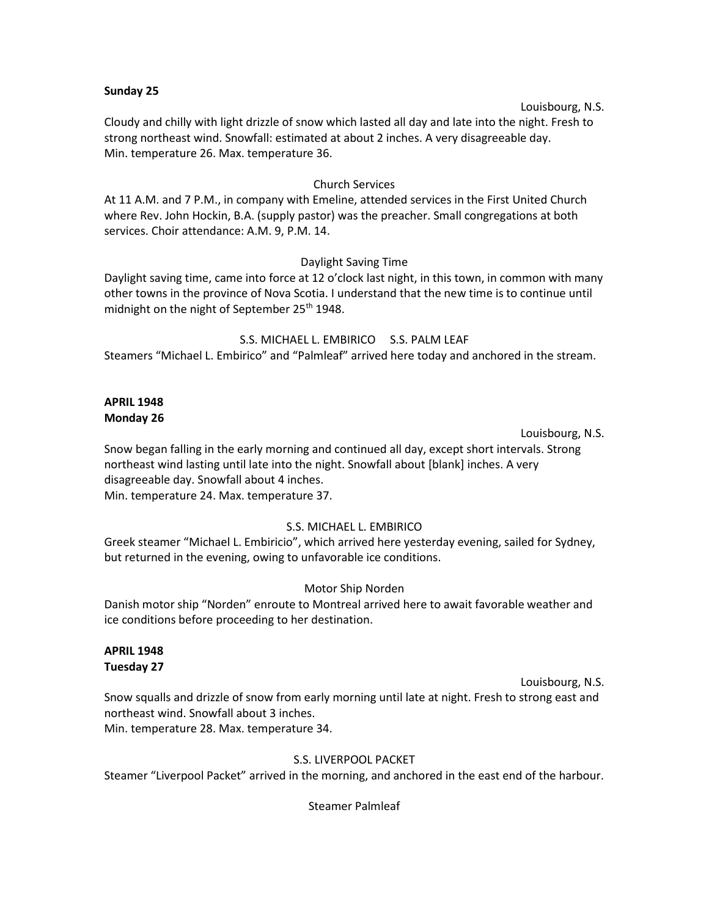**Sunday 25**

Louisbourg, N.S.

Cloudy and chilly with light drizzle of snow which lasted all day and late into the night. Fresh to strong northeast wind. Snowfall: estimated at about 2 inches. A very disagreeable day.
Min. temperature 26. Max. temperature 36.

Church Services

At 11 A.M. and 7 P.M., in company with Emeline, attended services in the First United Church where Rev. John Hockin, B.A. (supply pastor) was the preacher. Small congregations at both services. Choir attendance: A.M. 9, P.M. 14.

Daylight Saving Time

Daylight saving time, came into force at 12 o'clock last night, in this town, in common with many other towns in the province of Nova Scotia. I understand that the new time is to continue until midnight on the night of September 25th 1948.

S.S. MICHAEL L. EMBIRICO S.S. PALM LEAF

Steamers "Michael L. Embirico" and "Palmleaf" arrived here today and anchored in the stream.

**APRIL 1948**
**Monday 26**

Louisbourg, N.S.

Snow began falling in the early morning and continued all day, except short intervals. Strong northeast wind lasting until late into the night. Snowfall about [blank] inches. A very disagreeable day. Snowfall about 4 inches.
Min. temperature 24. Max. temperature 37.

S.S. MICHAEL L. EMBIRICO

Greek steamer "Michael L. Embiricio", which arrived here yesterday evening, sailed for Sydney, but returned in the evening, owing to unfavorable ice conditions.

Motor Ship Norden

Danish motor ship "Norden" enroute to Montreal arrived here to await favorable weather and ice conditions before proceeding to her destination.

**APRIL 1948**
**Tuesday 27**

Louisbourg, N.S.

Snow squalls and drizzle of snow from early morning until late at night. Fresh to strong east and northeast wind. Snowfall about 3 inches.
Min. temperature 28. Max. temperature 34.

S.S. LIVERPOOL PACKET

Steamer "Liverpool Packet" arrived in the morning, and anchored in the east end of the harbour.

Steamer Palmleaf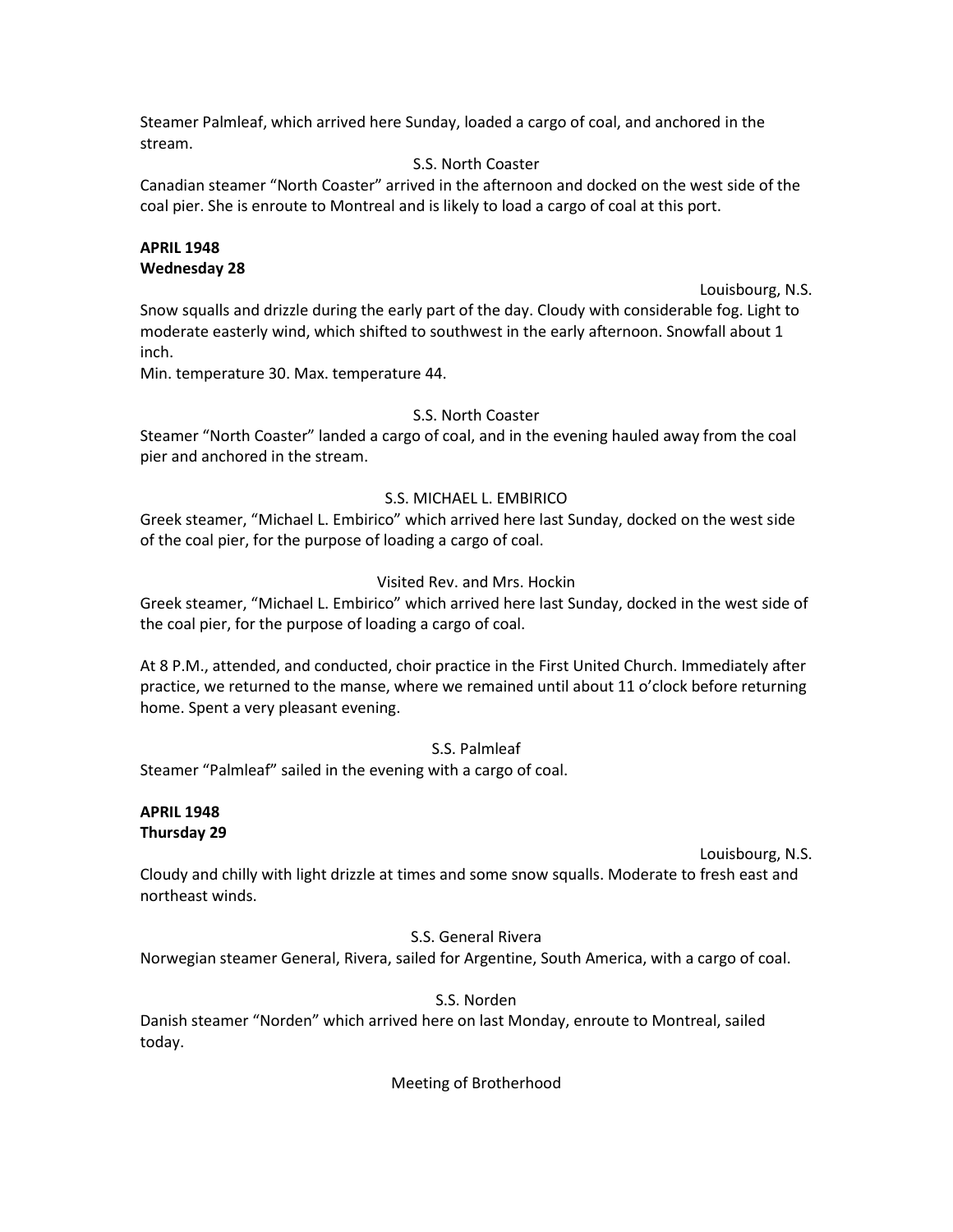Steamer Palmleaf, which arrived here Sunday, loaded a cargo of coal, and anchored in the stream.

S.S. North Coaster

Canadian steamer "North Coaster" arrived in the afternoon and docked on the west side of the coal pier. She is enroute to Montreal and is likely to load a cargo of coal at this port.

**APRIL 1948**
**Wednesday 28**

Louisbourg, N.S.

Snow squalls and drizzle during the early part of the day. Cloudy with considerable fog. Light to moderate easterly wind, which shifted to southwest in the early afternoon. Snowfall about 1 inch.

Min. temperature 30. Max. temperature 44.

S.S. North Coaster

Steamer "North Coaster" landed a cargo of coal, and in the evening hauled away from the coal pier and anchored in the stream.

S.S. MICHAEL L. EMBIRICO

Greek steamer, "Michael L. Embirico" which arrived here last Sunday, docked on the west side of the coal pier, for the purpose of loading a cargo of coal.

Visited Rev. and Mrs. Hockin

Greek steamer, "Michael L. Embirico" which arrived here last Sunday, docked in the west side of the coal pier, for the purpose of loading a cargo of coal.

At 8 P.M., attended, and conducted, choir practice in the First United Church. Immediately after practice, we returned to the manse, where we remained until about 11 o'clock before returning home. Spent a very pleasant evening.

S.S. Palmleaf

Steamer "Palmleaf" sailed in the evening with a cargo of coal.

**APRIL 1948**
**Thursday 29**

Louisbourg, N.S.

Cloudy and chilly with light drizzle at times and some snow squalls. Moderate to fresh east and northeast winds.

S.S. General Rivera

Norwegian steamer General, Rivera, sailed for Argentine, South America, with a cargo of coal.

S.S. Norden

Danish steamer "Norden" which arrived here on last Monday, enroute to Montreal, sailed today.

Meeting of Brotherhood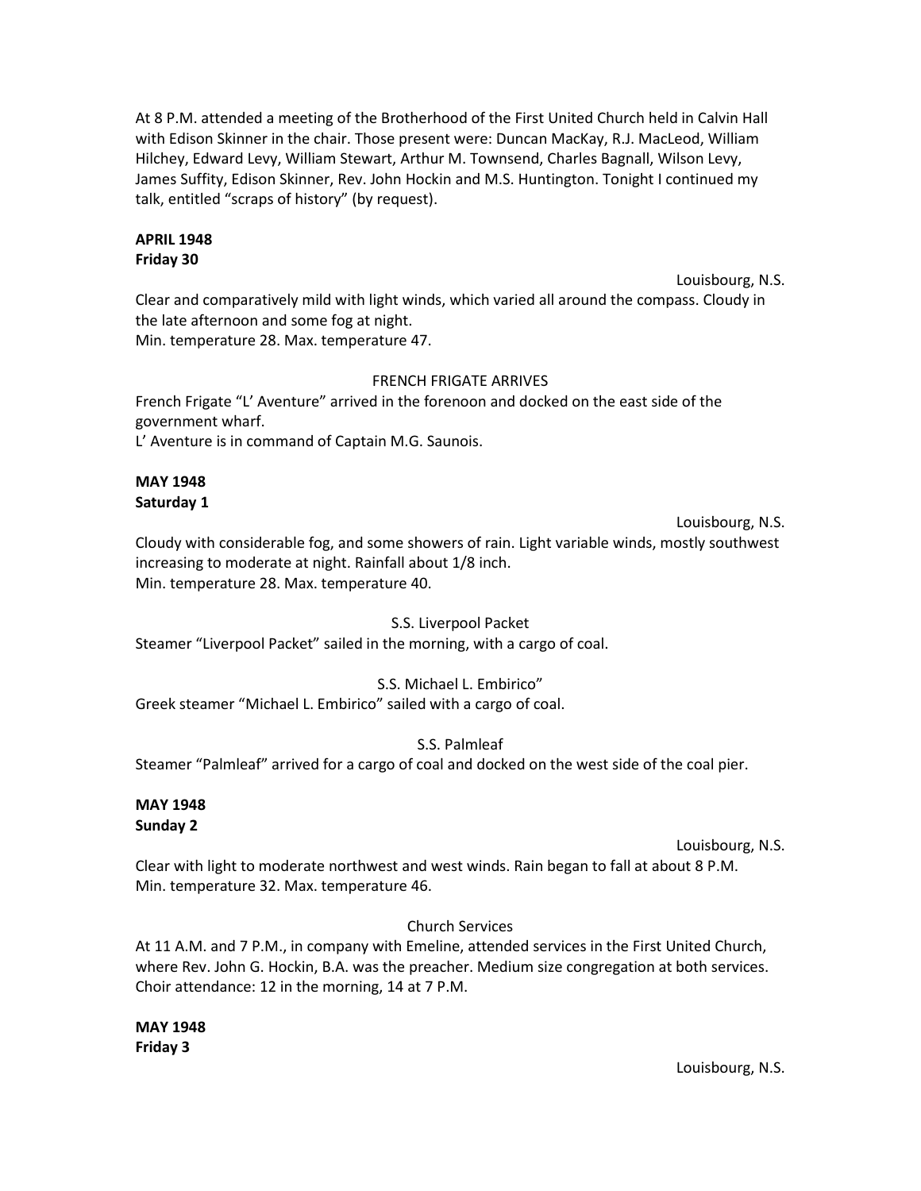At 8 P.M. attended a meeting of the Brotherhood of the First United Church held in Calvin Hall with Edison Skinner in the chair. Those present were: Duncan MacKay, R.J. MacLeod, William Hilchey, Edward Levy, William Stewart, Arthur M. Townsend, Charles Bagnall, Wilson Levy, James Suffity, Edison Skinner, Rev. John Hockin and M.S. Huntington. Tonight I continued my talk, entitled "scraps of history" (by request).

**APRIL 1948**
**Friday 30**

Louisbourg, N.S.

Clear and comparatively mild with light winds, which varied all around the compass. Cloudy in the late afternoon and some fog at night.
Min. temperature 28. Max. temperature 47.

FRENCH FRIGATE ARRIVES

French Frigate "L' Aventure" arrived in the forenoon and docked on the east side of the government wharf.
L' Aventure is in command of Captain M.G. Saunois.

**MAY 1948**
**Saturday 1**

Louisbourg, N.S.

Cloudy with considerable fog, and some showers of rain. Light variable winds, mostly southwest increasing to moderate at night. Rainfall about 1/8 inch.
Min. temperature 28. Max. temperature 40.

S.S. Liverpool Packet

Steamer "Liverpool Packet" sailed in the morning, with a cargo of coal.

S.S. Michael L. Embirico"

Greek steamer "Michael L. Embirico" sailed with a cargo of coal.

S.S. Palmleaf

Steamer "Palmleaf" arrived for a cargo of coal and docked on the west side of the coal pier.

**MAY 1948**
**Sunday 2**

Louisbourg, N.S.

Clear with light to moderate northwest and west winds. Rain began to fall at about 8 P.M.
Min. temperature 32. Max. temperature 46.

Church Services

At 11 A.M. and 7 P.M., in company with Emeline, attended services in the First United Church, where Rev. John G. Hockin, B.A. was the preacher. Medium size congregation at both services. Choir attendance: 12 in the morning, 14 at 7 P.M.

**MAY 1948**
**Friday 3**

Louisbourg, N.S.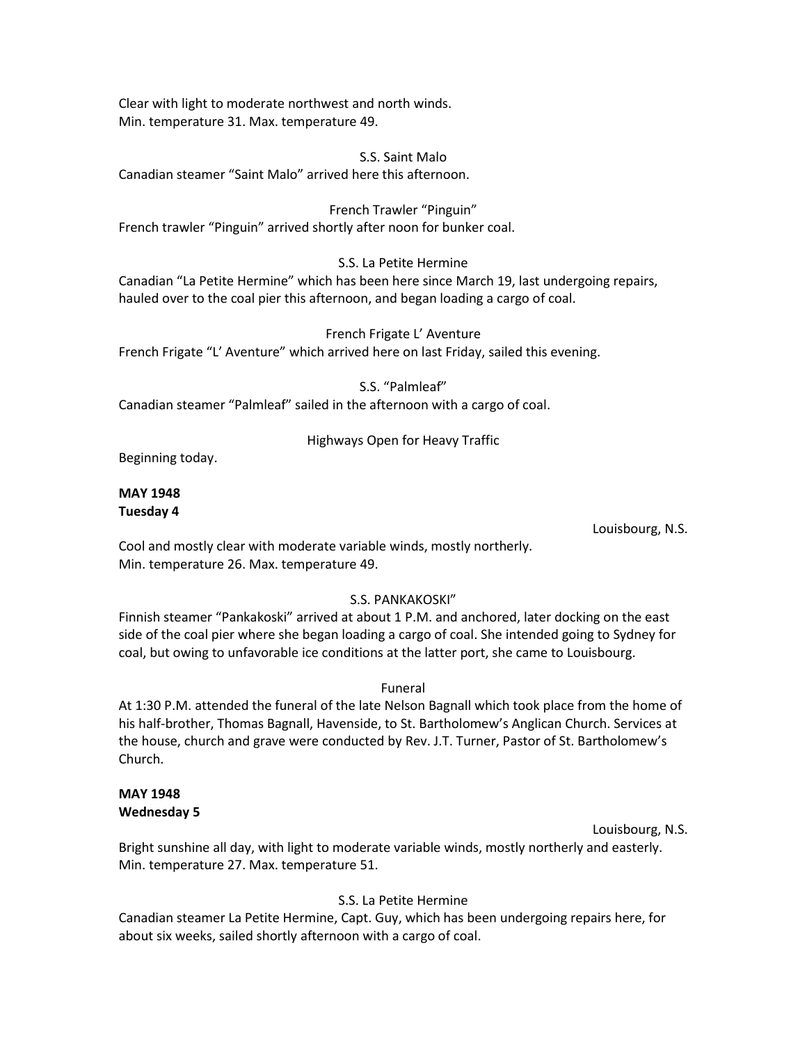Clear with light to moderate northwest and north winds.
Min. temperature 31. Max. temperature 49.

S.S. Saint Malo

Canadian steamer “Saint Malo” arrived here this afternoon.

French Trawler “Pinguin”

French trawler “Pinguin” arrived shortly after noon for bunker coal.

S.S. La Petite Hermine

Canadian “La Petite Hermine” which has been here since March 19, last undergoing repairs, hauled over to the coal pier this afternoon, and began loading a cargo of coal.

French Frigate L’ Aventure

French Frigate “L’ Aventure” which arrived here on last Friday, sailed this evening.

S.S. “Palmleaf”

Canadian steamer “Palmleaf” sailed in the afternoon with a cargo of coal.

Highways Open for Heavy Traffic

Beginning today.

**MAY 1948**
**Tuesday 4**

Louisbourg, N.S.

Cool and mostly clear with moderate variable winds, mostly northerly.
Min. temperature 26. Max. temperature 49.

S.S. PANKAKOSKI”

Finnish steamer “Pankakoski” arrived at about 1 P.M. and anchored, later docking on the east side of the coal pier where she began loading a cargo of coal. She intended going to Sydney for coal, but owing to unfavorable ice conditions at the latter port, she came to Louisbourg.

Funeral

At 1:30 P.M. attended the funeral of the late Nelson Bagnall which took place from the home of his half-brother, Thomas Bagnall, Havenside, to St. Bartholomew’s Anglican Church. Services at the house, church and grave were conducted by Rev. J.T. Turner, Pastor of St. Bartholomew’s Church.

**MAY 1948**
**Wednesday 5**

Louisbourg, N.S.

Bright sunshine all day, with light to moderate variable winds, mostly northerly and easterly.
Min. temperature 27. Max. temperature 51.

S.S. La Petite Hermine

Canadian steamer La Petite Hermine, Capt. Guy, which has been undergoing repairs here, for about six weeks, sailed shortly afternoon with a cargo of coal.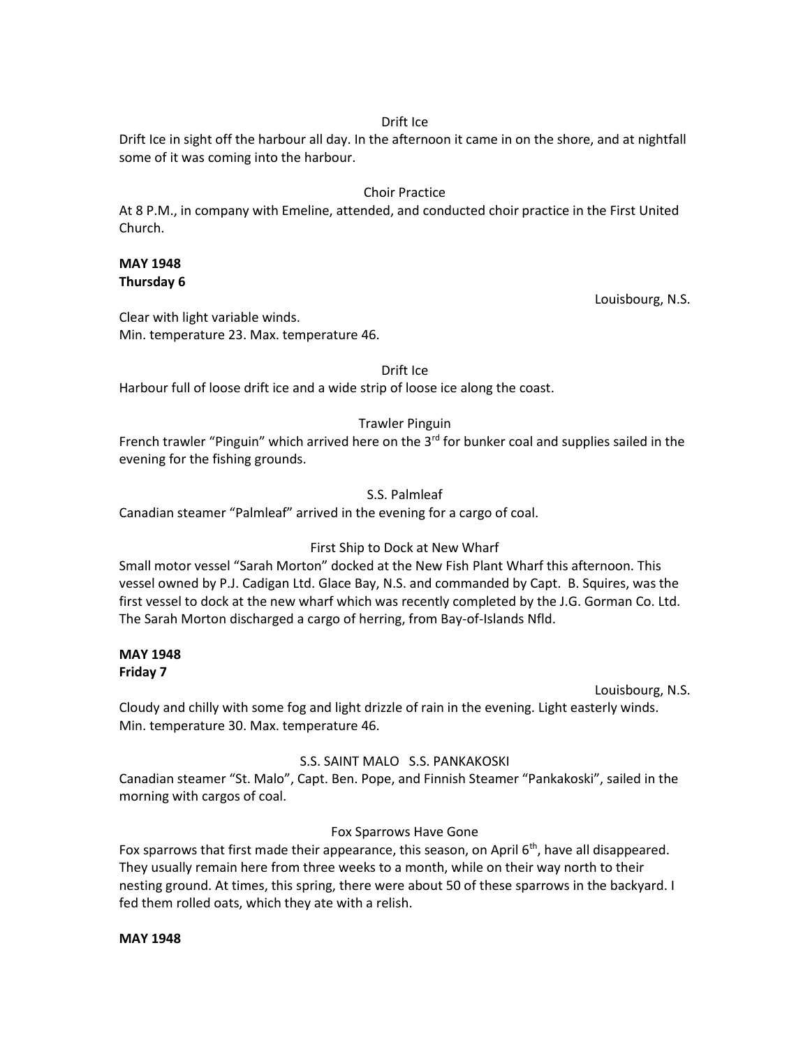Drift Ice

Drift Ice in sight off the harbour all day. In the afternoon it came in on the shore, and at nightfall some of it was coming into the harbour.

Choir Practice

At 8 P.M., in company with Emeline, attended, and conducted choir practice in the First United Church.

**MAY 1948**
**Thursday 6**

Louisbourg, N.S.

Clear with light variable winds.
Min. temperature 23. Max. temperature 46.

Drift Ice

Harbour full of loose drift ice and a wide strip of loose ice along the coast.

Trawler Pinguin

French trawler "Pinguin" which arrived here on the 3rd for bunker coal and supplies sailed in the evening for the fishing grounds.

S.S. Palmleaf

Canadian steamer "Palmleaf" arrived in the evening for a cargo of coal.

First Ship to Dock at New Wharf

Small motor vessel "Sarah Morton" docked at the New Fish Plant Wharf this afternoon. This vessel owned by P.J. Cadigan Ltd. Glace Bay, N.S. and commanded by Capt. B. Squires, was the first vessel to dock at the new wharf which was recently completed by the J.G. Gorman Co. Ltd. The Sarah Morton discharged a cargo of herring, from Bay-of-Islands Nfld.

**MAY 1948**
**Friday 7**

Louisbourg, N.S.

Cloudy and chilly with some fog and light drizzle of rain in the evening. Light easterly winds.
Min. temperature 30. Max. temperature 46.

S.S. SAINT MALO S.S. PANKAKOSKI

Canadian steamer "St. Malo", Capt. Ben. Pope, and Finnish Steamer "Pankakoski", sailed in the morning with cargos of coal.

Fox Sparrows Have Gone

Fox sparrows that first made their appearance, this season, on April 6th, have all disappeared. They usually remain here from three weeks to a month, while on their way north to their nesting ground. At times, this spring, there were about 50 of these sparrows in the backyard. I fed them rolled oats, which they ate with a relish.

**MAY 1948**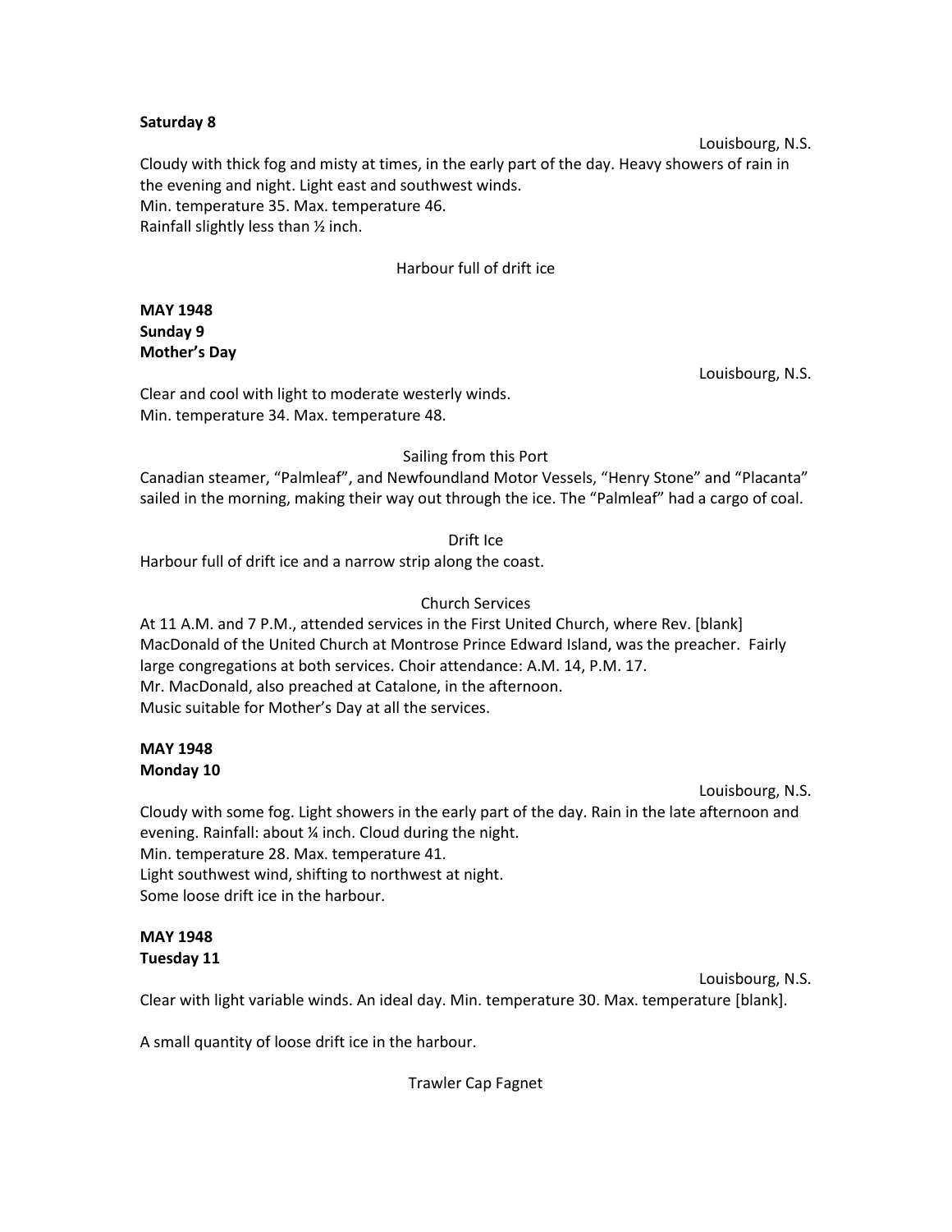**Saturday 8**

Louisbourg, N.S.

Cloudy with thick fog and misty at times, in the early part of the day. Heavy showers of rain in the evening and night. Light east and southwest winds.
Min. temperature 35. Max. temperature 46.
Rainfall slightly less than ½ inch.

Harbour full of drift ice

**MAY 1948**
**Sunday 9**
**Mother's Day**

Louisbourg, N.S.

Clear and cool with light to moderate westerly winds.
Min. temperature 34. Max. temperature 48.

Sailing from this Port

Canadian steamer, "Palmleaf", and Newfoundland Motor Vessels, "Henry Stone" and "Placanta" sailed in the morning, making their way out through the ice. The "Palmleaf" had a cargo of coal.

Drift Ice

Harbour full of drift ice and a narrow strip along the coast.

Church Services

At 11 A.M. and 7 P.M., attended services in the First United Church, where Rev. [blank] MacDonald of the United Church at Montrose Prince Edward Island, was the preacher. Fairly large congregations at both services. Choir attendance: A.M. 14, P.M. 17.
Mr. MacDonald, also preached at Catalone, in the afternoon.
Music suitable for Mother's Day at all the services.

**MAY 1948**
**Monday 10**

Louisbourg, N.S.

Cloudy with some fog. Light showers in the early part of the day. Rain in the late afternoon and evening. Rainfall: about ¼ inch. Cloud during the night.
Min. temperature 28. Max. temperature 41.
Light southwest wind, shifting to northwest at night.
Some loose drift ice in the harbour.

**MAY 1948**
**Tuesday 11**

Louisbourg, N.S.

Clear with light variable winds. An ideal day. Min. temperature 30. Max. temperature [blank].

A small quantity of loose drift ice in the harbour.

Trawler Cap Fagnet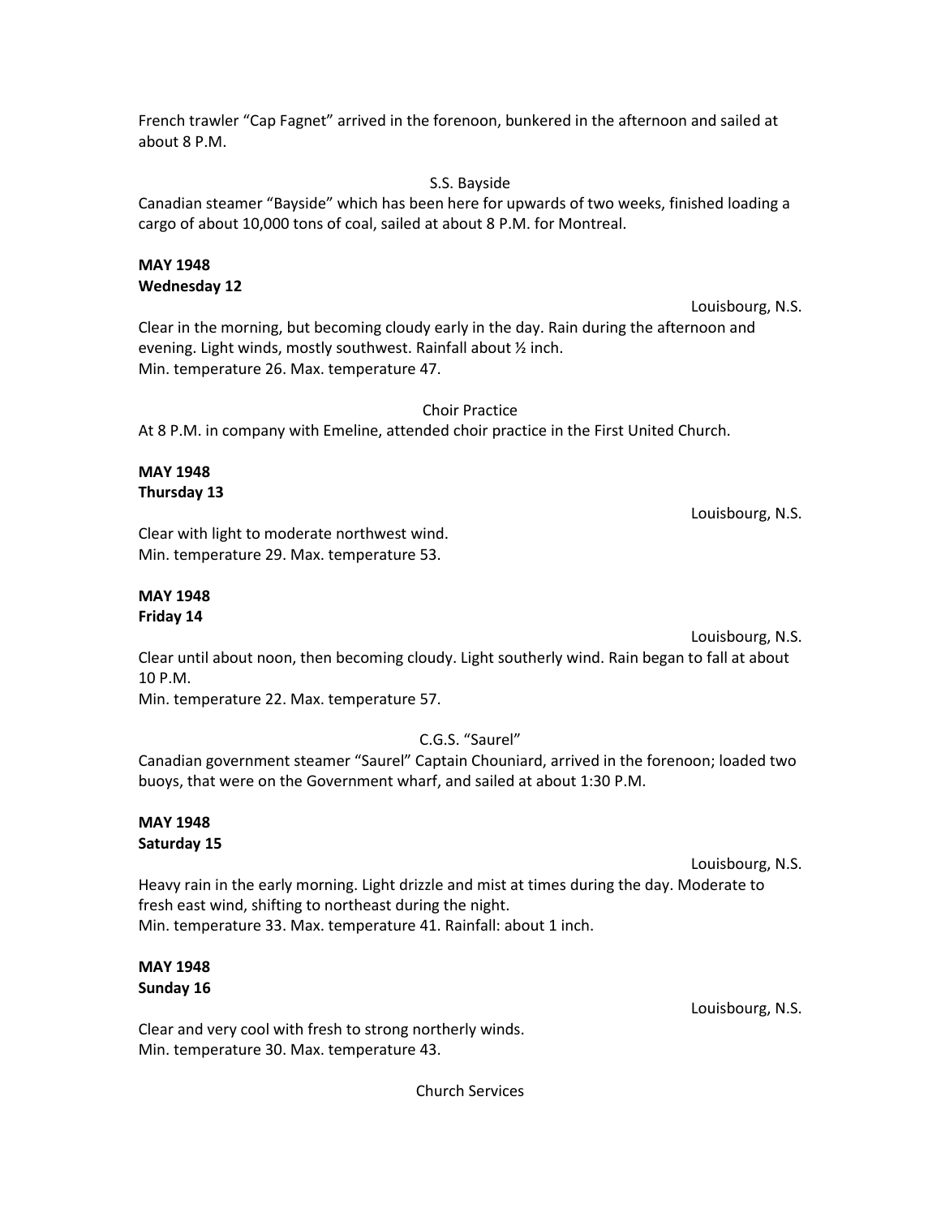French trawler "Cap Fagnet" arrived in the forenoon, bunkered in the afternoon and sailed at about 8 P.M.

S.S. Bayside

Canadian steamer "Bayside" which has been here for upwards of two weeks, finished loading a cargo of about 10,000 tons of coal, sailed at about 8 P.M. for Montreal.

**MAY 1948**
**Wednesday 12**

Louisbourg, N.S.

Clear in the morning, but becoming cloudy early in the day. Rain during the afternoon and evening. Light winds, mostly southwest. Rainfall about ½ inch.
Min. temperature 26. Max. temperature 47.

Choir Practice

At 8 P.M. in company with Emeline, attended choir practice in the First United Church.

**MAY 1948**
**Thursday 13**

Louisbourg, N.S.

Clear with light to moderate northwest wind.
Min. temperature 29. Max. temperature 53.

**MAY 1948**
**Friday 14**

Louisbourg, N.S.

Clear until about noon, then becoming cloudy. Light southerly wind. Rain began to fall at about 10 P.M.
Min. temperature 22. Max. temperature 57.

C.G.S. "Saurel"

Canadian government steamer "Saurel" Captain Chouniard, arrived in the forenoon; loaded two buoys, that were on the Government wharf, and sailed at about 1:30 P.M.

**MAY 1948**
**Saturday 15**

Louisbourg, N.S.

Heavy rain in the early morning. Light drizzle and mist at times during the day. Moderate to fresh east wind, shifting to northeast during the night.
Min. temperature 33. Max. temperature 41. Rainfall: about 1 inch.

**MAY 1948**
**Sunday 16**

Louisbourg, N.S.

Clear and very cool with fresh to strong northerly winds.
Min. temperature 30. Max. temperature 43.

Church Services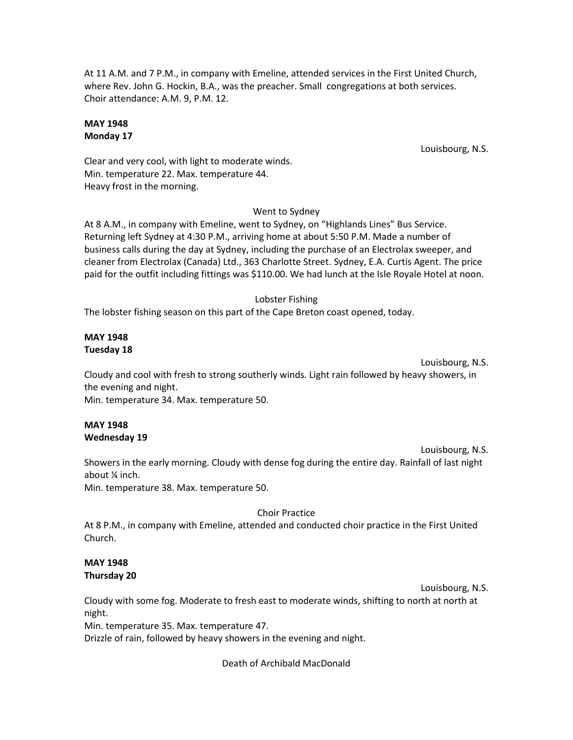At 11 A.M. and 7 P.M., in company with Emeline, attended services in the First United Church, where Rev. John G. Hockin, B.A., was the preacher. Small congregations at both services. Choir attendance: A.M. 9, P.M. 12.

**MAY 1948**
**Monday 17**

Louisbourg, N.S.

Clear and very cool, with light to moderate winds.
Min. temperature 22. Max. temperature 44.
Heavy frost in the morning.

Went to Sydney

At 8 A.M., in company with Emeline, went to Sydney, on "Highlands Lines" Bus Service. Returning left Sydney at 4:30 P.M., arriving home at about 5:50 P.M. Made a number of business calls during the day at Sydney, including the purchase of an Electrolax sweeper, and cleaner from Electrolax (Canada) Ltd., 363 Charlotte Street. Sydney, E.A. Curtis Agent. The price paid for the outfit including fittings was $110.00. We had lunch at the Isle Royale Hotel at noon.

Lobster Fishing

The lobster fishing season on this part of the Cape Breton coast opened, today.

**MAY 1948**
**Tuesday 18**

Louisbourg, N.S.

Cloudy and cool with fresh to strong southerly winds. Light rain followed by heavy showers, in the evening and night.
Min. temperature 34. Max. temperature 50.

**MAY 1948**
**Wednesday 19**

Louisbourg, N.S.

Showers in the early morning. Cloudy with dense fog during the entire day. Rainfall of last night about ¼ inch.
Min. temperature 38. Max. temperature 50.

Choir Practice

At 8 P.M., in company with Emeline, attended and conducted choir practice in the First United Church.

**MAY 1948**
**Thursday 20**

Louisbourg, N.S.

Cloudy with some fog. Moderate to fresh east to moderate winds, shifting to north at north at night.
Min. temperature 35. Max. temperature 47.
Drizzle of rain, followed by heavy showers in the evening and night.

Death of Archibald MacDonald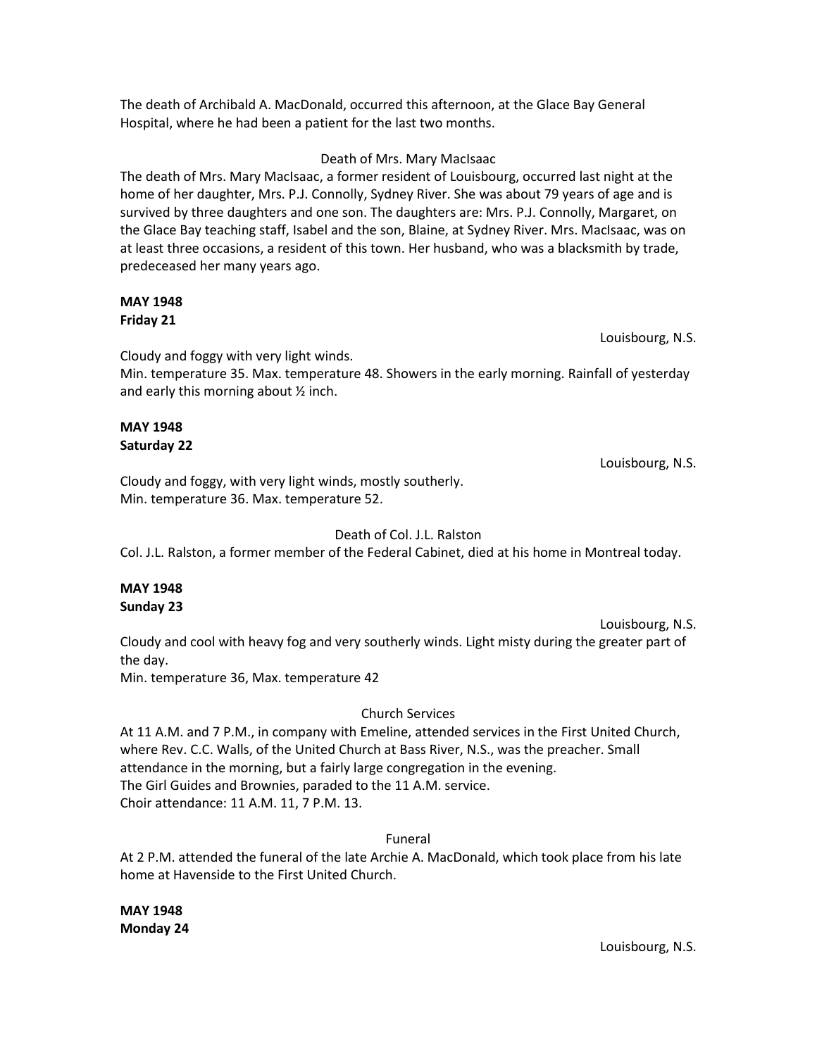The death of Archibald A. MacDonald, occurred this afternoon, at the Glace Bay General Hospital, where he had been a patient for the last two months.

Death of Mrs. Mary MacIsaac

The death of Mrs. Mary MacIsaac, a former resident of Louisbourg, occurred last night at the home of her daughter, Mrs. P.J. Connolly, Sydney River. She was about 79 years of age and is survived by three daughters and one son. The daughters are: Mrs. P.J. Connolly, Margaret, on the Glace Bay teaching staff, Isabel and the son, Blaine, at Sydney River. Mrs. MacIsaac, was on at least three occasions, a resident of this town. Her husband, who was a blacksmith by trade, predeceased her many years ago.

**MAY 1948**
**Friday 21**

Louisbourg, N.S.

Cloudy and foggy with very light winds.
Min. temperature 35. Max. temperature 48. Showers in the early morning. Rainfall of yesterday and early this morning about ½ inch.

**MAY 1948**
**Saturday 22**

Louisbourg, N.S.

Cloudy and foggy, with very light winds, mostly southerly.
Min. temperature 36. Max. temperature 52.

Death of Col. J.L. Ralston

Col. J.L. Ralston, a former member of the Federal Cabinet, died at his home in Montreal today.

**MAY 1948**
**Sunday 23**

Louisbourg, N.S.

Cloudy and cool with heavy fog and very southerly winds. Light misty during the greater part of the day.
Min. temperature 36, Max. temperature 42

Church Services

At 11 A.M. and 7 P.M., in company with Emeline, attended services in the First United Church, where Rev. C.C. Walls, of the United Church at Bass River, N.S., was the preacher. Small attendance in the morning, but a fairly large congregation in the evening.
The Girl Guides and Brownies, paraded to the 11 A.M. service.
Choir attendance: 11 A.M. 11, 7 P.M. 13.

Funeral

At 2 P.M. attended the funeral of the late Archie A. MacDonald, which took place from his late home at Havenside to the First United Church.

**MAY 1948**
**Monday 24**

Louisbourg, N.S.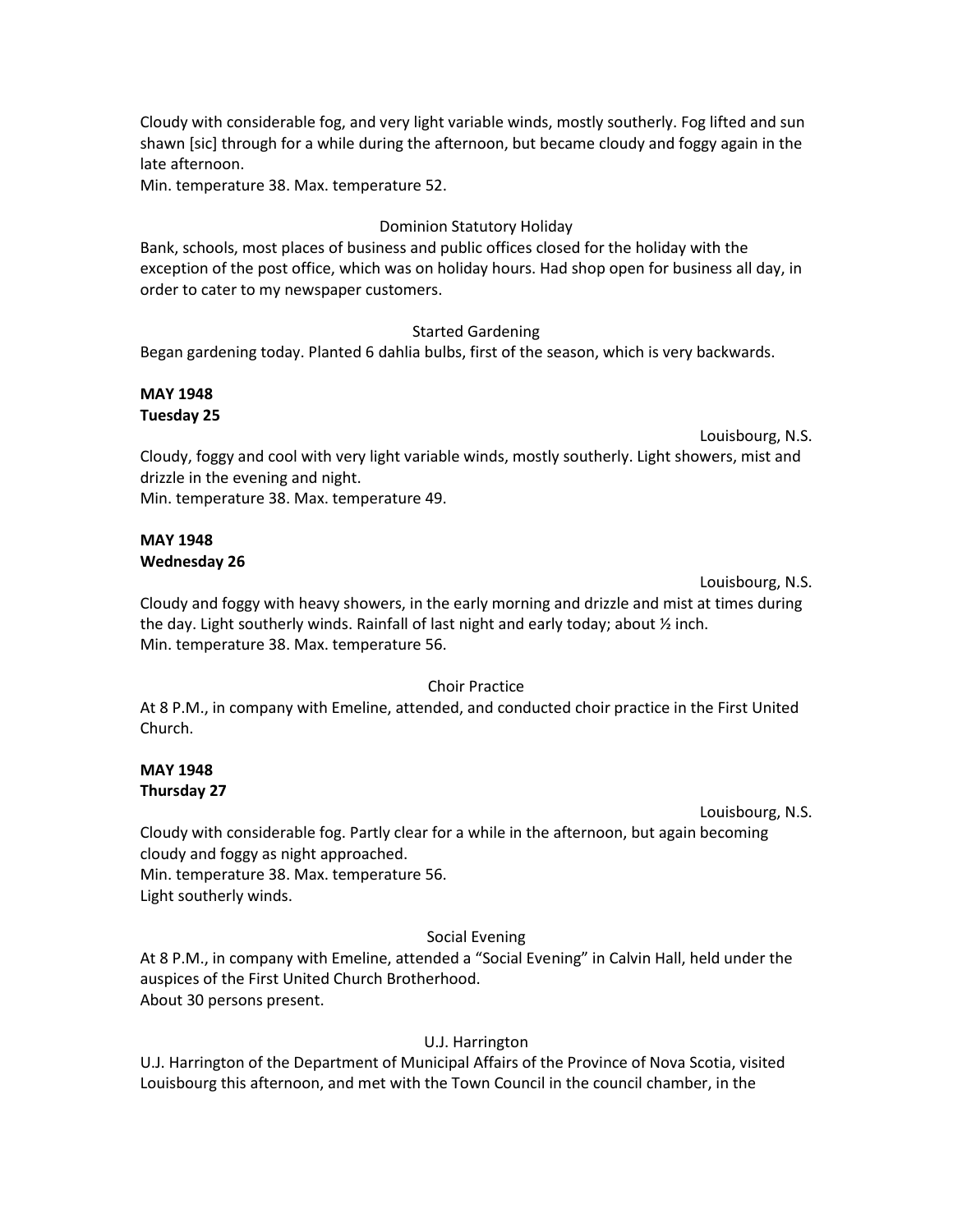Cloudy with considerable fog, and very light variable winds, mostly southerly. Fog lifted and sun shawn [sic] through for a while during the afternoon, but became cloudy and foggy again in the late afternoon.
Min. temperature 38. Max. temperature 52.

Dominion Statutory Holiday

Bank, schools, most places of business and public offices closed for the holiday with the exception of the post office, which was on holiday hours. Had shop open for business all day, in order to cater to my newspaper customers.

Started Gardening

Began gardening today. Planted 6 dahlia bulbs, first of the season, which is very backwards.

**MAY 1948**
**Tuesday 25**

Louisbourg, N.S.

Cloudy, foggy and cool with very light variable winds, mostly southerly. Light showers, mist and drizzle in the evening and night.
Min. temperature 38. Max. temperature 49.

**MAY 1948**
**Wednesday 26**

Louisbourg, N.S.

Cloudy and foggy with heavy showers, in the early morning and drizzle and mist at times during the day. Light southerly winds. Rainfall of last night and early today; about ½ inch.
Min. temperature 38. Max. temperature 56.

Choir Practice

At 8 P.M., in company with Emeline, attended, and conducted choir practice in the First United Church.

**MAY 1948**
**Thursday 27**

Louisbourg, N.S.

Cloudy with considerable fog. Partly clear for a while in the afternoon, but again becoming cloudy and foggy as night approached.
Min. temperature 38. Max. temperature 56.
Light southerly winds.

Social Evening

At 8 P.M., in company with Emeline, attended a "Social Evening" in Calvin Hall, held under the auspices of the First United Church Brotherhood.
About 30 persons present.

U.J. Harrington

U.J. Harrington of the Department of Municipal Affairs of the Province of Nova Scotia, visited Louisbourg this afternoon, and met with the Town Council in the council chamber, in the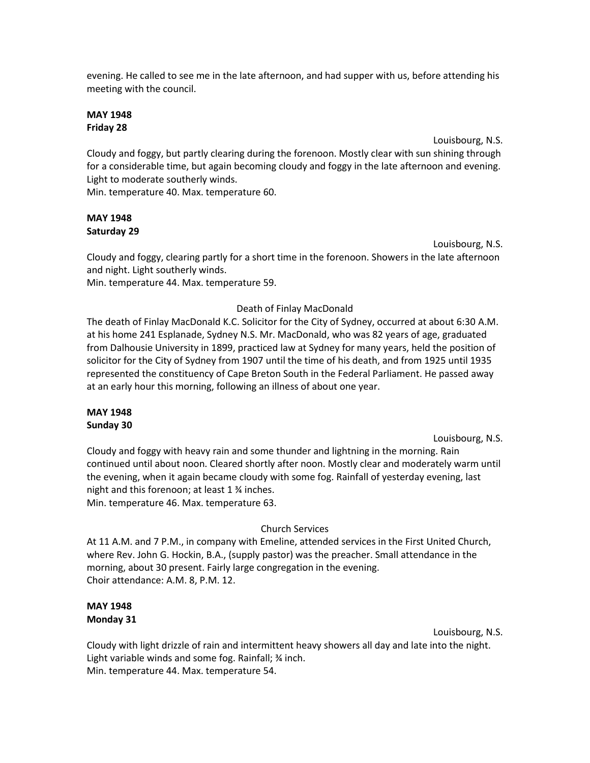evening. He called to see me in the late afternoon, and had supper with us, before attending his meeting with the council.

**MAY 1948**
**Friday 28**

Louisbourg, N.S.

Cloudy and foggy, but partly clearing during the forenoon. Mostly clear with sun shining through for a considerable time, but again becoming cloudy and foggy in the late afternoon and evening. Light to moderate southerly winds.
Min. temperature 40. Max. temperature 60.

**MAY 1948**
**Saturday 29**

Louisbourg, N.S.

Cloudy and foggy, clearing partly for a short time in the forenoon. Showers in the late afternoon and night. Light southerly winds.
Min. temperature 44. Max. temperature 59.

Death of Finlay MacDonald

The death of Finlay MacDonald K.C. Solicitor for the City of Sydney, occurred at about 6:30 A.M. at his home 241 Esplanade, Sydney N.S. Mr. MacDonald, who was 82 years of age, graduated from Dalhousie University in 1899, practiced law at Sydney for many years, held the position of solicitor for the City of Sydney from 1907 until the time of his death, and from 1925 until 1935 represented the constituency of Cape Breton South in the Federal Parliament. He passed away at an early hour this morning, following an illness of about one year.

**MAY 1948**
**Sunday 30**

Louisbourg, N.S.

Cloudy and foggy with heavy rain and some thunder and lightning in the morning. Rain continued until about noon. Cleared shortly after noon. Mostly clear and moderately warm until the evening, when it again became cloudy with some fog. Rainfall of yesterday evening, last night and this forenoon; at least 1 ¾ inches.
Min. temperature 46. Max. temperature 63.

Church Services

At 11 A.M. and 7 P.M., in company with Emeline, attended services in the First United Church, where Rev. John G. Hockin, B.A., (supply pastor) was the preacher. Small attendance in the morning, about 30 present. Fairly large congregation in the evening.
Choir attendance: A.M. 8, P.M. 12.

**MAY 1948**
**Monday 31**

Louisbourg, N.S.

Cloudy with light drizzle of rain and intermittent heavy showers all day and late into the night. Light variable winds and some fog. Rainfall; ¾ inch.
Min. temperature 44. Max. temperature 54.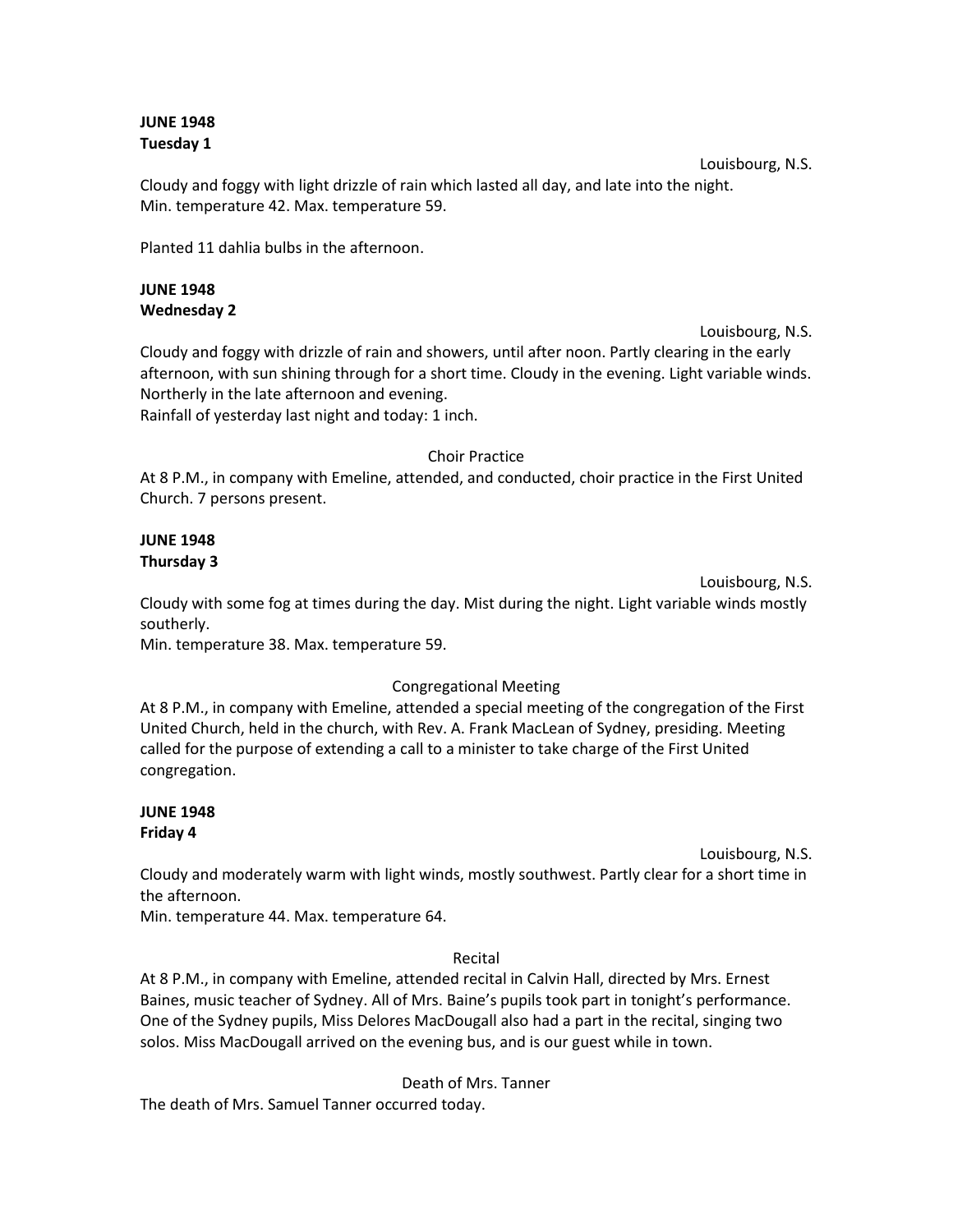**JUNE 1948**
**Tuesday 1**

Louisbourg, N.S.

Cloudy and foggy with light drizzle of rain which lasted all day, and late into the night.
Min. temperature 42. Max. temperature 59.

Planted 11 dahlia bulbs in the afternoon.

**JUNE 1948**
**Wednesday 2**

Louisbourg, N.S.

Cloudy and foggy with drizzle of rain and showers, until after noon. Partly clearing in the early afternoon, with sun shining through for a short time. Cloudy in the evening. Light variable winds. Northerly in the late afternoon and evening.
Rainfall of yesterday last night and today: 1 inch.

Choir Practice

At 8 P.M., in company with Emeline, attended, and conducted, choir practice in the First United Church. 7 persons present.

**JUNE 1948**
**Thursday 3**

Louisbourg, N.S.

Cloudy with some fog at times during the day. Mist during the night. Light variable winds mostly southerly.
Min. temperature 38. Max. temperature 59.

Congregational Meeting

At 8 P.M., in company with Emeline, attended a special meeting of the congregation of the First United Church, held in the church, with Rev. A. Frank MacLean of Sydney, presiding. Meeting called for the purpose of extending a call to a minister to take charge of the First United congregation.

**JUNE 1948**
**Friday 4**

Louisbourg, N.S.

Cloudy and moderately warm with light winds, mostly southwest. Partly clear for a short time in the afternoon.
Min. temperature 44. Max. temperature 64.

Recital

At 8 P.M., in company with Emeline, attended recital in Calvin Hall, directed by Mrs. Ernest Baines, music teacher of Sydney. All of Mrs. Baine's pupils took part in tonight's performance. One of the Sydney pupils, Miss Delores MacDougall also had a part in the recital, singing two solos. Miss MacDougall arrived on the evening bus, and is our guest while in town.

Death of Mrs. Tanner

The death of Mrs. Samuel Tanner occurred today.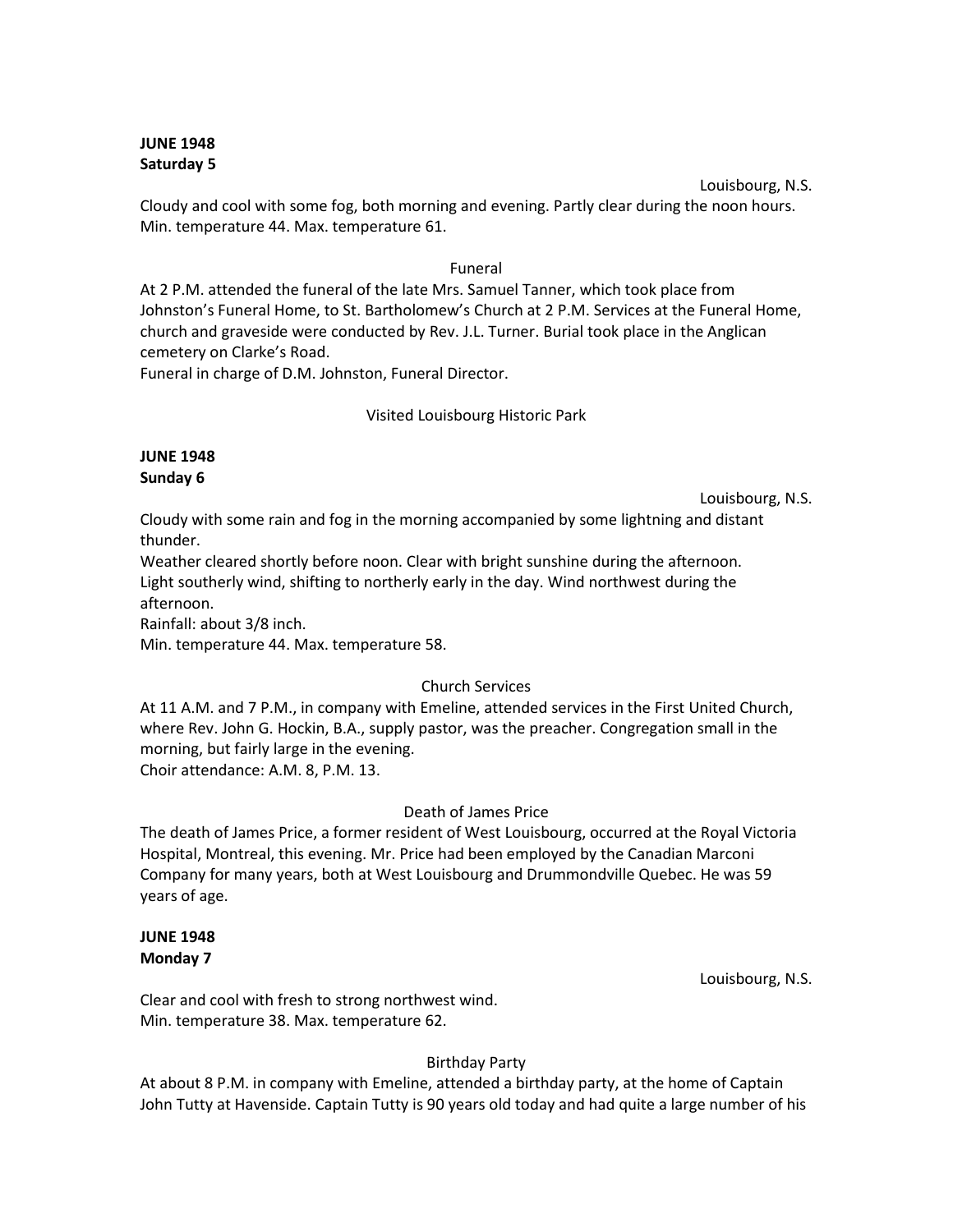**JUNE 1948**
**Saturday 5**

Louisbourg, N.S.

Cloudy and cool with some fog, both morning and evening. Partly clear during the noon hours. Min. temperature 44. Max. temperature 61.

Funeral

At 2 P.M. attended the funeral of the late Mrs. Samuel Tanner, which took place from Johnston's Funeral Home, to St. Bartholomew's Church at 2 P.M. Services at the Funeral Home, church and graveside were conducted by Rev. J.L. Turner. Burial took place in the Anglican cemetery on Clarke's Road.
Funeral in charge of D.M. Johnston, Funeral Director.

Visited Louisbourg Historic Park

**JUNE 1948**
**Sunday 6**

Louisbourg, N.S.

Cloudy with some rain and fog in the morning accompanied by some lightning and distant thunder.
Weather cleared shortly before noon. Clear with bright sunshine during the afternoon.
Light southerly wind, shifting to northerly early in the day. Wind northwest during the afternoon.
Rainfall: about 3/8 inch.
Min. temperature 44. Max. temperature 58.

Church Services

At 11 A.M. and 7 P.M., in company with Emeline, attended services in the First United Church, where Rev. John G. Hockin, B.A., supply pastor, was the preacher. Congregation small in the morning, but fairly large in the evening.
Choir attendance: A.M. 8, P.M. 13.

Death of James Price

The death of James Price, a former resident of West Louisbourg, occurred at the Royal Victoria Hospital, Montreal, this evening. Mr. Price had been employed by the Canadian Marconi Company for many years, both at West Louisbourg and Drummondville Quebec. He was 59 years of age.

**JUNE 1948**
**Monday 7**

Louisbourg, N.S.

Clear and cool with fresh to strong northwest wind.
Min. temperature 38. Max. temperature 62.

Birthday Party

At about 8 P.M. in company with Emeline, attended a birthday party, at the home of Captain John Tutty at Havenside. Captain Tutty is 90 years old today and had quite a large number of his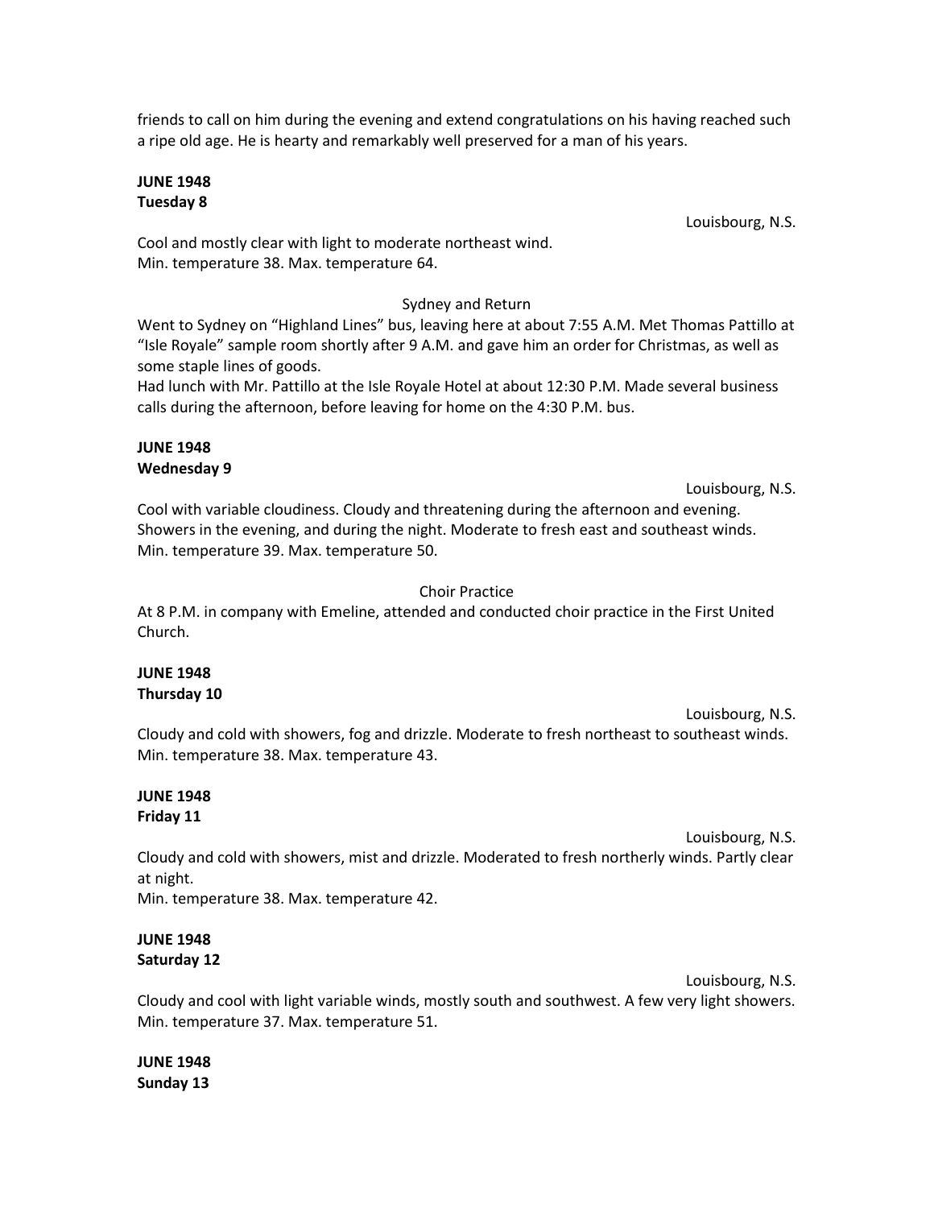friends to call on him during the evening and extend congratulations on his having reached such a ripe old age. He is hearty and remarkably well preserved for a man of his years.

**JUNE 1948**
**Tuesday 8**

Louisbourg, N.S.

Cool and mostly clear with light to moderate northeast wind.
Min. temperature 38. Max. temperature 64.

Sydney and Return

Went to Sydney on "Highland Lines" bus, leaving here at about 7:55 A.M. Met Thomas Pattillo at "Isle Royale" sample room shortly after 9 A.M. and gave him an order for Christmas, as well as some staple lines of goods.
Had lunch with Mr. Pattillo at the Isle Royale Hotel at about 12:30 P.M. Made several business calls during the afternoon, before leaving for home on the 4:30 P.M. bus.

**JUNE 1948**
**Wednesday 9**

Louisbourg, N.S.

Cool with variable cloudiness. Cloudy and threatening during the afternoon and evening. Showers in the evening, and during the night. Moderate to fresh east and southeast winds.
Min. temperature 39. Max. temperature 50.

Choir Practice

At 8 P.M. in company with Emeline, attended and conducted choir practice in the First United Church.

**JUNE 1948**
**Thursday 10**

Louisbourg, N.S.

Cloudy and cold with showers, fog and drizzle. Moderate to fresh northeast to southeast winds.
Min. temperature 38. Max. temperature 43.

**JUNE 1948**
**Friday 11**

Louisbourg, N.S.

Cloudy and cold with showers, mist and drizzle. Moderated to fresh northerly winds. Partly clear at night.
Min. temperature 38. Max. temperature 42.

**JUNE 1948**
**Saturday 12**

Louisbourg, N.S.

Cloudy and cool with light variable winds, mostly south and southwest. A few very light showers.
Min. temperature 37. Max. temperature 51.

**JUNE 1948**
**Sunday 13**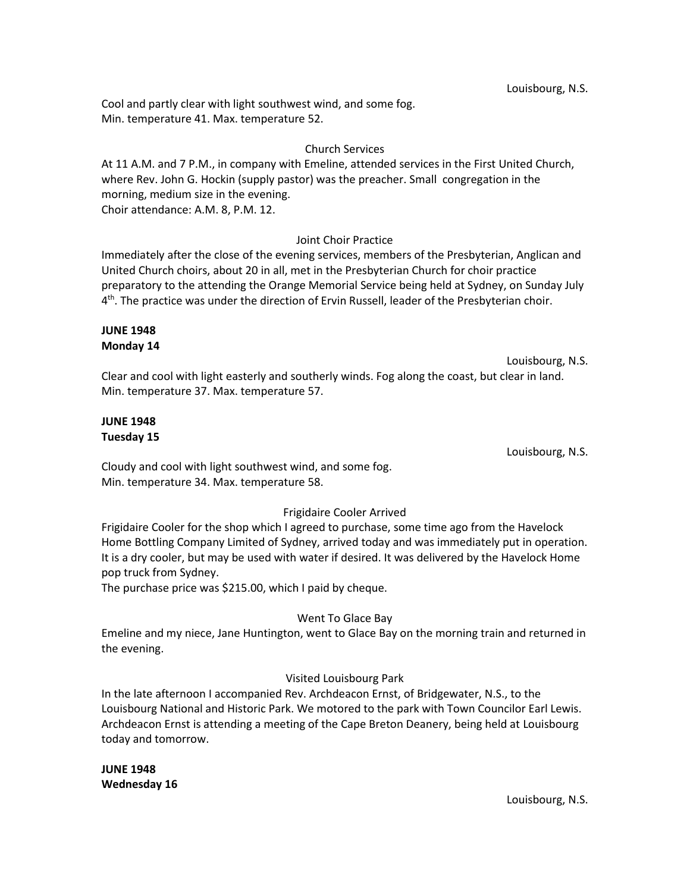Louisbourg, N.S.

Cool and partly clear with light southwest wind, and some fog.
Min. temperature 41. Max. temperature 52.

Church Services

At 11 A.M. and 7 P.M., in company with Emeline, attended services in the First United Church, where Rev. John G. Hockin (supply pastor) was the preacher. Small congregation in the morning, medium size in the evening.
Choir attendance: A.M. 8, P.M. 12.

Joint Choir Practice

Immediately after the close of the evening services, members of the Presbyterian, Anglican and United Church choirs, about 20 in all, met in the Presbyterian Church for choir practice preparatory to the attending the Orange Memorial Service being held at Sydney, on Sunday July 4th. The practice was under the direction of Ervin Russell, leader of the Presbyterian choir.

**JUNE 1948**
**Monday 14**

Louisbourg, N.S.

Clear and cool with light easterly and southerly winds. Fog along the coast, but clear in land.
Min. temperature 37. Max. temperature 57.

**JUNE 1948**
**Tuesday 15**

Louisbourg, N.S.

Cloudy and cool with light southwest wind, and some fog.
Min. temperature 34. Max. temperature 58.

Frigidaire Cooler Arrived

Frigidaire Cooler for the shop which I agreed to purchase, some time ago from the Havelock Home Bottling Company Limited of Sydney, arrived today and was immediately put in operation. It is a dry cooler, but may be used with water if desired. It was delivered by the Havelock Home pop truck from Sydney.
The purchase price was $215.00, which I paid by cheque.

Went To Glace Bay

Emeline and my niece, Jane Huntington, went to Glace Bay on the morning train and returned in the evening.

Visited Louisbourg Park

In the late afternoon I accompanied Rev. Archdeacon Ernst, of Bridgewater, N.S., to the Louisbourg National and Historic Park. We motored to the park with Town Councilor Earl Lewis. Archdeacon Ernst is attending a meeting of the Cape Breton Deanery, being held at Louisbourg today and tomorrow.

**JUNE 1948**
**Wednesday 16**

Louisbourg, N.S.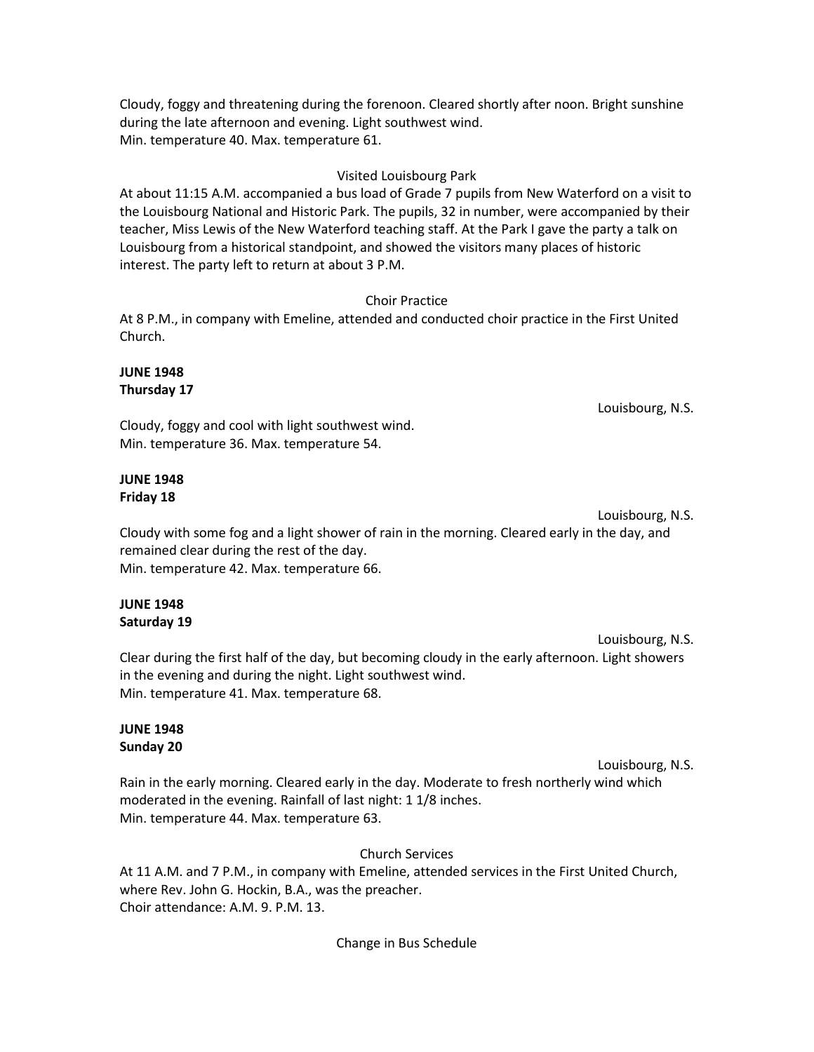Cloudy, foggy and threatening during the forenoon. Cleared shortly after noon. Bright sunshine during the late afternoon and evening. Light southwest wind.
Min. temperature 40. Max. temperature 61.

Visited Louisbourg Park

At about 11:15 A.M. accompanied a bus load of Grade 7 pupils from New Waterford on a visit to the Louisbourg National and Historic Park. The pupils, 32 in number, were accompanied by their teacher, Miss Lewis of the New Waterford teaching staff. At the Park I gave the party a talk on Louisbourg from a historical standpoint, and showed the visitors many places of historic interest. The party left to return at about 3 P.M.

Choir Practice

At 8 P.M., in company with Emeline, attended and conducted choir practice in the First United Church.

**JUNE 1948**
**Thursday 17**

Louisbourg, N.S.

Cloudy, foggy and cool with light southwest wind.
Min. temperature 36. Max. temperature 54.

**JUNE 1948**
**Friday 18**

Louisbourg, N.S.

Cloudy with some fog and a light shower of rain in the morning. Cleared early in the day, and remained clear during the rest of the day.
Min. temperature 42. Max. temperature 66.

**JUNE 1948**
**Saturday 19**

Louisbourg, N.S.

Clear during the first half of the day, but becoming cloudy in the early afternoon. Light showers in the evening and during the night. Light southwest wind.
Min. temperature 41. Max. temperature 68.

**JUNE 1948**
**Sunday 20**

Louisbourg, N.S.

Rain in the early morning. Cleared early in the day. Moderate to fresh northerly wind which moderated in the evening. Rainfall of last night: 1 1/8 inches.
Min. temperature 44. Max. temperature 63.

Church Services

At 11 A.M. and 7 P.M., in company with Emeline, attended services in the First United Church, where Rev. John G. Hockin, B.A., was the preacher.
Choir attendance: A.M. 9. P.M. 13.

Change in Bus Schedule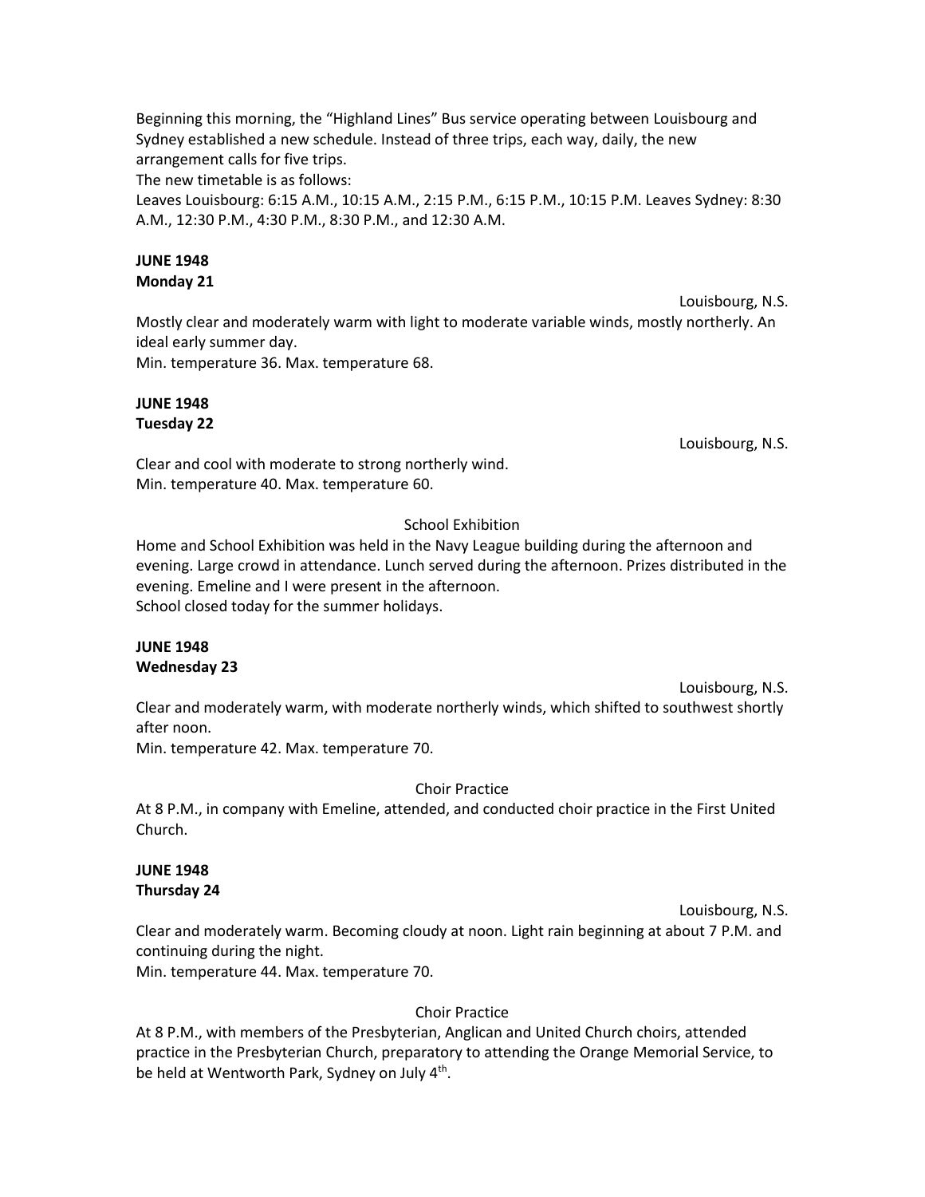Beginning this morning, the "Highland Lines" Bus service operating between Louisbourg and Sydney established a new schedule. Instead of three trips, each way, daily, the new arrangement calls for five trips.

The new timetable is as follows:

Leaves Louisbourg: 6:15 A.M., 10:15 A.M., 2:15 P.M., 6:15 P.M., 10:15 P.M. Leaves Sydney: 8:30 A.M., 12:30 P.M., 4:30 P.M., 8:30 P.M., and 12:30 A.M.

**JUNE 1948**
**Monday 21**

Louisbourg, N.S.

Mostly clear and moderately warm with light to moderate variable winds, mostly northerly. An ideal early summer day.

Min. temperature 36. Max. temperature 68.

**JUNE 1948**
**Tuesday 22**

Louisbourg, N.S.

Clear and cool with moderate to strong northerly wind.

Min. temperature 40. Max. temperature 60.

School Exhibition

Home and School Exhibition was held in the Navy League building during the afternoon and evening. Large crowd in attendance. Lunch served during the afternoon. Prizes distributed in the evening. Emeline and I were present in the afternoon.

School closed today for the summer holidays.

**JUNE 1948**
**Wednesday 23**

Louisbourg, N.S.

Clear and moderately warm, with moderate northerly winds, which shifted to southwest shortly after noon.

Min. temperature 42. Max. temperature 70.

Choir Practice

At 8 P.M., in company with Emeline, attended, and conducted choir practice in the First United Church.

**JUNE 1948**
**Thursday 24**

Louisbourg, N.S.

Clear and moderately warm. Becoming cloudy at noon. Light rain beginning at about 7 P.M. and continuing during the night.

Min. temperature 44. Max. temperature 70.

Choir Practice

At 8 P.M., with members of the Presbyterian, Anglican and United Church choirs, attended practice in the Presbyterian Church, preparatory to attending the Orange Memorial Service, to be held at Wentworth Park, Sydney on July 4th.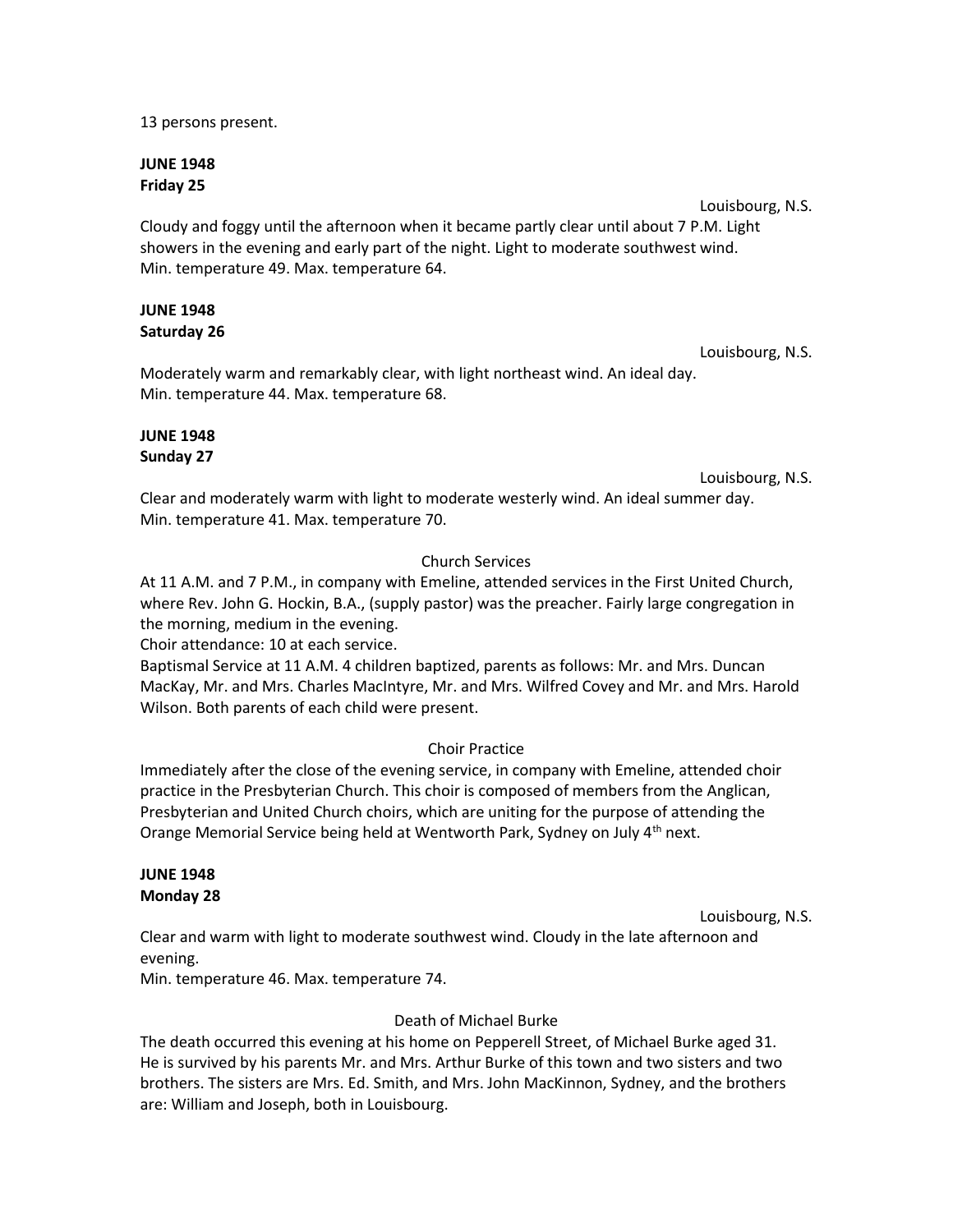13 persons present.

**JUNE 1948**
**Friday 25**

Louisbourg, N.S.

Cloudy and foggy until the afternoon when it became partly clear until about 7 P.M. Light showers in the evening and early part of the night. Light to moderate southwest wind.
Min. temperature 49. Max. temperature 64.

**JUNE 1948**
**Saturday 26**

Louisbourg, N.S.

Moderately warm and remarkably clear, with light northeast wind. An ideal day.
Min. temperature 44. Max. temperature 68.

**JUNE 1948**
**Sunday 27**

Louisbourg, N.S.

Clear and moderately warm with light to moderate westerly wind. An ideal summer day.
Min. temperature 41. Max. temperature 70.

Church Services

At 11 A.M. and 7 P.M., in company with Emeline, attended services in the First United Church, where Rev. John G. Hockin, B.A., (supply pastor) was the preacher. Fairly large congregation in the morning, medium in the evening.
Choir attendance: 10 at each service.
Baptismal Service at 11 A.M. 4 children baptized, parents as follows: Mr. and Mrs. Duncan MacKay, Mr. and Mrs. Charles MacIntyre, Mr. and Mrs. Wilfred Covey and Mr. and Mrs. Harold Wilson. Both parents of each child were present.

Choir Practice

Immediately after the close of the evening service, in company with Emeline, attended choir practice in the Presbyterian Church. This choir is composed of members from the Anglican, Presbyterian and United Church choirs, which are uniting for the purpose of attending the Orange Memorial Service being held at Wentworth Park, Sydney on July 4th next.

**JUNE 1948**
**Monday 28**

Louisbourg, N.S.

Clear and warm with light to moderate southwest wind. Cloudy in the late afternoon and evening.
Min. temperature 46. Max. temperature 74.

Death of Michael Burke

The death occurred this evening at his home on Pepperell Street, of Michael Burke aged 31. He is survived by his parents Mr. and Mrs. Arthur Burke of this town and two sisters and two brothers. The sisters are Mrs. Ed. Smith, and Mrs. John MacKinnon, Sydney, and the brothers are: William and Joseph, both in Louisbourg.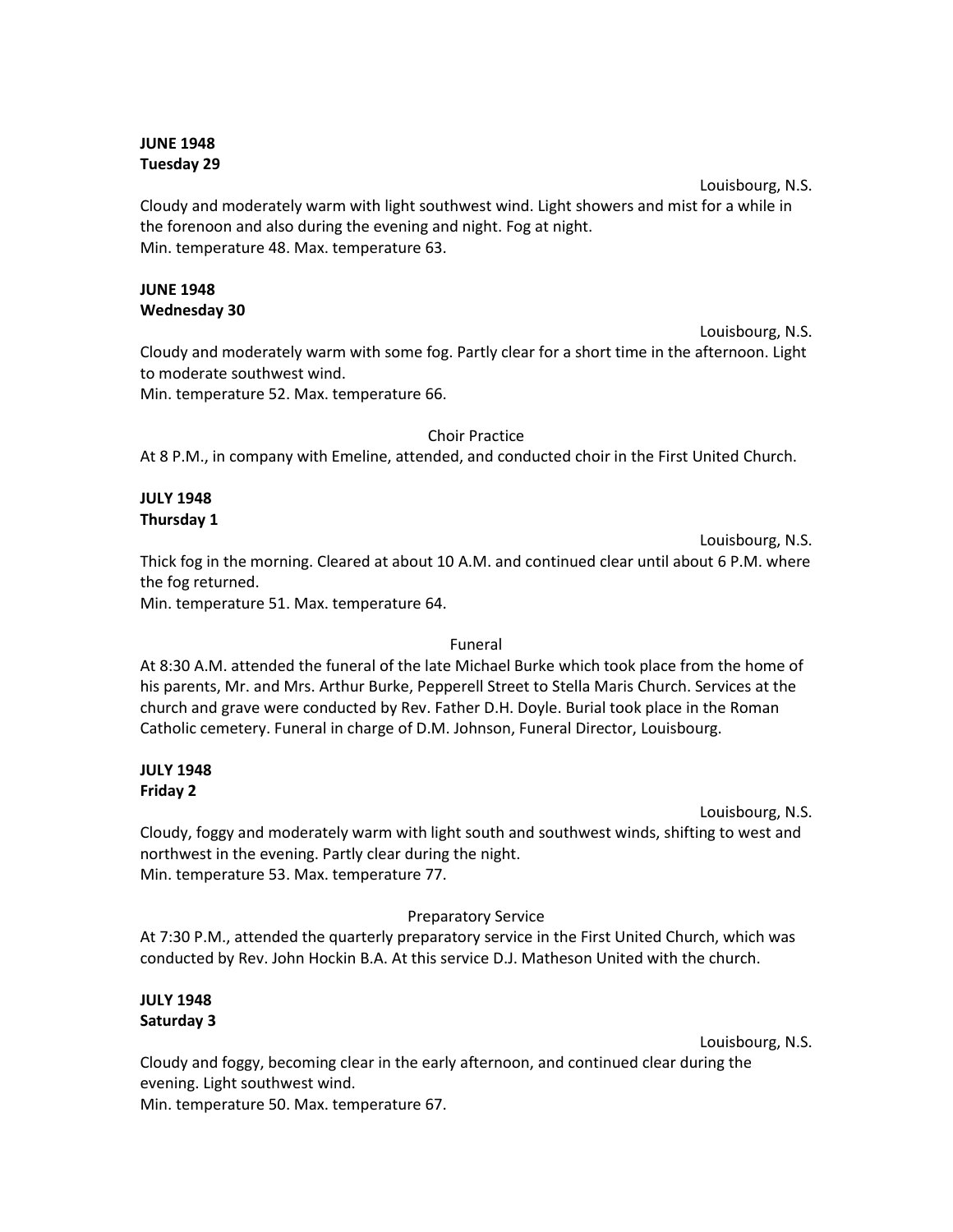**JUNE 1948**
**Tuesday 29**

Louisbourg, N.S.

Cloudy and moderately warm with light southwest wind. Light showers and mist for a while in the forenoon and also during the evening and night. Fog at night.
Min. temperature 48. Max. temperature 63.

**JUNE 1948**
**Wednesday 30**

Louisbourg, N.S.

Cloudy and moderately warm with some fog. Partly clear for a short time in the afternoon. Light to moderate southwest wind.
Min. temperature 52. Max. temperature 66.

Choir Practice

At 8 P.M., in company with Emeline, attended, and conducted choir in the First United Church.

**JULY 1948**
**Thursday 1**

Louisbourg, N.S.

Thick fog in the morning. Cleared at about 10 A.M. and continued clear until about 6 P.M. where the fog returned.
Min. temperature 51. Max. temperature 64.

Funeral

At 8:30 A.M. attended the funeral of the late Michael Burke which took place from the home of his parents, Mr. and Mrs. Arthur Burke, Pepperell Street to Stella Maris Church. Services at the church and grave were conducted by Rev. Father D.H. Doyle. Burial took place in the Roman Catholic cemetery. Funeral in charge of D.M. Johnson, Funeral Director, Louisbourg.

**JULY 1948**
**Friday 2**

Louisbourg, N.S.

Cloudy, foggy and moderately warm with light south and southwest winds, shifting to west and northwest in the evening. Partly clear during the night.
Min. temperature 53. Max. temperature 77.

Preparatory Service

At 7:30 P.M., attended the quarterly preparatory service in the First United Church, which was conducted by Rev. John Hockin B.A. At this service D.J. Matheson United with the church.

**JULY 1948**
**Saturday 3**

Louisbourg, N.S.

Cloudy and foggy, becoming clear in the early afternoon, and continued clear during the evening. Light southwest wind.
Min. temperature 50. Max. temperature 67.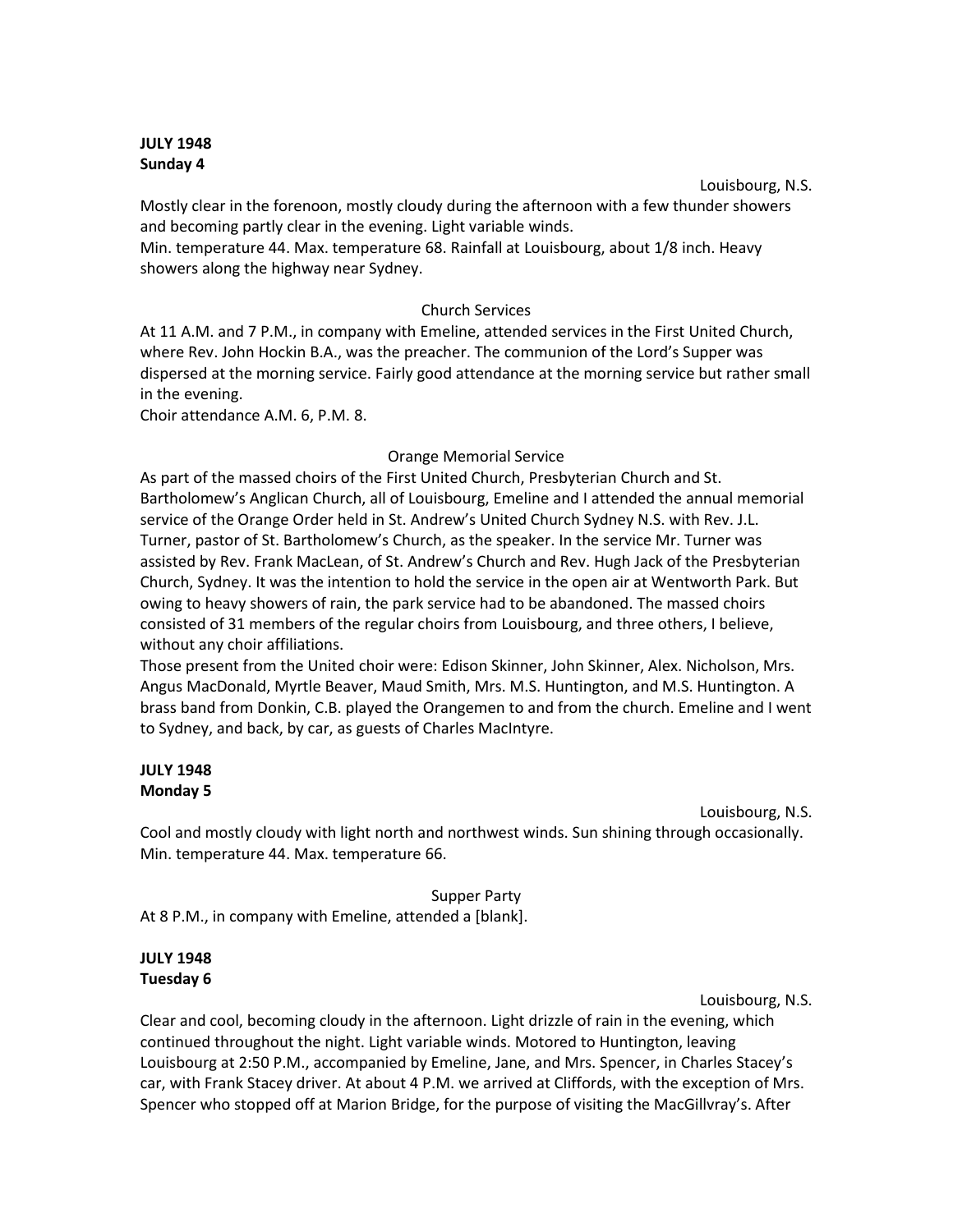**JULY 1948**
**Sunday 4**

Louisbourg, N.S.

Mostly clear in the forenoon, mostly cloudy during the afternoon with a few thunder showers and becoming partly clear in the evening. Light variable winds.
Min. temperature 44. Max. temperature 68. Rainfall at Louisbourg, about 1/8 inch. Heavy showers along the highway near Sydney.

Church Services

At 11 A.M. and 7 P.M., in company with Emeline, attended services in the First United Church, where Rev. John Hockin B.A., was the preacher. The communion of the Lord's Supper was dispersed at the morning service. Fairly good attendance at the morning service but rather small in the evening.
Choir attendance A.M. 6, P.M. 8.

Orange Memorial Service

As part of the massed choirs of the First United Church, Presbyterian Church and St. Bartholomew's Anglican Church, all of Louisbourg, Emeline and I attended the annual memorial service of the Orange Order held in St. Andrew's United Church Sydney N.S. with Rev. J.L. Turner, pastor of St. Bartholomew's Church, as the speaker. In the service Mr. Turner was assisted by Rev. Frank MacLean, of St. Andrew's Church and Rev. Hugh Jack of the Presbyterian Church, Sydney. It was the intention to hold the service in the open air at Wentworth Park. But owing to heavy showers of rain, the park service had to be abandoned. The massed choirs consisted of 31 members of the regular choirs from Louisbourg, and three others, I believe, without any choir affiliations.
Those present from the United choir were: Edison Skinner, John Skinner, Alex. Nicholson, Mrs. Angus MacDonald, Myrtle Beaver, Maud Smith, Mrs. M.S. Huntington, and M.S. Huntington. A brass band from Donkin, C.B. played the Orangemen to and from the church. Emeline and I went to Sydney, and back, by car, as guests of Charles MacIntyre.

**JULY 1948**
**Monday 5**

Louisbourg, N.S.

Cool and mostly cloudy with light north and northwest winds. Sun shining through occasionally.
Min. temperature 44. Max. temperature 66.

Supper Party

At 8 P.M., in company with Emeline, attended a [blank].

**JULY 1948**
**Tuesday 6**

Louisbourg, N.S.

Clear and cool, becoming cloudy in the afternoon. Light drizzle of rain in the evening, which continued throughout the night. Light variable winds. Motored to Huntington, leaving Louisbourg at 2:50 P.M., accompanied by Emeline, Jane, and Mrs. Spencer, in Charles Stacey's car, with Frank Stacey driver. At about 4 P.M. we arrived at Cliffords, with the exception of Mrs. Spencer who stopped off at Marion Bridge, for the purpose of visiting the MacGillvray's. After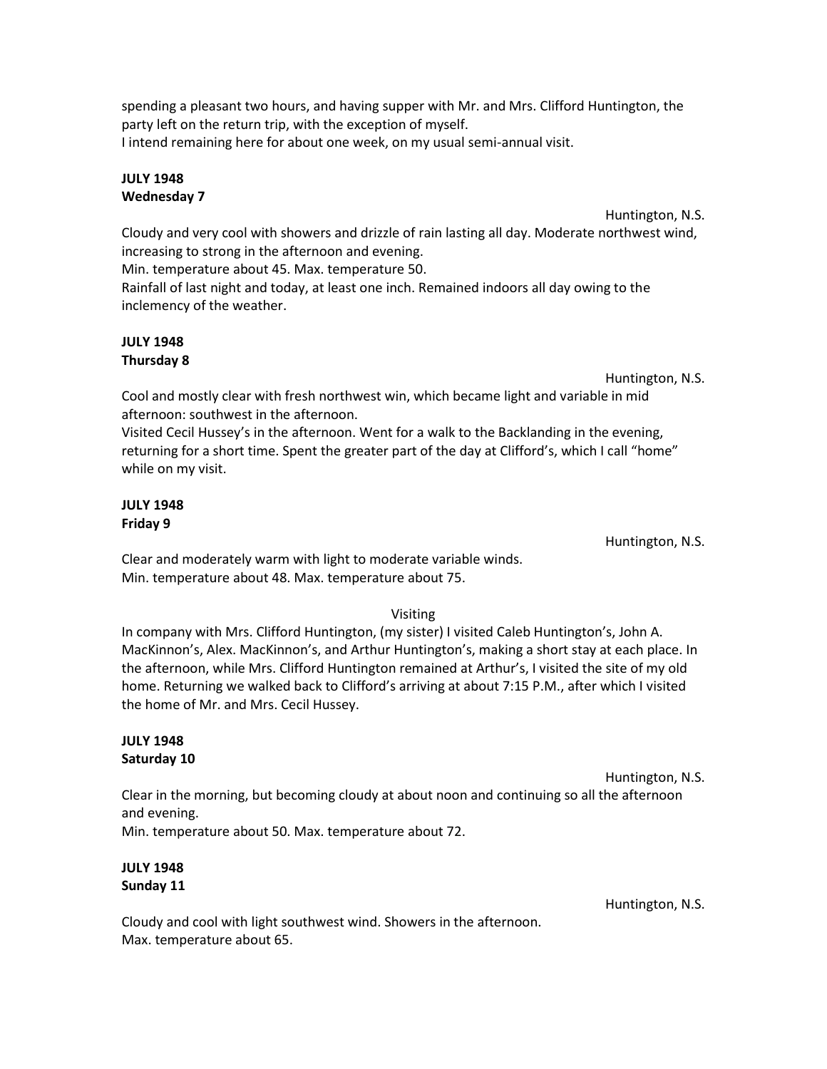spending a pleasant two hours, and having supper with Mr. and Mrs. Clifford Huntington, the party left on the return trip, with the exception of myself.
I intend remaining here for about one week, on my usual semi-annual visit.

**JULY 1948**
**Wednesday 7**

Huntington, N.S.

Cloudy and very cool with showers and drizzle of rain lasting all day. Moderate northwest wind, increasing to strong in the afternoon and evening.
Min. temperature about 45. Max. temperature 50.
Rainfall of last night and today, at least one inch. Remained indoors all day owing to the inclemency of the weather.

**JULY 1948**
**Thursday 8**

Huntington, N.S.

Cool and mostly clear with fresh northwest win, which became light and variable in mid afternoon: southwest in the afternoon.
Visited Cecil Hussey's in the afternoon. Went for a walk to the Backlanding in the evening, returning for a short time. Spent the greater part of the day at Clifford's, which I call "home" while on my visit.

**JULY 1948**
**Friday 9**

Huntington, N.S.

Clear and moderately warm with light to moderate variable winds.
Min. temperature about 48. Max. temperature about 75.

Visiting

In company with Mrs. Clifford Huntington, (my sister) I visited Caleb Huntington's, John A. MacKinnon's, Alex. MacKinnon's, and Arthur Huntington's, making a short stay at each place. In the afternoon, while Mrs. Clifford Huntington remained at Arthur's, I visited the site of my old home. Returning we walked back to Clifford's arriving at about 7:15 P.M., after which I visited the home of Mr. and Mrs. Cecil Hussey.

**JULY 1948**
**Saturday 10**

Huntington, N.S.

Clear in the morning, but becoming cloudy at about noon and continuing so all the afternoon and evening.
Min. temperature about 50. Max. temperature about 72.

**JULY 1948**
**Sunday 11**

Huntington, N.S.

Cloudy and cool with light southwest wind. Showers in the afternoon.
Max. temperature about 65.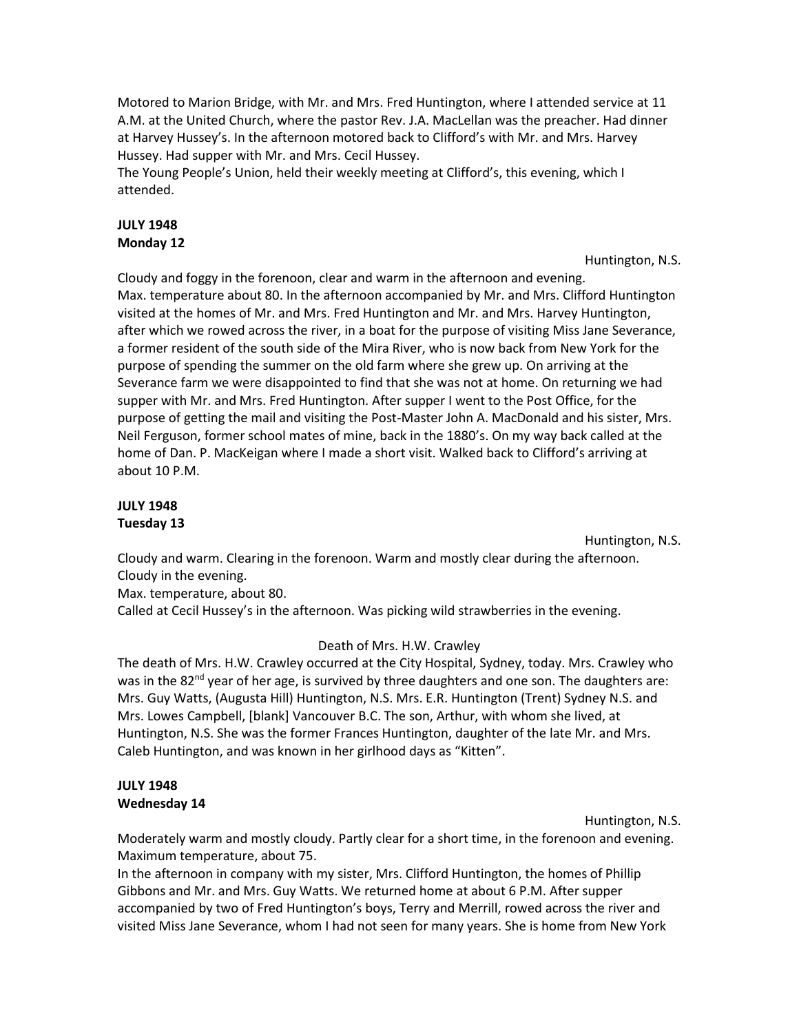Motored to Marion Bridge, with Mr. and Mrs. Fred Huntington, where I attended service at 11 A.M. at the United Church, where the pastor Rev. J.A. MacLellan was the preacher. Had dinner at Harvey Hussey's. In the afternoon motored back to Clifford's with Mr. and Mrs. Harvey Hussey. Had supper with Mr. and Mrs. Cecil Hussey.
The Young People's Union, held their weekly meeting at Clifford's, this evening, which I attended.

**JULY 1948**
**Monday 12**

Huntington, N.S.

Cloudy and foggy in the forenoon, clear and warm in the afternoon and evening.
Max. temperature about 80. In the afternoon accompanied by Mr. and Mrs. Clifford Huntington visited at the homes of Mr. and Mrs. Fred Huntington and Mr. and Mrs. Harvey Huntington, after which we rowed across the river, in a boat for the purpose of visiting Miss Jane Severance, a former resident of the south side of the Mira River, who is now back from New York for the purpose of spending the summer on the old farm where she grew up. On arriving at the Severance farm we were disappointed to find that she was not at home. On returning we had supper with Mr. and Mrs. Fred Huntington. After supper I went to the Post Office, for the purpose of getting the mail and visiting the Post-Master John A. MacDonald and his sister, Mrs. Neil Ferguson, former school mates of mine, back in the 1880's. On my way back called at the home of Dan. P. MacKeigan where I made a short visit. Walked back to Clifford's arriving at about 10 P.M.

**JULY 1948**
**Tuesday 13**

Huntington, N.S.

Cloudy and warm. Clearing in the forenoon. Warm and mostly clear during the afternoon. Cloudy in the evening.
Max. temperature, about 80.
Called at Cecil Hussey's in the afternoon. Was picking wild strawberries in the evening.

Death of Mrs. H.W. Crawley

The death of Mrs. H.W. Crawley occurred at the City Hospital, Sydney, today. Mrs. Crawley who was in the 82nd year of her age, is survived by three daughters and one son. The daughters are: Mrs. Guy Watts, (Augusta Hill) Huntington, N.S. Mrs. E.R. Huntington (Trent) Sydney N.S. and Mrs. Lowes Campbell, [blank] Vancouver B.C. The son, Arthur, with whom she lived, at Huntington, N.S. She was the former Frances Huntington, daughter of the late Mr. and Mrs. Caleb Huntington, and was known in her girlhood days as "Kitten".

**JULY 1948**
**Wednesday 14**

Huntington, N.S.

Moderately warm and mostly cloudy. Partly clear for a short time, in the forenoon and evening.
Maximum temperature, about 75.
In the afternoon in company with my sister, Mrs. Clifford Huntington, the homes of Phillip Gibbons and Mr. and Mrs. Guy Watts. We returned home at about 6 P.M. After supper accompanied by two of Fred Huntington's boys, Terry and Merrill, rowed across the river and visited Miss Jane Severance, whom I had not seen for many years. She is home from New York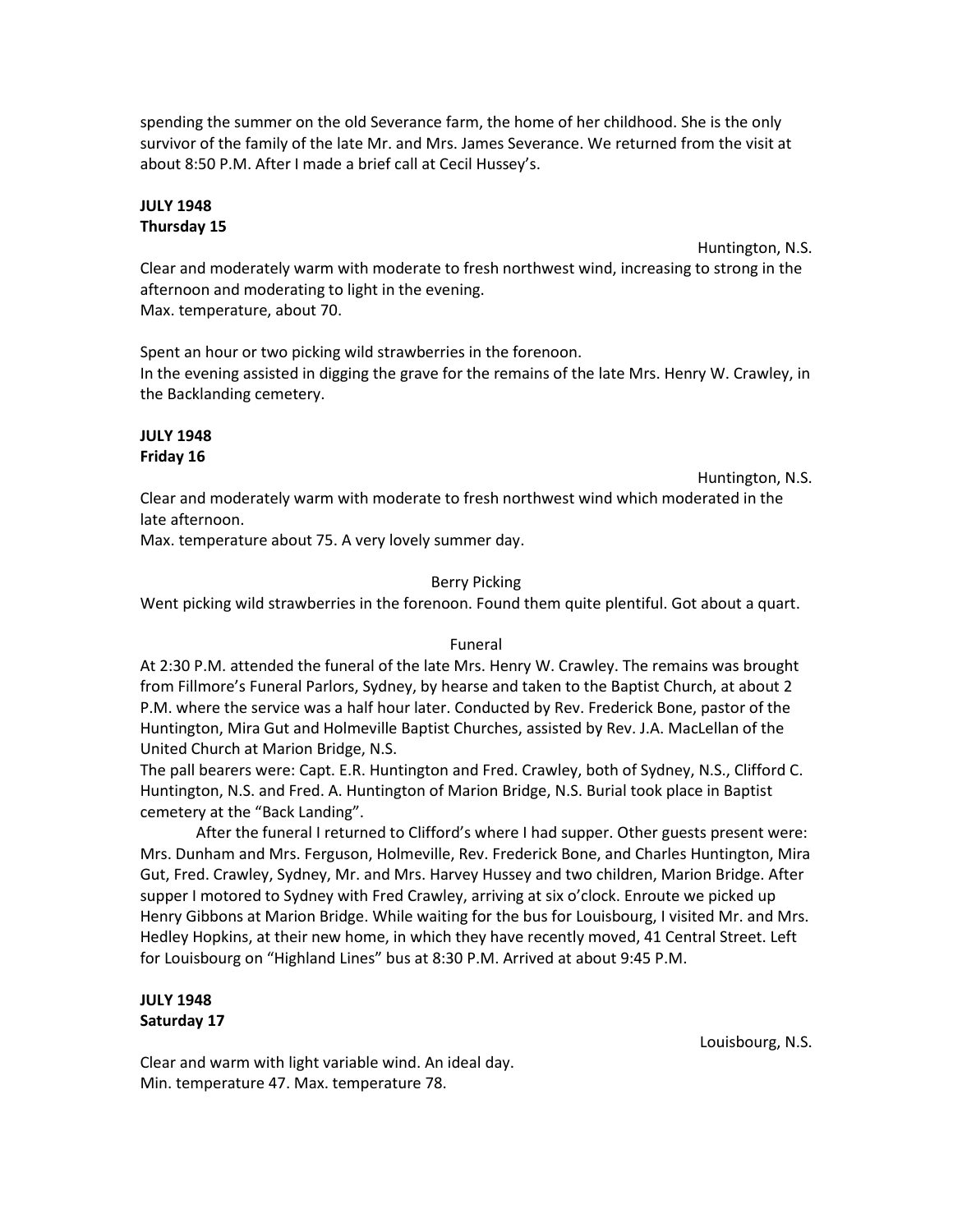spending the summer on the old Severance farm, the home of her childhood. She is the only survivor of the family of the late Mr. and Mrs. James Severance. We returned from the visit at about 8:50 P.M. After I made a brief call at Cecil Hussey's.

**JULY 1948**
**Thursday 15**

Huntington, N.S.

Clear and moderately warm with moderate to fresh northwest wind, increasing to strong in the afternoon and moderating to light in the evening.
Max. temperature, about 70.

Spent an hour or two picking wild strawberries in the forenoon.
In the evening assisted in digging the grave for the remains of the late Mrs. Henry W. Crawley, in the Backlanding cemetery.

**JULY 1948**
**Friday 16**

Huntington, N.S.

Clear and moderately warm with moderate to fresh northwest wind which moderated in the late afternoon.
Max. temperature about 75. A very lovely summer day.

Berry Picking

Went picking wild strawberries in the forenoon. Found them quite plentiful. Got about a quart.

Funeral

At 2:30 P.M. attended the funeral of the late Mrs. Henry W. Crawley. The remains was brought from Fillmore's Funeral Parlors, Sydney, by hearse and taken to the Baptist Church, at about 2 P.M. where the service was a half hour later. Conducted by Rev. Frederick Bone, pastor of the Huntington, Mira Gut and Holmeville Baptist Churches, assisted by Rev. J.A. MacLellan of the United Church at Marion Bridge, N.S.
The pall bearers were: Capt. E.R. Huntington and Fred. Crawley, both of Sydney, N.S., Clifford C. Huntington, N.S. and Fred. A. Huntington of Marion Bridge, N.S. Burial took place in Baptist cemetery at the "Back Landing".

After the funeral I returned to Clifford's where I had supper. Other guests present were: Mrs. Dunham and Mrs. Ferguson, Holmeville, Rev. Frederick Bone, and Charles Huntington, Mira Gut, Fred. Crawley, Sydney, Mr. and Mrs. Harvey Hussey and two children, Marion Bridge. After supper I motored to Sydney with Fred Crawley, arriving at six o'clock. Enroute we picked up Henry Gibbons at Marion Bridge. While waiting for the bus for Louisbourg, I visited Mr. and Mrs. Hedley Hopkins, at their new home, in which they have recently moved, 41 Central Street. Left for Louisbourg on "Highland Lines" bus at 8:30 P.M. Arrived at about 9:45 P.M.

**JULY 1948**
**Saturday 17**

Louisbourg, N.S.

Clear and warm with light variable wind. An ideal day.
Min. temperature 47. Max. temperature 78.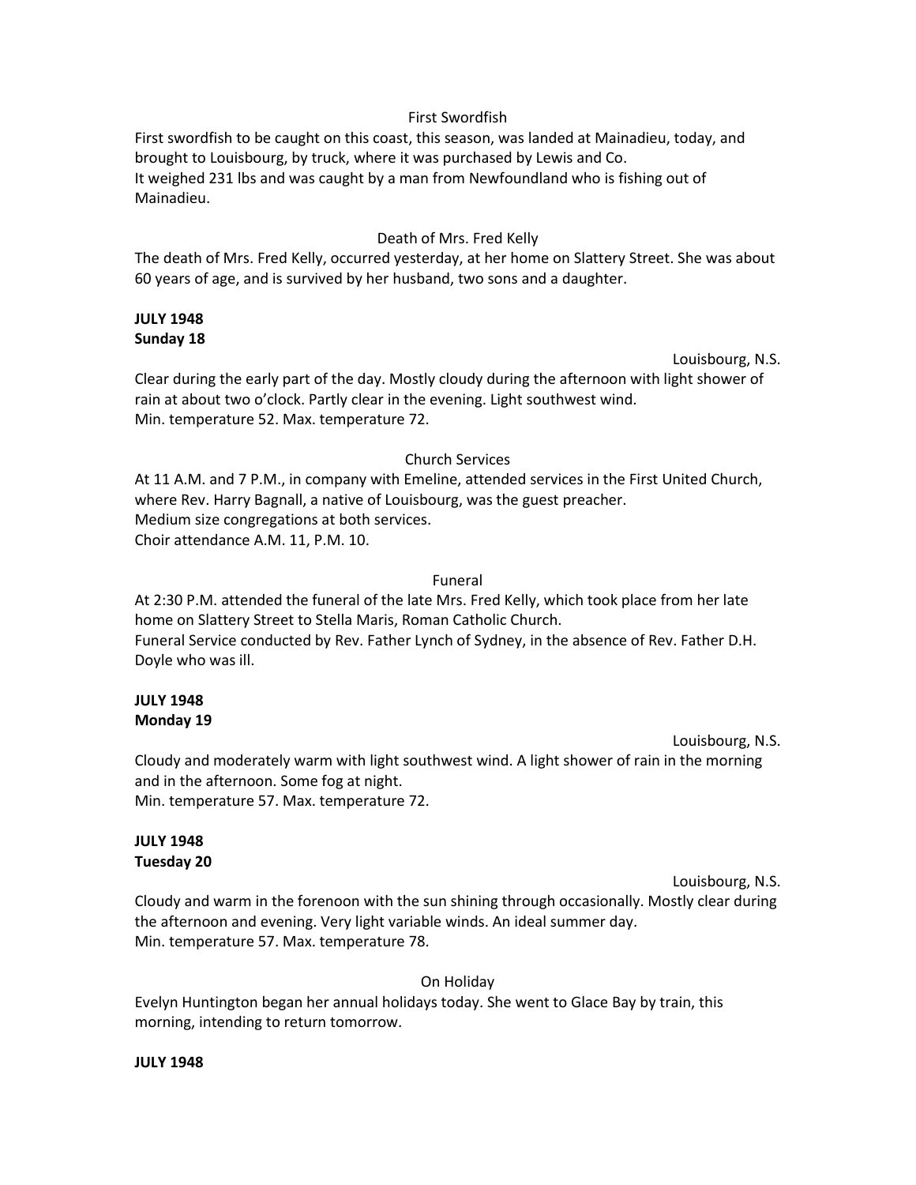First Swordfish

First swordfish to be caught on this coast, this season, was landed at Mainadieu, today, and brought to Louisbourg, by truck, where it was purchased by Lewis and Co.
It weighed 231 lbs and was caught by a man from Newfoundland who is fishing out of Mainadieu.

Death of Mrs. Fred Kelly

The death of Mrs. Fred Kelly, occurred yesterday, at her home on Slattery Street. She was about 60 years of age, and is survived by her husband, two sons and a daughter.

**JULY 1948**
**Sunday 18**

Louisbourg, N.S.

Clear during the early part of the day. Mostly cloudy during the afternoon with light shower of rain at about two o'clock. Partly clear in the evening. Light southwest wind.
Min. temperature 52. Max. temperature 72.

Church Services

At 11 A.M. and 7 P.M., in company with Emeline, attended services in the First United Church, where Rev. Harry Bagnall, a native of Louisbourg, was the guest preacher.
Medium size congregations at both services.
Choir attendance A.M. 11, P.M. 10.

Funeral

At 2:30 P.M. attended the funeral of the late Mrs. Fred Kelly, which took place from her late home on Slattery Street to Stella Maris, Roman Catholic Church.
Funeral Service conducted by Rev. Father Lynch of Sydney, in the absence of Rev. Father D.H. Doyle who was ill.

**JULY 1948**
**Monday 19**

Louisbourg, N.S.

Cloudy and moderately warm with light southwest wind. A light shower of rain in the morning and in the afternoon. Some fog at night.
Min. temperature 57. Max. temperature 72.

**JULY 1948**
**Tuesday 20**

Louisbourg, N.S.

Cloudy and warm in the forenoon with the sun shining through occasionally. Mostly clear during the afternoon and evening. Very light variable winds. An ideal summer day.
Min. temperature 57. Max. temperature 78.

On Holiday

Evelyn Huntington began her annual holidays today. She went to Glace Bay by train, this morning, intending to return tomorrow.

**JULY 1948**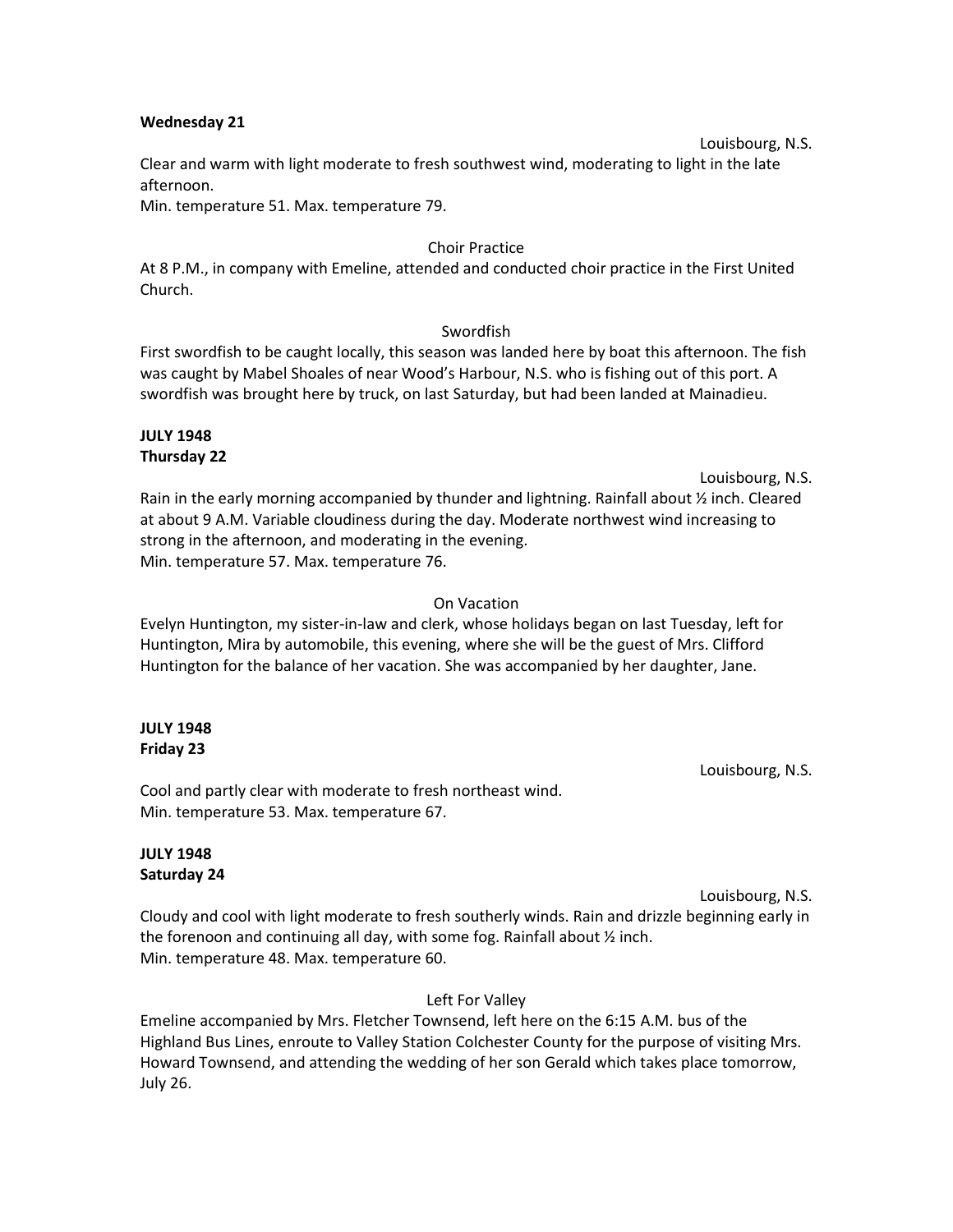**Wednesday 21**

Louisbourg, N.S.

Clear and warm with light moderate to fresh southwest wind, moderating to light in the late afternoon.
Min. temperature 51. Max. temperature 79.

Choir Practice

At 8 P.M., in company with Emeline, attended and conducted choir practice in the First United Church.

Swordfish

First swordfish to be caught locally, this season was landed here by boat this afternoon. The fish was caught by Mabel Shoales of near Wood's Harbour, N.S. who is fishing out of this port. A swordfish was brought here by truck, on last Saturday, but had been landed at Mainadieu.

**JULY 1948**
**Thursday 22**

Louisbourg, N.S.

Rain in the early morning accompanied by thunder and lightning. Rainfall about ½ inch. Cleared at about 9 A.M. Variable cloudiness during the day. Moderate northwest wind increasing to strong in the afternoon, and moderating in the evening.
Min. temperature 57. Max. temperature 76.

On Vacation

Evelyn Huntington, my sister-in-law and clerk, whose holidays began on last Tuesday, left for Huntington, Mira by automobile, this evening, where she will be the guest of Mrs. Clifford Huntington for the balance of her vacation. She was accompanied by her daughter, Jane.

**JULY 1948**
**Friday 23**

Louisbourg, N.S.

Cool and partly clear with moderate to fresh northeast wind.
Min. temperature 53. Max. temperature 67.

**JULY 1948**
**Saturday 24**

Louisbourg, N.S.

Cloudy and cool with light moderate to fresh southerly winds. Rain and drizzle beginning early in the forenoon and continuing all day, with some fog. Rainfall about ½ inch.
Min. temperature 48. Max. temperature 60.

Left For Valley

Emeline accompanied by Mrs. Fletcher Townsend, left here on the 6:15 A.M. bus of the Highland Bus Lines, enroute to Valley Station Colchester County for the purpose of visiting Mrs. Howard Townsend, and attending the wedding of her son Gerald which takes place tomorrow, July 26.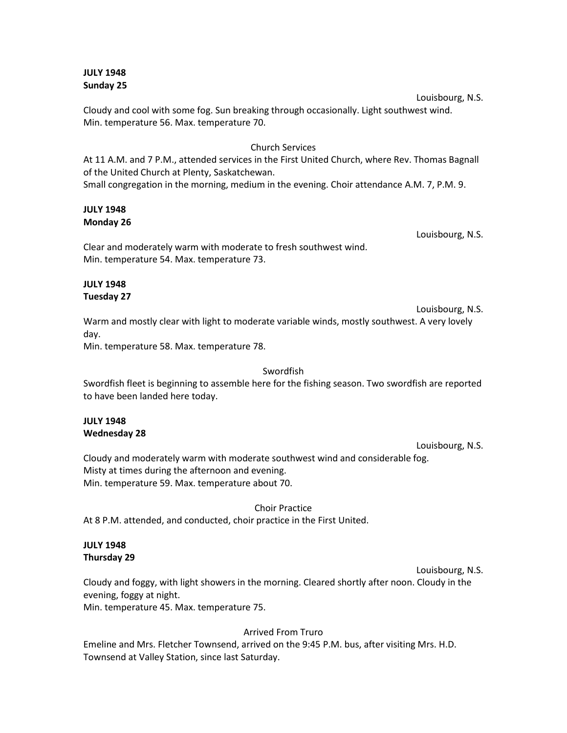**JULY 1948**
**Sunday 25**

Louisbourg, N.S.

Cloudy and cool with some fog. Sun breaking through occasionally. Light southwest wind.
Min. temperature 56. Max. temperature 70.

Church Services

At 11 A.M. and 7 P.M., attended services in the First United Church, where Rev. Thomas Bagnall of the United Church at Plenty, Saskatchewan.
Small congregation in the morning, medium in the evening. Choir attendance A.M. 7, P.M. 9.

**JULY 1948**
**Monday 26**

Louisbourg, N.S.

Clear and moderately warm with moderate to fresh southwest wind.
Min. temperature 54. Max. temperature 73.

**JULY 1948**
**Tuesday 27**

Louisbourg, N.S.

Warm and mostly clear with light to moderate variable winds, mostly southwest. A very lovely day.
Min. temperature 58. Max. temperature 78.

Swordfish

Swordfish fleet is beginning to assemble here for the fishing season. Two swordfish are reported to have been landed here today.

**JULY 1948**
**Wednesday 28**

Louisbourg, N.S.

Cloudy and moderately warm with moderate southwest wind and considerable fog.
Misty at times during the afternoon and evening.
Min. temperature 59. Max. temperature about 70.

Choir Practice

At 8 P.M. attended, and conducted, choir practice in the First United.

**JULY 1948**
**Thursday 29**

Louisbourg, N.S.

Cloudy and foggy, with light showers in the morning. Cleared shortly after noon. Cloudy in the evening, foggy at night.
Min. temperature 45. Max. temperature 75.

Arrived From Truro

Emeline and Mrs. Fletcher Townsend, arrived on the 9:45 P.M. bus, after visiting Mrs. H.D. Townsend at Valley Station, since last Saturday.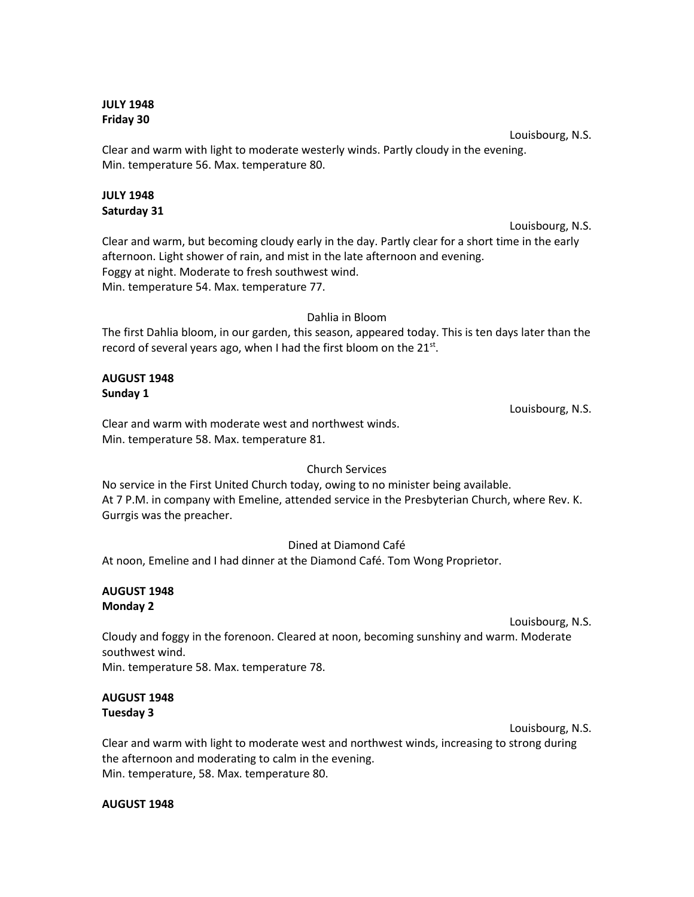**JULY 1948**
**Friday 30**

Louisbourg, N.S.

Clear and warm with light to moderate westerly winds. Partly cloudy in the evening.
Min. temperature 56. Max. temperature 80.

**JULY 1948**
**Saturday 31**

Louisbourg, N.S.

Clear and warm, but becoming cloudy early in the day. Partly clear for a short time in the early afternoon. Light shower of rain, and mist in the late afternoon and evening.
Foggy at night. Moderate to fresh southwest wind.
Min. temperature 54. Max. temperature 77.

Dahlia in Bloom

The first Dahlia bloom, in our garden, this season, appeared today. This is ten days later than the record of several years ago, when I had the first bloom on the 21st.

**AUGUST 1948**
**Sunday 1**

Louisbourg, N.S.

Clear and warm with moderate west and northwest winds.
Min. temperature 58. Max. temperature 81.

Church Services

No service in the First United Church today, owing to no minister being available.
At 7 P.M. in company with Emeline, attended service in the Presbyterian Church, where Rev. K. Gurrgis was the preacher.

Dined at Diamond Café

At noon, Emeline and I had dinner at the Diamond Café. Tom Wong Proprietor.

**AUGUST 1948**
**Monday 2**

Louisbourg, N.S.

Cloudy and foggy in the forenoon. Cleared at noon, becoming sunshiny and warm. Moderate southwest wind.
Min. temperature 58. Max. temperature 78.

**AUGUST 1948**
**Tuesday 3**

Louisbourg, N.S.

Clear and warm with light to moderate west and northwest winds, increasing to strong during the afternoon and moderating to calm in the evening.
Min. temperature, 58. Max. temperature 80.

**AUGUST 1948**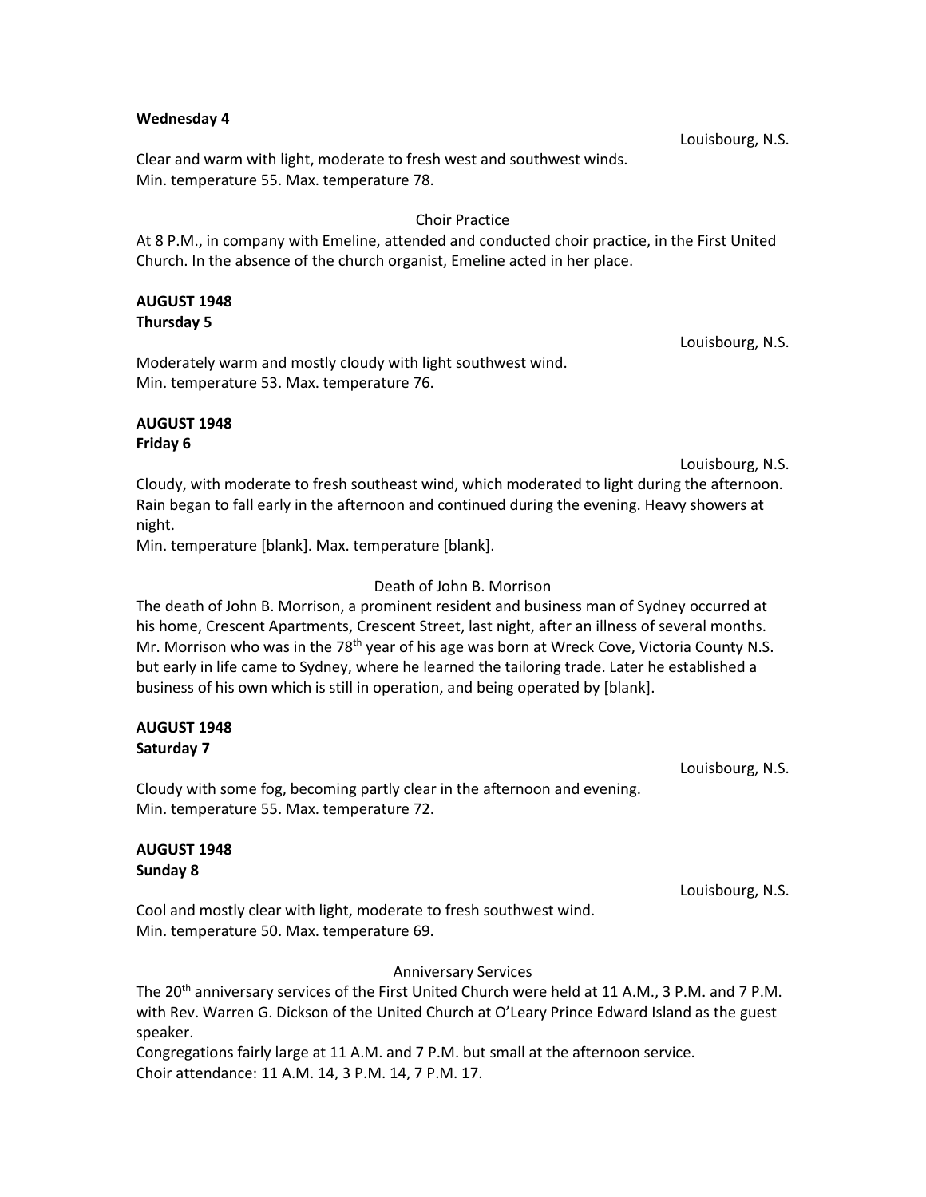**Wednesday 4**

Louisbourg, N.S.

Clear and warm with light, moderate to fresh west and southwest winds.
Min. temperature 55. Max. temperature 78.

Choir Practice

At 8 P.M., in company with Emeline, attended and conducted choir practice, in the First United Church. In the absence of the church organist, Emeline acted in her place.

**AUGUST 1948**
**Thursday 5**

Louisbourg, N.S.

Moderately warm and mostly cloudy with light southwest wind.
Min. temperature 53. Max. temperature 76.

**AUGUST 1948**
**Friday 6**

Louisbourg, N.S.

Cloudy, with moderate to fresh southeast wind, which moderated to light during the afternoon. Rain began to fall early in the afternoon and continued during the evening. Heavy showers at night.
Min. temperature [blank]. Max. temperature [blank].

Death of John B. Morrison

The death of John B. Morrison, a prominent resident and business man of Sydney occurred at his home, Crescent Apartments, Crescent Street, last night, after an illness of several months. Mr. Morrison who was in the 78th year of his age was born at Wreck Cove, Victoria County N.S. but early in life came to Sydney, where he learned the tailoring trade. Later he established a business of his own which is still in operation, and being operated by [blank].

**AUGUST 1948**
**Saturday 7**

Louisbourg, N.S.

Cloudy with some fog, becoming partly clear in the afternoon and evening.
Min. temperature 55. Max. temperature 72.

**AUGUST 1948**
**Sunday 8**

Louisbourg, N.S.

Cool and mostly clear with light, moderate to fresh southwest wind.
Min. temperature 50. Max. temperature 69.

Anniversary Services

The 20th anniversary services of the First United Church were held at 11 A.M., 3 P.M. and 7 P.M. with Rev. Warren G. Dickson of the United Church at O'Leary Prince Edward Island as the guest speaker.
Congregations fairly large at 11 A.M. and 7 P.M. but small at the afternoon service.
Choir attendance: 11 A.M. 14, 3 P.M. 14, 7 P.M. 17.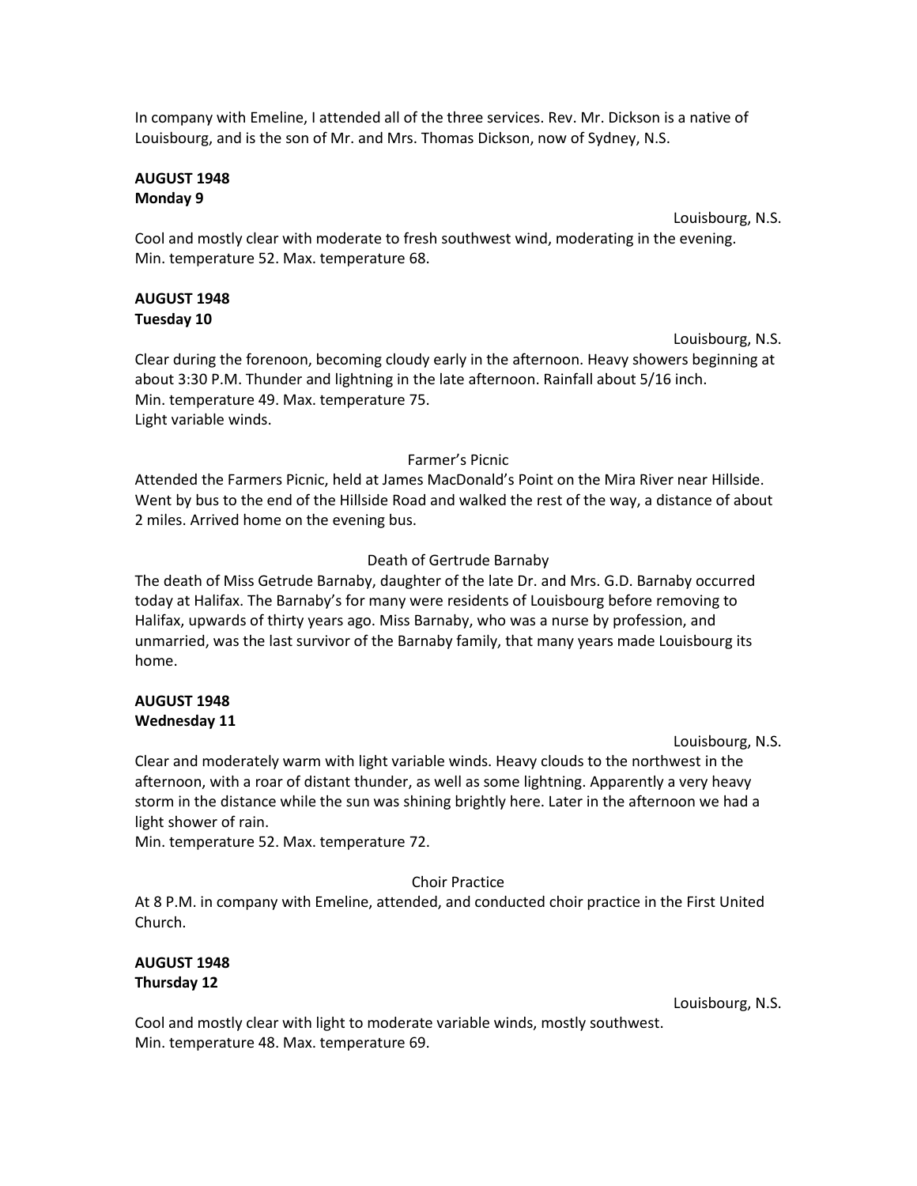In company with Emeline, I attended all of the three services. Rev. Mr. Dickson is a native of Louisbourg, and is the son of Mr. and Mrs. Thomas Dickson, now of Sydney, N.S.

**AUGUST 1948**
**Monday 9**

Louisbourg, N.S.

Cool and mostly clear with moderate to fresh southwest wind, moderating in the evening.
Min. temperature 52. Max. temperature 68.

**AUGUST 1948**
**Tuesday 10**

Louisbourg, N.S.

Clear during the forenoon, becoming cloudy early in the afternoon. Heavy showers beginning at about 3:30 P.M. Thunder and lightning in the late afternoon. Rainfall about 5/16 inch.
Min. temperature 49. Max. temperature 75.
Light variable winds.

Farmer's Picnic

Attended the Farmers Picnic, held at James MacDonald's Point on the Mira River near Hillside. Went by bus to the end of the Hillside Road and walked the rest of the way, a distance of about 2 miles. Arrived home on the evening bus.

Death of Gertrude Barnaby

The death of Miss Getrude Barnaby, daughter of the late Dr. and Mrs. G.D. Barnaby occurred today at Halifax. The Barnaby's for many were residents of Louisbourg before removing to Halifax, upwards of thirty years ago. Miss Barnaby, who was a nurse by profession, and unmarried, was the last survivor of the Barnaby family, that many years made Louisbourg its home.

**AUGUST 1948**
**Wednesday 11**

Louisbourg, N.S.

Clear and moderately warm with light variable winds. Heavy clouds to the northwest in the afternoon, with a roar of distant thunder, as well as some lightning. Apparently a very heavy storm in the distance while the sun was shining brightly here. Later in the afternoon we had a light shower of rain.
Min. temperature 52. Max. temperature 72.

Choir Practice

At 8 P.M. in company with Emeline, attended, and conducted choir practice in the First United Church.

**AUGUST 1948**
**Thursday 12**

Louisbourg, N.S.

Cool and mostly clear with light to moderate variable winds, mostly southwest.
Min. temperature 48. Max. temperature 69.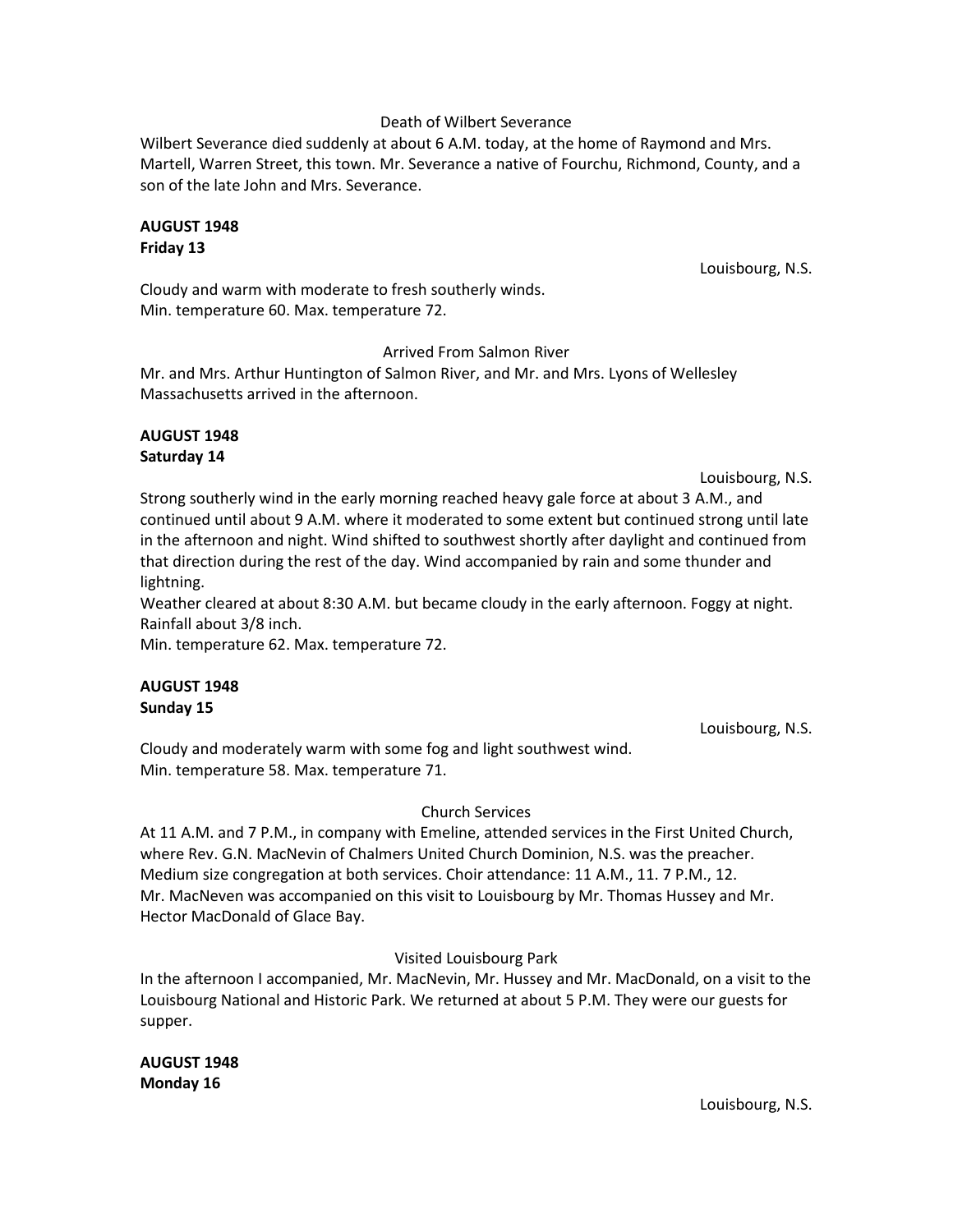Death of Wilbert Severance

Wilbert Severance died suddenly at about 6 A.M. today, at the home of Raymond and Mrs. Martell, Warren Street, this town. Mr. Severance a native of Fourchu, Richmond, County, and a son of the late John and Mrs. Severance.

**AUGUST 1948**
**Friday 13**

Louisbourg, N.S.

Cloudy and warm with moderate to fresh southerly winds.
Min. temperature 60. Max. temperature 72.

Arrived From Salmon River

Mr. and Mrs. Arthur Huntington of Salmon River, and Mr. and Mrs. Lyons of Wellesley Massachusetts arrived in the afternoon.

**AUGUST 1948**
**Saturday 14**

Louisbourg, N.S.

Strong southerly wind in the early morning reached heavy gale force at about 3 A.M., and continued until about 9 A.M. where it moderated to some extent but continued strong until late in the afternoon and night. Wind shifted to southwest shortly after daylight and continued from that direction during the rest of the day. Wind accompanied by rain and some thunder and lightning.
Weather cleared at about 8:30 A.M. but became cloudy in the early afternoon. Foggy at night.
Rainfall about 3/8 inch.
Min. temperature 62. Max. temperature 72.

**AUGUST 1948**
**Sunday 15**

Louisbourg, N.S.

Cloudy and moderately warm with some fog and light southwest wind.
Min. temperature 58. Max. temperature 71.

Church Services

At 11 A.M. and 7 P.M., in company with Emeline, attended services in the First United Church, where Rev. G.N. MacNevin of Chalmers United Church Dominion, N.S. was the preacher. Medium size congregation at both services. Choir attendance: 11 A.M., 11. 7 P.M., 12.
Mr. MacNeven was accompanied on this visit to Louisbourg by Mr. Thomas Hussey and Mr. Hector MacDonald of Glace Bay.

Visited Louisbourg Park

In the afternoon I accompanied, Mr. MacNevin, Mr. Hussey and Mr. MacDonald, on a visit to the Louisbourg National and Historic Park. We returned at about 5 P.M. They were our guests for supper.

**AUGUST 1948**
**Monday 16**

Louisbourg, N.S.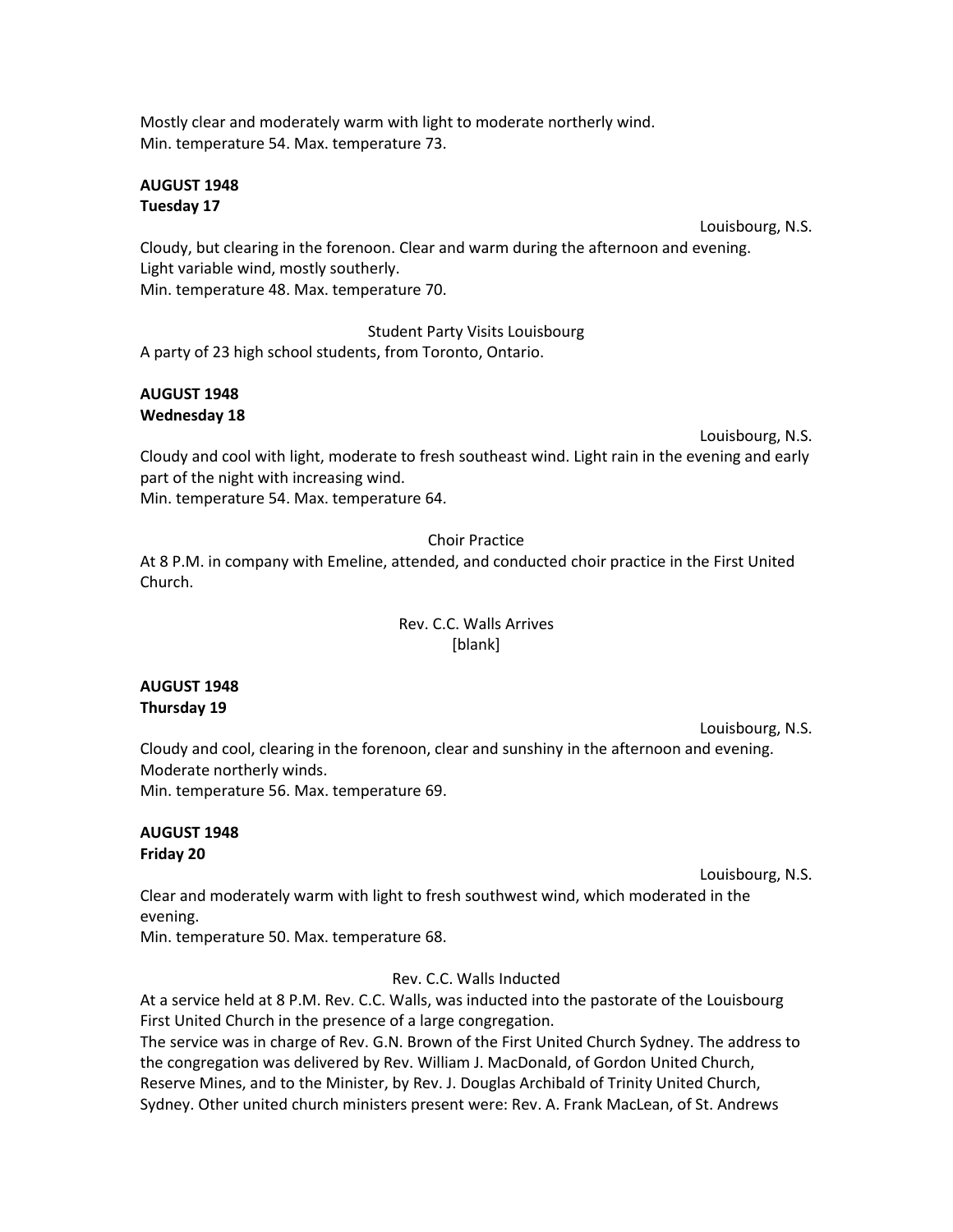Mostly clear and moderately warm with light to moderate northerly wind.
Min. temperature 54. Max. temperature 73.

**AUGUST 1948**
**Tuesday 17**

Louisbourg, N.S.

Cloudy, but clearing in the forenoon. Clear and warm during the afternoon and evening.
Light variable wind, mostly southerly.
Min. temperature 48. Max. temperature 70.

Student Party Visits Louisbourg

A party of 23 high school students, from Toronto, Ontario.

**AUGUST 1948**
**Wednesday 18**

Louisbourg, N.S.

Cloudy and cool with light, moderate to fresh southeast wind. Light rain in the evening and early part of the night with increasing wind.
Min. temperature 54. Max. temperature 64.

Choir Practice

At 8 P.M. in company with Emeline, attended, and conducted choir practice in the First United Church.

Rev. C.C. Walls Arrives
[blank]

**AUGUST 1948**
**Thursday 19**

Louisbourg, N.S.

Cloudy and cool, clearing in the forenoon, clear and sunshiny in the afternoon and evening.
Moderate northerly winds.
Min. temperature 56. Max. temperature 69.

**AUGUST 1948**
**Friday 20**

Louisbourg, N.S.

Clear and moderately warm with light to fresh southwest wind, which moderated in the evening.
Min. temperature 50. Max. temperature 68.

Rev. C.C. Walls Inducted

At a service held at 8 P.M. Rev. C.C. Walls, was inducted into the pastorate of the Louisbourg First United Church in the presence of a large congregation.
The service was in charge of Rev. G.N. Brown of the First United Church Sydney. The address to the congregation was delivered by Rev. William J. MacDonald, of Gordon United Church, Reserve Mines, and to the Minister, by Rev. J. Douglas Archibald of Trinity United Church, Sydney. Other united church ministers present were: Rev. A. Frank MacLean, of St. Andrews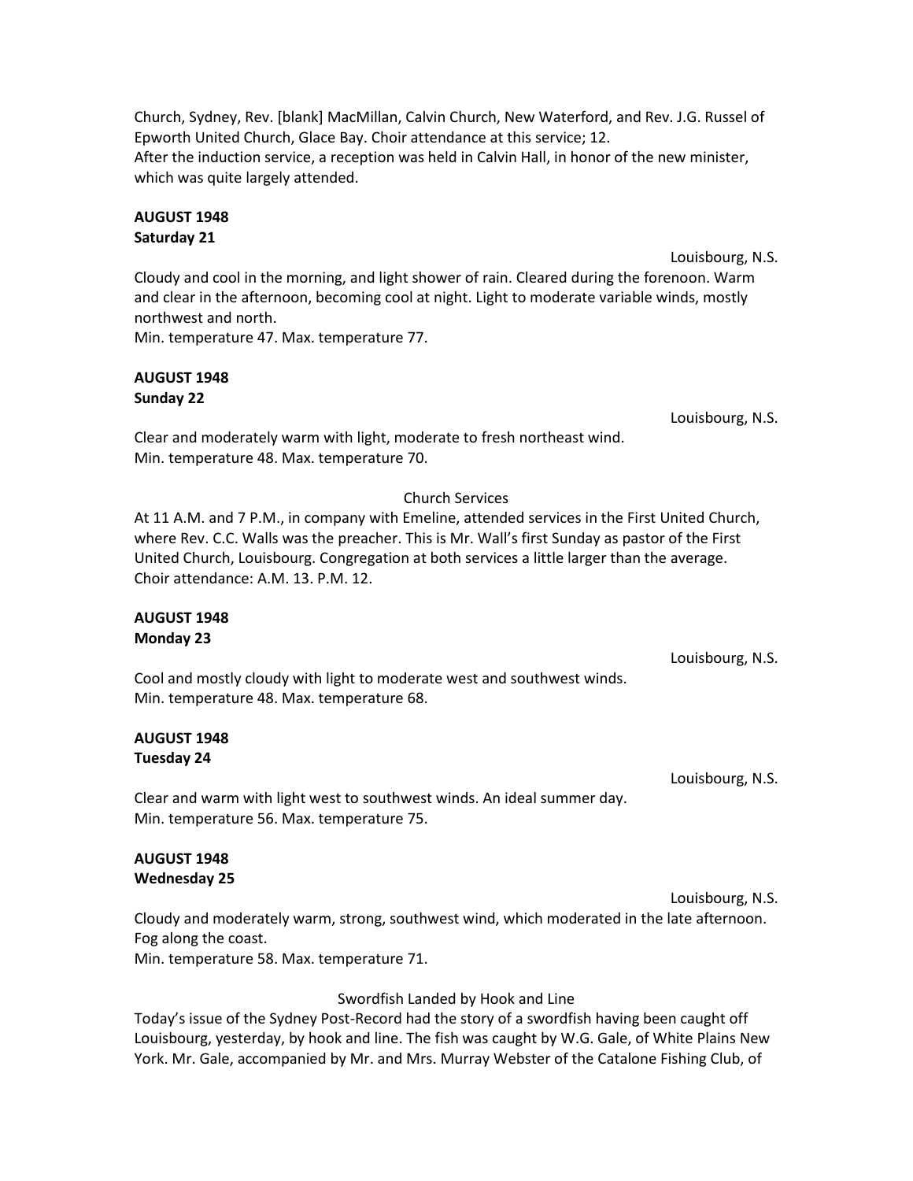Church, Sydney, Rev. [blank] MacMillan, Calvin Church, New Waterford, and Rev. J.G. Russel of Epworth United Church, Glace Bay. Choir attendance at this service; 12.
After the induction service, a reception was held in Calvin Hall, in honor of the new minister, which was quite largely attended.

**AUGUST 1948**
**Saturday 21**

Louisbourg, N.S.

Cloudy and cool in the morning, and light shower of rain. Cleared during the forenoon. Warm and clear in the afternoon, becoming cool at night. Light to moderate variable winds, mostly northwest and north.
Min. temperature 47. Max. temperature 77.

**AUGUST 1948**
**Sunday 22**

Louisbourg, N.S.

Clear and moderately warm with light, moderate to fresh northeast wind.
Min. temperature 48. Max. temperature 70.

Church Services

At 11 A.M. and 7 P.M., in company with Emeline, attended services in the First United Church, where Rev. C.C. Walls was the preacher. This is Mr. Wall's first Sunday as pastor of the First United Church, Louisbourg. Congregation at both services a little larger than the average.
Choir attendance: A.M. 13. P.M. 12.

**AUGUST 1948**
**Monday 23**

Louisbourg, N.S.

Cool and mostly cloudy with light to moderate west and southwest winds.
Min. temperature 48. Max. temperature 68.

**AUGUST 1948**
**Tuesday 24**

Louisbourg, N.S.

Clear and warm with light west to southwest winds. An ideal summer day.
Min. temperature 56. Max. temperature 75.

**AUGUST 1948**
**Wednesday 25**

Louisbourg, N.S.

Cloudy and moderately warm, strong, southwest wind, which moderated in the late afternoon. Fog along the coast.
Min. temperature 58. Max. temperature 71.

Swordfish Landed by Hook and Line

Today's issue of the Sydney Post-Record had the story of a swordfish having been caught off Louisbourg, yesterday, by hook and line. The fish was caught by W.G. Gale, of White Plains New York. Mr. Gale, accompanied by Mr. and Mrs. Murray Webster of the Catalone Fishing Club, of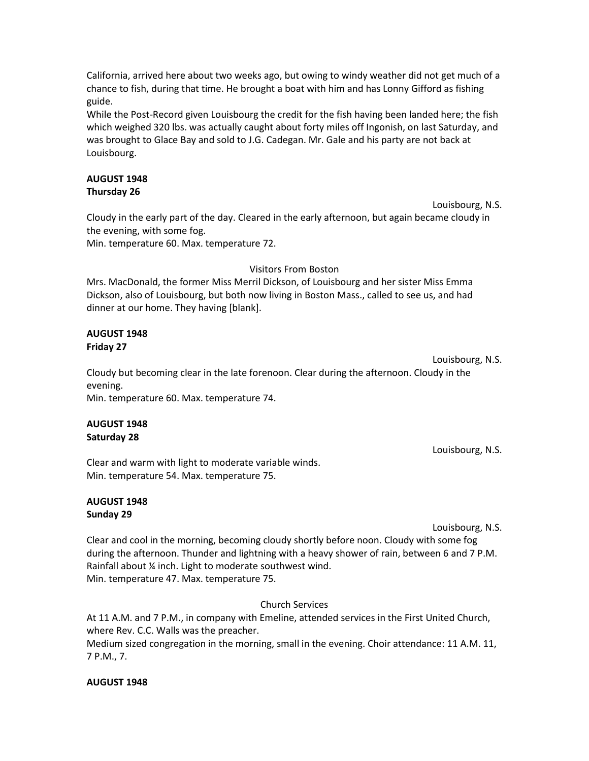California, arrived here about two weeks ago, but owing to windy weather did not get much of a chance to fish, during that time. He brought a boat with him and has Lonny Gifford as fishing guide.

While the Post-Record given Louisbourg the credit for the fish having been landed here; the fish which weighed 320 lbs. was actually caught about forty miles off Ingonish, on last Saturday, and was brought to Glace Bay and sold to J.G. Cadegan. Mr. Gale and his party are not back at Louisbourg.

**AUGUST 1948**
**Thursday 26**

Louisbourg, N.S.

Cloudy in the early part of the day. Cleared in the early afternoon, but again became cloudy in the evening, with some fog.
Min. temperature 60. Max. temperature 72.

Visitors From Boston

Mrs. MacDonald, the former Miss Merril Dickson, of Louisbourg and her sister Miss Emma Dickson, also of Louisbourg, but both now living in Boston Mass., called to see us, and had dinner at our home. They having [blank].

**AUGUST 1948**
**Friday 27**

Louisbourg, N.S.

Cloudy but becoming clear in the late forenoon. Clear during the afternoon. Cloudy in the evening.
Min. temperature 60. Max. temperature 74.

**AUGUST 1948**
**Saturday 28**

Louisbourg, N.S.

Clear and warm with light to moderate variable winds.
Min. temperature 54. Max. temperature 75.

**AUGUST 1948**
**Sunday 29**

Louisbourg, N.S.

Clear and cool in the morning, becoming cloudy shortly before noon. Cloudy with some fog during the afternoon. Thunder and lightning with a heavy shower of rain, between 6 and 7 P.M. Rainfall about ¼ inch. Light to moderate southwest wind.
Min. temperature 47. Max. temperature 75.

Church Services

At 11 A.M. and 7 P.M., in company with Emeline, attended services in the First United Church, where Rev. C.C. Walls was the preacher.
Medium sized congregation in the morning, small in the evening. Choir attendance: 11 A.M. 11, 7 P.M., 7.

**AUGUST 1948**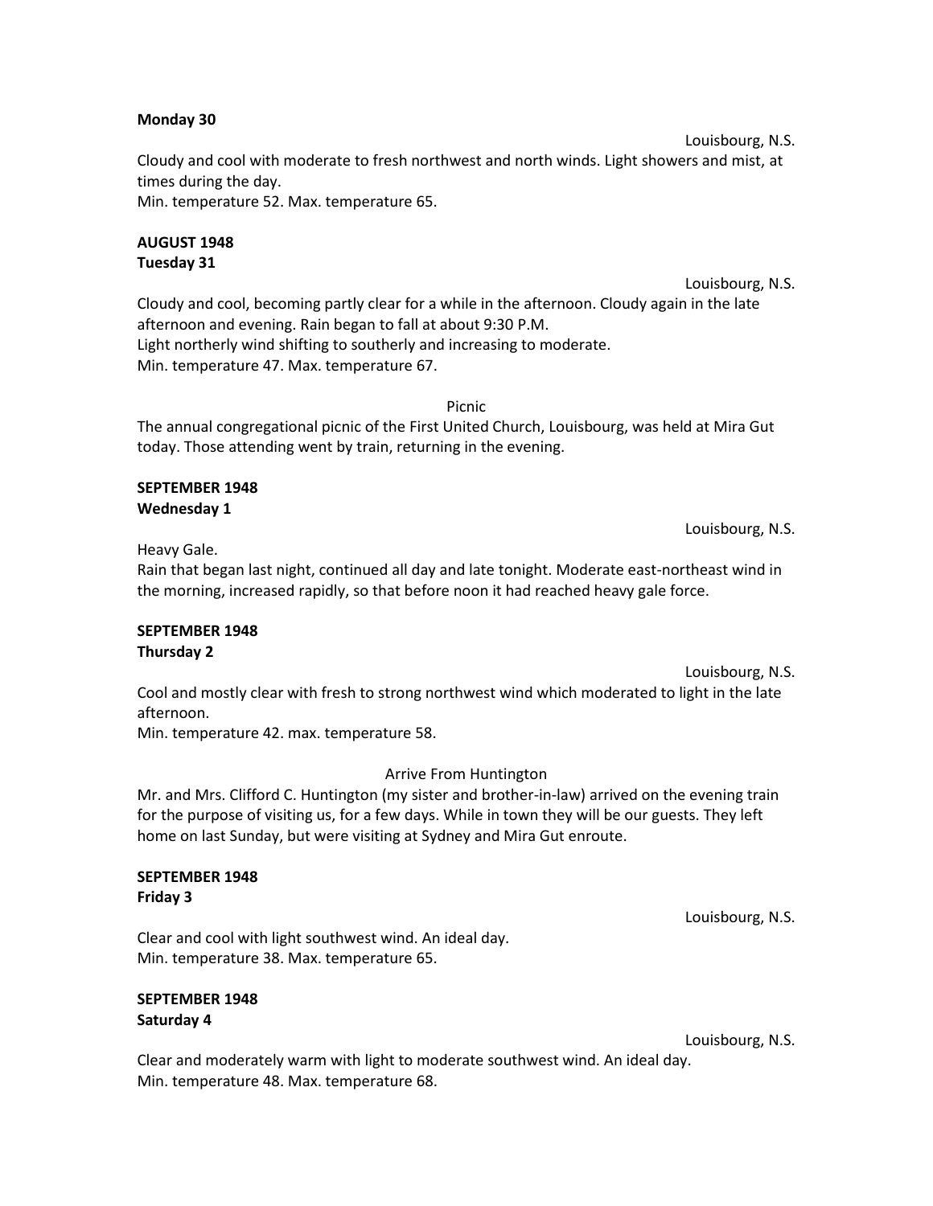**Monday 30**

Louisbourg, N.S.

Cloudy and cool with moderate to fresh northwest and north winds. Light showers and mist, at times during the day.
Min. temperature 52. Max. temperature 65.

**AUGUST 1948**
**Tuesday 31**

Louisbourg, N.S.

Cloudy and cool, becoming partly clear for a while in the afternoon. Cloudy again in the late afternoon and evening. Rain began to fall at about 9:30 P.M.
Light northerly wind shifting to southerly and increasing to moderate.
Min. temperature 47. Max. temperature 67.

Picnic

The annual congregational picnic of the First United Church, Louisbourg, was held at Mira Gut today. Those attending went by train, returning in the evening.

**SEPTEMBER 1948**
**Wednesday 1**

Louisbourg, N.S.

Heavy Gale.
Rain that began last night, continued all day and late tonight. Moderate east-northeast wind in the morning, increased rapidly, so that before noon it had reached heavy gale force.

**SEPTEMBER 1948**
**Thursday 2**

Louisbourg, N.S.

Cool and mostly clear with fresh to strong northwest wind which moderated to light in the late afternoon.
Min. temperature 42. max. temperature 58.

Arrive From Huntington

Mr. and Mrs. Clifford C. Huntington (my sister and brother-in-law) arrived on the evening train for the purpose of visiting us, for a few days. While in town they will be our guests. They left home on last Sunday, but were visiting at Sydney and Mira Gut enroute.

**SEPTEMBER 1948**
**Friday 3**

Louisbourg, N.S.

Clear and cool with light southwest wind. An ideal day.
Min. temperature 38. Max. temperature 65.

**SEPTEMBER 1948**
**Saturday 4**

Louisbourg, N.S.

Clear and moderately warm with light to moderate southwest wind. An ideal day.
Min. temperature 48. Max. temperature 68.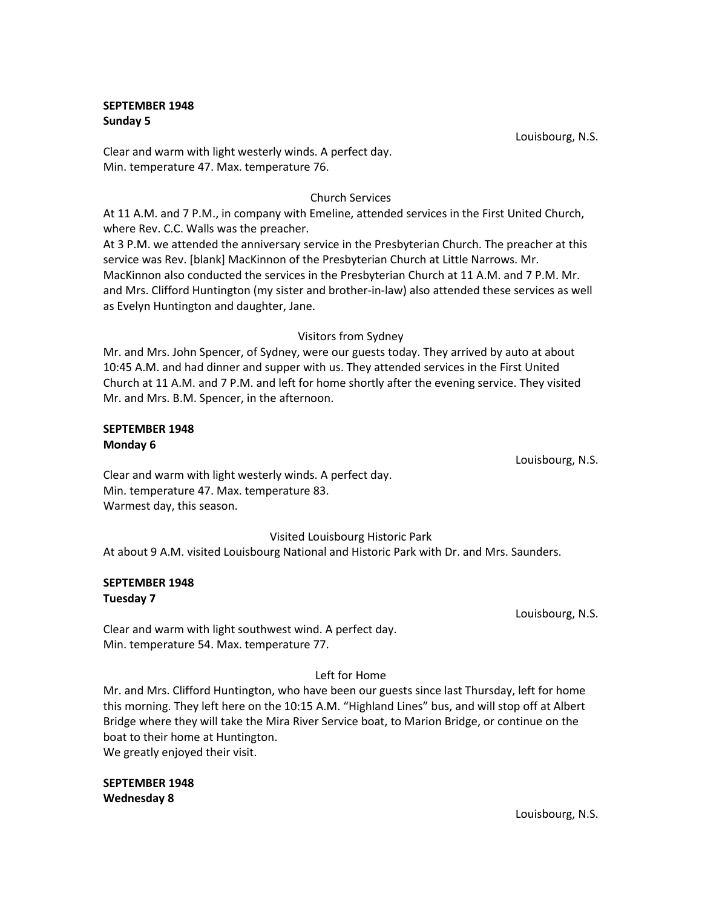**SEPTEMBER 1948**
**Sunday 5**

Louisbourg, N.S.

Clear and warm with light westerly winds. A perfect day.
Min. temperature 47. Max. temperature 76.

Church Services

At 11 A.M. and 7 P.M., in company with Emeline, attended services in the First United Church, where Rev. C.C. Walls was the preacher.
At 3 P.M. we attended the anniversary service in the Presbyterian Church. The preacher at this service was Rev. [blank] MacKinnon of the Presbyterian Church at Little Narrows. Mr. MacKinnon also conducted the services in the Presbyterian Church at 11 A.M. and 7 P.M. Mr. and Mrs. Clifford Huntington (my sister and brother-in-law) also attended these services as well as Evelyn Huntington and daughter, Jane.

Visitors from Sydney

Mr. and Mrs. John Spencer, of Sydney, were our guests today. They arrived by auto at about 10:45 A.M. and had dinner and supper with us. They attended services in the First United Church at 11 A.M. and 7 P.M. and left for home shortly after the evening service. They visited Mr. and Mrs. B.M. Spencer, in the afternoon.

**SEPTEMBER 1948**
**Monday 6**

Louisbourg, N.S.

Clear and warm with light westerly winds. A perfect day.
Min. temperature 47. Max. temperature 83.
Warmest day, this season.

Visited Louisbourg Historic Park

At about 9 A.M. visited Louisbourg National and Historic Park with Dr. and Mrs. Saunders.

**SEPTEMBER 1948**
**Tuesday 7**

Louisbourg, N.S.

Clear and warm with light southwest wind. A perfect day.
Min. temperature 54. Max. temperature 77.

Left for Home

Mr. and Mrs. Clifford Huntington, who have been our guests since last Thursday, left for home this morning. They left here on the 10:15 A.M. "Highland Lines" bus, and will stop off at Albert Bridge where they will take the Mira River Service boat, to Marion Bridge, or continue on the boat to their home at Huntington.
We greatly enjoyed their visit.

**SEPTEMBER 1948**
**Wednesday 8**

Louisbourg, N.S.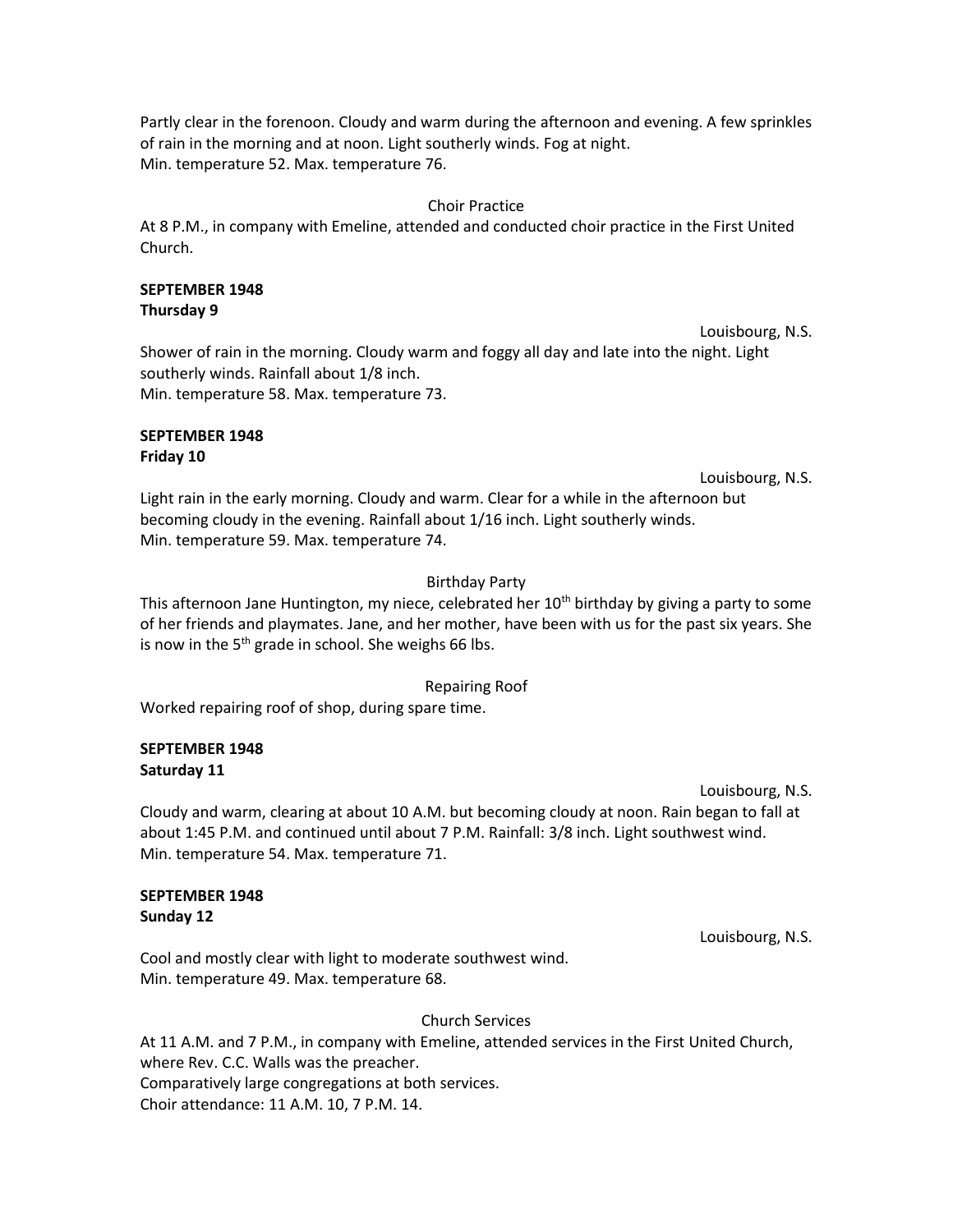Partly clear in the forenoon. Cloudy and warm during the afternoon and evening. A few sprinkles of rain in the morning and at noon. Light southerly winds. Fog at night.
Min. temperature 52. Max. temperature 76.

Choir Practice

At 8 P.M., in company with Emeline, attended and conducted choir practice in the First United Church.

**SEPTEMBER 1948**
**Thursday 9**

Louisbourg, N.S.

Shower of rain in the morning. Cloudy warm and foggy all day and late into the night. Light southerly winds. Rainfall about 1/8 inch.
Min. temperature 58. Max. temperature 73.

**SEPTEMBER 1948**
**Friday 10**

Louisbourg, N.S.

Light rain in the early morning. Cloudy and warm. Clear for a while in the afternoon but becoming cloudy in the evening. Rainfall about 1/16 inch. Light southerly winds.
Min. temperature 59. Max. temperature 74.

Birthday Party

This afternoon Jane Huntington, my niece, celebrated her 10th birthday by giving a party to some of her friends and playmates. Jane, and her mother, have been with us for the past six years. She is now in the 5th grade in school. She weighs 66 lbs.

Repairing Roof

Worked repairing roof of shop, during spare time.

**SEPTEMBER 1948**
**Saturday 11**

Louisbourg, N.S.

Cloudy and warm, clearing at about 10 A.M. but becoming cloudy at noon. Rain began to fall at about 1:45 P.M. and continued until about 7 P.M. Rainfall: 3/8 inch. Light southwest wind.
Min. temperature 54. Max. temperature 71.

**SEPTEMBER 1948**
**Sunday 12**

Louisbourg, N.S.

Cool and mostly clear with light to moderate southwest wind.
Min. temperature 49. Max. temperature 68.

Church Services

At 11 A.M. and 7 P.M., in company with Emeline, attended services in the First United Church, where Rev. C.C. Walls was the preacher.
Comparatively large congregations at both services.
Choir attendance: 11 A.M. 10, 7 P.M. 14.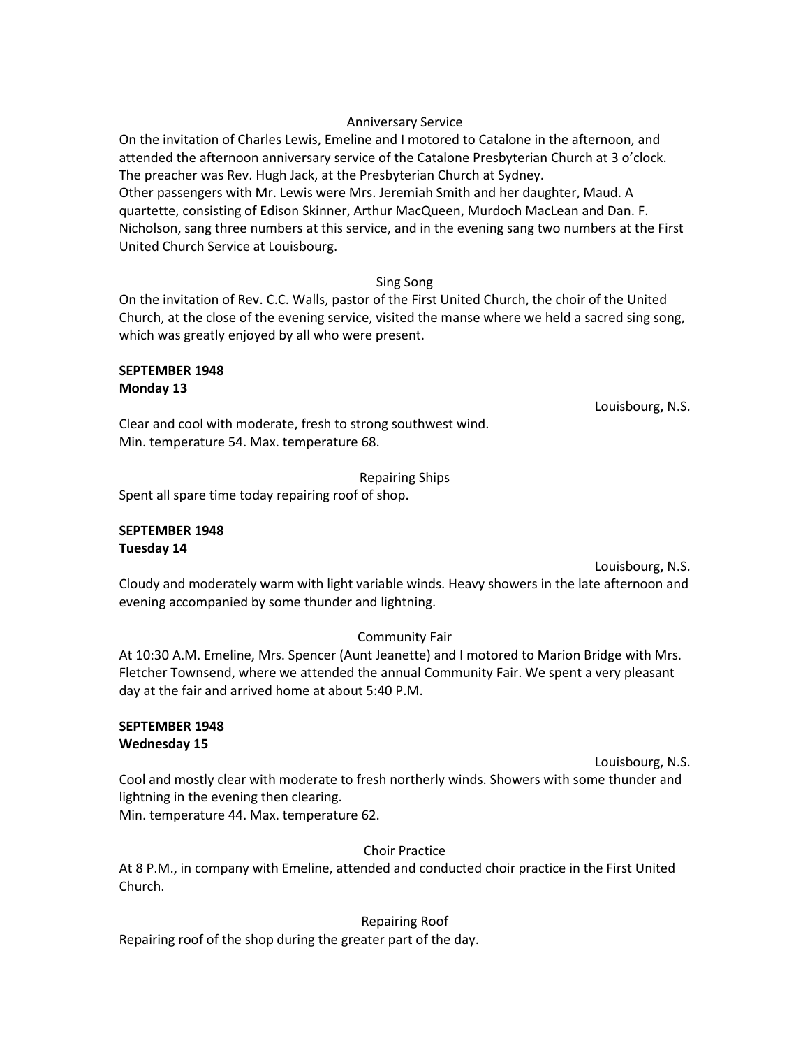Anniversary Service

On the invitation of Charles Lewis, Emeline and I motored to Catalone in the afternoon, and attended the afternoon anniversary service of the Catalone Presbyterian Church at 3 o'clock. The preacher was Rev. Hugh Jack, at the Presbyterian Church at Sydney.
Other passengers with Mr. Lewis were Mrs. Jeremiah Smith and her daughter, Maud. A quartette, consisting of Edison Skinner, Arthur MacQueen, Murdoch MacLean and Dan. F. Nicholson, sang three numbers at this service, and in the evening sang two numbers at the First United Church Service at Louisbourg.

Sing Song

On the invitation of Rev. C.C. Walls, pastor of the First United Church, the choir of the United Church, at the close of the evening service, visited the manse where we held a sacred sing song, which was greatly enjoyed by all who were present.

**SEPTEMBER 1948**
**Monday 13**

Louisbourg, N.S.

Clear and cool with moderate, fresh to strong southwest wind.
Min. temperature 54. Max. temperature 68.

Repairing Ships

Spent all spare time today repairing roof of shop.

**SEPTEMBER 1948**
**Tuesday 14**

Louisbourg, N.S.

Cloudy and moderately warm with light variable winds. Heavy showers in the late afternoon and evening accompanied by some thunder and lightning.

Community Fair

At 10:30 A.M. Emeline, Mrs. Spencer (Aunt Jeanette) and I motored to Marion Bridge with Mrs. Fletcher Townsend, where we attended the annual Community Fair. We spent a very pleasant day at the fair and arrived home at about 5:40 P.M.

**SEPTEMBER 1948**
**Wednesday 15**

Louisbourg, N.S.

Cool and mostly clear with moderate to fresh northerly winds. Showers with some thunder and lightning in the evening then clearing.
Min. temperature 44. Max. temperature 62.

Choir Practice

At 8 P.M., in company with Emeline, attended and conducted choir practice in the First United Church.

Repairing Roof

Repairing roof of the shop during the greater part of the day.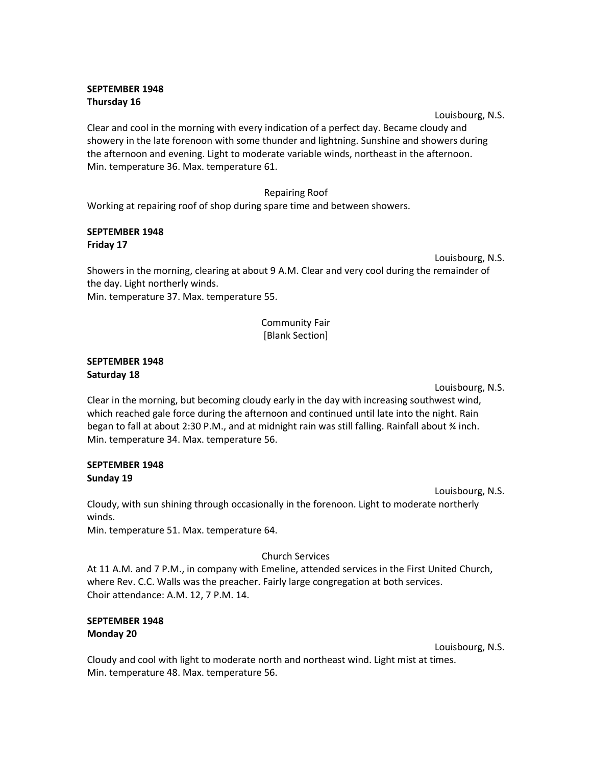**SEPTEMBER 1948**
**Thursday 16**

Louisbourg, N.S.

Clear and cool in the morning with every indication of a perfect day. Became cloudy and showery in the late forenoon with some thunder and lightning. Sunshine and showers during the afternoon and evening. Light to moderate variable winds, northeast in the afternoon.
Min. temperature 36. Max. temperature 61.

Repairing Roof

Working at repairing roof of shop during spare time and between showers.

**SEPTEMBER 1948**
**Friday 17**

Louisbourg, N.S.

Showers in the morning, clearing at about 9 A.M. Clear and very cool during the remainder of the day. Light northerly winds.
Min. temperature 37. Max. temperature 55.

Community Fair
[Blank Section]

**SEPTEMBER 1948**
**Saturday 18**

Louisbourg, N.S.

Clear in the morning, but becoming cloudy early in the day with increasing southwest wind, which reached gale force during the afternoon and continued until late into the night. Rain began to fall at about 2:30 P.M., and at midnight rain was still falling. Rainfall about ¾ inch.
Min. temperature 34. Max. temperature 56.

**SEPTEMBER 1948**
**Sunday 19**

Louisbourg, N.S.

Cloudy, with sun shining through occasionally in the forenoon. Light to moderate northerly winds.
Min. temperature 51. Max. temperature 64.

Church Services

At 11 A.M. and 7 P.M., in company with Emeline, attended services in the First United Church, where Rev. C.C. Walls was the preacher. Fairly large congregation at both services.
Choir attendance: A.M. 12, 7 P.M. 14.

**SEPTEMBER 1948**
**Monday 20**

Louisbourg, N.S.

Cloudy and cool with light to moderate north and northeast wind. Light mist at times.
Min. temperature 48. Max. temperature 56.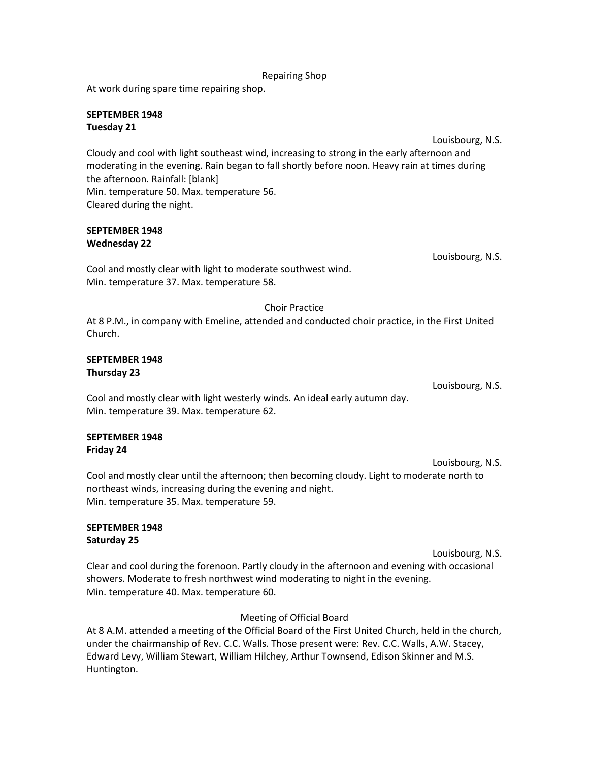Repairing Shop

At work during spare time repairing shop.

**SEPTEMBER 1948**
**Tuesday 21**

Louisbourg, N.S.

Cloudy and cool with light southeast wind, increasing to strong in the early afternoon and moderating in the evening. Rain began to fall shortly before noon. Heavy rain at times during the afternoon. Rainfall: [blank]
Min. temperature 50. Max. temperature 56.
Cleared during the night.

**SEPTEMBER 1948**
**Wednesday 22**

Louisbourg, N.S.

Cool and mostly clear with light to moderate southwest wind.
Min. temperature 37. Max. temperature 58.

Choir Practice

At 8 P.M., in company with Emeline, attended and conducted choir practice, in the First United Church.

**SEPTEMBER 1948**
**Thursday 23**

Louisbourg, N.S.

Cool and mostly clear with light westerly winds. An ideal early autumn day.
Min. temperature 39. Max. temperature 62.

**SEPTEMBER 1948**
**Friday 24**

Louisbourg, N.S.

Cool and mostly clear until the afternoon; then becoming cloudy. Light to moderate north to northeast winds, increasing during the evening and night.
Min. temperature 35. Max. temperature 59.

**SEPTEMBER 1948**
**Saturday 25**

Louisbourg, N.S.

Clear and cool during the forenoon. Partly cloudy in the afternoon and evening with occasional showers. Moderate to fresh northwest wind moderating to night in the evening.
Min. temperature 40. Max. temperature 60.

Meeting of Official Board

At 8 A.M. attended a meeting of the Official Board of the First United Church, held in the church, under the chairmanship of Rev. C.C. Walls. Those present were: Rev. C.C. Walls, A.W. Stacey, Edward Levy, William Stewart, William Hilchey, Arthur Townsend, Edison Skinner and M.S. Huntington.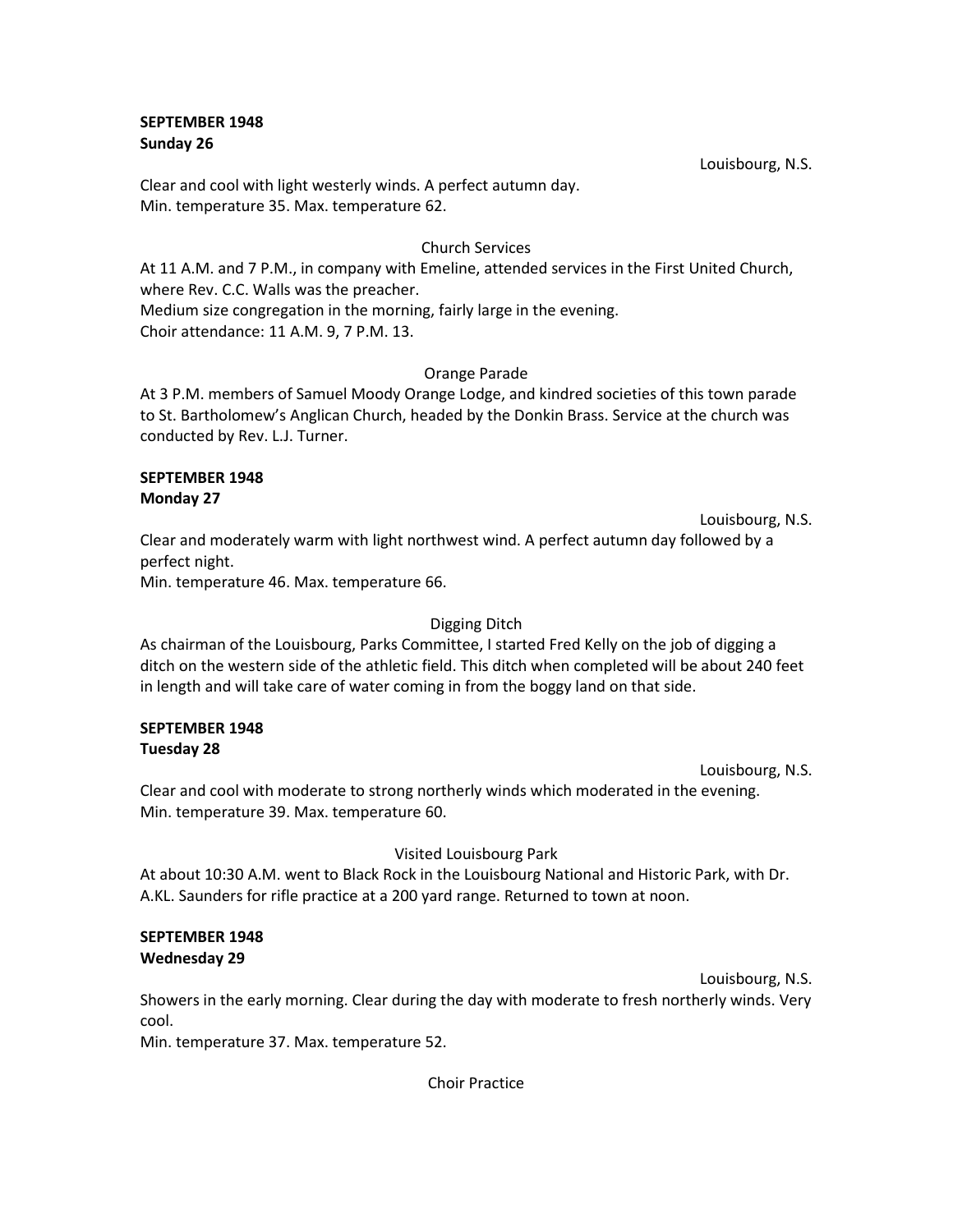**SEPTEMBER 1948**
**Sunday 26**

Louisbourg, N.S.

Clear and cool with light westerly winds. A perfect autumn day.
Min. temperature 35. Max. temperature 62.

Church Services

At 11 A.M. and 7 P.M., in company with Emeline, attended services in the First United Church, where Rev. C.C. Walls was the preacher.
Medium size congregation in the morning, fairly large in the evening.
Choir attendance: 11 A.M. 9, 7 P.M. 13.

Orange Parade

At 3 P.M. members of Samuel Moody Orange Lodge, and kindred societies of this town parade to St. Bartholomew's Anglican Church, headed by the Donkin Brass. Service at the church was conducted by Rev. L.J. Turner.

**SEPTEMBER 1948**
**Monday 27**

Louisbourg, N.S.

Clear and moderately warm with light northwest wind. A perfect autumn day followed by a perfect night.
Min. temperature 46. Max. temperature 66.

Digging Ditch

As chairman of the Louisbourg, Parks Committee, I started Fred Kelly on the job of digging a ditch on the western side of the athletic field. This ditch when completed will be about 240 feet in length and will take care of water coming in from the boggy land on that side.

**SEPTEMBER 1948**
**Tuesday 28**

Louisbourg, N.S.

Clear and cool with moderate to strong northerly winds which moderated in the evening.
Min. temperature 39. Max. temperature 60.

Visited Louisbourg Park

At about 10:30 A.M. went to Black Rock in the Louisbourg National and Historic Park, with Dr. A.KL. Saunders for rifle practice at a 200 yard range. Returned to town at noon.

**SEPTEMBER 1948**
**Wednesday 29**

Louisbourg, N.S.

Showers in the early morning. Clear during the day with moderate to fresh northerly winds. Very cool.
Min. temperature 37. Max. temperature 52.

Choir Practice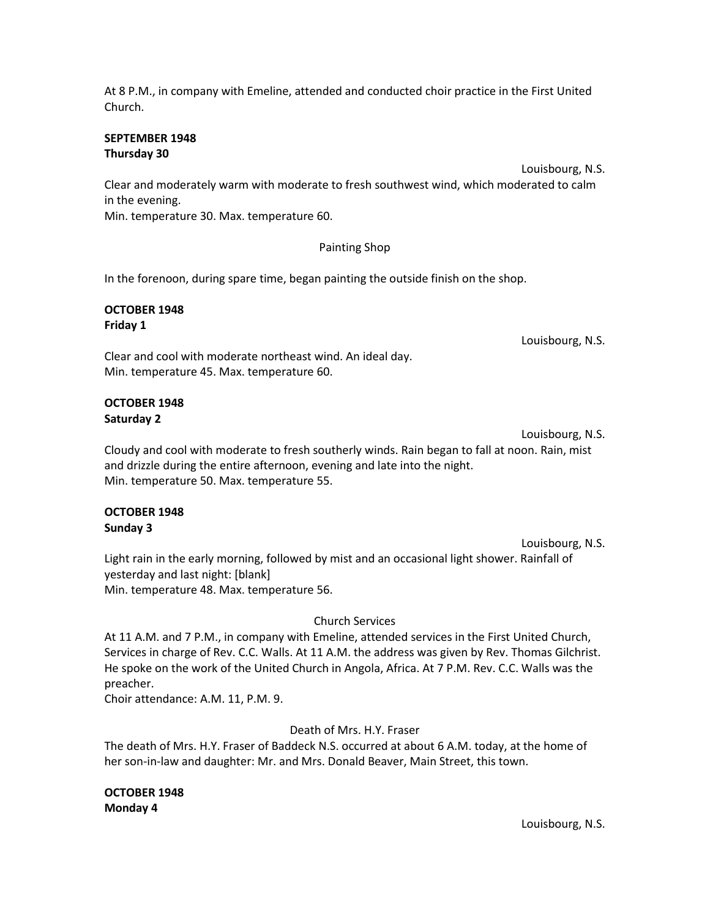At 8 P.M., in company with Emeline, attended and conducted choir practice in the First United Church.

**SEPTEMBER 1948**
**Thursday 30**

Louisbourg, N.S.

Clear and moderately warm with moderate to fresh southwest wind, which moderated to calm in the evening.
Min. temperature 30. Max. temperature 60.

Painting Shop

In the forenoon, during spare time, began painting the outside finish on the shop.

**OCTOBER 1948**
**Friday 1**

Louisbourg, N.S.

Clear and cool with moderate northeast wind. An ideal day.
Min. temperature 45. Max. temperature 60.

**OCTOBER 1948**
**Saturday 2**

Louisbourg, N.S.

Cloudy and cool with moderate to fresh southerly winds. Rain began to fall at noon. Rain, mist and drizzle during the entire afternoon, evening and late into the night.
Min. temperature 50. Max. temperature 55.

**OCTOBER 1948**
**Sunday 3**

Louisbourg, N.S.

Light rain in the early morning, followed by mist and an occasional light shower. Rainfall of yesterday and last night: [blank]
Min. temperature 48. Max. temperature 56.

Church Services

At 11 A.M. and 7 P.M., in company with Emeline, attended services in the First United Church, Services in charge of Rev. C.C. Walls. At 11 A.M. the address was given by Rev. Thomas Gilchrist. He spoke on the work of the United Church in Angola, Africa. At 7 P.M. Rev. C.C. Walls was the preacher.
Choir attendance: A.M. 11, P.M. 9.

Death of Mrs. H.Y. Fraser

The death of Mrs. H.Y. Fraser of Baddeck N.S. occurred at about 6 A.M. today, at the home of her son-in-law and daughter: Mr. and Mrs. Donald Beaver, Main Street, this town.

**OCTOBER 1948**
**Monday 4**

Louisbourg, N.S.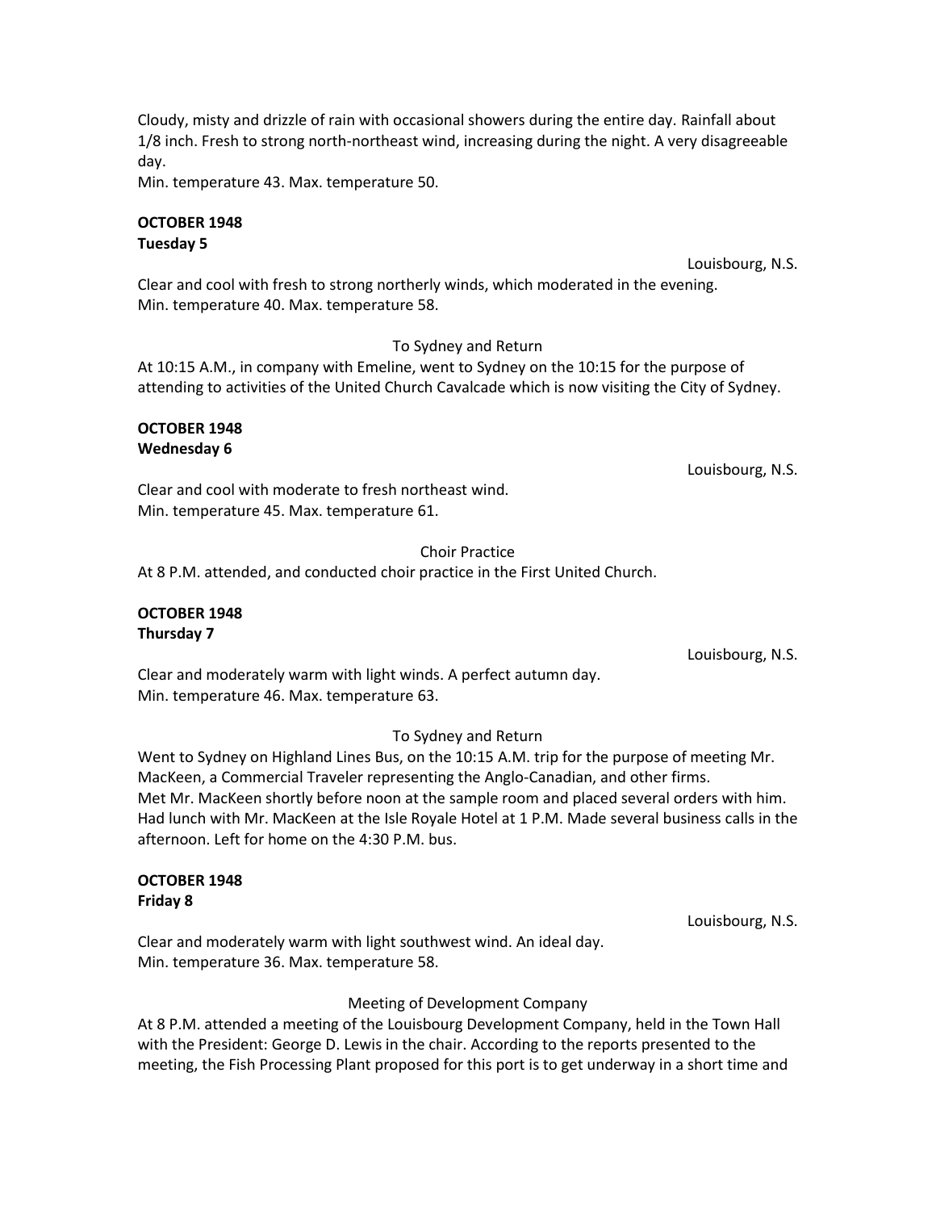Cloudy, misty and drizzle of rain with occasional showers during the entire day. Rainfall about 1/8 inch. Fresh to strong north-northeast wind, increasing during the night. A very disagreeable day.
Min. temperature 43. Max. temperature 50.

**OCTOBER 1948**
**Tuesday 5**

Louisbourg, N.S.

Clear and cool with fresh to strong northerly winds, which moderated in the evening.
Min. temperature 40. Max. temperature 58.

To Sydney and Return

At 10:15 A.M., in company with Emeline, went to Sydney on the 10:15 for the purpose of attending to activities of the United Church Cavalcade which is now visiting the City of Sydney.

**OCTOBER 1948**
**Wednesday 6**

Louisbourg, N.S.

Clear and cool with moderate to fresh northeast wind.
Min. temperature 45. Max. temperature 61.

Choir Practice

At 8 P.M. attended, and conducted choir practice in the First United Church.

**OCTOBER 1948**
**Thursday 7**

Louisbourg, N.S.

Clear and moderately warm with light winds. A perfect autumn day.
Min. temperature 46. Max. temperature 63.

To Sydney and Return

Went to Sydney on Highland Lines Bus, on the 10:15 A.M. trip for the purpose of meeting Mr. MacKeen, a Commercial Traveler representing the Anglo-Canadian, and other firms.
Met Mr. MacKeen shortly before noon at the sample room and placed several orders with him.
Had lunch with Mr. MacKeen at the Isle Royale Hotel at 1 P.M. Made several business calls in the afternoon. Left for home on the 4:30 P.M. bus.

**OCTOBER 1948**
**Friday 8**

Louisbourg, N.S.

Clear and moderately warm with light southwest wind. An ideal day.
Min. temperature 36. Max. temperature 58.

Meeting of Development Company

At 8 P.M. attended a meeting of the Louisbourg Development Company, held in the Town Hall with the President: George D. Lewis in the chair. According to the reports presented to the meeting, the Fish Processing Plant proposed for this port is to get underway in a short time and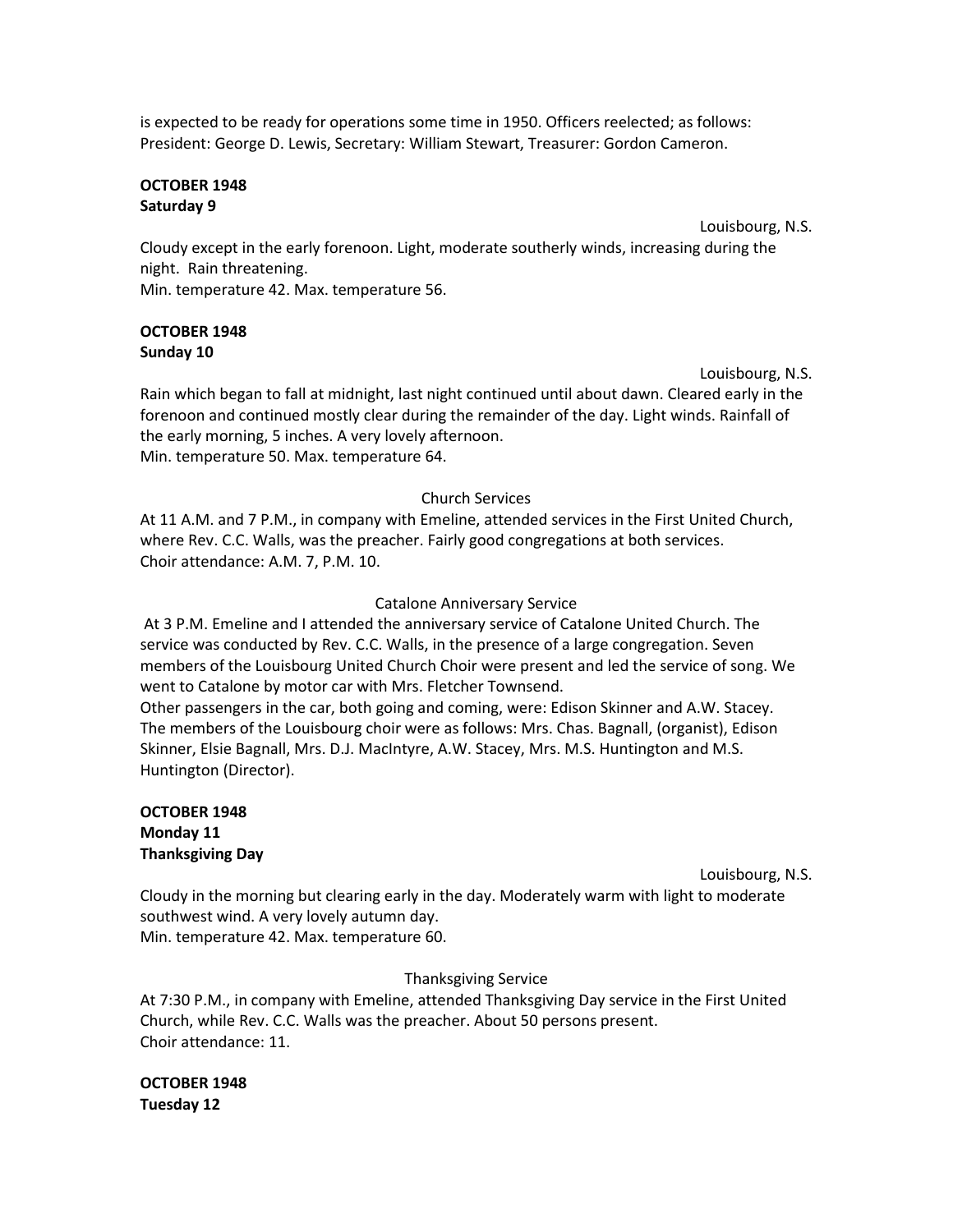is expected to be ready for operations some time in 1950. Officers reelected; as follows: President: George D. Lewis, Secretary: William Stewart, Treasurer: Gordon Cameron.

**OCTOBER 1948**
**Saturday 9**

Louisbourg, N.S.

Cloudy except in the early forenoon. Light, moderate southerly winds, increasing during the night. Rain threatening.
Min. temperature 42. Max. temperature 56.

**OCTOBER 1948**
**Sunday 10**

Louisbourg, N.S.

Rain which began to fall at midnight, last night continued until about dawn. Cleared early in the forenoon and continued mostly clear during the remainder of the day. Light winds. Rainfall of the early morning, 5 inches. A very lovely afternoon.
Min. temperature 50. Max. temperature 64.

Church Services

At 11 A.M. and 7 P.M., in company with Emeline, attended services in the First United Church, where Rev. C.C. Walls, was the preacher. Fairly good congregations at both services.
Choir attendance: A.M. 7, P.M. 10.

Catalone Anniversary Service

At 3 P.M. Emeline and I attended the anniversary service of Catalone United Church. The service was conducted by Rev. C.C. Walls, in the presence of a large congregation. Seven members of the Louisbourg United Church Choir were present and led the service of song. We went to Catalone by motor car with Mrs. Fletcher Townsend.
Other passengers in the car, both going and coming, were: Edison Skinner and A.W. Stacey. The members of the Louisbourg choir were as follows: Mrs. Chas. Bagnall, (organist), Edison Skinner, Elsie Bagnall, Mrs. D.J. MacIntyre, A.W. Stacey, Mrs. M.S. Huntington and M.S. Huntington (Director).

**OCTOBER 1948**
**Monday 11**
**Thanksgiving Day**

Louisbourg, N.S.

Cloudy in the morning but clearing early in the day. Moderately warm with light to moderate southwest wind. A very lovely autumn day.
Min. temperature 42. Max. temperature 60.

Thanksgiving Service

At 7:30 P.M., in company with Emeline, attended Thanksgiving Day service in the First United Church, while Rev. C.C. Walls was the preacher. About 50 persons present.
Choir attendance: 11.

**OCTOBER 1948**
**Tuesday 12**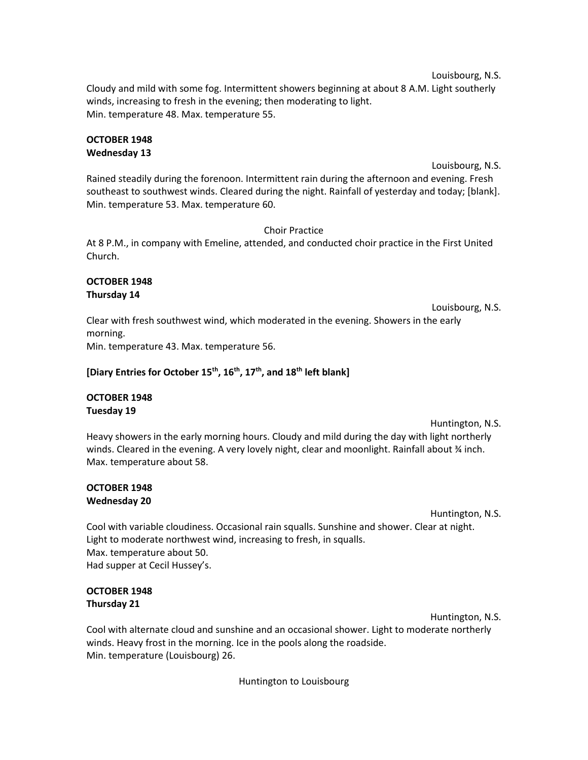Louisbourg, N.S.

Cloudy and mild with some fog. Intermittent showers beginning at about 8 A.M. Light southerly winds, increasing to fresh in the evening; then moderating to light.
Min. temperature 48. Max. temperature 55.

**OCTOBER 1948**
**Wednesday 13**

Louisbourg, N.S.

Rained steadily during the forenoon. Intermittent rain during the afternoon and evening. Fresh southeast to southwest winds. Cleared during the night. Rainfall of yesterday and today; [blank].
Min. temperature 53. Max. temperature 60.

Choir Practice

At 8 P.M., in company with Emeline, attended, and conducted choir practice in the First United Church.

**OCTOBER 1948**
**Thursday 14**

Louisbourg, N.S.

Clear with fresh southwest wind, which moderated in the evening. Showers in the early morning.
Min. temperature 43. Max. temperature 56.

**[Diary Entries for October 15th, 16th, 17th, and 18th left blank]**

**OCTOBER 1948**
**Tuesday 19**

Huntington, N.S.

Heavy showers in the early morning hours. Cloudy and mild during the day with light northerly winds. Cleared in the evening. A very lovely night, clear and moonlight. Rainfall about ¾ inch.
Max. temperature about 58.

**OCTOBER 1948**
**Wednesday 20**

Huntington, N.S.

Cool with variable cloudiness. Occasional rain squalls. Sunshine and shower. Clear at night. Light to moderate northwest wind, increasing to fresh, in squalls.
Max. temperature about 50.
Had supper at Cecil Hussey's.

**OCTOBER 1948**
**Thursday 21**

Huntington, N.S.

Cool with alternate cloud and sunshine and an occasional shower. Light to moderate northerly winds. Heavy frost in the morning. Ice in the pools along the roadside.
Min. temperature (Louisbourg) 26.

Huntington to Louisbourg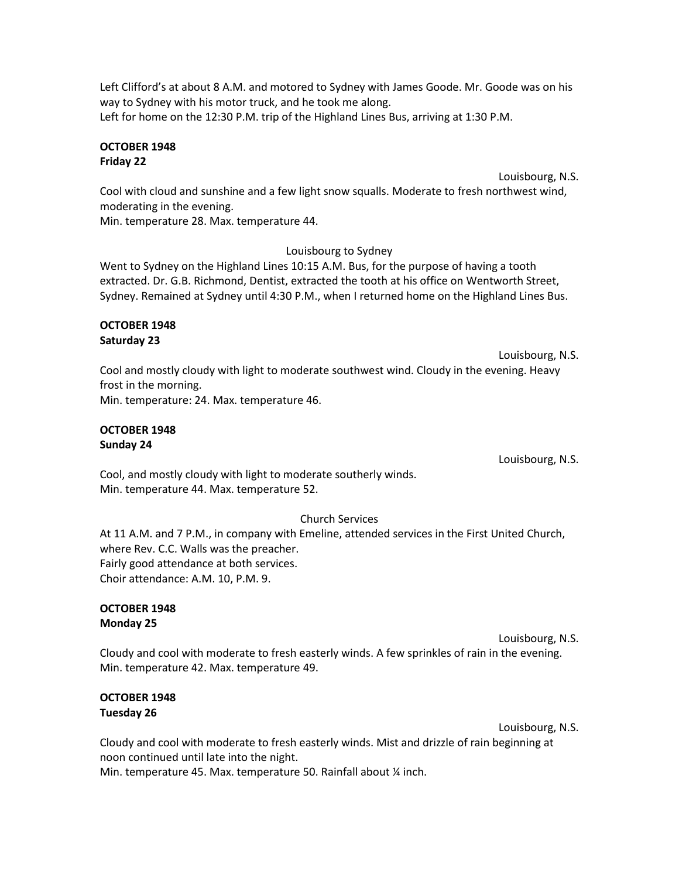Left Clifford's at about 8 A.M. and motored to Sydney with James Goode. Mr. Goode was on his way to Sydney with his motor truck, and he took me along.
Left for home on the 12:30 P.M. trip of the Highland Lines Bus, arriving at 1:30 P.M.

**OCTOBER 1948**
**Friday 22**

Louisbourg, N.S.

Cool with cloud and sunshine and a few light snow squalls. Moderate to fresh northwest wind, moderating in the evening.
Min. temperature 28. Max. temperature 44.

Louisbourg to Sydney

Went to Sydney on the Highland Lines 10:15 A.M. Bus, for the purpose of having a tooth extracted. Dr. G.B. Richmond, Dentist, extracted the tooth at his office on Wentworth Street, Sydney. Remained at Sydney until 4:30 P.M., when I returned home on the Highland Lines Bus.

**OCTOBER 1948**
**Saturday 23**

Louisbourg, N.S.

Cool and mostly cloudy with light to moderate southwest wind. Cloudy in the evening. Heavy frost in the morning.
Min. temperature: 24. Max. temperature 46.

**OCTOBER 1948**
**Sunday 24**

Louisbourg, N.S.

Cool, and mostly cloudy with light to moderate southerly winds.
Min. temperature 44. Max. temperature 52.

Church Services

At 11 A.M. and 7 P.M., in company with Emeline, attended services in the First United Church, where Rev. C.C. Walls was the preacher.
Fairly good attendance at both services.
Choir attendance: A.M. 10, P.M. 9.

**OCTOBER 1948**
**Monday 25**

Louisbourg, N.S.

Cloudy and cool with moderate to fresh easterly winds. A few sprinkles of rain in the evening.
Min. temperature 42. Max. temperature 49.

**OCTOBER 1948**
**Tuesday 26**

Louisbourg, N.S.

Cloudy and cool with moderate to fresh easterly winds. Mist and drizzle of rain beginning at noon continued until late into the night.
Min. temperature 45. Max. temperature 50. Rainfall about ¼ inch.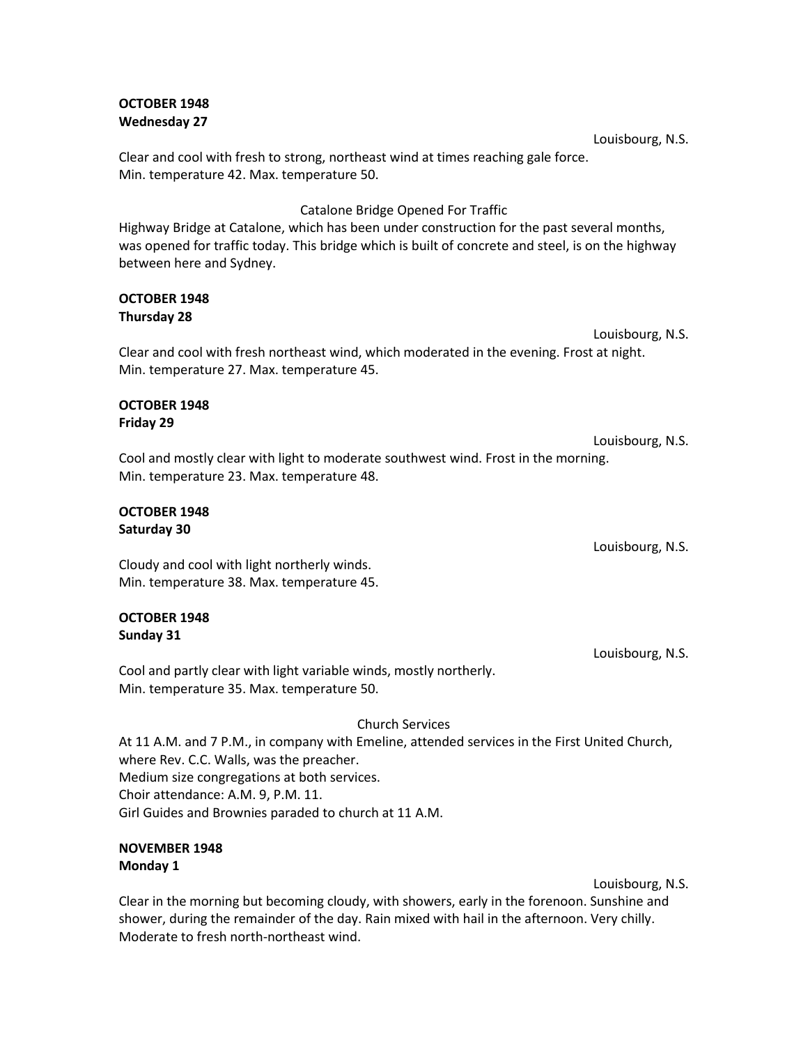**OCTOBER 1948**
**Wednesday 27**

Louisbourg, N.S.

Clear and cool with fresh to strong, northeast wind at times reaching gale force.
Min. temperature 42. Max. temperature 50.

Catalone Bridge Opened For Traffic

Highway Bridge at Catalone, which has been under construction for the past several months, was opened for traffic today. This bridge which is built of concrete and steel, is on the highway between here and Sydney.

**OCTOBER 1948**
**Thursday 28**

Louisbourg, N.S.

Clear and cool with fresh northeast wind, which moderated in the evening. Frost at night.
Min. temperature 27. Max. temperature 45.

**OCTOBER 1948**
**Friday 29**

Louisbourg, N.S.

Cool and mostly clear with light to moderate southwest wind. Frost in the morning.
Min. temperature 23. Max. temperature 48.

**OCTOBER 1948**
**Saturday 30**

Louisbourg, N.S.

Cloudy and cool with light northerly winds.
Min. temperature 38. Max. temperature 45.

**OCTOBER 1948**
**Sunday 31**

Louisbourg, N.S.

Cool and partly clear with light variable winds, mostly northerly.
Min. temperature 35. Max. temperature 50.

Church Services

At 11 A.M. and 7 P.M., in company with Emeline, attended services in the First United Church, where Rev. C.C. Walls, was the preacher.
Medium size congregations at both services.
Choir attendance: A.M. 9, P.M. 11.
Girl Guides and Brownies paraded to church at 11 A.M.

**NOVEMBER 1948**
**Monday 1**

Louisbourg, N.S.

Clear in the morning but becoming cloudy, with showers, early in the forenoon. Sunshine and shower, during the remainder of the day. Rain mixed with hail in the afternoon. Very chilly. Moderate to fresh north-northeast wind.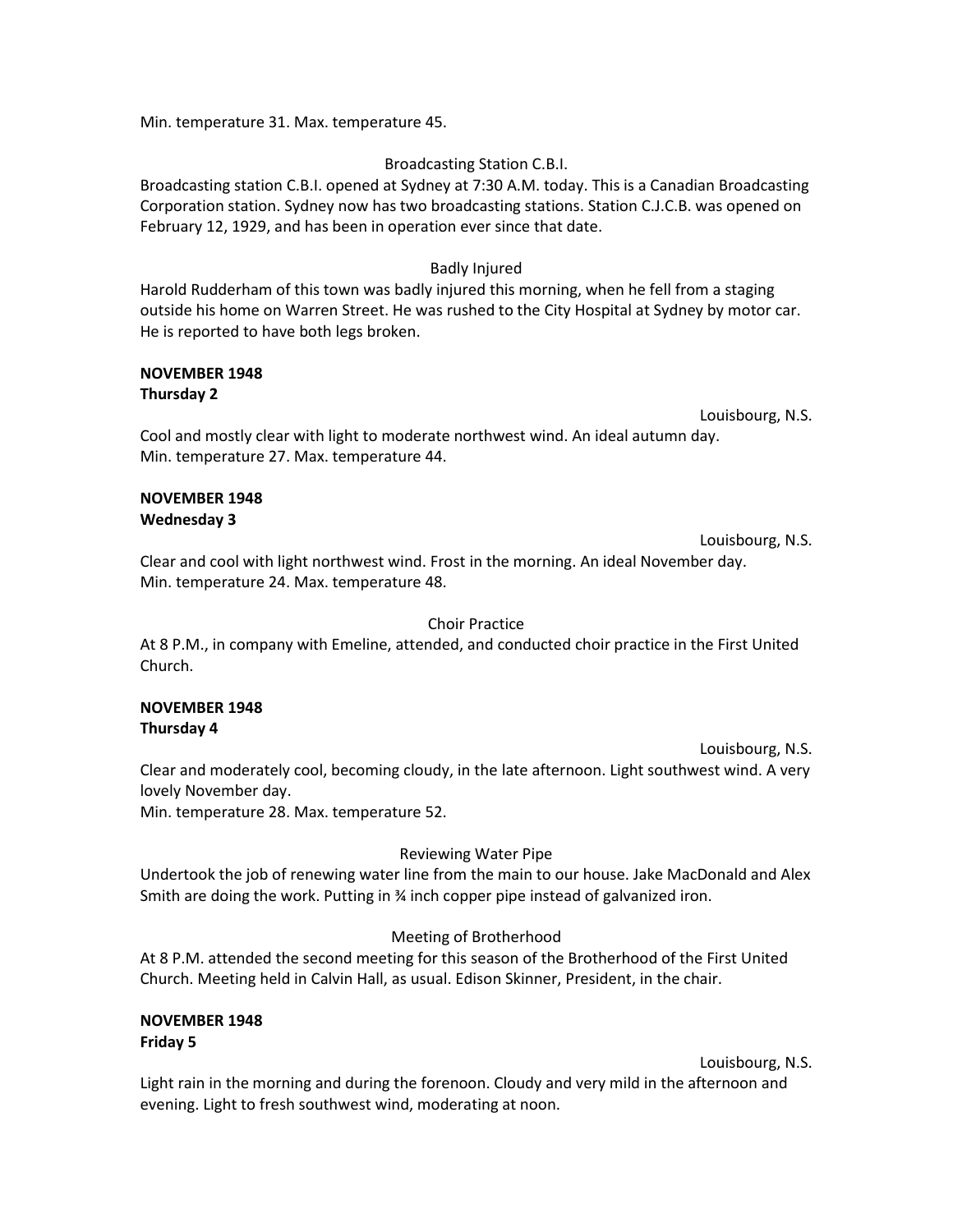Min. temperature 31. Max. temperature 45.

Broadcasting Station C.B.I.

Broadcasting station C.B.I. opened at Sydney at 7:30 A.M. today. This is a Canadian Broadcasting Corporation station. Sydney now has two broadcasting stations. Station C.J.C.B. was opened on February 12, 1929, and has been in operation ever since that date.

Badly Injured

Harold Rudderham of this town was badly injured this morning, when he fell from a staging outside his home on Warren Street. He was rushed to the City Hospital at Sydney by motor car. He is reported to have both legs broken.

**NOVEMBER 1948**
**Thursday 2**

Louisbourg, N.S.

Cool and mostly clear with light to moderate northwest wind. An ideal autumn day.
Min. temperature 27. Max. temperature 44.

**NOVEMBER 1948**
**Wednesday 3**

Louisbourg, N.S.

Clear and cool with light northwest wind. Frost in the morning. An ideal November day.
Min. temperature 24. Max. temperature 48.

Choir Practice

At 8 P.M., in company with Emeline, attended, and conducted choir practice in the First United Church.

**NOVEMBER 1948**
**Thursday 4**

Louisbourg, N.S.

Clear and moderately cool, becoming cloudy, in the late afternoon. Light southwest wind. A very lovely November day.
Min. temperature 28. Max. temperature 52.

Reviewing Water Pipe

Undertook the job of renewing water line from the main to our house. Jake MacDonald and Alex Smith are doing the work. Putting in ¾ inch copper pipe instead of galvanized iron.

Meeting of Brotherhood

At 8 P.M. attended the second meeting for this season of the Brotherhood of the First United Church. Meeting held in Calvin Hall, as usual. Edison Skinner, President, in the chair.

**NOVEMBER 1948**
**Friday 5**

Louisbourg, N.S.

Light rain in the morning and during the forenoon. Cloudy and very mild in the afternoon and evening. Light to fresh southwest wind, moderating at noon.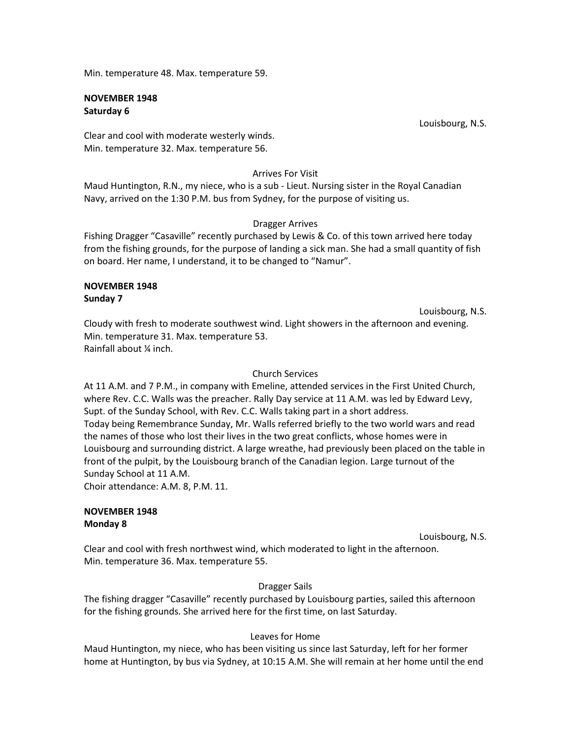Min. temperature 48. Max. temperature 59.

**NOVEMBER 1948**
**Saturday 6**

Louisbourg, N.S.

Clear and cool with moderate westerly winds.
Min. temperature 32. Max. temperature 56.

Arrives For Visit

Maud Huntington, R.N., my niece, who is a sub - Lieut. Nursing sister in the Royal Canadian Navy, arrived on the 1:30 P.M. bus from Sydney, for the purpose of visiting us.

Dragger Arrives

Fishing Dragger "Casaville" recently purchased by Lewis & Co. of this town arrived here today from the fishing grounds, for the purpose of landing a sick man. She had a small quantity of fish on board. Her name, I understand, it to be changed to "Namur".

**NOVEMBER 1948**
**Sunday 7**

Louisbourg, N.S.

Cloudy with fresh to moderate southwest wind. Light showers in the afternoon and evening.
Min. temperature 31. Max. temperature 53.
Rainfall about ¼ inch.

Church Services

At 11 A.M. and 7 P.M., in company with Emeline, attended services in the First United Church, where Rev. C.C. Walls was the preacher. Rally Day service at 11 A.M. was led by Edward Levy, Supt. of the Sunday School, with Rev. C.C. Walls taking part in a short address.
Today being Remembrance Sunday, Mr. Walls referred briefly to the two world wars and read the names of those who lost their lives in the two great conflicts, whose homes were in Louisbourg and surrounding district. A large wreathe, had previously been placed on the table in front of the pulpit, by the Louisbourg branch of the Canadian legion. Large turnout of the Sunday School at 11 A.M.
Choir attendance: A.M. 8, P.M. 11.

**NOVEMBER 1948**
**Monday 8**

Louisbourg, N.S.

Clear and cool with fresh northwest wind, which moderated to light in the afternoon.
Min. temperature 36. Max. temperature 55.

Dragger Sails

The fishing dragger "Casaville" recently purchased by Louisbourg parties, sailed this afternoon for the fishing grounds. She arrived here for the first time, on last Saturday.

Leaves for Home

Maud Huntington, my niece, who has been visiting us since last Saturday, left for her former home at Huntington, by bus via Sydney, at 10:15 A.M. She will remain at her home until the end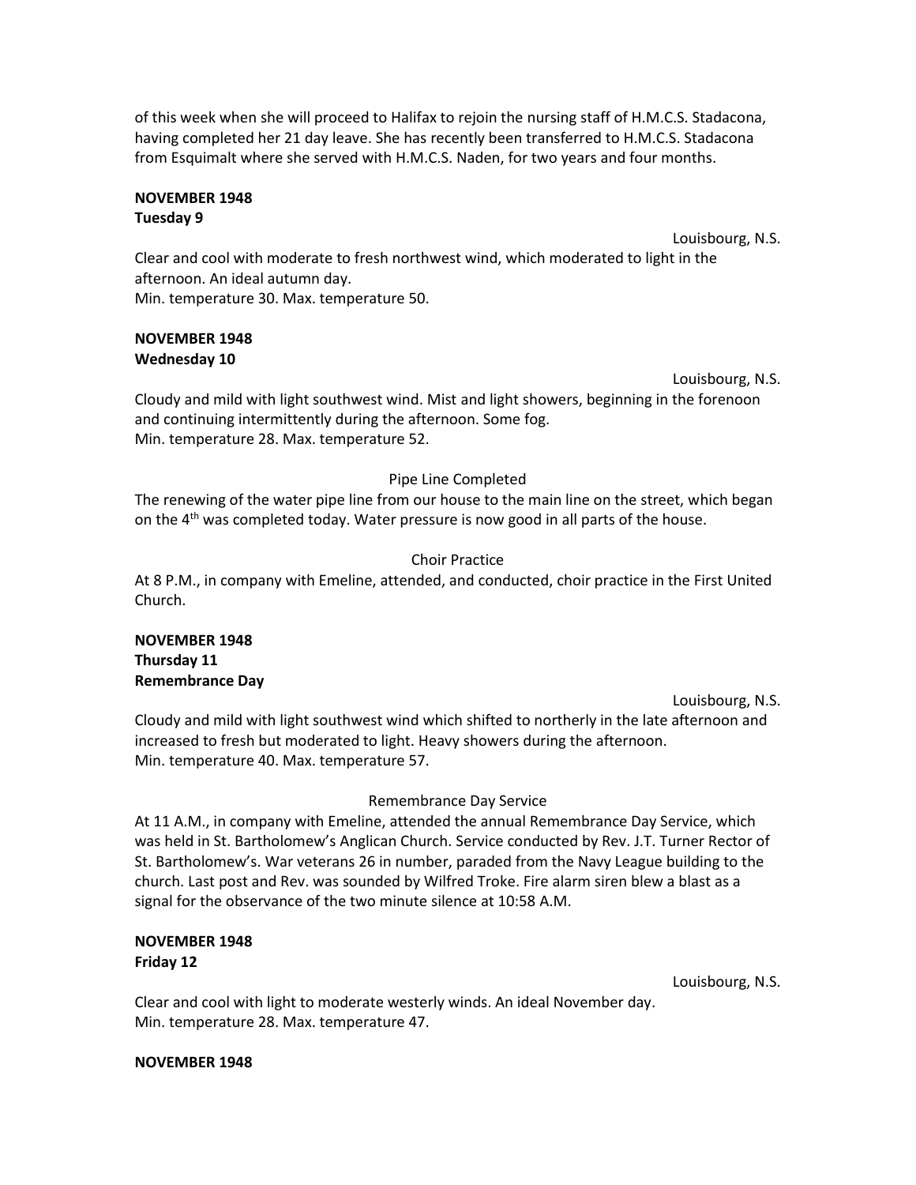of this week when she will proceed to Halifax to rejoin the nursing staff of H.M.C.S. Stadacona, having completed her 21 day leave. She has recently been transferred to H.M.C.S. Stadacona from Esquimalt where she served with H.M.C.S. Naden, for two years and four months.

**NOVEMBER 1948**
**Tuesday 9**

Louisbourg, N.S.

Clear and cool with moderate to fresh northwest wind, which moderated to light in the afternoon. An ideal autumn day.
Min. temperature 30. Max. temperature 50.

**NOVEMBER 1948**
**Wednesday 10**

Louisbourg, N.S.

Cloudy and mild with light southwest wind. Mist and light showers, beginning in the forenoon and continuing intermittently during the afternoon. Some fog.
Min. temperature 28. Max. temperature 52.

Pipe Line Completed

The renewing of the water pipe line from our house to the main line on the street, which began on the 4th was completed today. Water pressure is now good in all parts of the house.

Choir Practice

At 8 P.M., in company with Emeline, attended, and conducted, choir practice in the First United Church.

**NOVEMBER 1948**
**Thursday 11**
**Remembrance Day**

Louisbourg, N.S.

Cloudy and mild with light southwest wind which shifted to northerly in the late afternoon and increased to fresh but moderated to light. Heavy showers during the afternoon.
Min. temperature 40. Max. temperature 57.

Remembrance Day Service

At 11 A.M., in company with Emeline, attended the annual Remembrance Day Service, which was held in St. Bartholomew's Anglican Church. Service conducted by Rev. J.T. Turner Rector of St. Bartholomew's. War veterans 26 in number, paraded from the Navy League building to the church. Last post and Rev. was sounded by Wilfred Troke. Fire alarm siren blew a blast as a signal for the observance of the two minute silence at 10:58 A.M.

**NOVEMBER 1948**
**Friday 12**

Louisbourg, N.S.

Clear and cool with light to moderate westerly winds. An ideal November day.
Min. temperature 28. Max. temperature 47.

**NOVEMBER 1948**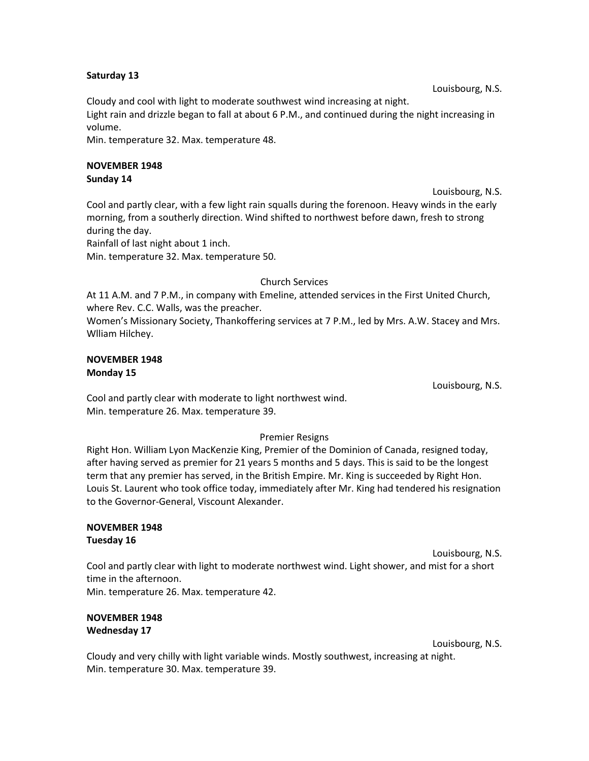**Saturday 13**

Louisbourg, N.S.

Cloudy and cool with light to moderate southwest wind increasing at night.
Light rain and drizzle began to fall at about 6 P.M., and continued during the night increasing in volume.
Min. temperature 32. Max. temperature 48.

**NOVEMBER 1948**
**Sunday 14**

Louisbourg, N.S.

Cool and partly clear, with a few light rain squalls during the forenoon. Heavy winds in the early morning, from a southerly direction. Wind shifted to northwest before dawn, fresh to strong during the day.
Rainfall of last night about 1 inch.
Min. temperature 32. Max. temperature 50.

Church Services

At 11 A.M. and 7 P.M., in company with Emeline, attended services in the First United Church, where Rev. C.C. Walls, was the preacher.
Women's Missionary Society, Thankoffering services at 7 P.M., led by Mrs. A.W. Stacey and Mrs. Wlliam Hilchey.

**NOVEMBER 1948**
**Monday 15**

Louisbourg, N.S.

Cool and partly clear with moderate to light northwest wind.
Min. temperature 26. Max. temperature 39.

Premier Resigns

Right Hon. William Lyon MacKenzie King, Premier of the Dominion of Canada, resigned today, after having served as premier for 21 years 5 months and 5 days. This is said to be the longest term that any premier has served, in the British Empire. Mr. King is succeeded by Right Hon. Louis St. Laurent who took office today, immediately after Mr. King had tendered his resignation to the Governor-General, Viscount Alexander.

**NOVEMBER 1948**
**Tuesday 16**

Louisbourg, N.S.

Cool and partly clear with light to moderate northwest wind. Light shower, and mist for a short time in the afternoon.
Min. temperature 26. Max. temperature 42.

**NOVEMBER 1948**
**Wednesday 17**

Louisbourg, N.S.

Cloudy and very chilly with light variable winds. Mostly southwest, increasing at night.
Min. temperature 30. Max. temperature 39.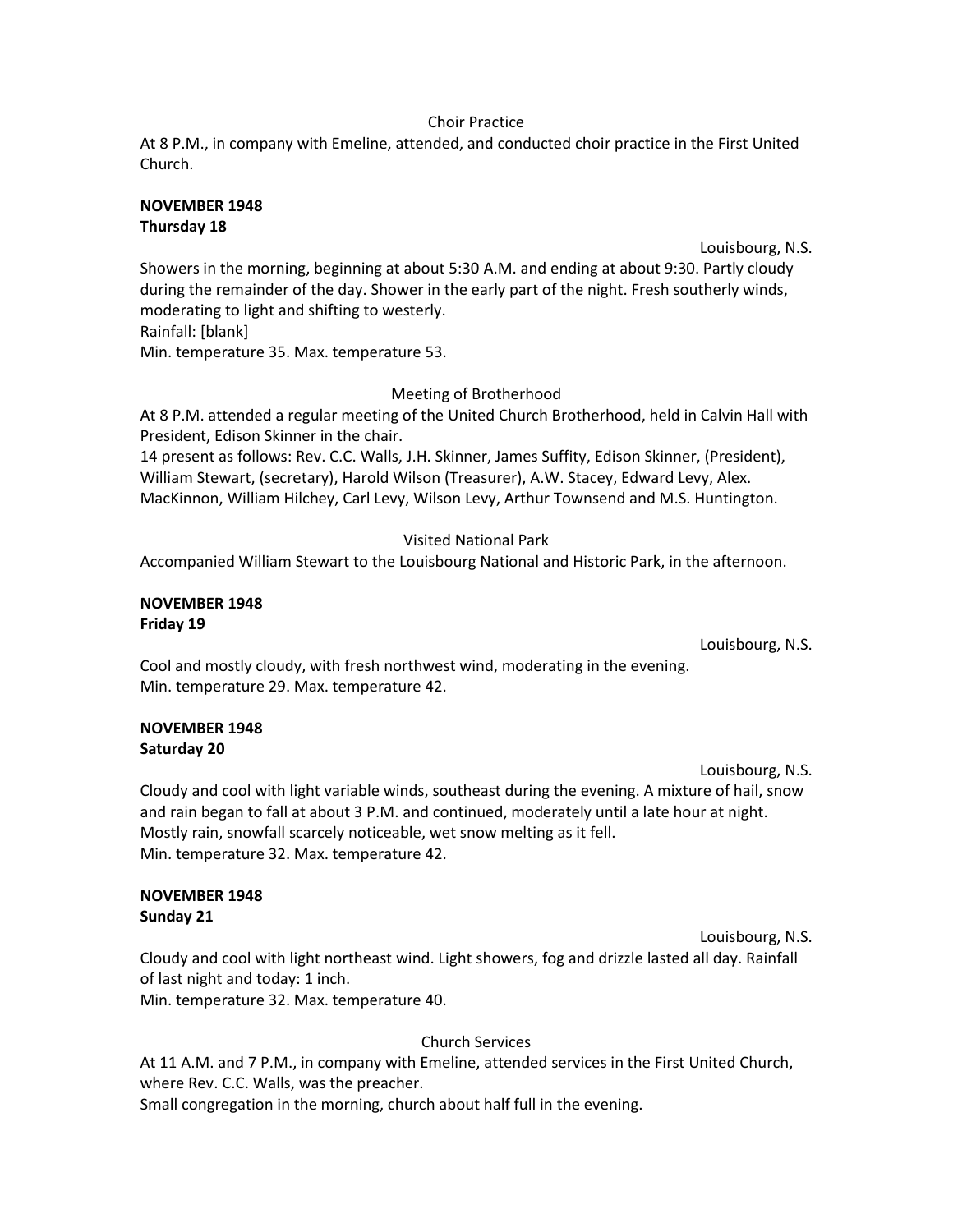Choir Practice

At 8 P.M., in company with Emeline, attended, and conducted choir practice in the First United Church.

**NOVEMBER 1948**
**Thursday 18**

Louisbourg, N.S.

Showers in the morning, beginning at about 5:30 A.M. and ending at about 9:30. Partly cloudy during the remainder of the day. Shower in the early part of the night. Fresh southerly winds, moderating to light and shifting to westerly.
Rainfall: [blank]
Min. temperature 35. Max. temperature 53.

Meeting of Brotherhood

At 8 P.M. attended a regular meeting of the United Church Brotherhood, held in Calvin Hall with President, Edison Skinner in the chair.
14 present as follows: Rev. C.C. Walls, J.H. Skinner, James Suffity, Edison Skinner, (President), William Stewart, (secretary), Harold Wilson (Treasurer), A.W. Stacey, Edward Levy, Alex. MacKinnon, William Hilchey, Carl Levy, Wilson Levy, Arthur Townsend and M.S. Huntington.

Visited National Park

Accompanied William Stewart to the Louisbourg National and Historic Park, in the afternoon.

**NOVEMBER 1948**
**Friday 19**

Louisbourg, N.S.

Cool and mostly cloudy, with fresh northwest wind, moderating in the evening.
Min. temperature 29. Max. temperature 42.

**NOVEMBER 1948**
**Saturday 20**

Louisbourg, N.S.

Cloudy and cool with light variable winds, southeast during the evening. A mixture of hail, snow and rain began to fall at about 3 P.M. and continued, moderately until a late hour at night. Mostly rain, snowfall scarcely noticeable, wet snow melting as it fell.
Min. temperature 32. Max. temperature 42.

**NOVEMBER 1948**
**Sunday 21**

Louisbourg, N.S.

Cloudy and cool with light northeast wind. Light showers, fog and drizzle lasted all day. Rainfall of last night and today: 1 inch.
Min. temperature 32. Max. temperature 40.

Church Services

At 11 A.M. and 7 P.M., in company with Emeline, attended services in the First United Church, where Rev. C.C. Walls, was the preacher.
Small congregation in the morning, church about half full in the evening.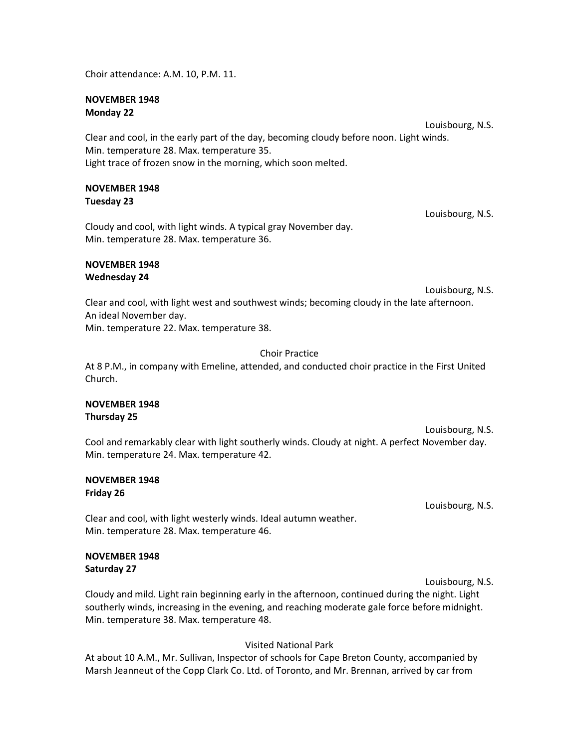Choir attendance: A.M. 10, P.M. 11.

**NOVEMBER 1948**
**Monday 22**

Louisbourg, N.S.

Clear and cool, in the early part of the day, becoming cloudy before noon. Light winds.
Min. temperature 28. Max. temperature 35.
Light trace of frozen snow in the morning, which soon melted.

**NOVEMBER 1948**
**Tuesday 23**

Louisbourg, N.S.

Cloudy and cool, with light winds. A typical gray November day.
Min. temperature 28. Max. temperature 36.

**NOVEMBER 1948**
**Wednesday 24**

Louisbourg, N.S.

Clear and cool, with light west and southwest winds; becoming cloudy in the late afternoon.
An ideal November day.
Min. temperature 22. Max. temperature 38.

Choir Practice

At 8 P.M., in company with Emeline, attended, and conducted choir practice in the First United Church.

**NOVEMBER 1948**
**Thursday 25**

Louisbourg, N.S.

Cool and remarkably clear with light southerly winds. Cloudy at night. A perfect November day.
Min. temperature 24. Max. temperature 42.

**NOVEMBER 1948**
**Friday 26**

Louisbourg, N.S.

Clear and cool, with light westerly winds. Ideal autumn weather.
Min. temperature 28. Max. temperature 46.

**NOVEMBER 1948**
**Saturday 27**

Louisbourg, N.S.

Cloudy and mild. Light rain beginning early in the afternoon, continued during the night. Light southerly winds, increasing in the evening, and reaching moderate gale force before midnight.
Min. temperature 38. Max. temperature 48.

Visited National Park

At about 10 A.M., Mr. Sullivan, Inspector of schools for Cape Breton County, accompanied by Marsh Jeanneut of the Copp Clark Co. Ltd. of Toronto, and Mr. Brennan, arrived by car from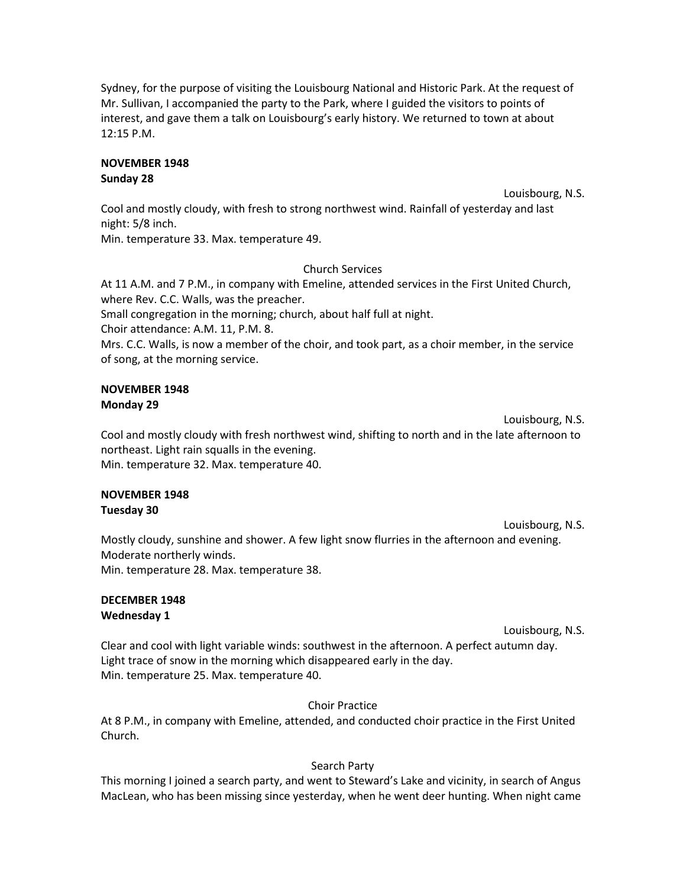Sydney, for the purpose of visiting the Louisbourg National and Historic Park. At the request of Mr. Sullivan, I accompanied the party to the Park, where I guided the visitors to points of interest, and gave them a talk on Louisbourg's early history. We returned to town at about 12:15 P.M.

**NOVEMBER 1948**
**Sunday 28**

Louisbourg, N.S.

Cool and mostly cloudy, with fresh to strong northwest wind. Rainfall of yesterday and last night: 5/8 inch.
Min. temperature 33. Max. temperature 49.

Church Services

At 11 A.M. and 7 P.M., in company with Emeline, attended services in the First United Church, where Rev. C.C. Walls, was the preacher.
Small congregation in the morning; church, about half full at night.
Choir attendance: A.M. 11, P.M. 8.
Mrs. C.C. Walls, is now a member of the choir, and took part, as a choir member, in the service of song, at the morning service.

**NOVEMBER 1948**
**Monday 29**

Louisbourg, N.S.

Cool and mostly cloudy with fresh northwest wind, shifting to north and in the late afternoon to northeast. Light rain squalls in the evening.
Min. temperature 32. Max. temperature 40.

**NOVEMBER 1948**
**Tuesday 30**

Louisbourg, N.S.

Mostly cloudy, sunshine and shower. A few light snow flurries in the afternoon and evening. Moderate northerly winds.
Min. temperature 28. Max. temperature 38.

**DECEMBER 1948**
**Wednesday 1**

Louisbourg, N.S.

Clear and cool with light variable winds: southwest in the afternoon. A perfect autumn day. Light trace of snow in the morning which disappeared early in the day.
Min. temperature 25. Max. temperature 40.

Choir Practice

At 8 P.M., in company with Emeline, attended, and conducted choir practice in the First United Church.

Search Party

This morning I joined a search party, and went to Steward's Lake and vicinity, in search of Angus MacLean, who has been missing since yesterday, when he went deer hunting. When night came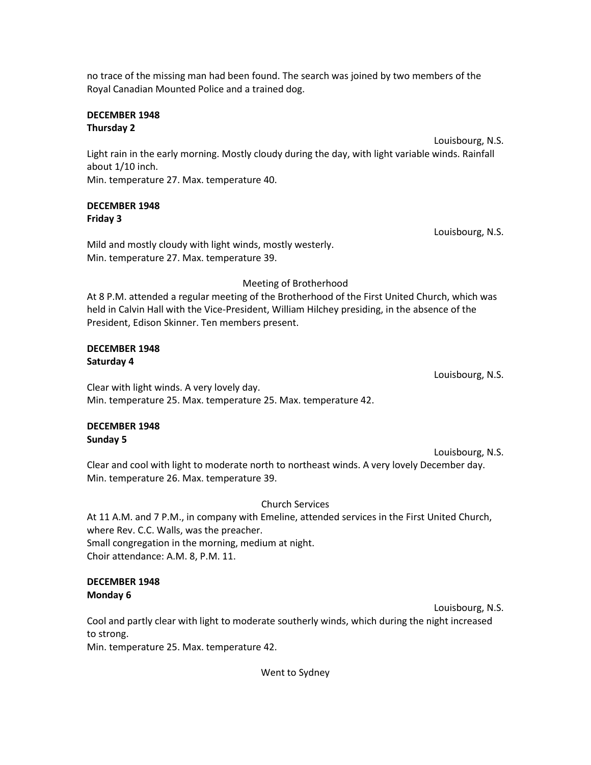no trace of the missing man had been found. The search was joined by two members of the Royal Canadian Mounted Police and a trained dog.

**DECEMBER 1948**
**Thursday 2**

Louisbourg, N.S.

Light rain in the early morning. Mostly cloudy during the day, with light variable winds. Rainfall about 1/10 inch.
Min. temperature 27. Max. temperature 40.

**DECEMBER 1948**
**Friday 3**

Louisbourg, N.S.

Mild and mostly cloudy with light winds, mostly westerly.
Min. temperature 27. Max. temperature 39.

Meeting of Brotherhood

At 8 P.M. attended a regular meeting of the Brotherhood of the First United Church, which was held in Calvin Hall with the Vice-President, William Hilchey presiding, in the absence of the President, Edison Skinner. Ten members present.

**DECEMBER 1948**
**Saturday 4**

Louisbourg, N.S.

Clear with light winds. A very lovely day.
Min. temperature 25. Max. temperature 25. Max. temperature 42.

**DECEMBER 1948**
**Sunday 5**

Louisbourg, N.S.

Clear and cool with light to moderate north to northeast winds. A very lovely December day.
Min. temperature 26. Max. temperature 39.

Church Services

At 11 A.M. and 7 P.M., in company with Emeline, attended services in the First United Church, where Rev. C.C. Walls, was the preacher.
Small congregation in the morning, medium at night.
Choir attendance: A.M. 8, P.M. 11.

**DECEMBER 1948**
**Monday 6**

Louisbourg, N.S.

Cool and partly clear with light to moderate southerly winds, which during the night increased to strong.
Min. temperature 25. Max. temperature 42.

Went to Sydney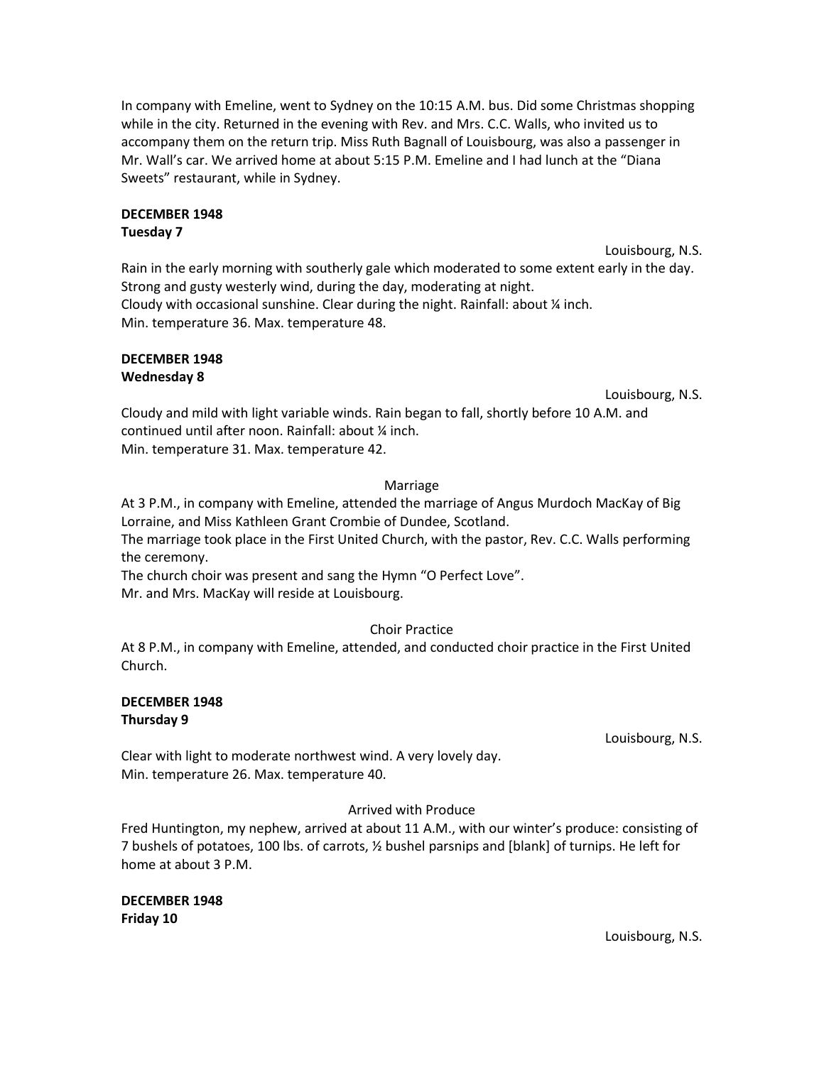In company with Emeline, went to Sydney on the 10:15 A.M. bus. Did some Christmas shopping while in the city. Returned in the evening with Rev. and Mrs. C.C. Walls, who invited us to accompany them on the return trip. Miss Ruth Bagnall of Louisbourg, was also a passenger in Mr. Wall's car. We arrived home at about 5:15 P.M. Emeline and I had lunch at the "Diana Sweets" restaurant, while in Sydney.

**DECEMBER 1948**
**Tuesday 7**

Louisbourg, N.S.

Rain in the early morning with southerly gale which moderated to some extent early in the day. Strong and gusty westerly wind, during the day, moderating at night.
Cloudy with occasional sunshine. Clear during the night. Rainfall: about ¼ inch.
Min. temperature 36. Max. temperature 48.

**DECEMBER 1948**
**Wednesday 8**

Louisbourg, N.S.

Cloudy and mild with light variable winds. Rain began to fall, shortly before 10 A.M. and continued until after noon. Rainfall: about ¼ inch.
Min. temperature 31. Max. temperature 42.

Marriage

At 3 P.M., in company with Emeline, attended the marriage of Angus Murdoch MacKay of Big Lorraine, and Miss Kathleen Grant Crombie of Dundee, Scotland.
The marriage took place in the First United Church, with the pastor, Rev. C.C. Walls performing the ceremony.
The church choir was present and sang the Hymn "O Perfect Love".
Mr. and Mrs. MacKay will reside at Louisbourg.

Choir Practice

At 8 P.M., in company with Emeline, attended, and conducted choir practice in the First United Church.

**DECEMBER 1948**
**Thursday 9**

Louisbourg, N.S.

Clear with light to moderate northwest wind. A very lovely day.
Min. temperature 26. Max. temperature 40.

Arrived with Produce

Fred Huntington, my nephew, arrived at about 11 A.M., with our winter's produce: consisting of 7 bushels of potatoes, 100 lbs. of carrots, ½ bushel parsnips and [blank] of turnips. He left for home at about 3 P.M.

**DECEMBER 1948**
**Friday 10**

Louisbourg, N.S.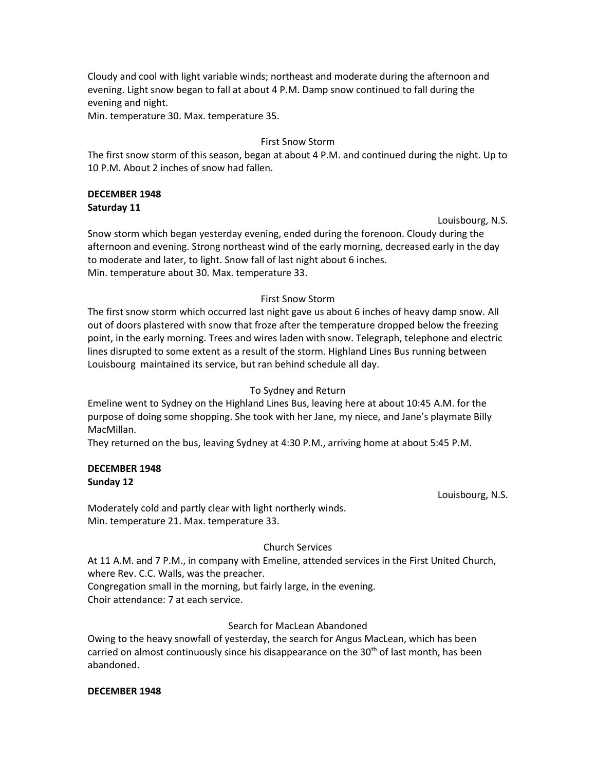Cloudy and cool with light variable winds; northeast and moderate during the afternoon and evening. Light snow began to fall at about 4 P.M. Damp snow continued to fall during the evening and night.
Min. temperature 30. Max. temperature 35.

First Snow Storm

The first snow storm of this season, began at about 4 P.M. and continued during the night. Up to 10 P.M. About 2 inches of snow had fallen.

**DECEMBER 1948**
**Saturday 11**

Louisbourg, N.S.

Snow storm which began yesterday evening, ended during the forenoon. Cloudy during the afternoon and evening. Strong northeast wind of the early morning, decreased early in the day to moderate and later, to light. Snow fall of last night about 6 inches.
Min. temperature about 30. Max. temperature 33.

First Snow Storm

The first snow storm which occurred last night gave us about 6 inches of heavy damp snow. All out of doors plastered with snow that froze after the temperature dropped below the freezing point, in the early morning. Trees and wires laden with snow. Telegraph, telephone and electric lines disrupted to some extent as a result of the storm. Highland Lines Bus running between Louisbourg maintained its service, but ran behind schedule all day.

To Sydney and Return

Emeline went to Sydney on the Highland Lines Bus, leaving here at about 10:45 A.M. for the purpose of doing some shopping. She took with her Jane, my niece, and Jane's playmate Billy MacMillan.
They returned on the bus, leaving Sydney at 4:30 P.M., arriving home at about 5:45 P.M.

**DECEMBER 1948**
**Sunday 12**

Louisbourg, N.S.

Moderately cold and partly clear with light northerly winds.
Min. temperature 21. Max. temperature 33.

Church Services

At 11 A.M. and 7 P.M., in company with Emeline, attended services in the First United Church, where Rev. C.C. Walls, was the preacher.
Congregation small in the morning, but fairly large, in the evening.
Choir attendance: 7 at each service.

Search for MacLean Abandoned

Owing to the heavy snowfall of yesterday, the search for Angus MacLean, which has been carried on almost continuously since his disappearance on the 30th of last month, has been abandoned.

**DECEMBER 1948**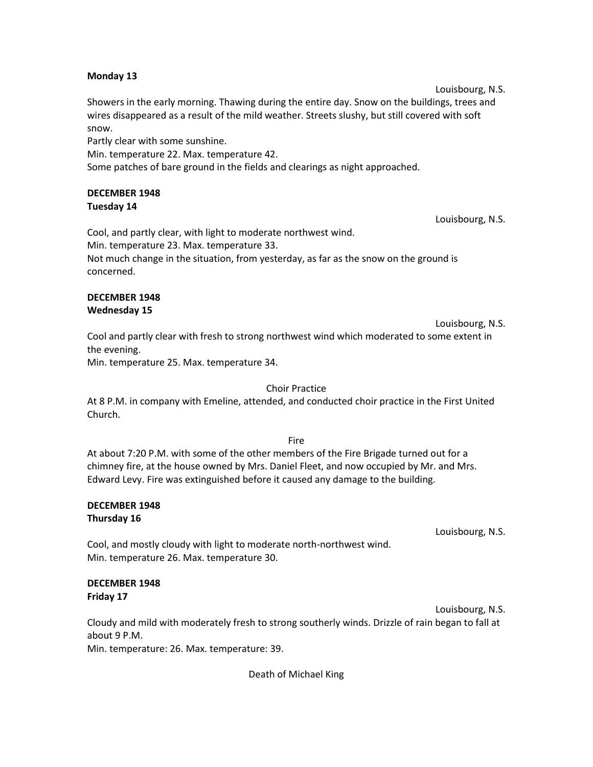**Monday 13**

Louisbourg, N.S.

Showers in the early morning. Thawing during the entire day. Snow on the buildings, trees and wires disappeared as a result of the mild weather. Streets slushy, but still covered with soft snow.

Partly clear with some sunshine.

Min. temperature 22. Max. temperature 42.

Some patches of bare ground in the fields and clearings as night approached.

**DECEMBER 1948**
**Tuesday 14**

Louisbourg, N.S.

Cool, and partly clear, with light to moderate northwest wind.

Min. temperature 23. Max. temperature 33.

Not much change in the situation, from yesterday, as far as the snow on the ground is concerned.

**DECEMBER 1948**
**Wednesday 15**

Louisbourg, N.S.

Cool and partly clear with fresh to strong northwest wind which moderated to some extent in the evening.

Min. temperature 25. Max. temperature 34.

Choir Practice

At 8 P.M. in company with Emeline, attended, and conducted choir practice in the First United Church.

Fire

At about 7:20 P.M. with some of the other members of the Fire Brigade turned out for a chimney fire, at the house owned by Mrs. Daniel Fleet, and now occupied by Mr. and Mrs. Edward Levy. Fire was extinguished before it caused any damage to the building.

**DECEMBER 1948**
**Thursday 16**

Louisbourg, N.S.

Cool, and mostly cloudy with light to moderate north-northwest wind.

Min. temperature 26. Max. temperature 30.

**DECEMBER 1948**
**Friday 17**

Louisbourg, N.S.

Cloudy and mild with moderately fresh to strong southerly winds. Drizzle of rain began to fall at about 9 P.M.

Min. temperature: 26. Max. temperature: 39.

Death of Michael King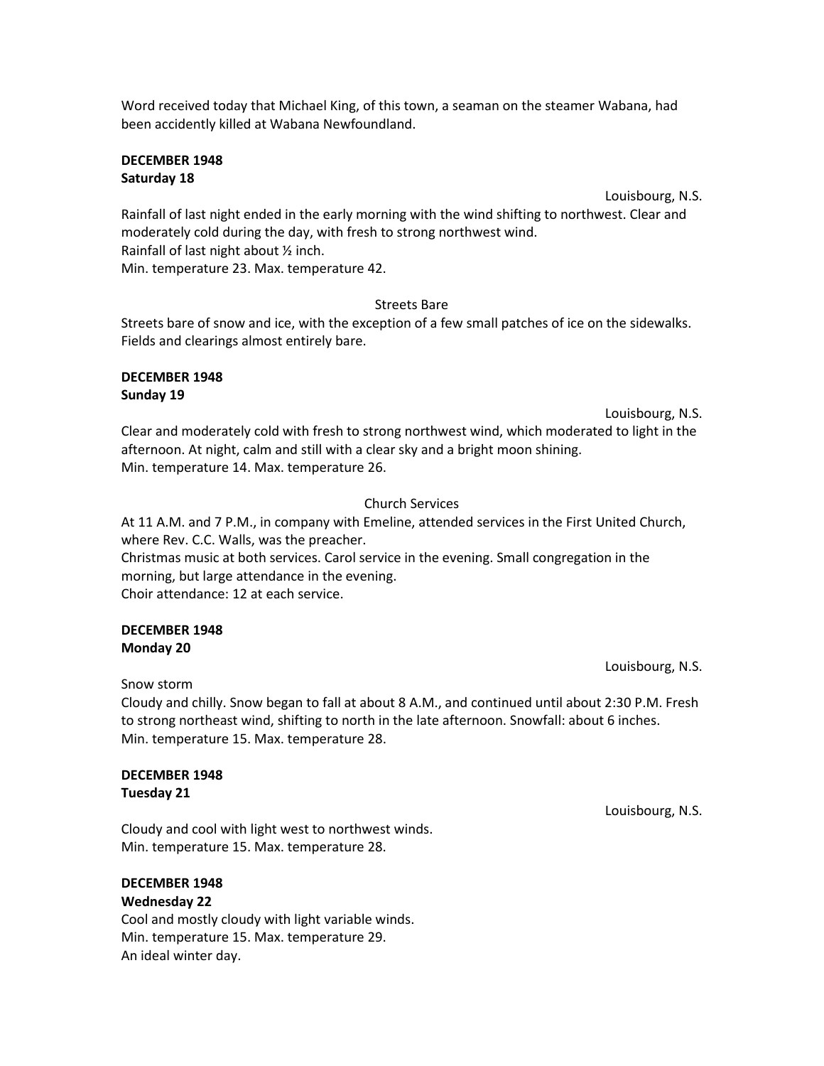Word received today that Michael King, of this town, a seaman on the steamer Wabana, had been accidently killed at Wabana Newfoundland.

**DECEMBER 1948**
**Saturday 18**

Louisbourg, N.S.

Rainfall of last night ended in the early morning with the wind shifting to northwest. Clear and moderately cold during the day, with fresh to strong northwest wind.
Rainfall of last night about ½ inch.
Min. temperature 23. Max. temperature 42.

Streets Bare

Streets bare of snow and ice, with the exception of a few small patches of ice on the sidewalks. Fields and clearings almost entirely bare.

**DECEMBER 1948**
**Sunday 19**

Louisbourg, N.S.

Clear and moderately cold with fresh to strong northwest wind, which moderated to light in the afternoon. At night, calm and still with a clear sky and a bright moon shining.
Min. temperature 14. Max. temperature 26.

Church Services

At 11 A.M. and 7 P.M., in company with Emeline, attended services in the First United Church, where Rev. C.C. Walls, was the preacher.
Christmas music at both services. Carol service in the evening. Small congregation in the morning, but large attendance in the evening.
Choir attendance: 12 at each service.

**DECEMBER 1948**
**Monday 20**

Louisbourg, N.S.

Snow storm

Cloudy and chilly. Snow began to fall at about 8 A.M., and continued until about 2:30 P.M. Fresh to strong northeast wind, shifting to north in the late afternoon. Snowfall: about 6 inches.
Min. temperature 15. Max. temperature 28.

**DECEMBER 1948**
**Tuesday 21**

Louisbourg, N.S.

Cloudy and cool with light west to northwest winds.
Min. temperature 15. Max. temperature 28.

**DECEMBER 1948**
**Wednesday 22**

Cool and mostly cloudy with light variable winds.
Min. temperature 15. Max. temperature 29.
An ideal winter day.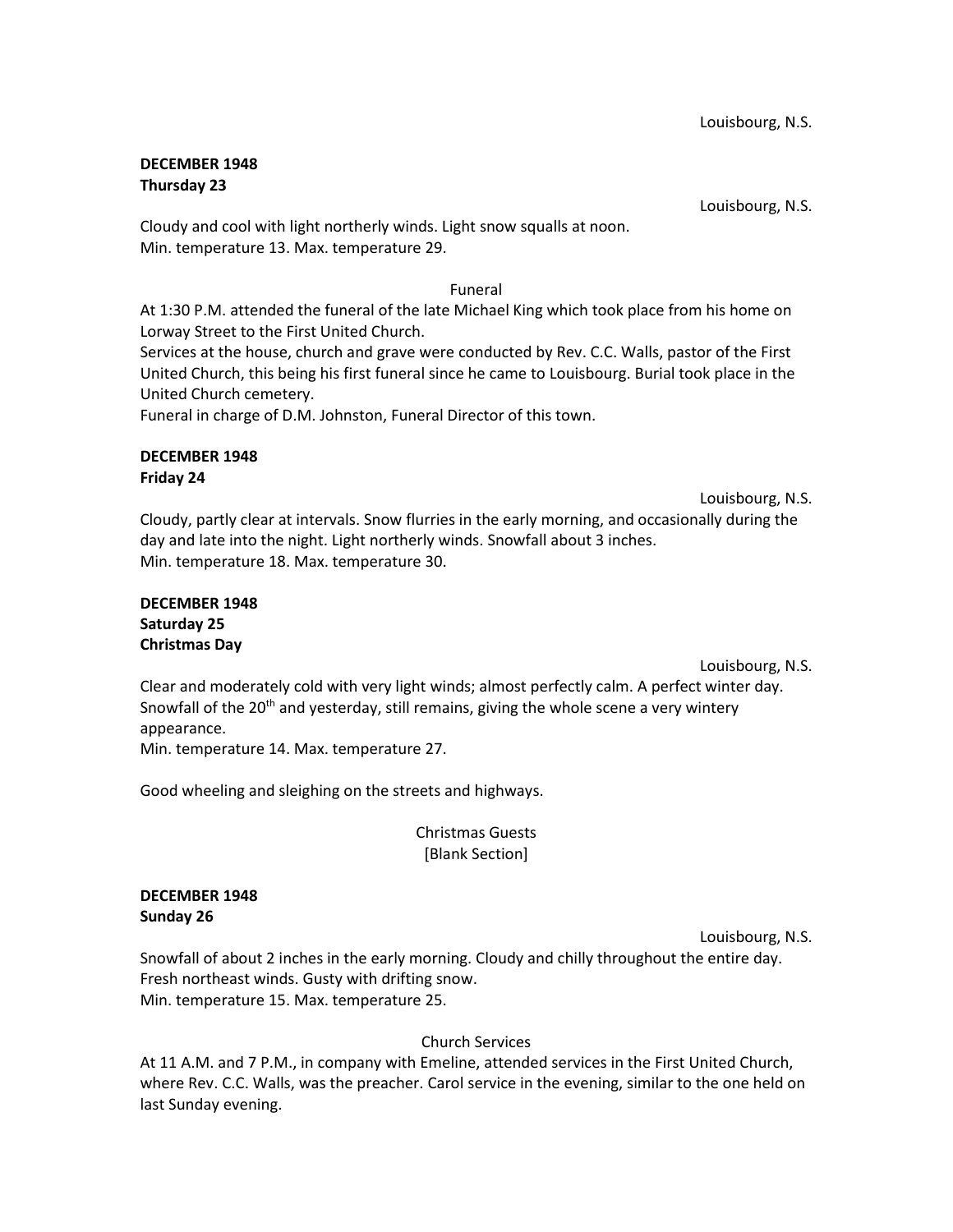Louisbourg, N.S.

**DECEMBER 1948**
**Thursday 23**

Louisbourg, N.S.

Cloudy and cool with light northerly winds. Light snow squalls at noon.
Min. temperature 13. Max. temperature 29.

Funeral

At 1:30 P.M. attended the funeral of the late Michael King which took place from his home on Lorway Street to the First United Church.
Services at the house, church and grave were conducted by Rev. C.C. Walls, pastor of the First United Church, this being his first funeral since he came to Louisbourg. Burial took place in the United Church cemetery.
Funeral in charge of D.M. Johnston, Funeral Director of this town.

**DECEMBER 1948**
**Friday 24**

Louisbourg, N.S.

Cloudy, partly clear at intervals. Snow flurries in the early morning, and occasionally during the day and late into the night. Light northerly winds. Snowfall about 3 inches.
Min. temperature 18. Max. temperature 30.

**DECEMBER 1948**
**Saturday 25**
**Christmas Day**

Louisbourg, N.S.

Clear and moderately cold with very light winds; almost perfectly calm. A perfect winter day. Snowfall of the 20th and yesterday, still remains, giving the whole scene a very wintery appearance.
Min. temperature 14. Max. temperature 27.

Good wheeling and sleighing on the streets and highways.

Christmas Guests
[Blank Section]

**DECEMBER 1948**
**Sunday 26**

Louisbourg, N.S.

Snowfall of about 2 inches in the early morning. Cloudy and chilly throughout the entire day. Fresh northeast winds. Gusty with drifting snow.
Min. temperature 15. Max. temperature 25.

Church Services

At 11 A.M. and 7 P.M., in company with Emeline, attended services in the First United Church, where Rev. C.C. Walls, was the preacher. Carol service in the evening, similar to the one held on last Sunday evening.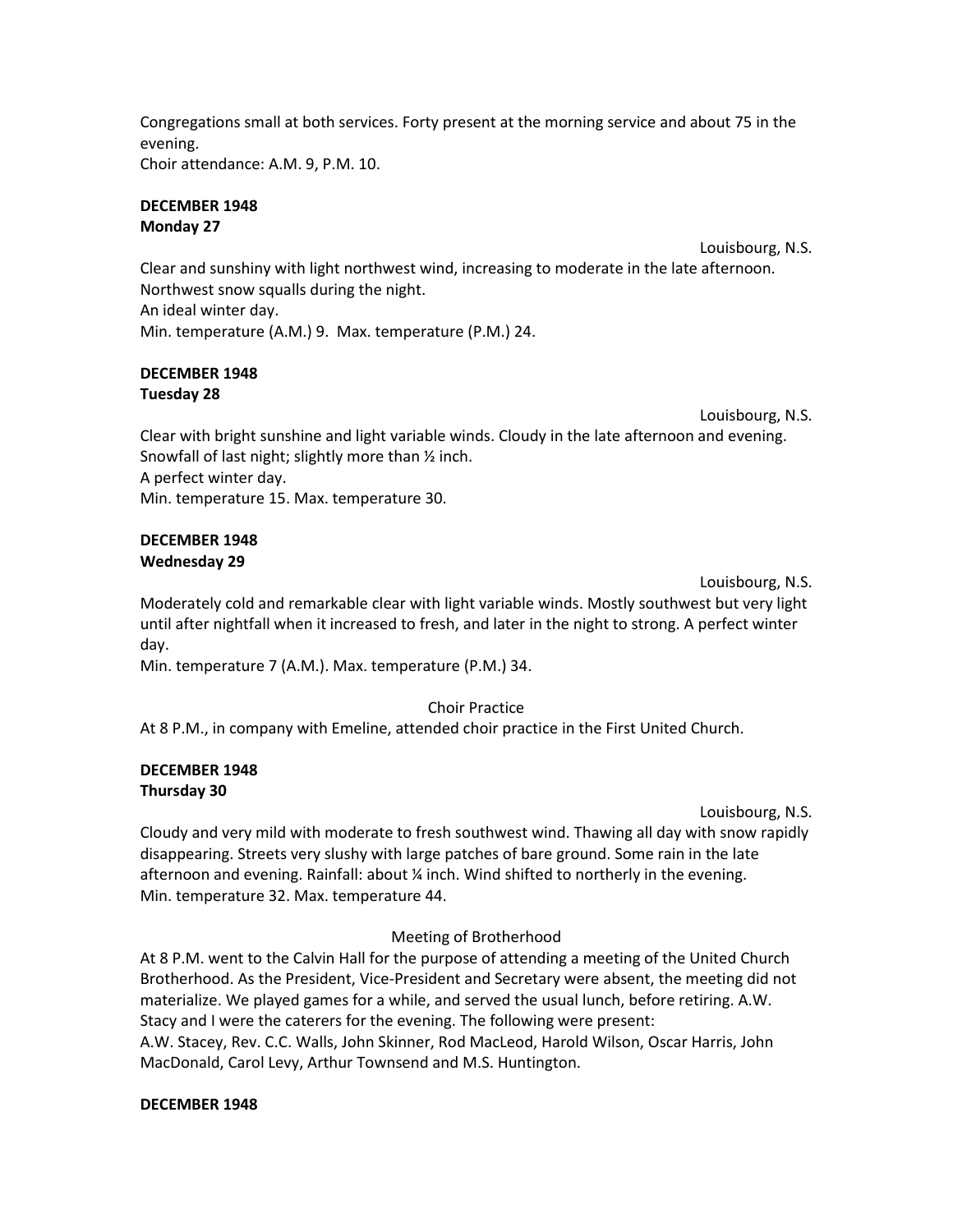Congregations small at both services. Forty present at the morning service and about 75 in the evening.
Choir attendance: A.M. 9, P.M. 10.

**DECEMBER 1948**
**Monday 27**

Louisbourg, N.S.

Clear and sunshiny with light northwest wind, increasing to moderate in the late afternoon. Northwest snow squalls during the night.
An ideal winter day.
Min. temperature (A.M.) 9. Max. temperature (P.M.) 24.

**DECEMBER 1948**
**Tuesday 28**

Louisbourg, N.S.

Clear with bright sunshine and light variable winds. Cloudy in the late afternoon and evening. Snowfall of last night; slightly more than ½ inch.
A perfect winter day.
Min. temperature 15. Max. temperature 30.

**DECEMBER 1948**
**Wednesday 29**

Louisbourg, N.S.

Moderately cold and remarkable clear with light variable winds. Mostly southwest but very light until after nightfall when it increased to fresh, and later in the night to strong. A perfect winter day.
Min. temperature 7 (A.M.). Max. temperature (P.M.) 34.

Choir Practice

At 8 P.M., in company with Emeline, attended choir practice in the First United Church.

**DECEMBER 1948**
**Thursday 30**

Louisbourg, N.S.

Cloudy and very mild with moderate to fresh southwest wind. Thawing all day with snow rapidly disappearing. Streets very slushy with large patches of bare ground. Some rain in the late afternoon and evening. Rainfall: about ¼ inch. Wind shifted to northerly in the evening.
Min. temperature 32. Max. temperature 44.

Meeting of Brotherhood

At 8 P.M. went to the Calvin Hall for the purpose of attending a meeting of the United Church Brotherhood. As the President, Vice-President and Secretary were absent, the meeting did not materialize. We played games for a while, and served the usual lunch, before retiring. A.W. Stacy and I were the caterers for the evening. The following were present:
A.W. Stacey, Rev. C.C. Walls, John Skinner, Rod MacLeod, Harold Wilson, Oscar Harris, John MacDonald, Carol Levy, Arthur Townsend and M.S. Huntington.

**DECEMBER 1948**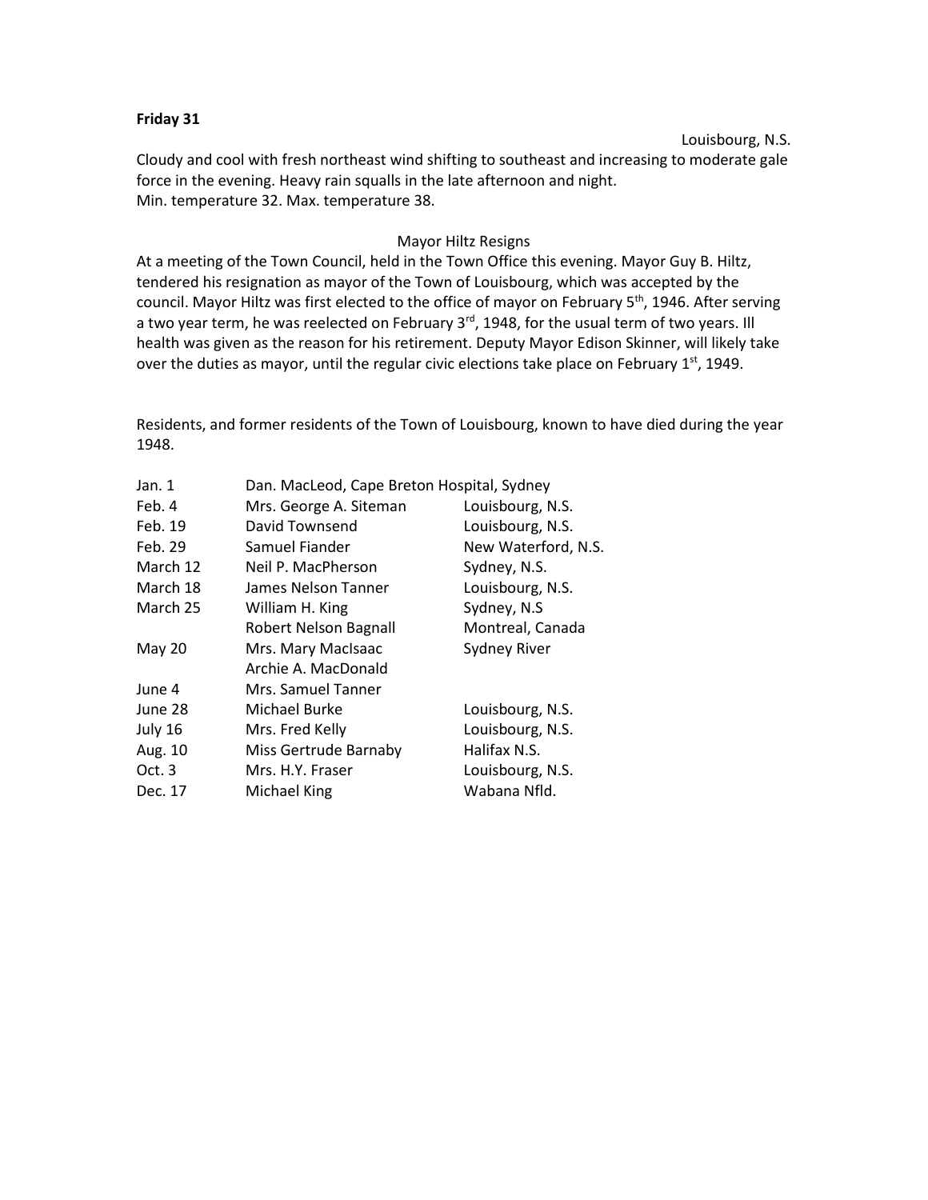**Friday 31**

Louisbourg, N.S.

Cloudy and cool with fresh northeast wind shifting to southeast and increasing to moderate gale force in the evening. Heavy rain squalls in the late afternoon and night.
Min. temperature 32. Max. temperature 38.

Mayor Hiltz Resigns

At a meeting of the Town Council, held in the Town Office this evening. Mayor Guy B. Hiltz, tendered his resignation as mayor of the Town of Louisbourg, which was accepted by the council. Mayor Hiltz was first elected to the office of mayor on February 5th, 1946. After serving a two year term, he was reelected on February 3rd, 1948, for the usual term of two years. Ill health was given as the reason for his retirement. Deputy Mayor Edison Skinner, will likely take over the duties as mayor, until the regular civic elections take place on February 1st, 1949.

Residents, and former residents of the Town of Louisbourg, known to have died during the year 1948.

| | | |
|---|---|---|
| Jan. 1 | Dan. MacLeod, Cape Breton Hospital, Sydney | |
| Feb. 4 | Mrs. George A. Siteman | Louisbourg, N.S. |
| Feb. 19 | David Townsend | Louisbourg, N.S. |
| Feb. 29 | Samuel Fiander | New Waterford, N.S. |
| March 12 | Neil P. MacPherson | Sydney, N.S. |
| March 18 | James Nelson Tanner | Louisbourg, N.S. |
| March 25 | William H. King | Sydney, N.S |
| | Robert Nelson Bagnall | Montreal, Canada |
| May 20 | Mrs. Mary MacIsaac | Sydney River |
| | Archie A. MacDonald | |
| June 4 | Mrs. Samuel Tanner | |
| June 28 | Michael Burke | Louisbourg, N.S. |
| July 16 | Mrs. Fred Kelly | Louisbourg, N.S. |
| Aug. 10 | Miss Gertrude Barnaby | Halifax N.S. |
| Oct. 3 | Mrs. H.Y. Fraser | Louisbourg, N.S. |
| Dec. 17 | Michael King | Wabana Nfld. |